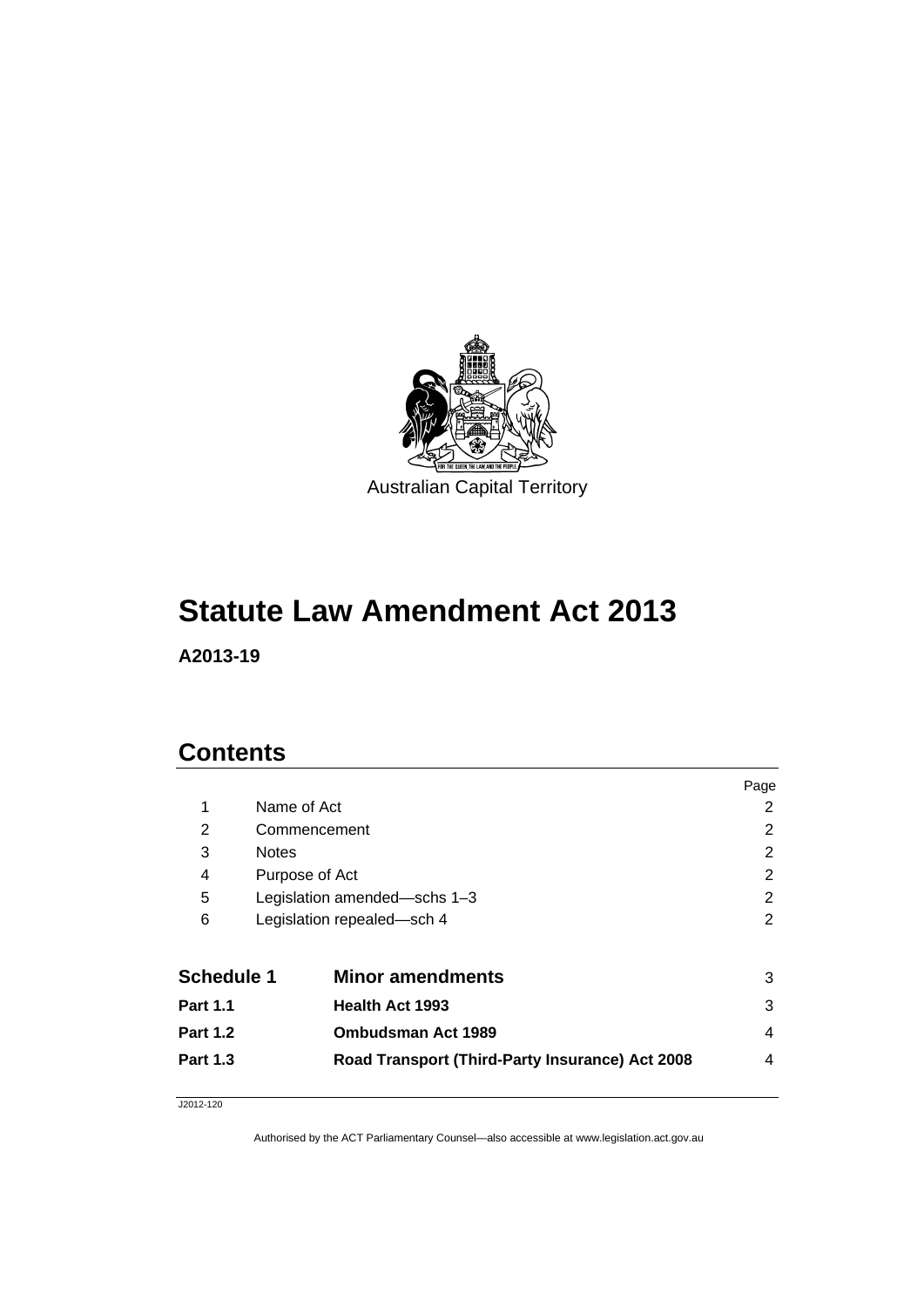Australian Capital Territory

# Statute Law Amendment Act 2013

**A2013-19**

## Contents

| | | Page |
|---|---|---|
| 1 | Name of Act | 2 |
| 2 | Commencement | 2 |
| 3 | Notes | 2 |
| 4 | Purpose of Act | 2 |
| 5 | Legislation amended—schs 1–3 | 2 |
| 6 | Legislation repealed—sch 4 | 2 |
| **Schedule 1** | **Minor amendments** | 3 |
| **Part 1.1** | **Health Act 1993** | 3 |
| **Part 1.2** | **Ombudsman Act 1989** | 4 |
| **Part 1.3** | **Road Transport (Third-Party Insurance) Act 2008** | 4 |

J2012-120

Authorised by the ACT Parliamentary Counsel—also accessible at www.legislation.act.gov.au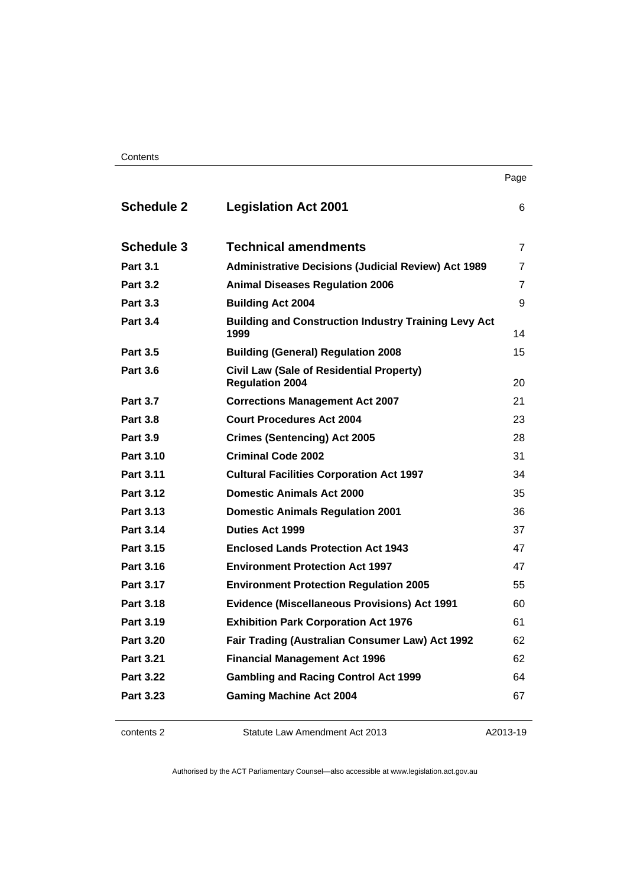| | | Page |
|---|---|---|
| **Schedule 2** | **Legislation Act 2001** | 6 |
| **Schedule 3** | **Technical amendments** | 7 |
| **Part 3.1** | **Administrative Decisions (Judicial Review) Act 1989** | 7 |
| **Part 3.2** | **Animal Diseases Regulation 2006** | 7 |
| **Part 3.3** | **Building Act 2004** | 9 |
| **Part 3.4** | **Building and Construction Industry Training Levy Act 1999** | 14 |
| **Part 3.5** | **Building (General) Regulation 2008** | 15 |
| **Part 3.6** | **Civil Law (Sale of Residential Property) Regulation 2004** | 20 |
| **Part 3.7** | **Corrections Management Act 2007** | 21 |
| **Part 3.8** | **Court Procedures Act 2004** | 23 |
| **Part 3.9** | **Crimes (Sentencing) Act 2005** | 28 |
| **Part 3.10** | **Criminal Code 2002** | 31 |
| **Part 3.11** | **Cultural Facilities Corporation Act 1997** | 34 |
| **Part 3.12** | **Domestic Animals Act 2000** | 35 |
| **Part 3.13** | **Domestic Animals Regulation 2001** | 36 |
| **Part 3.14** | **Duties Act 1999** | 37 |
| **Part 3.15** | **Enclosed Lands Protection Act 1943** | 47 |
| **Part 3.16** | **Environment Protection Act 1997** | 47 |
| **Part 3.17** | **Environment Protection Regulation 2005** | 55 |
| **Part 3.18** | **Evidence (Miscellaneous Provisions) Act 1991** | 60 |
| **Part 3.19** | **Exhibition Park Corporation Act 1976** | 61 |
| **Part 3.20** | **Fair Trading (Australian Consumer Law) Act 1992** | 62 |
| **Part 3.21** | **Financial Management Act 1996** | 62 |
| **Part 3.22** | **Gambling and Racing Control Act 1999** | 64 |
| **Part 3.23** | **Gaming Machine Act 2004** | 67 |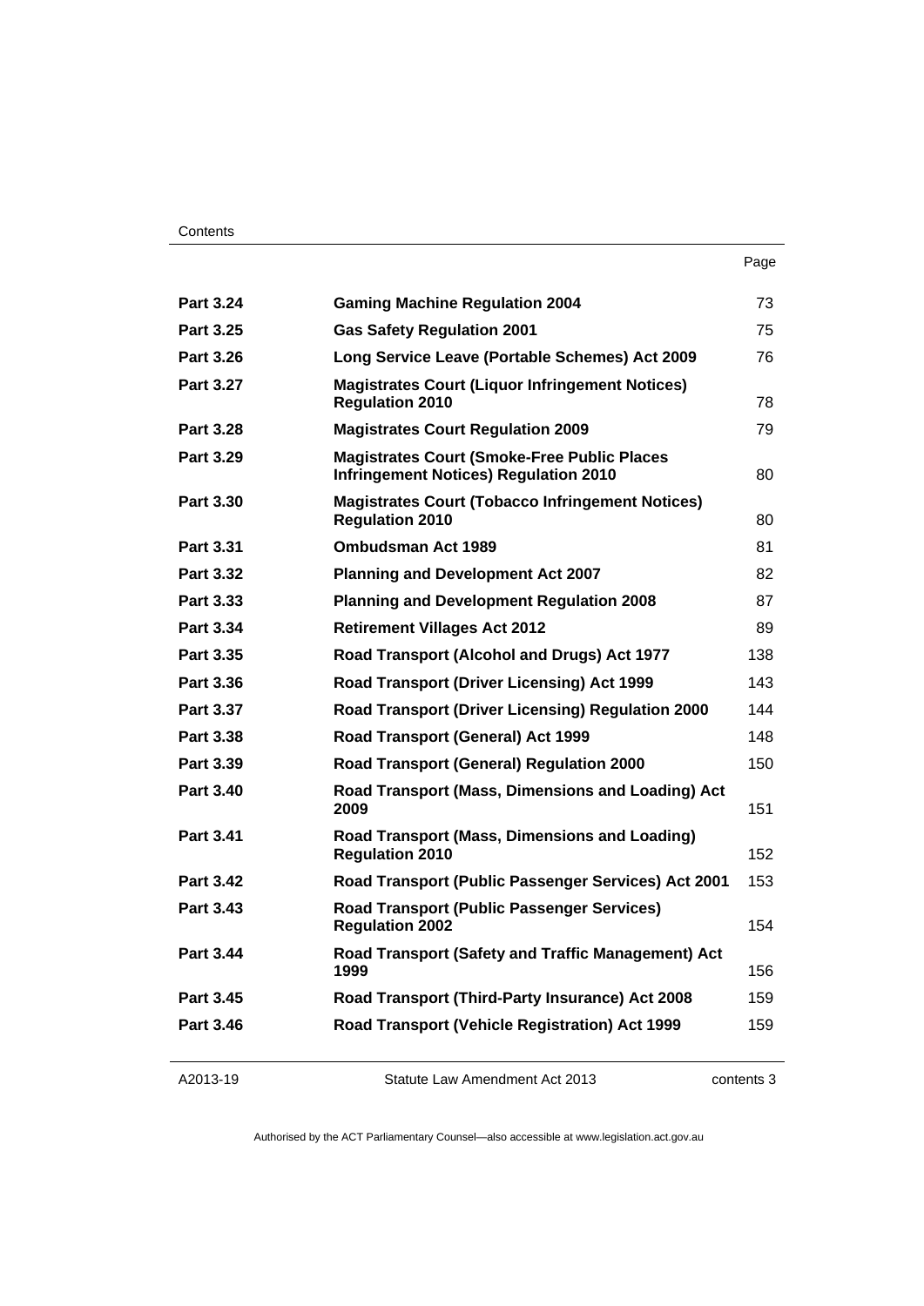| | | Page |
|---|---|---|
| **Part 3.24** | **Gaming Machine Regulation 2004** | 73 |
| **Part 3.25** | **Gas Safety Regulation 2001** | 75 |
| **Part 3.26** | **Long Service Leave (Portable Schemes) Act 2009** | 76 |
| **Part 3.27** | **Magistrates Court (Liquor Infringement Notices) Regulation 2010** | 78 |
| **Part 3.28** | **Magistrates Court Regulation 2009** | 79 |
| **Part 3.29** | **Magistrates Court (Smoke-Free Public Places Infringement Notices) Regulation 2010** | 80 |
| **Part 3.30** | **Magistrates Court (Tobacco Infringement Notices) Regulation 2010** | 80 |
| **Part 3.31** | **Ombudsman Act 1989** | 81 |
| **Part 3.32** | **Planning and Development Act 2007** | 82 |
| **Part 3.33** | **Planning and Development Regulation 2008** | 87 |
| **Part 3.34** | **Retirement Villages Act 2012** | 89 |
| **Part 3.35** | **Road Transport (Alcohol and Drugs) Act 1977** | 138 |
| **Part 3.36** | **Road Transport (Driver Licensing) Act 1999** | 143 |
| **Part 3.37** | **Road Transport (Driver Licensing) Regulation 2000** | 144 |
| **Part 3.38** | **Road Transport (General) Act 1999** | 148 |
| **Part 3.39** | **Road Transport (General) Regulation 2000** | 150 |
| **Part 3.40** | **Road Transport (Mass, Dimensions and Loading) Act 2009** | 151 |
| **Part 3.41** | **Road Transport (Mass, Dimensions and Loading) Regulation 2010** | 152 |
| **Part 3.42** | **Road Transport (Public Passenger Services) Act 2001** | 153 |
| **Part 3.43** | **Road Transport (Public Passenger Services) Regulation 2002** | 154 |
| **Part 3.44** | **Road Transport (Safety and Traffic Management) Act 1999** | 156 |
| **Part 3.45** | **Road Transport (Third-Party Insurance) Act 2008** | 159 |
| **Part 3.46** | **Road Transport (Vehicle Registration) Act 1999** | 159 |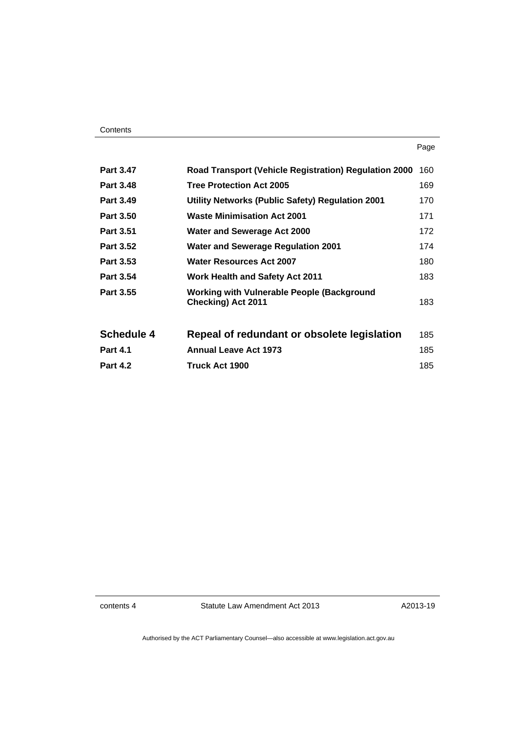| | | Page |
|---|---|---|
| **Part 3.47** | **Road Transport (Vehicle Registration) Regulation 2000** | 160 |
| **Part 3.48** | **Tree Protection Act 2005** | 169 |
| **Part 3.49** | **Utility Networks (Public Safety) Regulation 2001** | 170 |
| **Part 3.50** | **Waste Minimisation Act 2001** | 171 |
| **Part 3.51** | **Water and Sewerage Act 2000** | 172 |
| **Part 3.52** | **Water and Sewerage Regulation 2001** | 174 |
| **Part 3.53** | **Water Resources Act 2007** | 180 |
| **Part 3.54** | **Work Health and Safety Act 2011** | 183 |
| **Part 3.55** | **Working with Vulnerable People (Background Checking) Act 2011** | 183 |
| **Schedule 4** | **Repeal of redundant or obsolete legislation** | 185 |
| **Part 4.1** | **Annual Leave Act 1973** | 185 |
| **Part 4.2** | **Truck Act 1900** | 185 |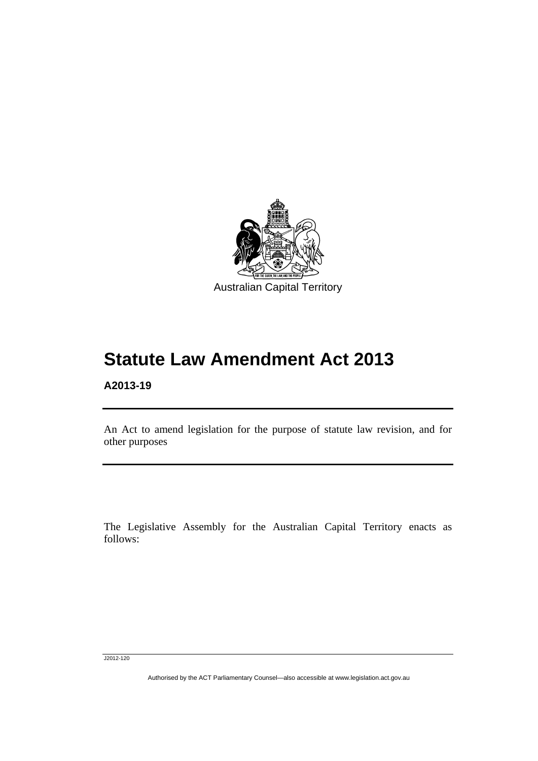Australian Capital Territory

# Statute Law Amendment Act 2013

**A2013-19**

An Act to amend legislation for the purpose of statute law revision, and for other purposes

The Legislative Assembly for the Australian Capital Territory enacts as follows:

J2012-120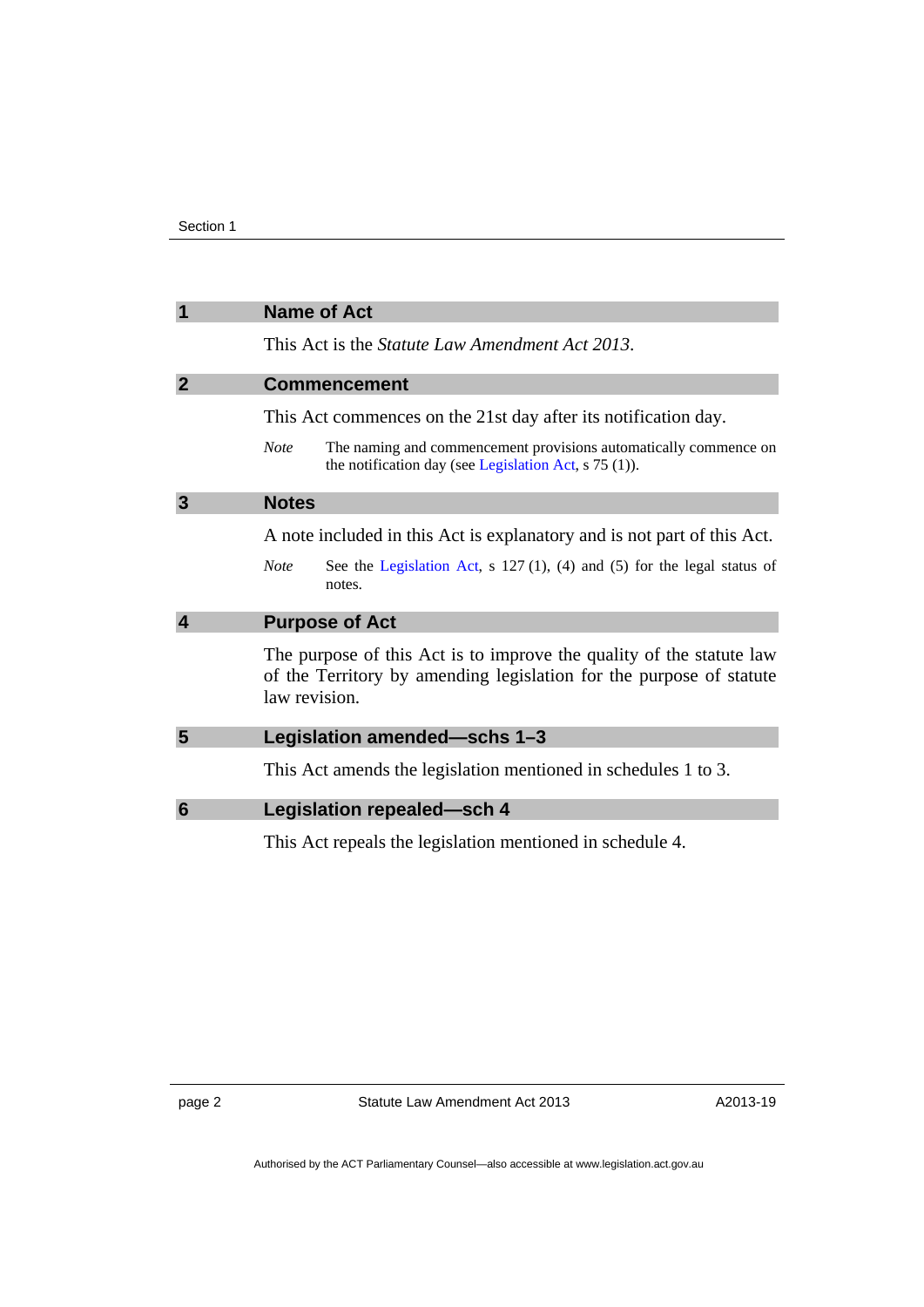## 1 Name of Act

This Act is the *Statute Law Amendment Act 2013*.

## 2 Commencement

This Act commences on the 21st day after its notification day.

*Note* The naming and commencement provisions automatically commence on the notification day (see Legislation Act, s 75 (1)).

## 3 Notes

A note included in this Act is explanatory and is not part of this Act.

*Note* See the Legislation Act, s 127 (1), (4) and (5) for the legal status of notes.

## 4 Purpose of Act

The purpose of this Act is to improve the quality of the statute law of the Territory by amending legislation for the purpose of statute law revision.

## 5 Legislation amended—schs 1–3

This Act amends the legislation mentioned in schedules 1 to 3.

## 6 Legislation repealed—sch 4

This Act repeals the legislation mentioned in schedule 4.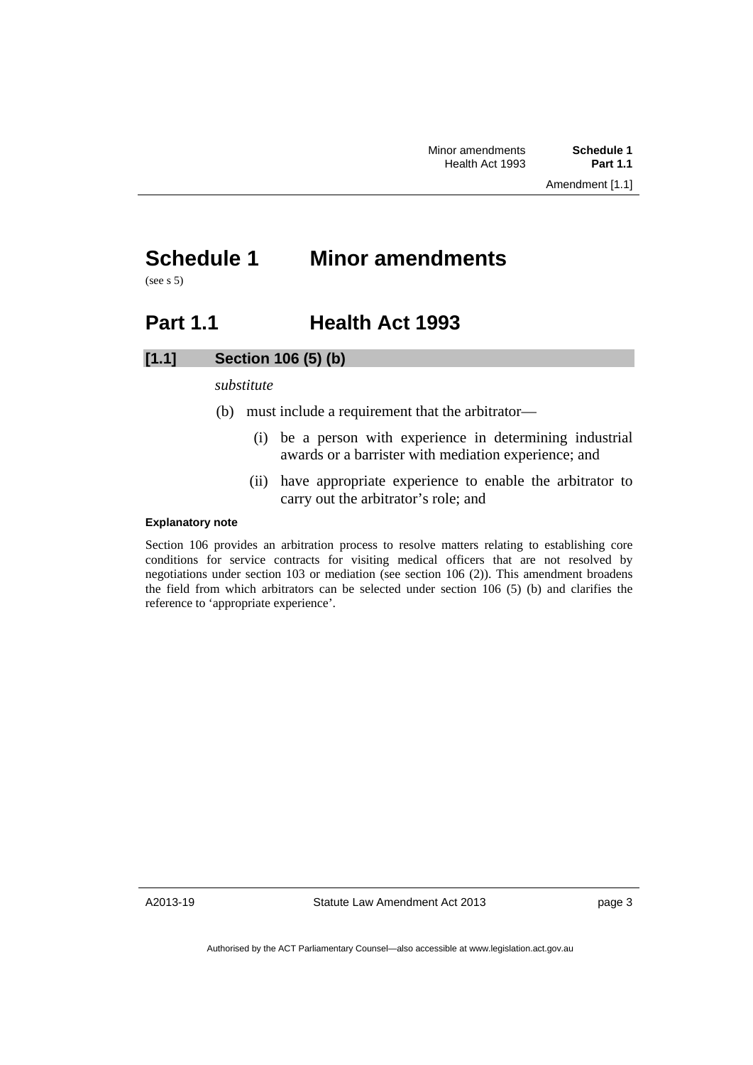# Schedule 1 Minor amendments

(see s 5)

## Part 1.1 Health Act 1993

### [1.1] Section 106 (5) (b)

*substitute*

(b) must include a requirement that the arbitrator—

(i) be a person with experience in determining industrial awards or a barrister with mediation experience; and

(ii) have appropriate experience to enable the arbitrator to carry out the arbitrator's role; and

**Explanatory note**

Section 106 provides an arbitration process to resolve matters relating to establishing core conditions for service contracts for visiting medical officers that are not resolved by negotiations under section 103 or mediation (see section 106 (2)). This amendment broadens the field from which arbitrators can be selected under section 106 (5) (b) and clarifies the reference to 'appropriate experience'.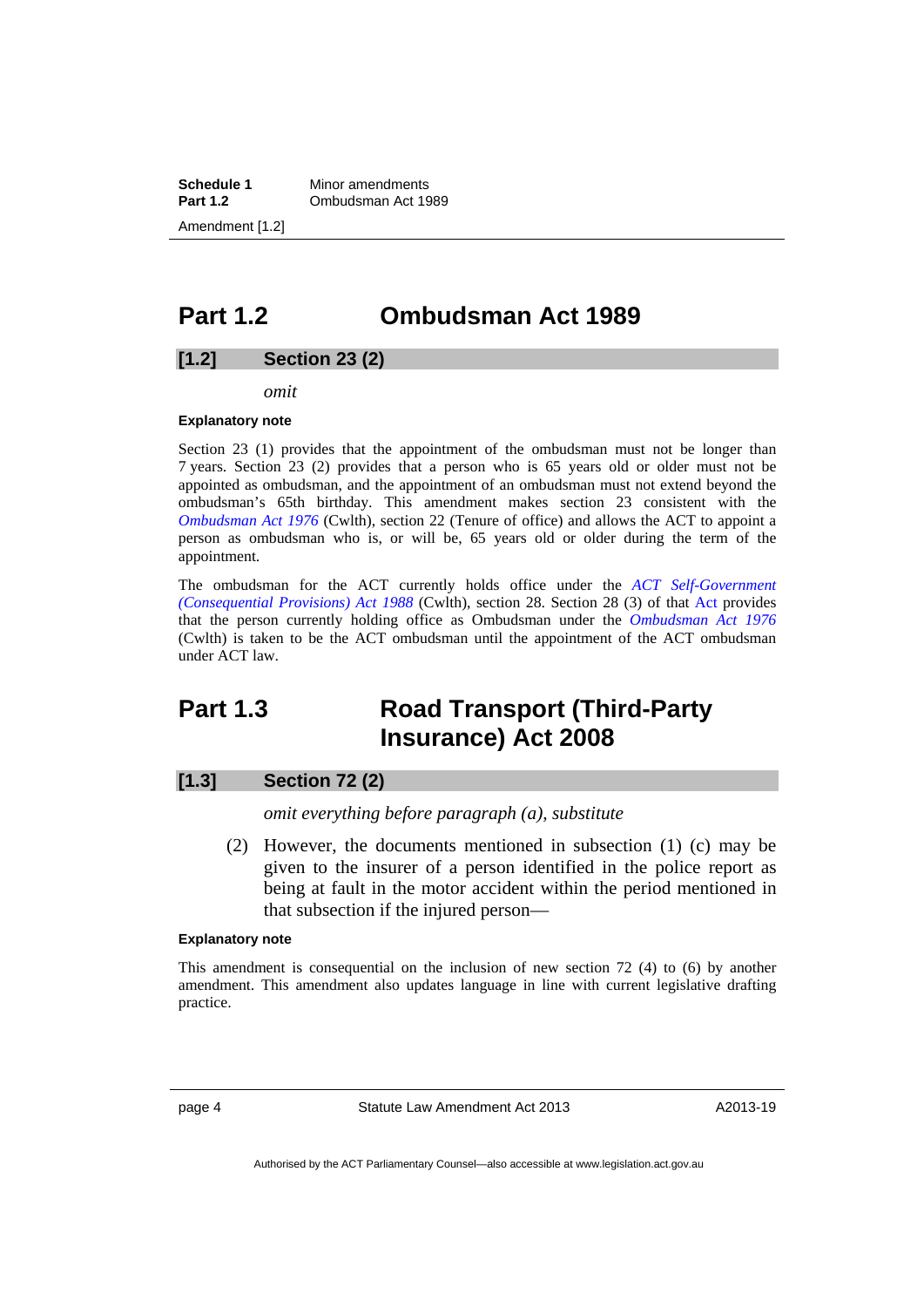## Part 1.2 Ombudsman Act 1989

### [1.2] Section 23 (2)

*omit*

**Explanatory note**

Section 23 (1) provides that the appointment of the ombudsman must not be longer than 7 years. Section 23 (2) provides that a person who is 65 years old or older must not be appointed as ombudsman, and the appointment of an ombudsman must not extend beyond the ombudsman's 65th birthday. This amendment makes section 23 consistent with the *Ombudsman Act 1976* (Cwlth), section 22 (Tenure of office) and allows the ACT to appoint a person as ombudsman who is, or will be, 65 years old or older during the term of the appointment.

The ombudsman for the ACT currently holds office under the *ACT Self-Government (Consequential Provisions) Act 1988* (Cwlth), section 28. Section 28 (3) of that Act provides that the person currently holding office as Ombudsman under the *Ombudsman Act 1976* (Cwlth) is taken to be the ACT ombudsman until the appointment of the ACT ombudsman under ACT law.

## Part 1.3 Road Transport (Third-Party Insurance) Act 2008

### [1.3] Section 72 (2)

*omit everything before paragraph (a), substitute*

(2) However, the documents mentioned in subsection (1) (c) may be given to the insurer of a person identified in the police report as being at fault in the motor accident within the period mentioned in that subsection if the injured person—

**Explanatory note**

This amendment is consequential on the inclusion of new section 72 (4) to (6) by another amendment. This amendment also updates language in line with current legislative drafting practice.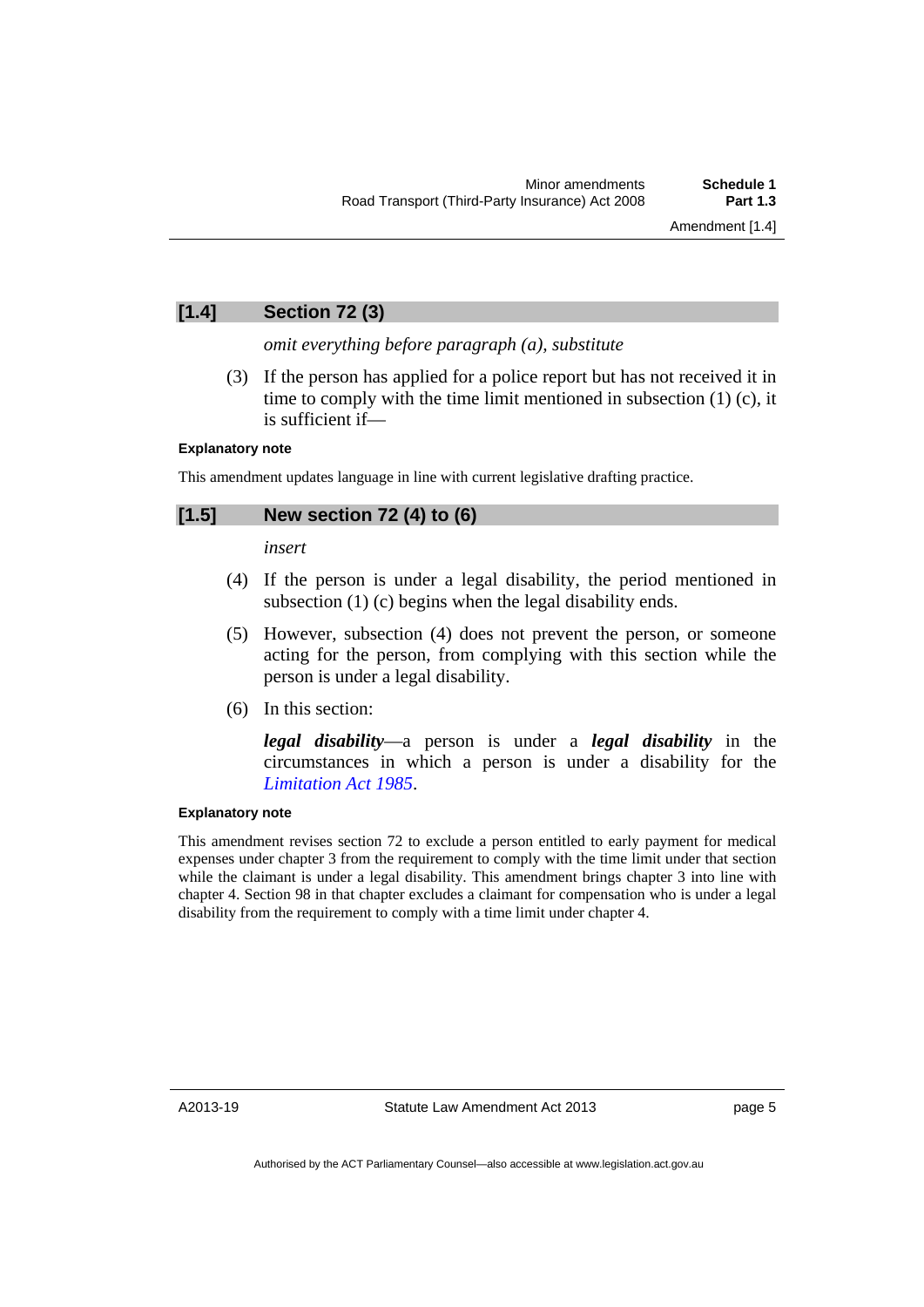### [1.4] Section 72 (3)

*omit everything before paragraph (a), substitute*

(3) If the person has applied for a police report but has not received it in time to comply with the time limit mentioned in subsection (1) (c), it is sufficient if—

**Explanatory note**

This amendment updates language in line with current legislative drafting practice.

### [1.5] New section 72 (4) to (6)

*insert*

(4) If the person is under a legal disability, the period mentioned in subsection (1) (c) begins when the legal disability ends.

(5) However, subsection (4) does not prevent the person, or someone acting for the person, from complying with this section while the person is under a legal disability.

(6) In this section:

***legal disability***—a person is under a ***legal disability*** in the circumstances in which a person is under a disability for the *Limitation Act 1985*.

**Explanatory note**

This amendment revises section 72 to exclude a person entitled to early payment for medical expenses under chapter 3 from the requirement to comply with the time limit under that section while the claimant is under a legal disability. This amendment brings chapter 3 into line with chapter 4. Section 98 in that chapter excludes a claimant for compensation who is under a legal disability from the requirement to comply with a time limit under chapter 4.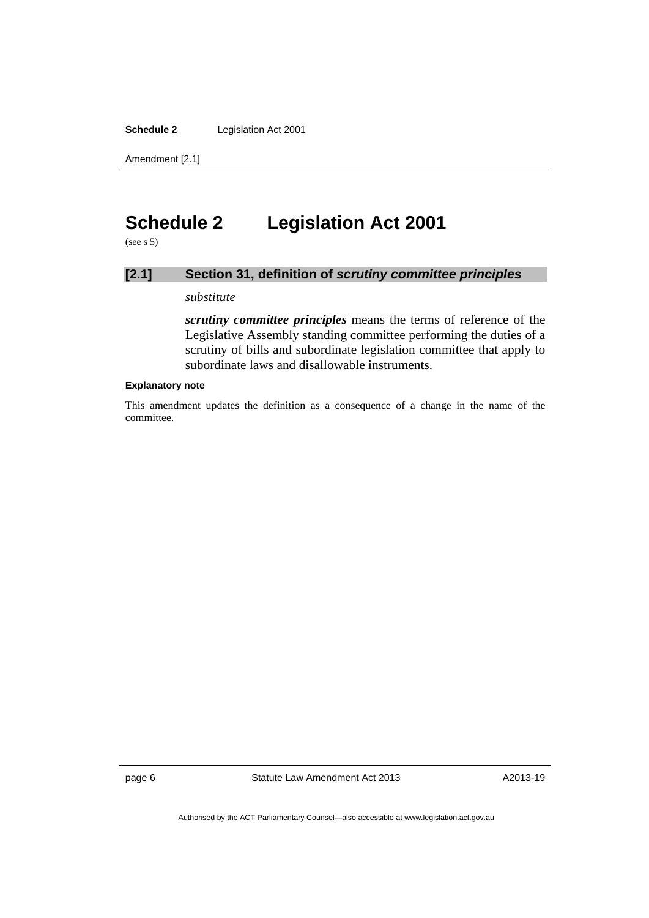# Schedule 2 Legislation Act 2001

(see s 5)

## [2.1] Section 31, definition of *scrutiny committee principles*

*substitute*

***scrutiny committee principles*** means the terms of reference of the Legislative Assembly standing committee performing the duties of a scrutiny of bills and subordinate legislation committee that apply to subordinate laws and disallowable instruments.

**Explanatory note**

This amendment updates the definition as a consequence of a change in the name of the committee.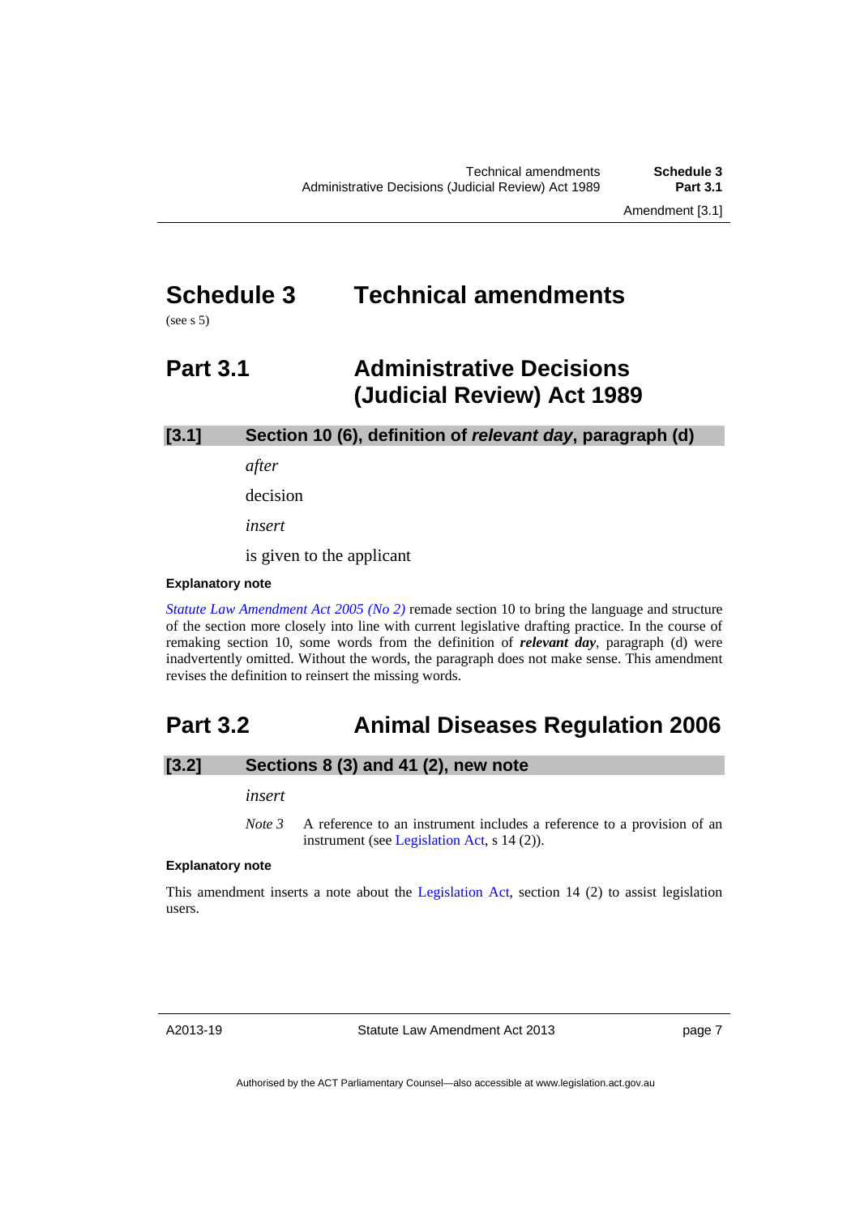# Schedule 3 Technical amendments

(see s 5)

## Part 3.1 Administrative Decisions (Judicial Review) Act 1989

### [3.1] Section 10 (6), definition of *relevant day*, paragraph (d)

*after*

decision

*insert*

is given to the applicant

**Explanatory note**

*Statute Law Amendment Act 2005 (No 2)* remade section 10 to bring the language and structure of the section more closely into line with current legislative drafting practice. In the course of remaking section 10, some words from the definition of ***relevant day***, paragraph (d) were inadvertently omitted. Without the words, the paragraph does not make sense. This amendment revises the definition to reinsert the missing words.

## Part 3.2 Animal Diseases Regulation 2006

### [3.2] Sections 8 (3) and 41 (2), new note

*insert*

*Note 3* A reference to an instrument includes a reference to a provision of an instrument (see Legislation Act, s 14 (2)).

**Explanatory note**

This amendment inserts a note about the Legislation Act, section 14 (2) to assist legislation users.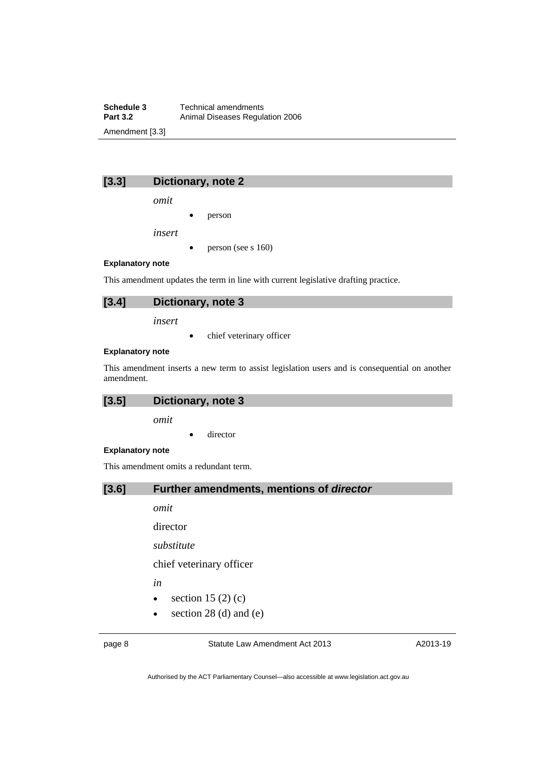## [3.3] Dictionary, note 2

*omit*

- person

*insert*

- person (see s 160)

**Explanatory note**

This amendment updates the term in line with current legislative drafting practice.

## [3.4] Dictionary, note 3

*insert*

- chief veterinary officer

**Explanatory note**

This amendment inserts a new term to assist legislation users and is consequential on another amendment.

## [3.5] Dictionary, note 3

*omit*

- director

**Explanatory note**

This amendment omits a redundant term.

## [3.6] Further amendments, mentions of *director*

*omit*

director

*substitute*

chief veterinary officer

*in*

- section 15 (2) (c)
- section 28 (d) and (e)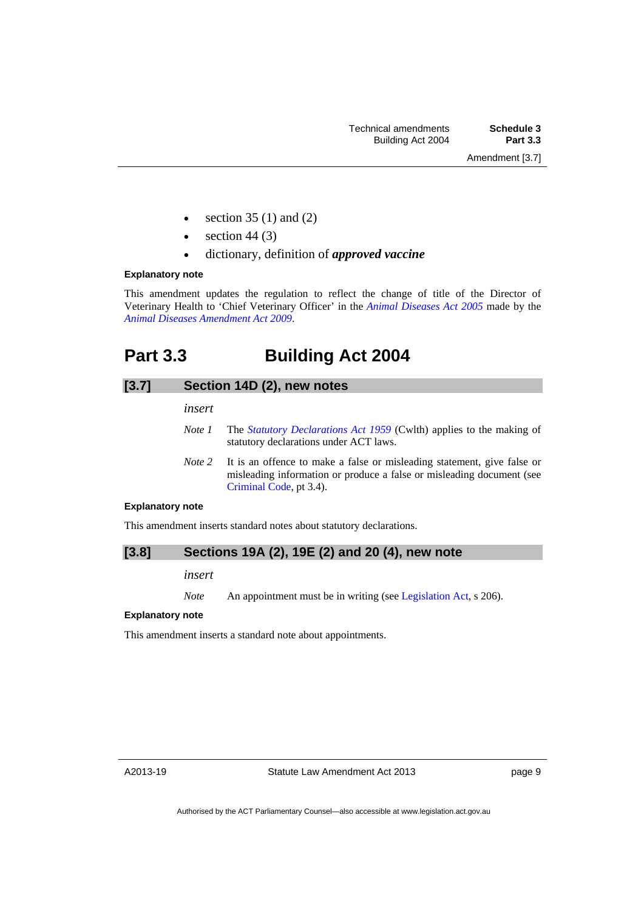- section 35 (1) and (2)
- section 44 (3)
- dictionary, definition of ***approved vaccine***

**Explanatory note**

This amendment updates the regulation to reflect the change of title of the Director of Veterinary Health to 'Chief Veterinary Officer' in the *Animal Diseases Act 2005* made by the *Animal Diseases Amendment Act 2009*.

## Part 3.3 Building Act 2004

### [3.7] Section 14D (2), new notes

*insert*

*Note 1* The *Statutory Declarations Act 1959* (Cwlth) applies to the making of statutory declarations under ACT laws.

*Note 2* It is an offence to make a false or misleading statement, give false or misleading information or produce a false or misleading document (see Criminal Code, pt 3.4).

**Explanatory note**

This amendment inserts standard notes about statutory declarations.

### [3.8] Sections 19A (2), 19E (2) and 20 (4), new note

*insert*

*Note* An appointment must be in writing (see Legislation Act, s 206).

**Explanatory note**

This amendment inserts a standard note about appointments.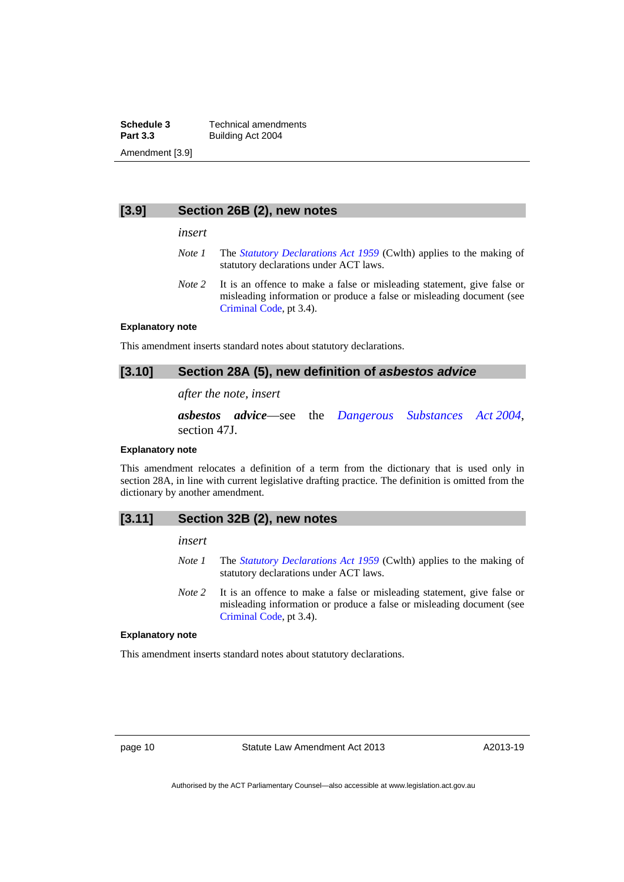## [3.9] Section 26B (2), new notes

*insert*

*Note 1* The *Statutory Declarations Act 1959* (Cwlth) applies to the making of statutory declarations under ACT laws.

*Note 2* It is an offence to make a false or misleading statement, give false or misleading information or produce a false or misleading document (see Criminal Code, pt 3.4).

**Explanatory note**

This amendment inserts standard notes about statutory declarations.

## [3.10] Section 28A (5), new definition of *asbestos advice*

*after the note, insert*

***asbestos advice***—see the *Dangerous Substances Act 2004*, section 47J.

**Explanatory note**

This amendment relocates a definition of a term from the dictionary that is used only in section 28A, in line with current legislative drafting practice. The definition is omitted from the dictionary by another amendment.

## [3.11] Section 32B (2), new notes

*insert*

*Note 1* The *Statutory Declarations Act 1959* (Cwlth) applies to the making of statutory declarations under ACT laws.

*Note 2* It is an offence to make a false or misleading statement, give false or misleading information or produce a false or misleading document (see Criminal Code, pt 3.4).

**Explanatory note**

This amendment inserts standard notes about statutory declarations.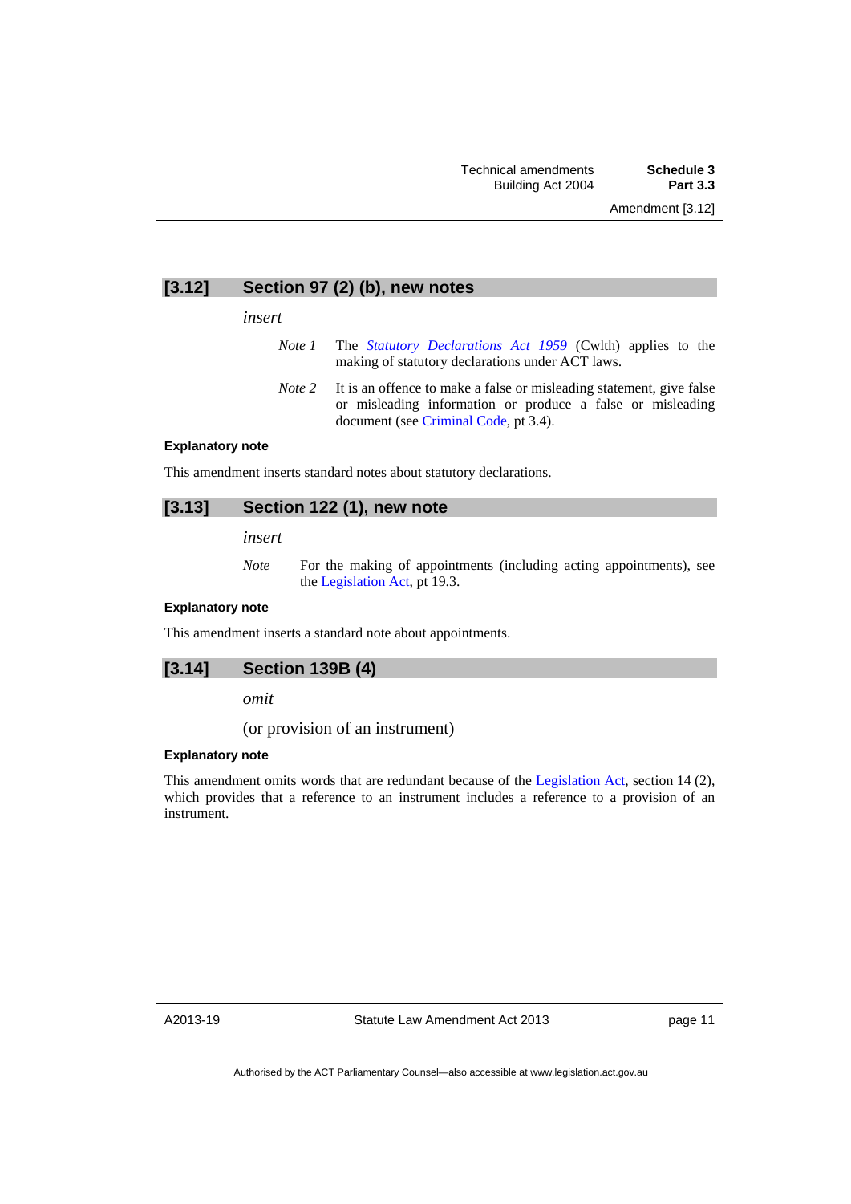## [3.12] Section 97 (2) (b), new notes

*insert*

> *Note 1* The *Statutory Declarations Act 1959* (Cwlth) applies to the making of statutory declarations under ACT laws.
>
> *Note 2* It is an offence to make a false or misleading statement, give false or misleading information or produce a false or misleading document (see Criminal Code, pt 3.4).

**Explanatory note**

This amendment inserts standard notes about statutory declarations.

## [3.13] Section 122 (1), new note

*insert*

> *Note* For the making of appointments (including acting appointments), see the Legislation Act, pt 19.3.

**Explanatory note**

This amendment inserts a standard note about appointments.

## [3.14] Section 139B (4)

*omit*

(or provision of an instrument)

**Explanatory note**

This amendment omits words that are redundant because of the Legislation Act, section 14 (2), which provides that a reference to an instrument includes a reference to a provision of an instrument.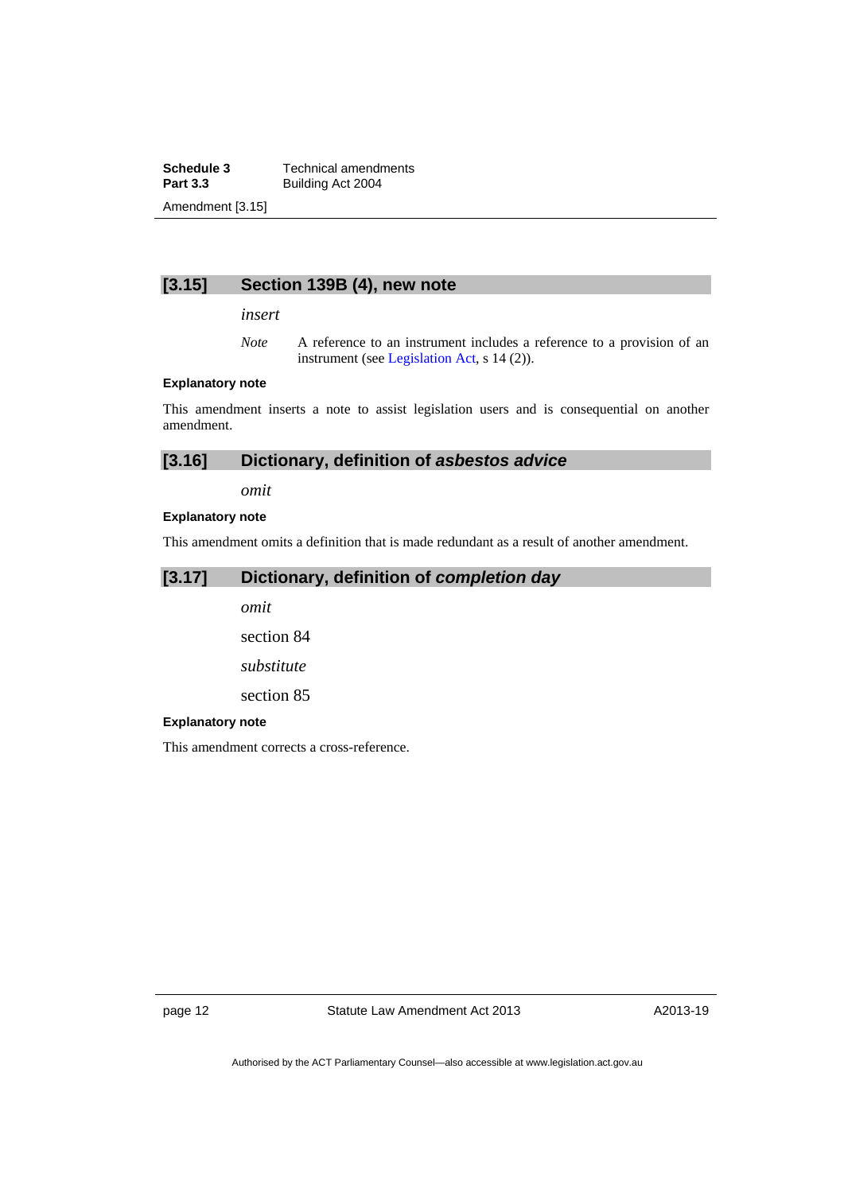### [3.15] Section 139B (4), new note

*insert*

*Note* A reference to an instrument includes a reference to a provision of an instrument (see Legislation Act, s 14 (2)).

**Explanatory note**

This amendment inserts a note to assist legislation users and is consequential on another amendment.

### [3.16] Dictionary, definition of ***asbestos advice***

*omit*

**Explanatory note**

This amendment omits a definition that is made redundant as a result of another amendment.

### [3.17] Dictionary, definition of ***completion day***

*omit*

section 84

*substitute*

section 85

**Explanatory note**

This amendment corrects a cross-reference.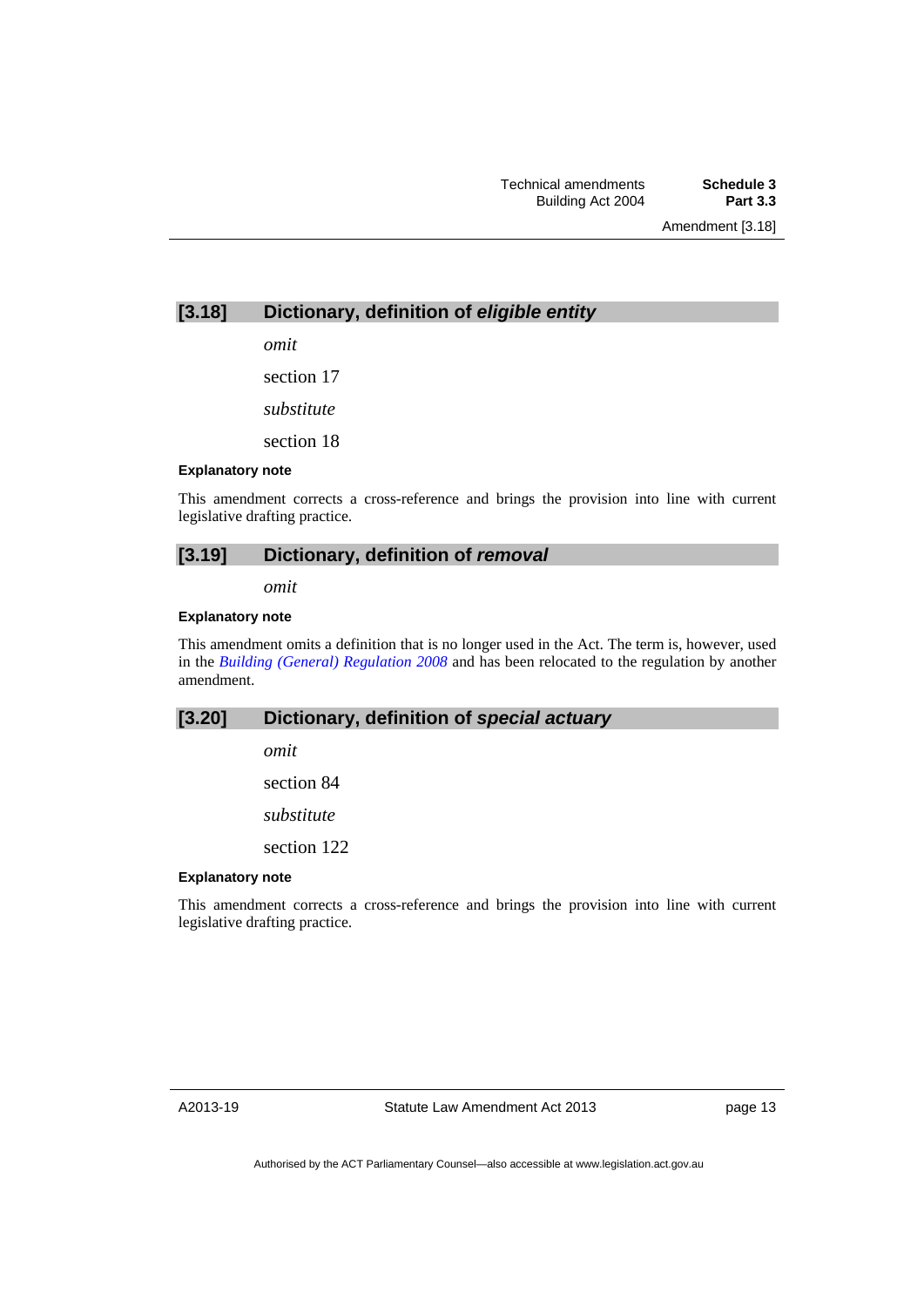## [3.18] Dictionary, definition of *eligible entity*

*omit*

section 17

*substitute*

section 18

#### Explanatory note

This amendment corrects a cross-reference and brings the provision into line with current legislative drafting practice.

## [3.19] Dictionary, definition of *removal*

*omit*

#### Explanatory note

This amendment omits a definition that is no longer used in the Act. The term is, however, used in the *Building (General) Regulation 2008* and has been relocated to the regulation by another amendment.

## [3.20] Dictionary, definition of *special actuary*

*omit*

section 84

*substitute*

section 122

#### Explanatory note

This amendment corrects a cross-reference and brings the provision into line with current legislative drafting practice.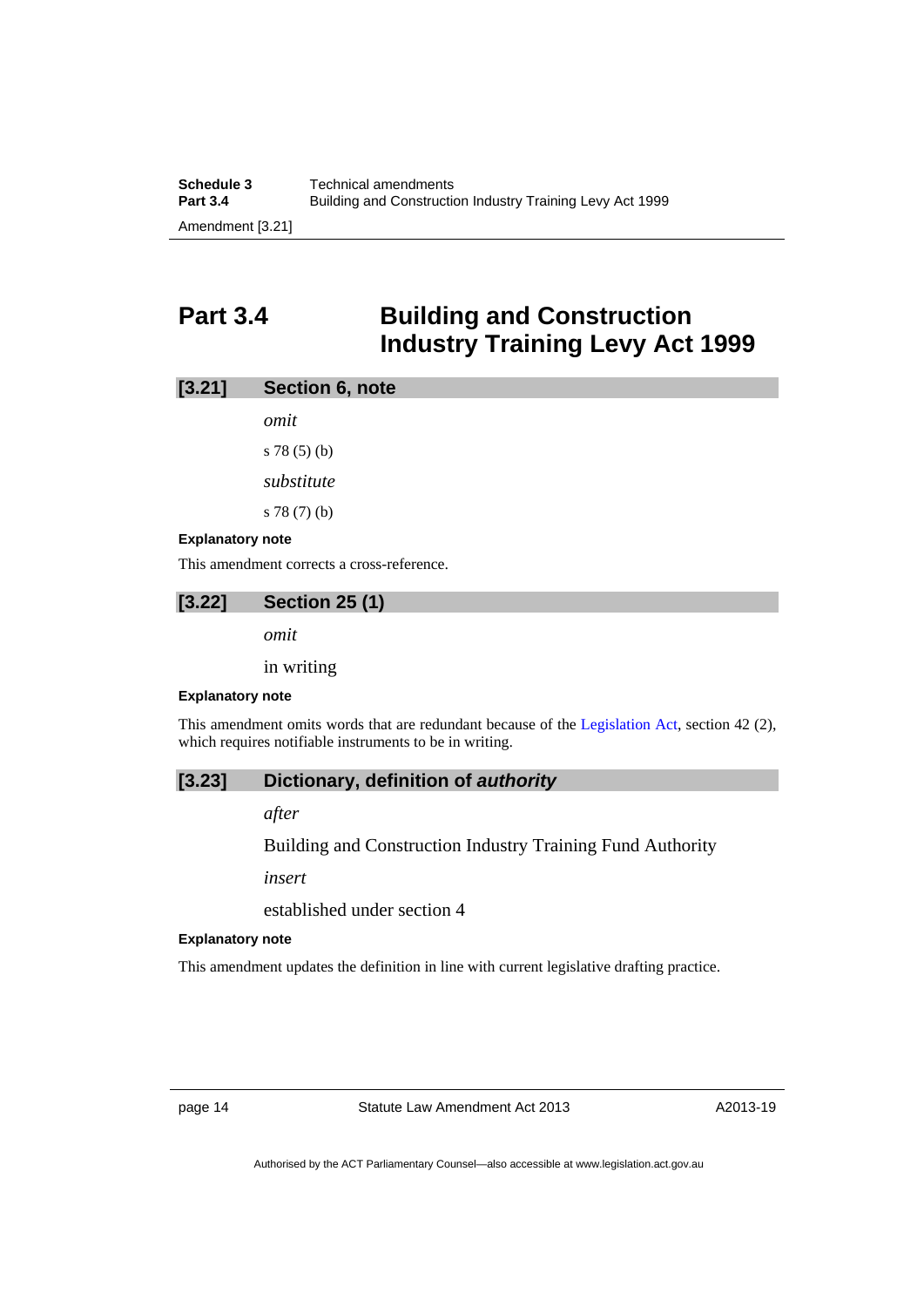# Part 3.4 Building and Construction Industry Training Levy Act 1999

## [3.21] Section 6, note

*omit*

s 78 (5) (b)

*substitute*

s 78 (7) (b)

**Explanatory note**

This amendment corrects a cross-reference.

## [3.22] Section 25 (1)

*omit*

in writing

**Explanatory note**

This amendment omits words that are redundant because of the Legislation Act, section 42 (2), which requires notifiable instruments to be in writing.

## [3.23] Dictionary, definition of *authority*

*after*

Building and Construction Industry Training Fund Authority

*insert*

established under section 4

**Explanatory note**

This amendment updates the definition in line with current legislative drafting practice.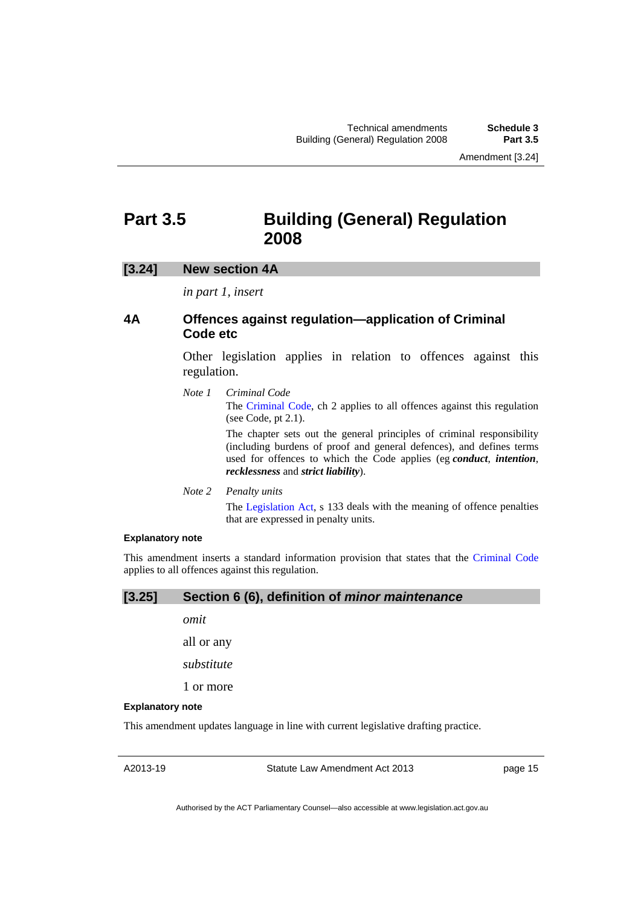# Part 3.5 Building (General) Regulation 2008

## [3.24] New section 4A

*in part 1, insert*

### 4A Offences against regulation—application of Criminal Code etc

Other legislation applies in relation to offences against this regulation.

*Note 1* *Criminal Code*

The Criminal Code, ch 2 applies to all offences against this regulation (see Code, pt 2.1).

The chapter sets out the general principles of criminal responsibility (including burdens of proof and general defences), and defines terms used for offences to which the Code applies (eg ***conduct***, ***intention***, ***recklessness*** and ***strict liability***).

*Note 2* *Penalty units*

The Legislation Act, s 133 deals with the meaning of offence penalties that are expressed in penalty units.

**Explanatory note**

This amendment inserts a standard information provision that states that the Criminal Code applies to all offences against this regulation.

## [3.25] Section 6 (6), definition of *minor maintenance*

*omit*

all or any

*substitute*

1 or more

**Explanatory note**

This amendment updates language in line with current legislative drafting practice.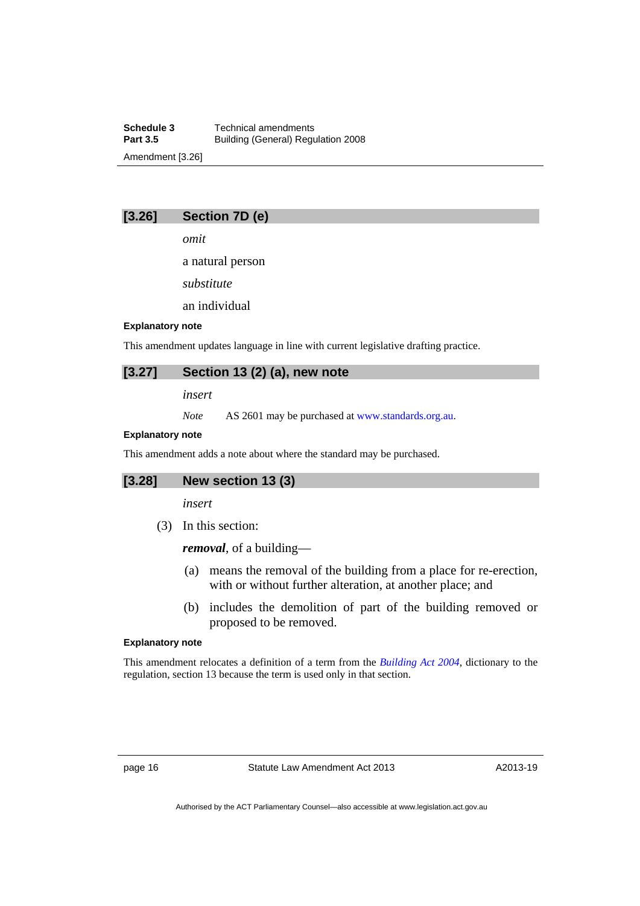## [3.26] Section 7D (e)

*omit*

a natural person

*substitute*

an individual

**Explanatory note**

This amendment updates language in line with current legislative drafting practice.

## [3.27] Section 13 (2) (a), new note

*insert*

*Note* AS 2601 may be purchased at www.standards.org.au.

**Explanatory note**

This amendment adds a note about where the standard may be purchased.

## [3.28] New section 13 (3)

*insert*

(3) In this section:

***removal***, of a building—

(a) means the removal of the building from a place for re-erection, with or without further alteration, at another place; and

(b) includes the demolition of part of the building removed or proposed to be removed.

**Explanatory note**

This amendment relocates a definition of a term from the *Building Act 2004*, dictionary to the regulation, section 13 because the term is used only in that section.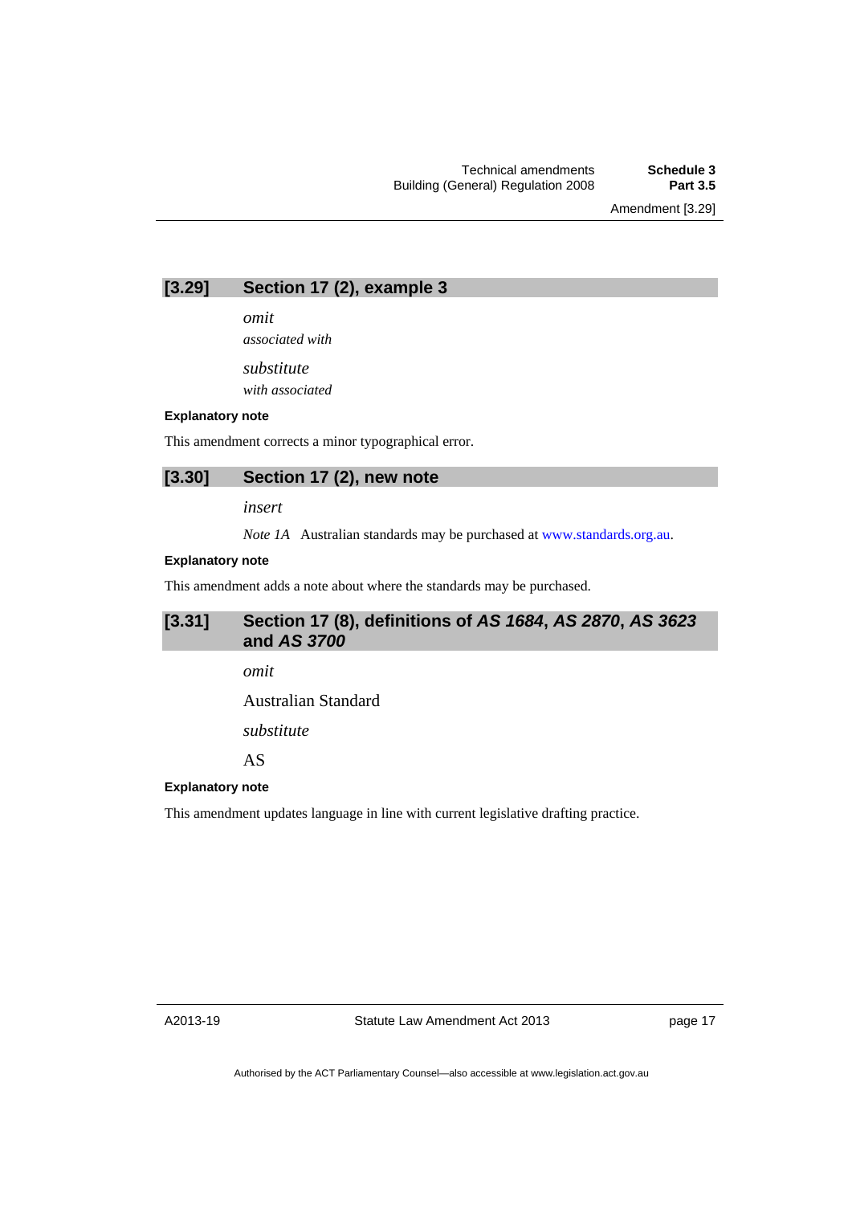### [3.29] Section 17 (2), example 3

*omit*

*associated with*

*substitute*

*with associated*

**Explanatory note**

This amendment corrects a minor typographical error.

### [3.30] Section 17 (2), new note

*insert*

*Note 1A* Australian standards may be purchased at www.standards.org.au.

**Explanatory note**

This amendment adds a note about where the standards may be purchased.

### [3.31] Section 17 (8), definitions of *AS 1684*, *AS 2870*, *AS 3623* and *AS 3700*

*omit*

Australian Standard

*substitute*

AS

**Explanatory note**

This amendment updates language in line with current legislative drafting practice.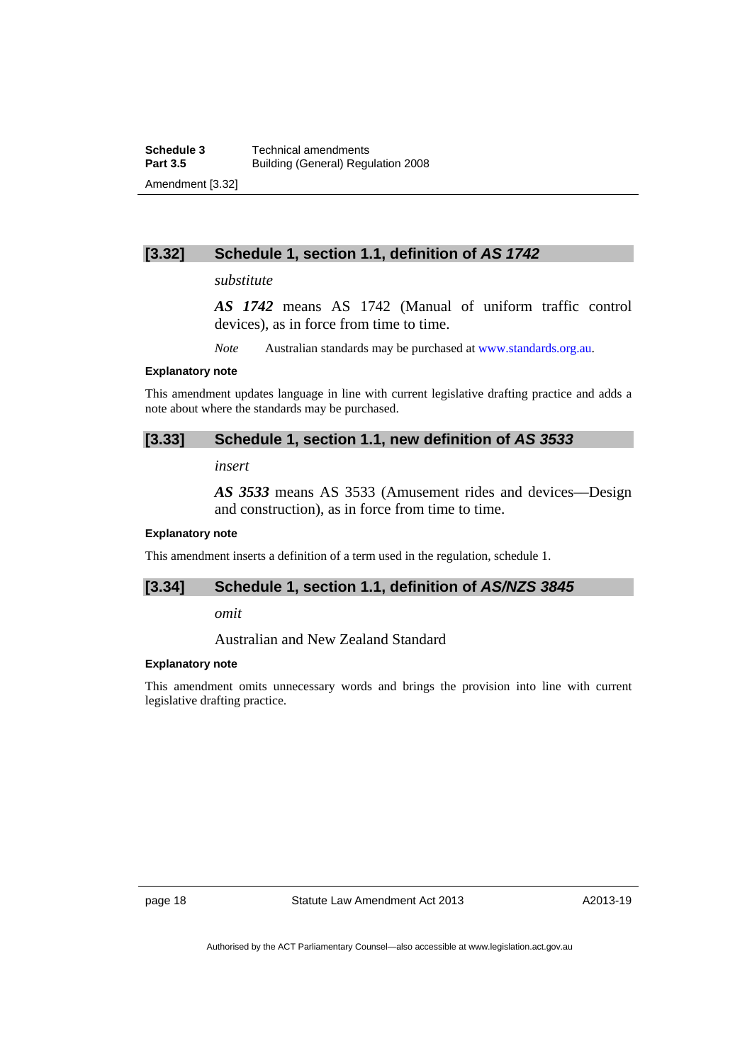### [3.32] Schedule 1, section 1.1, definition of *AS 1742*

*substitute*

***AS 1742*** means AS 1742 (Manual of uniform traffic control devices), as in force from time to time.

*Note* Australian standards may be purchased at www.standards.org.au.

**Explanatory note**

This amendment updates language in line with current legislative drafting practice and adds a note about where the standards may be purchased.

### [3.33] Schedule 1, section 1.1, new definition of *AS 3533*

*insert*

***AS 3533*** means AS 3533 (Amusement rides and devices—Design and construction), as in force from time to time.

**Explanatory note**

This amendment inserts a definition of a term used in the regulation, schedule 1.

### [3.34] Schedule 1, section 1.1, definition of *AS/NZS 3845*

*omit*

Australian and New Zealand Standard

**Explanatory note**

This amendment omits unnecessary words and brings the provision into line with current legislative drafting practice.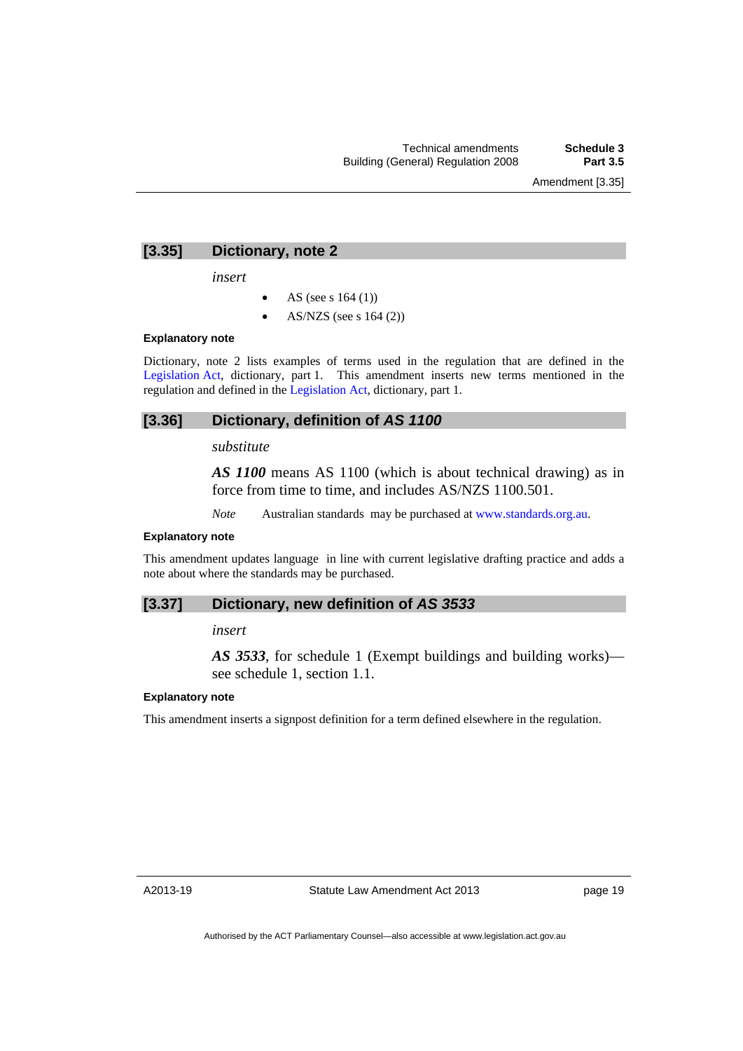## [3.35] Dictionary, note 2

*insert*

- AS (see s 164 (1))
- AS/NZS (see s 164 (2))

**Explanatory note**

Dictionary, note 2 lists examples of terms used in the regulation that are defined in the Legislation Act, dictionary, part 1. This amendment inserts new terms mentioned in the regulation and defined in the Legislation Act, dictionary, part 1.

## [3.36] Dictionary, definition of *AS 1100*

*substitute*

***AS 1100*** means AS 1100 (which is about technical drawing) as in force from time to time, and includes AS/NZS 1100.501.

*Note* Australian standards may be purchased at www.standards.org.au.

**Explanatory note**

This amendment updates language in line with current legislative drafting practice and adds a note about where the standards may be purchased.

## [3.37] Dictionary, new definition of *AS 3533*

*insert*

***AS 3533***, for schedule 1 (Exempt buildings and building works)—see schedule 1, section 1.1.

**Explanatory note**

This amendment inserts a signpost definition for a term defined elsewhere in the regulation.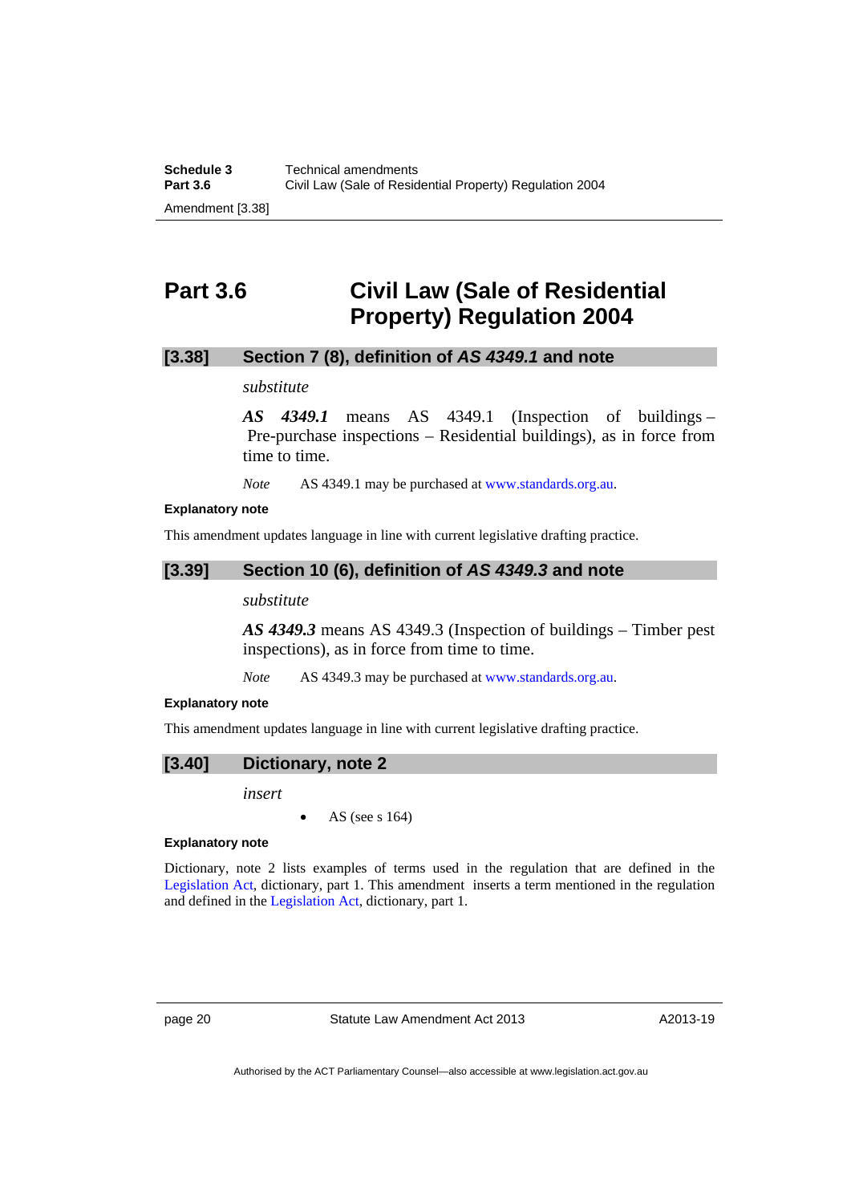## Part 3.6 Civil Law (Sale of Residential Property) Regulation 2004

### [3.38] Section 7 (8), definition of *AS 4349.1* and note

*substitute*

***AS 4349.1*** means AS 4349.1 (Inspection of buildings – Pre-purchase inspections – Residential buildings), as in force from time to time.

*Note* AS 4349.1 may be purchased at www.standards.org.au.

**Explanatory note**

This amendment updates language in line with current legislative drafting practice.

### [3.39] Section 10 (6), definition of *AS 4349.3* and note

*substitute*

***AS 4349.3*** means AS 4349.3 (Inspection of buildings – Timber pest inspections), as in force from time to time.

*Note* AS 4349.3 may be purchased at www.standards.org.au.

**Explanatory note**

This amendment updates language in line with current legislative drafting practice.

### [3.40] Dictionary, note 2

*insert*

- AS (see s 164)

**Explanatory note**

Dictionary, note 2 lists examples of terms used in the regulation that are defined in the Legislation Act, dictionary, part 1. This amendment inserts a term mentioned in the regulation and defined in the Legislation Act, dictionary, part 1.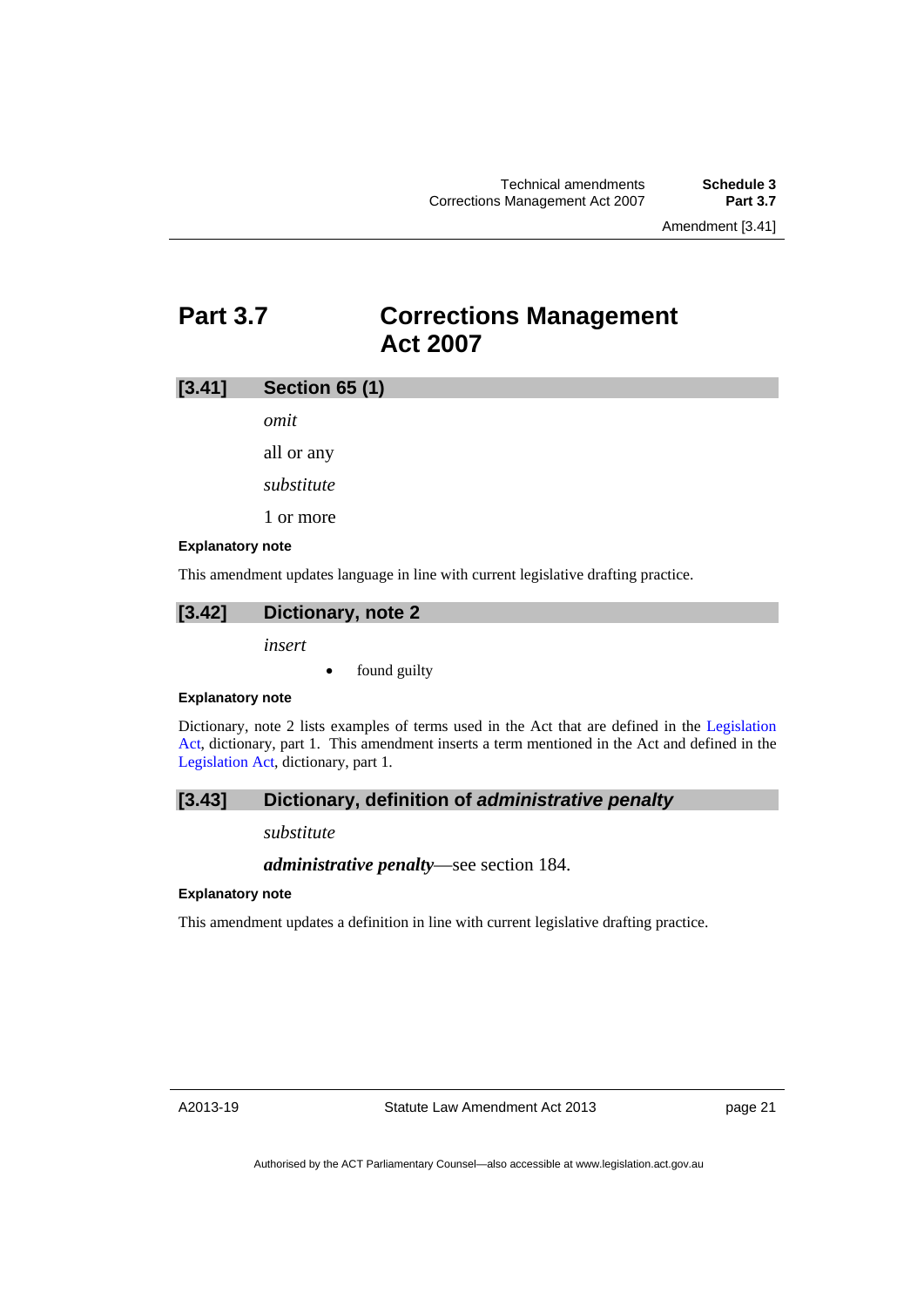## Part 3.7 Corrections Management Act 2007

### [3.41] Section 65 (1)

*omit*

all or any

*substitute*

1 or more

**Explanatory note**

This amendment updates language in line with current legislative drafting practice.

### [3.42] Dictionary, note 2

*insert*

- found guilty

**Explanatory note**

Dictionary, note 2 lists examples of terms used in the Act that are defined in the Legislation Act, dictionary, part 1. This amendment inserts a term mentioned in the Act and defined in the Legislation Act, dictionary, part 1.

### [3.43] Dictionary, definition of *administrative penalty*

*substitute*

***administrative penalty***—see section 184.

**Explanatory note**

This amendment updates a definition in line with current legislative drafting practice.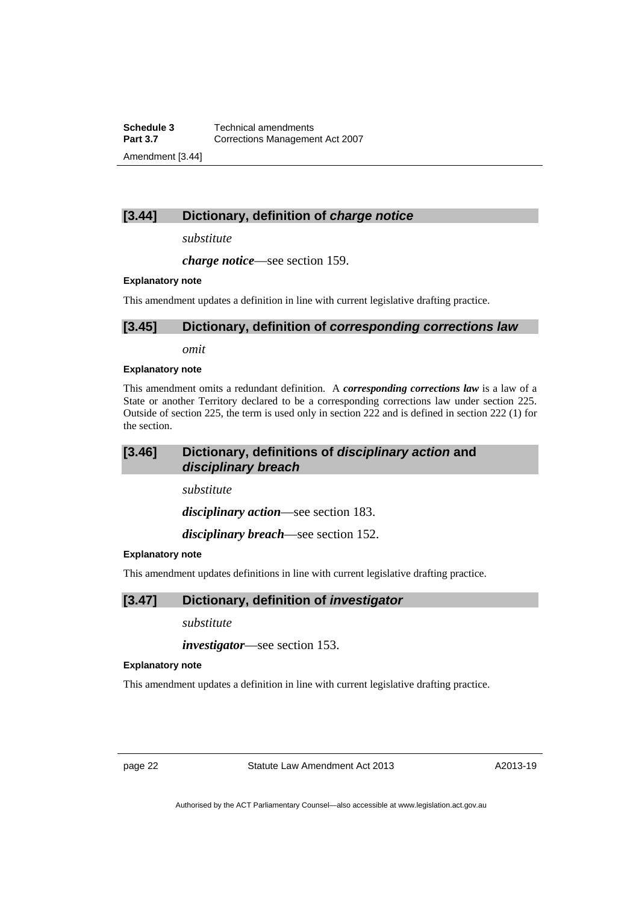### [3.44] Dictionary, definition of *charge notice*

*substitute*

***charge notice***—see section 159.

**Explanatory note**

This amendment updates a definition in line with current legislative drafting practice.

### [3.45] Dictionary, definition of *corresponding corrections law*

*omit*

**Explanatory note**

This amendment omits a redundant definition. A ***corresponding corrections law*** is a law of a State or another Territory declared to be a corresponding corrections law under section 225. Outside of section 225, the term is used only in section 222 and is defined in section 222 (1) for the section.

### [3.46] Dictionary, definitions of *disciplinary action* and *disciplinary breach*

*substitute*

***disciplinary action***—see section 183.

***disciplinary breach***—see section 152.

**Explanatory note**

This amendment updates definitions in line with current legislative drafting practice.

### [3.47] Dictionary, definition of *investigator*

*substitute*

***investigator***—see section 153.

**Explanatory note**

This amendment updates a definition in line with current legislative drafting practice.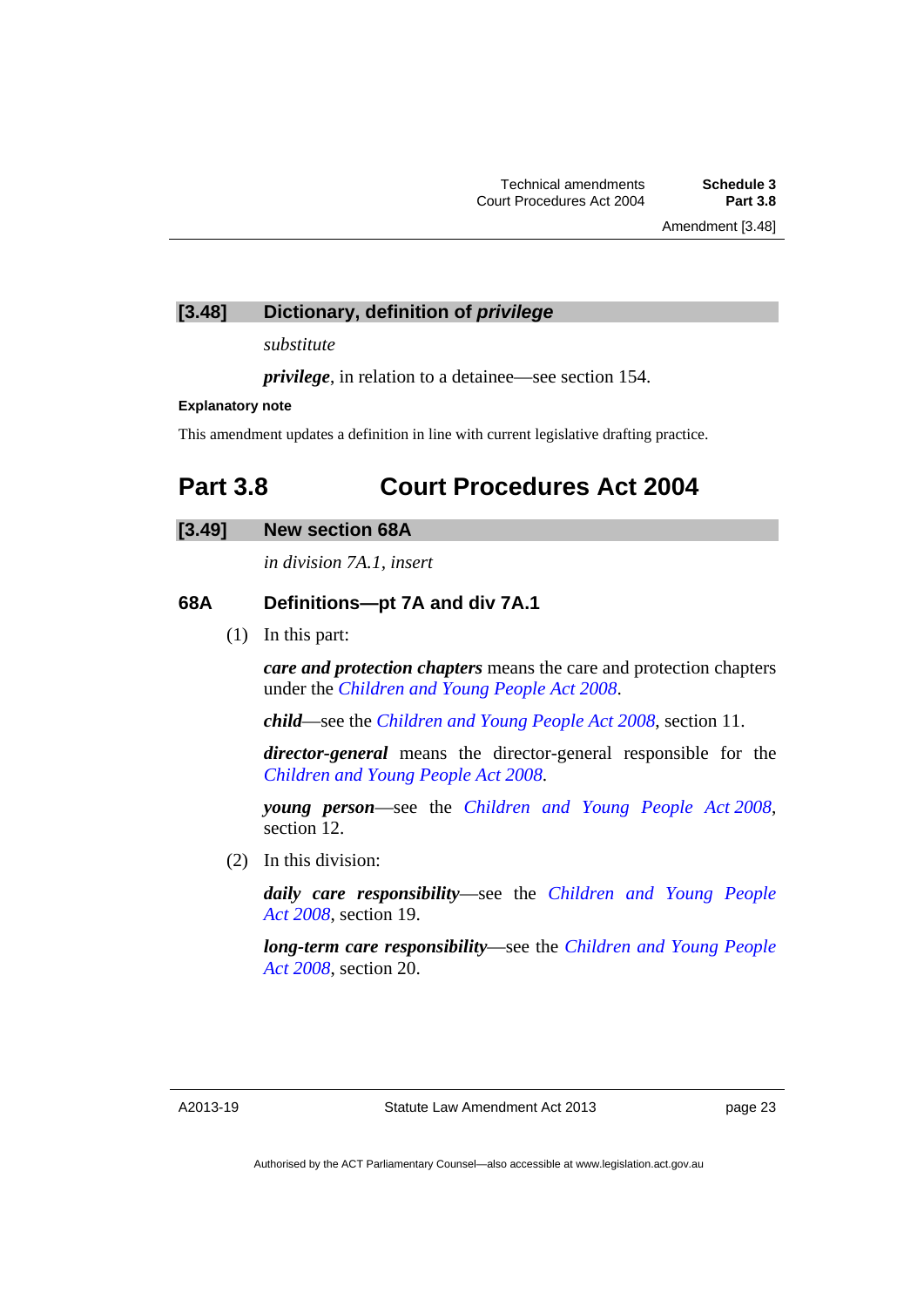### [3.48] Dictionary, definition of *privilege*

*substitute*

***privilege***, in relation to a detainee—see section 154.

**Explanatory note**

This amendment updates a definition in line with current legislative drafting practice.

## Part 3.8 Court Procedures Act 2004

### [3.49] New section 68A

*in division 7A.1, insert*

### 68A Definitions—pt 7A and div 7A.1

(1) In this part:

***care and protection chapters*** means the care and protection chapters under the *Children and Young People Act 2008*.

***child***—see the *Children and Young People Act 2008*, section 11.

***director-general*** means the director-general responsible for the *Children and Young People Act 2008*.

***young person***—see the *Children and Young People Act 2008*, section 12.

(2) In this division:

***daily care responsibility***—see the *Children and Young People Act 2008*, section 19.

***long-term care responsibility***—see the *Children and Young People Act 2008*, section 20.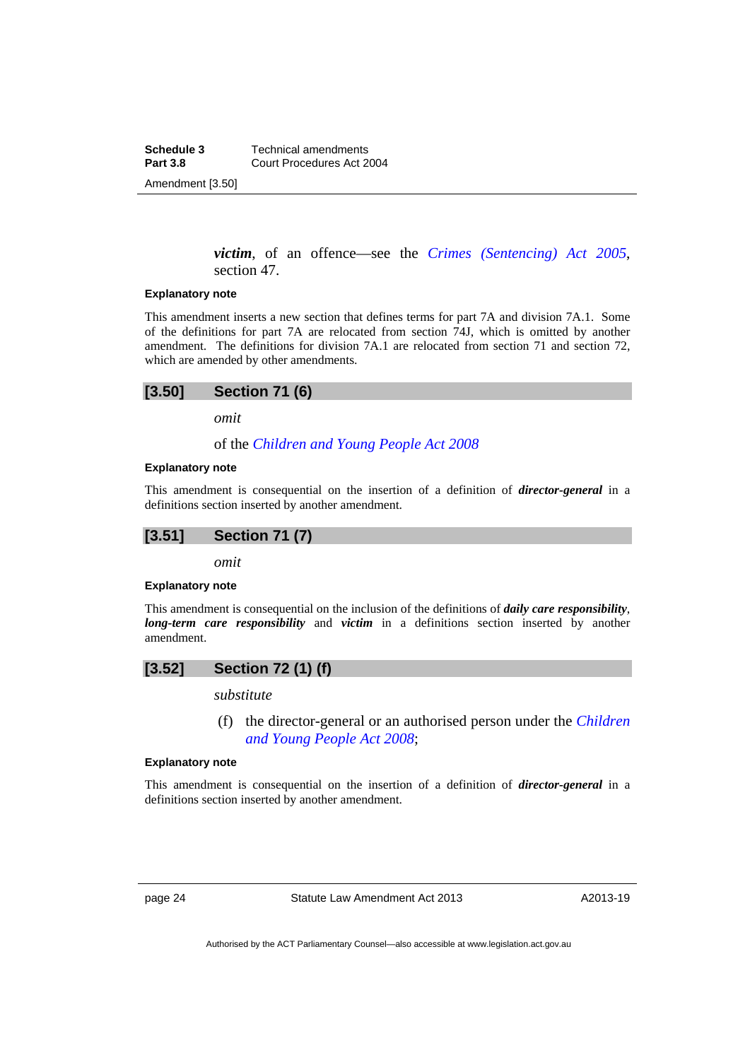***victim***, of an offence—see the *Crimes (Sentencing) Act 2005*, section 47.

**Explanatory note**

This amendment inserts a new section that defines terms for part 7A and division 7A.1. Some of the definitions for part 7A are relocated from section 74J, which is omitted by another amendment. The definitions for division 7A.1 are relocated from section 71 and section 72, which are amended by other amendments.

## [3.50] Section 71 (6)

*omit*

of the *Children and Young People Act 2008*

**Explanatory note**

This amendment is consequential on the insertion of a definition of ***director-general*** in a definitions section inserted by another amendment.

## [3.51] Section 71 (7)

*omit*

**Explanatory note**

This amendment is consequential on the inclusion of the definitions of ***daily care responsibility***, ***long-term care responsibility*** and ***victim*** in a definitions section inserted by another amendment.

## [3.52] Section 72 (1) (f)

*substitute*

(f) the director-general or an authorised person under the *Children and Young People Act 2008*;

**Explanatory note**

This amendment is consequential on the insertion of a definition of ***director-general*** in a definitions section inserted by another amendment.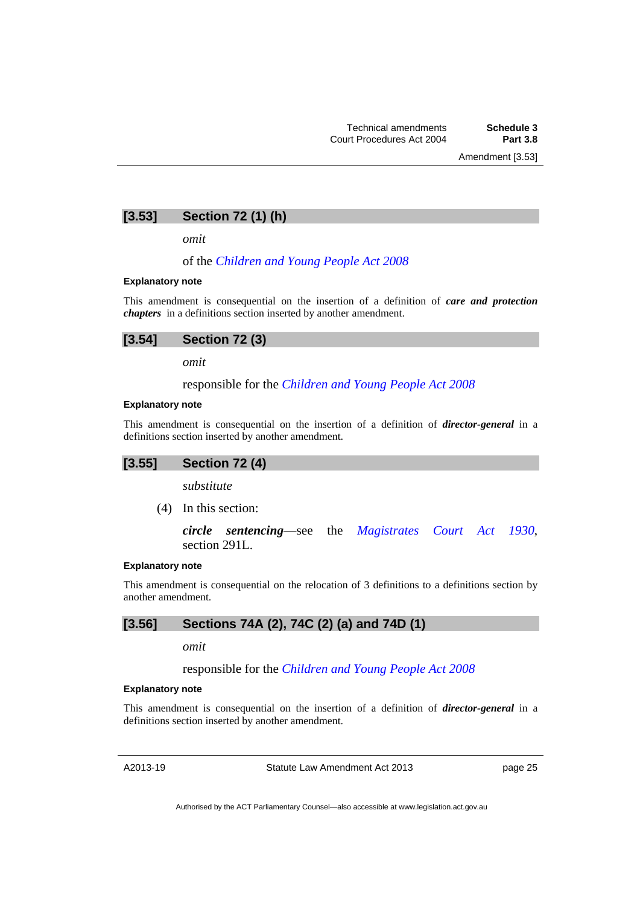### [3.53] Section 72 (1) (h)

*omit*

of the *Children and Young People Act 2008*

**Explanatory note**

This amendment is consequential on the insertion of a definition of ***care and protection chapters*** in a definitions section inserted by another amendment.

### [3.54] Section 72 (3)

*omit*

responsible for the *Children and Young People Act 2008*

**Explanatory note**

This amendment is consequential on the insertion of a definition of ***director-general*** in a definitions section inserted by another amendment.

### [3.55] Section 72 (4)

*substitute*

(4) In this section:

***circle sentencing***—see the *Magistrates Court Act 1930*, section 291L.

**Explanatory note**

This amendment is consequential on the relocation of 3 definitions to a definitions section by another amendment.

### [3.56] Sections 74A (2), 74C (2) (a) and 74D (1)

*omit*

responsible for the *Children and Young People Act 2008*

**Explanatory note**

This amendment is consequential on the insertion of a definition of ***director-general*** in a definitions section inserted by another amendment.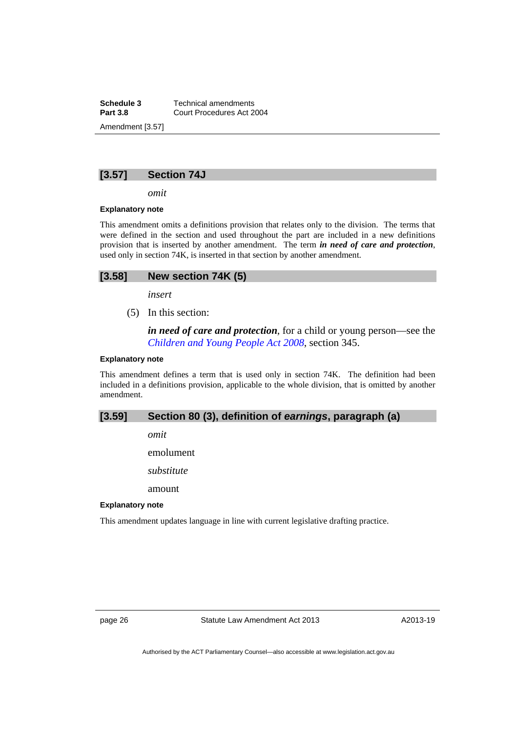## [3.57] Section 74J

*omit*

**Explanatory note**

This amendment omits a definitions provision that relates only to the division. The terms that were defined in the section and used throughout the part are included in a new definitions provision that is inserted by another amendment. The term ***in need of care and protection***, used only in section 74K, is inserted in that section by another amendment.

## [3.58] New section 74K (5)

*insert*

(5) In this section:

***in need of care and protection***, for a child or young person—see the *Children and Young People Act 2008*, section 345.

**Explanatory note**

This amendment defines a term that is used only in section 74K. The definition had been included in a definitions provision, applicable to the whole division, that is omitted by another amendment.

## [3.59] Section 80 (3), definition of *earnings*, paragraph (a)

*omit*

emolument

*substitute*

amount

**Explanatory note**

This amendment updates language in line with current legislative drafting practice.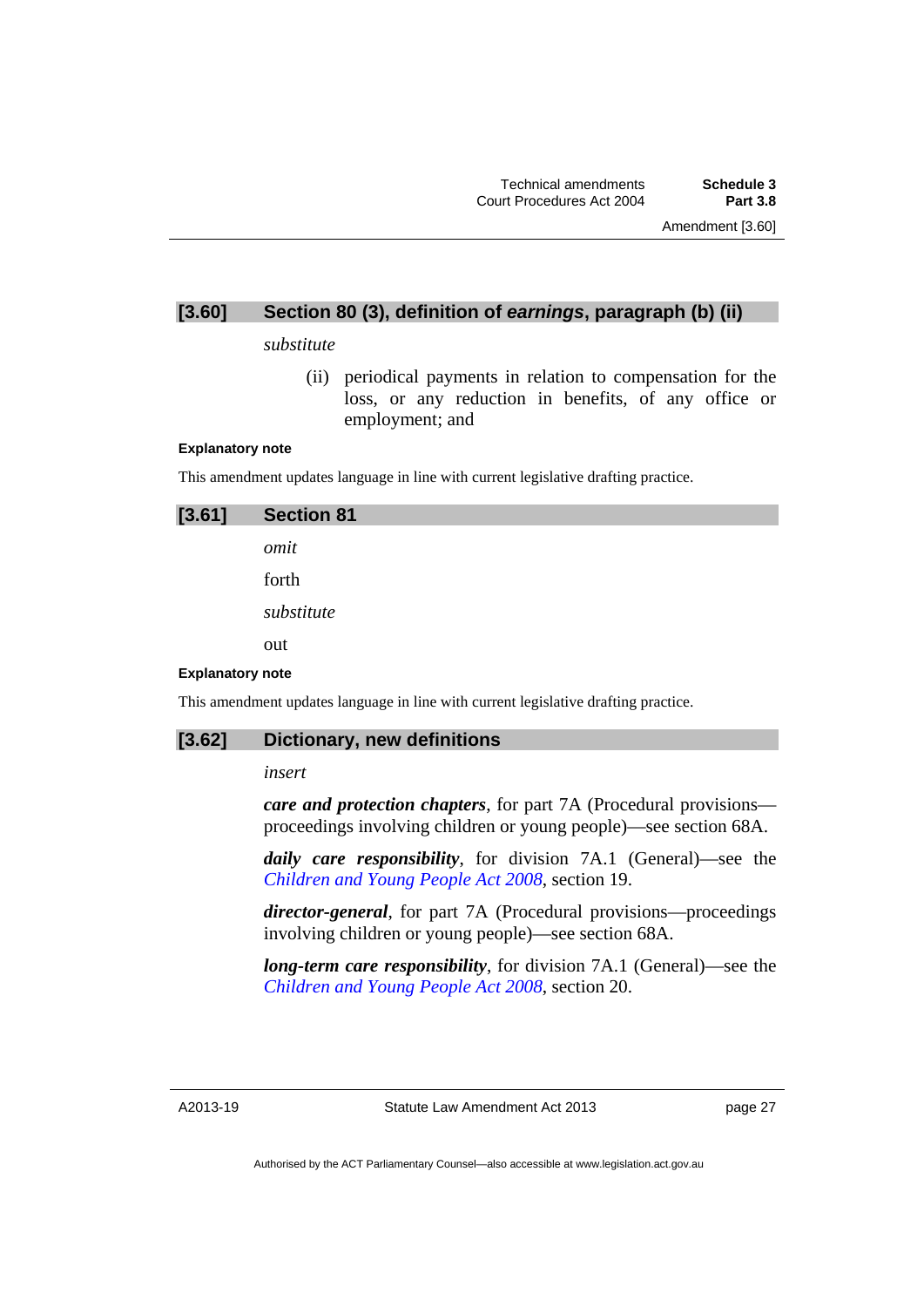### [3.60] Section 80 (3), definition of *earnings*, paragraph (b) (ii)

*substitute*

> (ii) periodical payments in relation to compensation for the loss, or any reduction in benefits, of any office or employment; and

**Explanatory note**

This amendment updates language in line with current legislative drafting practice.

### [3.61] Section 81

*omit*

forth

*substitute*

out

**Explanatory note**

This amendment updates language in line with current legislative drafting practice.

### [3.62] Dictionary, new definitions

*insert*

***care and protection chapters***, for part 7A (Procedural provisions—proceedings involving children or young people)—see section 68A.

***daily care responsibility***, for division 7A.1 (General)—see the *Children and Young People Act 2008*, section 19.

***director-general***, for part 7A (Procedural provisions—proceedings involving children or young people)—see section 68A.

***long-term care responsibility***, for division 7A.1 (General)—see the *Children and Young People Act 2008*, section 20.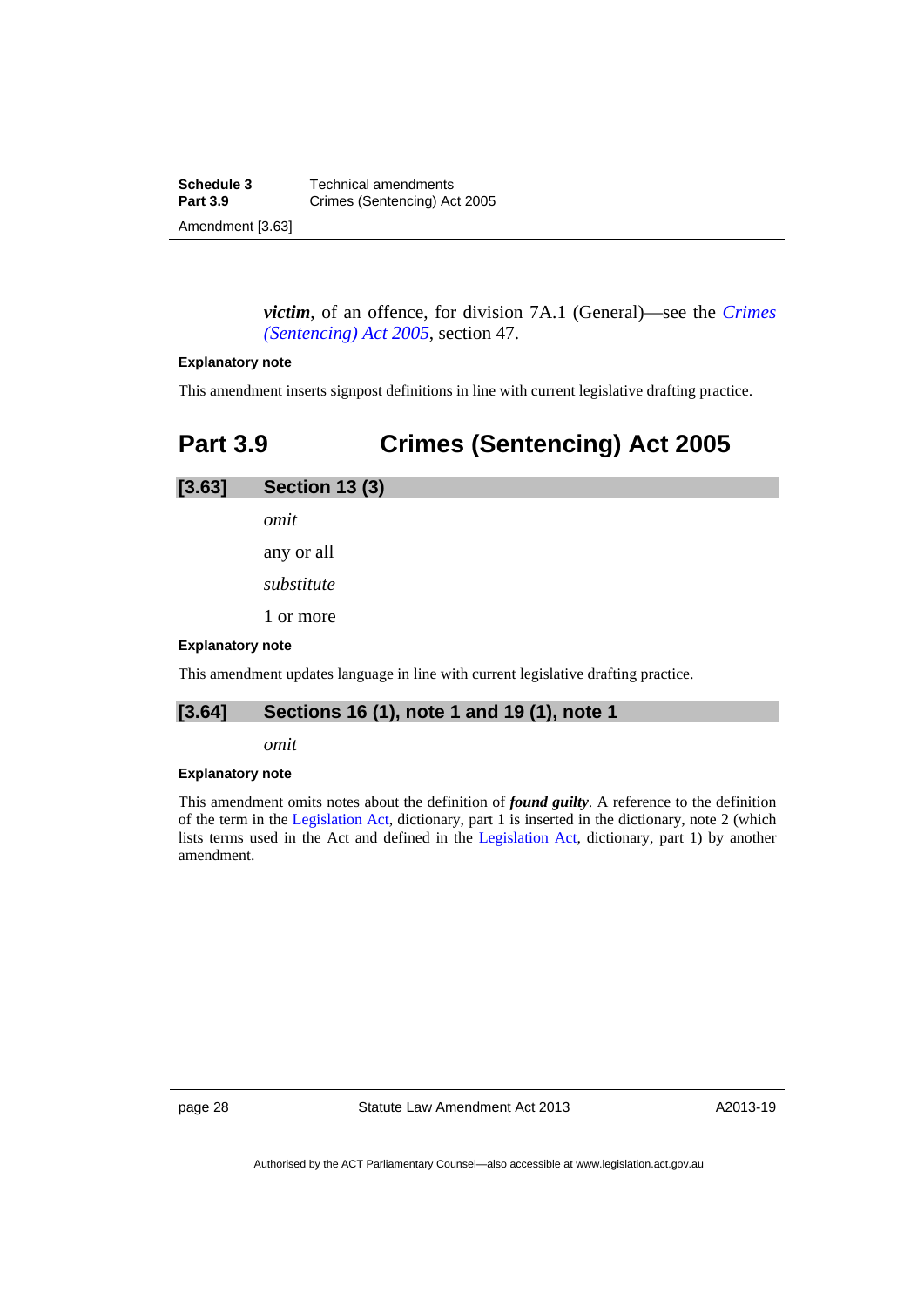***victim***, of an offence, for division 7A.1 (General)—see the *Crimes (Sentencing) Act 2005*, section 47.

**Explanatory note**

This amendment inserts signpost definitions in line with current legislative drafting practice.

## Part 3.9 Crimes (Sentencing) Act 2005

### [3.63] Section 13 (3)

*omit*

any or all

*substitute*

1 or more

**Explanatory note**

This amendment updates language in line with current legislative drafting practice.

### [3.64] Sections 16 (1), note 1 and 19 (1), note 1

*omit*

**Explanatory note**

This amendment omits notes about the definition of ***found guilty***. A reference to the definition of the term in the Legislation Act, dictionary, part 1 is inserted in the dictionary, note 2 (which lists terms used in the Act and defined in the Legislation Act, dictionary, part 1) by another amendment.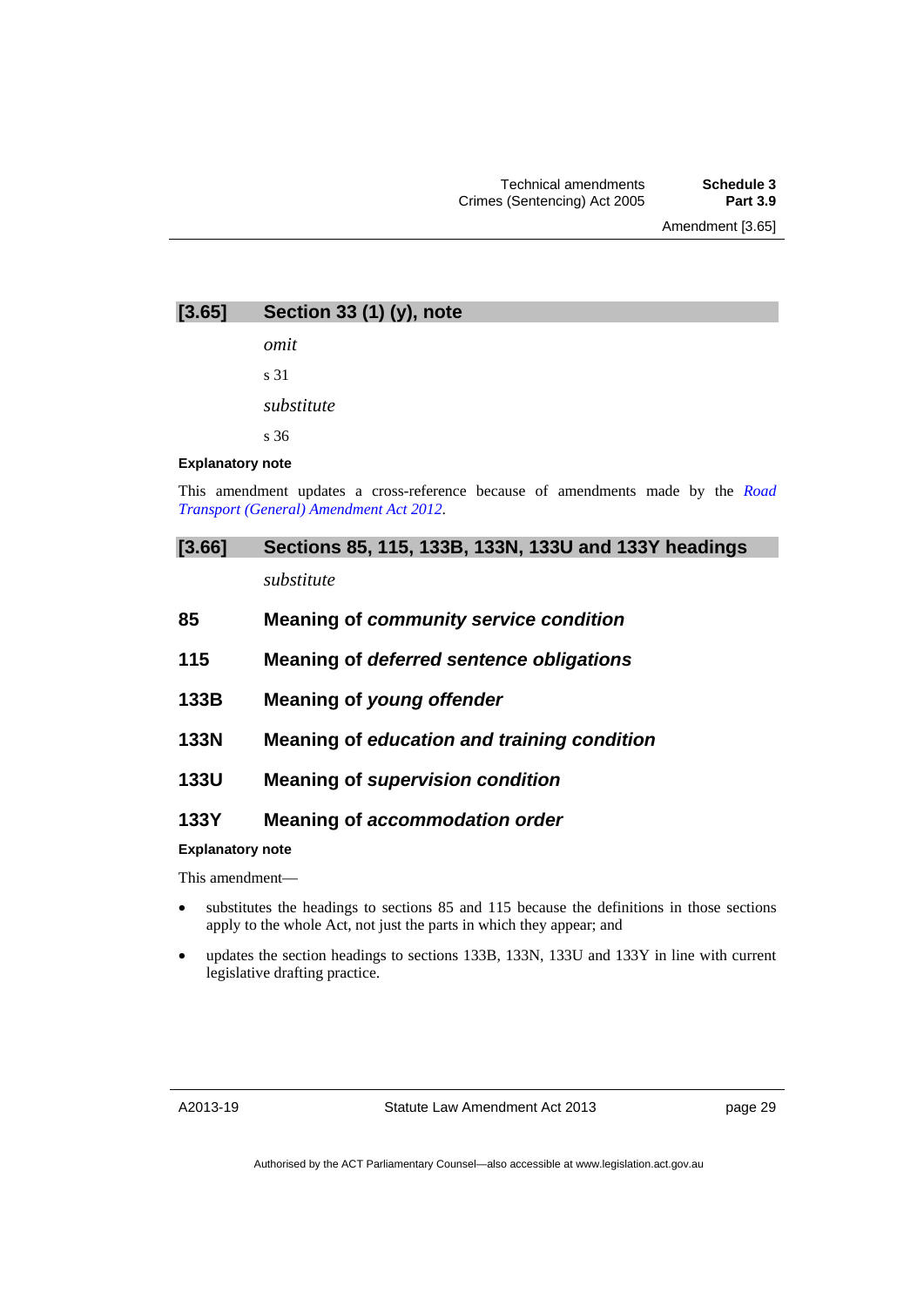## [3.65] Section 33 (1) (y), note

*omit*

s 31

*substitute*

s 36

**Explanatory note**

This amendment updates a cross-reference because of amendments made by the *Road Transport (General) Amendment Act 2012*.

## [3.66] Sections 85, 115, 133B, 133N, 133U and 133Y headings

*substitute*

### 85 Meaning of *community service condition*

### 115 Meaning of *deferred sentence obligations*

### 133B Meaning of *young offender*

### 133N Meaning of *education and training condition*

### 133U Meaning of *supervision condition*

### 133Y Meaning of *accommodation order*

**Explanatory note**

This amendment—

- substitutes the headings to sections 85 and 115 because the definitions in those sections apply to the whole Act, not just the parts in which they appear; and
- updates the section headings to sections 133B, 133N, 133U and 133Y in line with current legislative drafting practice.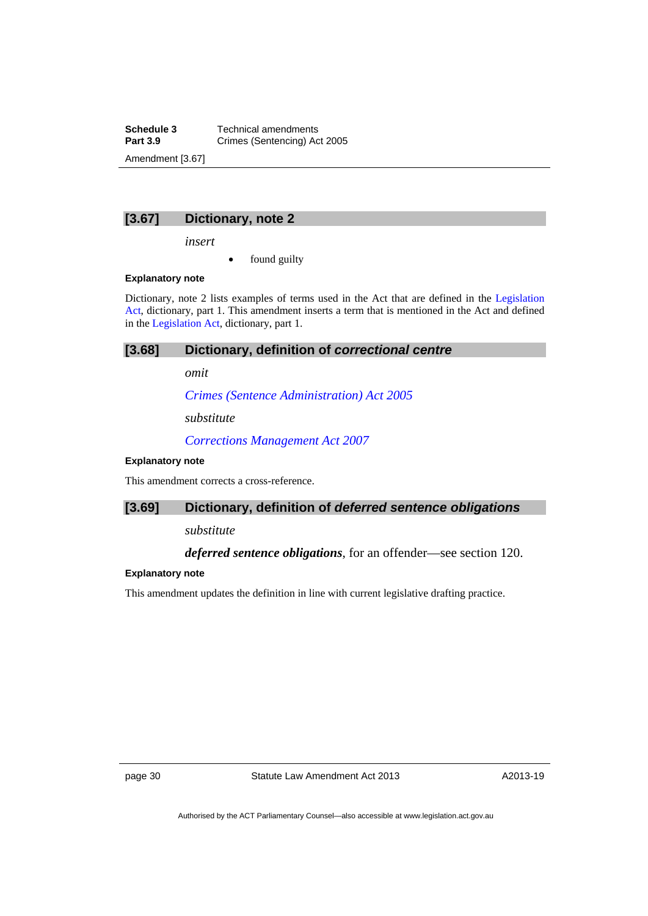### [3.67] Dictionary, note 2

*insert*

- found guilty

**Explanatory note**

Dictionary, note 2 lists examples of terms used in the Act that are defined in the Legislation Act, dictionary, part 1. This amendment inserts a term that is mentioned in the Act and defined in the Legislation Act, dictionary, part 1.

### [3.68] Dictionary, definition of *correctional centre*

*omit*

*Crimes (Sentence Administration) Act 2005*

*substitute*

*Corrections Management Act 2007*

**Explanatory note**

This amendment corrects a cross-reference.

### [3.69] Dictionary, definition of *deferred sentence obligations*

*substitute*

***deferred sentence obligations***, for an offender—see section 120.

**Explanatory note**

This amendment updates the definition in line with current legislative drafting practice.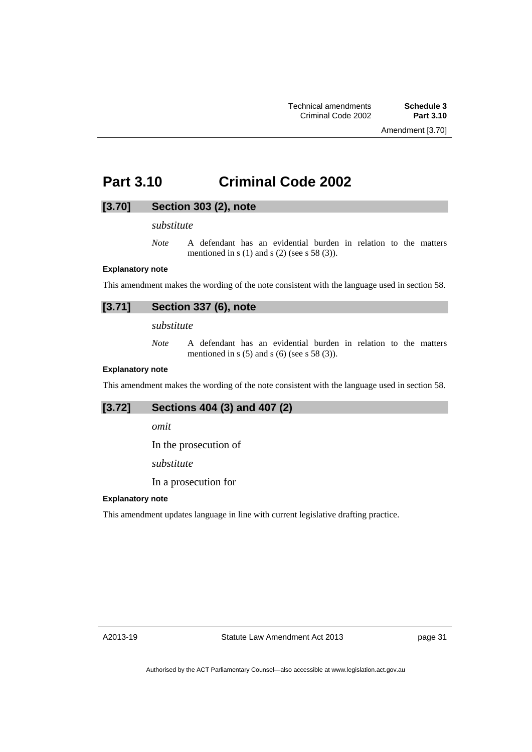# Part 3.10 Criminal Code 2002

## [3.70] Section 303 (2), note

*substitute*

*Note* A defendant has an evidential burden in relation to the matters mentioned in s (1) and s (2) (see s 58 (3)).

**Explanatory note**

This amendment makes the wording of the note consistent with the language used in section 58.

## [3.71] Section 337 (6), note

*substitute*

*Note* A defendant has an evidential burden in relation to the matters mentioned in s (5) and s (6) (see s 58 (3)).

**Explanatory note**

This amendment makes the wording of the note consistent with the language used in section 58.

## [3.72] Sections 404 (3) and 407 (2)

*omit*

In the prosecution of

*substitute*

In a prosecution for

**Explanatory note**

This amendment updates language in line with current legislative drafting practice.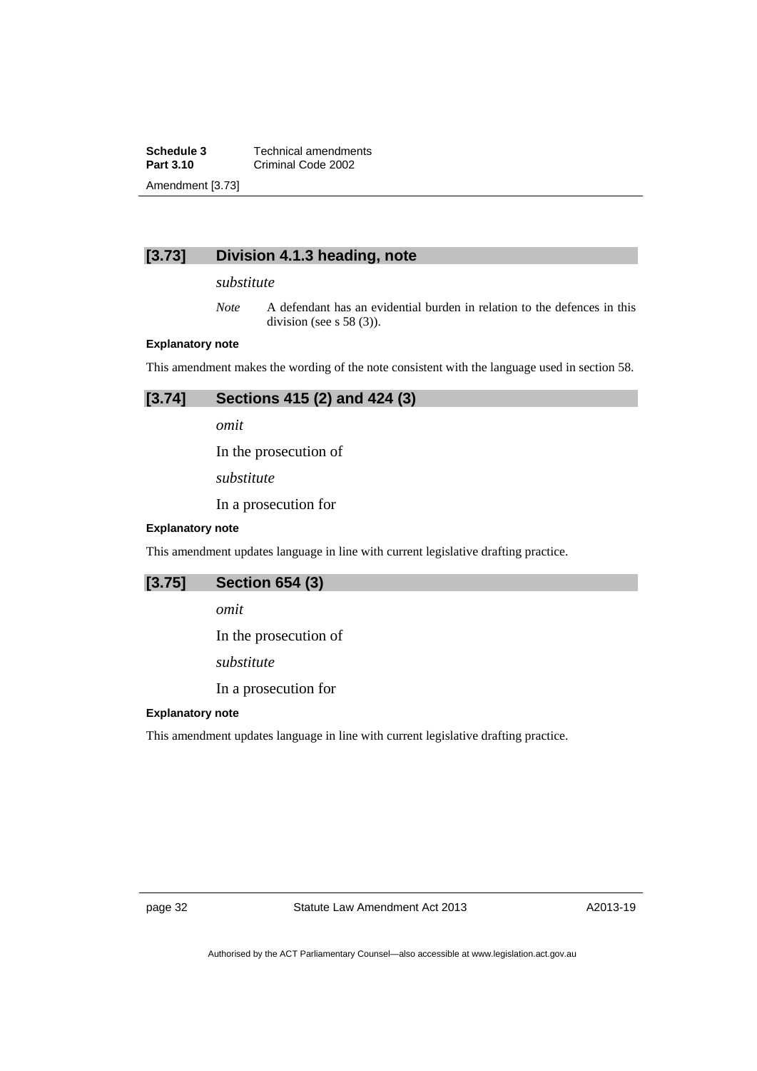## [3.73] Division 4.1.3 heading, note

*substitute*

*Note* A defendant has an evidential burden in relation to the defences in this division (see s 58 (3)).

**Explanatory note**

This amendment makes the wording of the note consistent with the language used in section 58.

## [3.74] Sections 415 (2) and 424 (3)

*omit*

In the prosecution of

*substitute*

In a prosecution for

**Explanatory note**

This amendment updates language in line with current legislative drafting practice.

## [3.75] Section 654 (3)

*omit*

In the prosecution of

*substitute*

In a prosecution for

**Explanatory note**

This amendment updates language in line with current legislative drafting practice.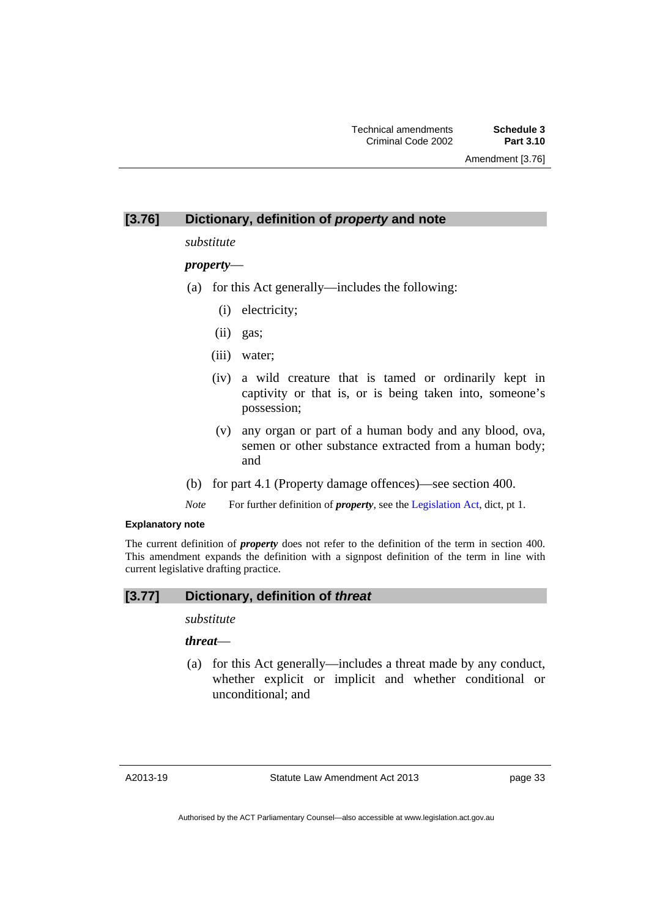## [3.76] Dictionary, definition of *property* and note

*substitute*

***property***—

(a) for this Act generally—includes the following:

  (i) electricity;

  (ii) gas;

  (iii) water;

  (iv) a wild creature that is tamed or ordinarily kept in captivity or that is, or is being taken into, someone's possession;

  (v) any organ or part of a human body and any blood, ova, semen or other substance extracted from a human body; and

(b) for part 4.1 (Property damage offences)—see section 400.

*Note* For further definition of ***property***, see the Legislation Act, dict, pt 1.

#### Explanatory note

The current definition of ***property*** does not refer to the definition of the term in section 400. This amendment expands the definition with a signpost definition of the term in line with current legislative drafting practice.

## [3.77] Dictionary, definition of *threat*

*substitute*

***threat***—

(a) for this Act generally—includes a threat made by any conduct, whether explicit or implicit and whether conditional or unconditional; and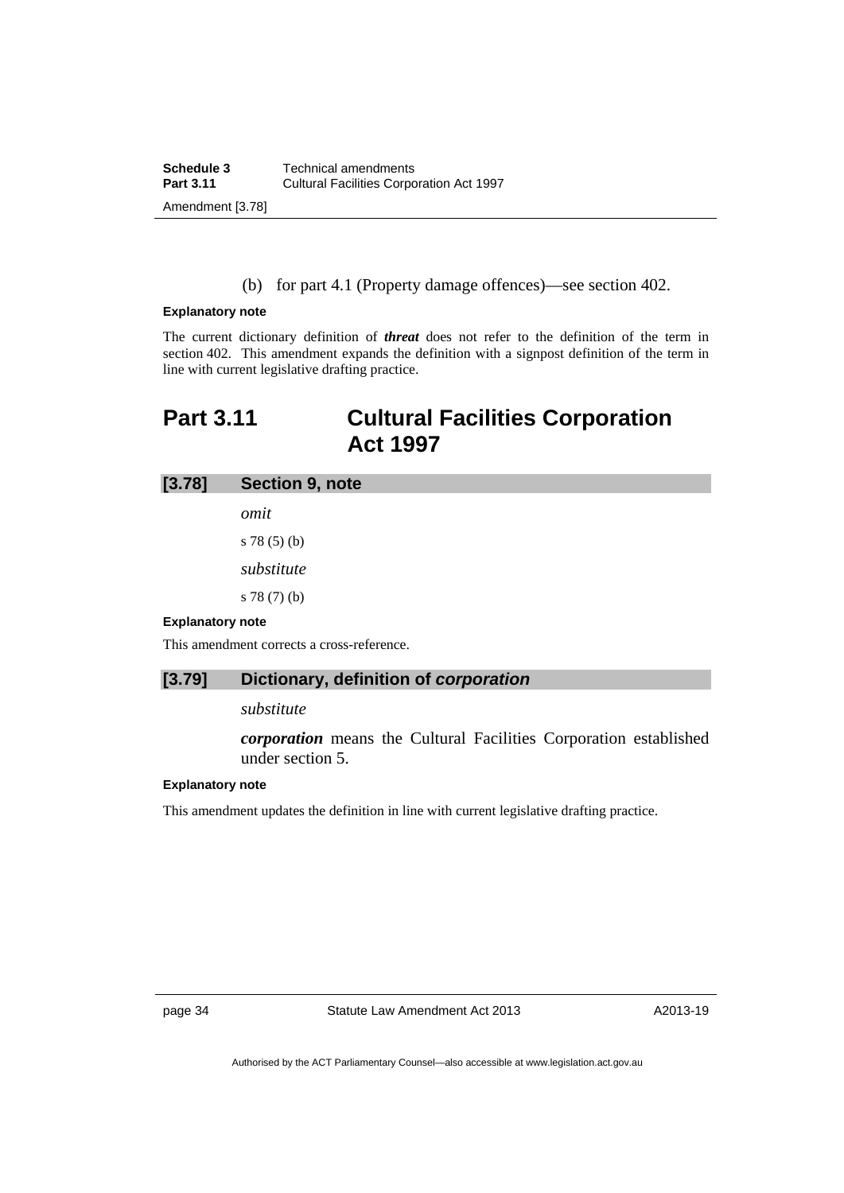(b) for part 4.1 (Property damage offences)—see section 402.

**Explanatory note**

The current dictionary definition of ***threat*** does not refer to the definition of the term in section 402. This amendment expands the definition with a signpost definition of the term in line with current legislative drafting practice.

## Part 3.11 Cultural Facilities Corporation Act 1997

### [3.78] Section 9, note

*omit*

s 78 (5) (b)

*substitute*

s 78 (7) (b)

**Explanatory note**

This amendment corrects a cross-reference.

### [3.79] Dictionary, definition of *corporation*

*substitute*

***corporation*** means the Cultural Facilities Corporation established under section 5.

**Explanatory note**

This amendment updates the definition in line with current legislative drafting practice.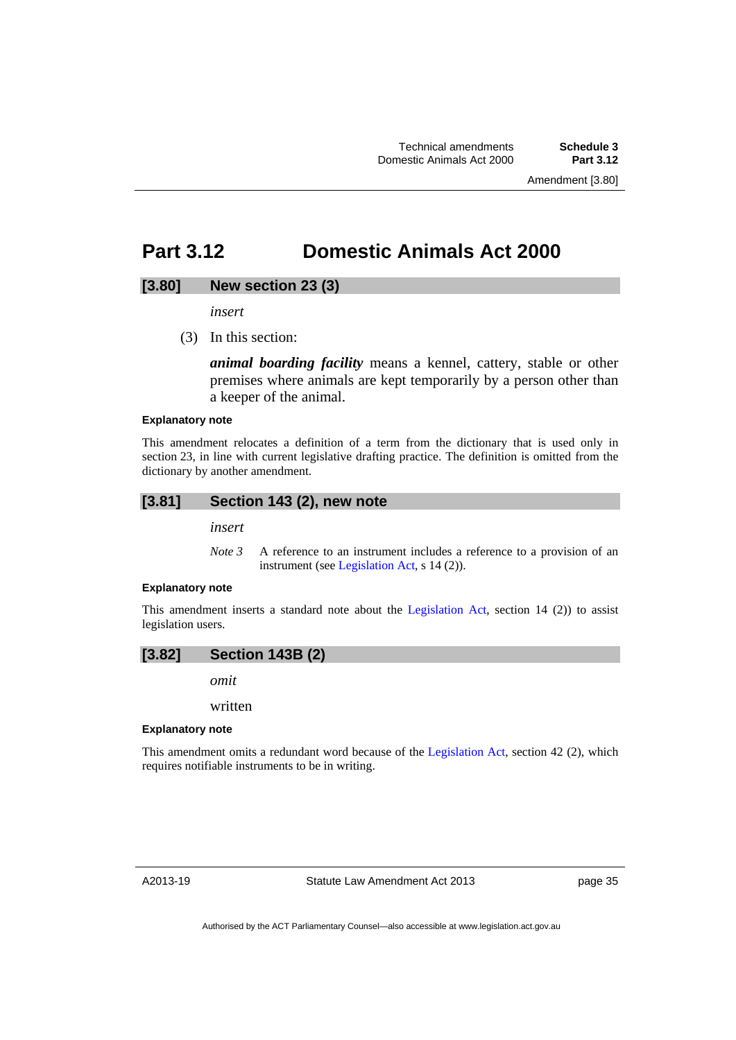# Part 3.12 Domestic Animals Act 2000

## [3.80] New section 23 (3)

*insert*

(3) In this section:

***animal boarding facility*** means a kennel, cattery, stable or other premises where animals are kept temporarily by a person other than a keeper of the animal.

**Explanatory note**

This amendment relocates a definition of a term from the dictionary that is used only in section 23, in line with current legislative drafting practice. The definition is omitted from the dictionary by another amendment.

## [3.81] Section 143 (2), new note

*insert*

*Note 3* A reference to an instrument includes a reference to a provision of an instrument (see Legislation Act, s 14 (2)).

**Explanatory note**

This amendment inserts a standard note about the Legislation Act, section 14 (2)) to assist legislation users.

## [3.82] Section 143B (2)

*omit*

written

**Explanatory note**

This amendment omits a redundant word because of the Legislation Act, section 42 (2), which requires notifiable instruments to be in writing.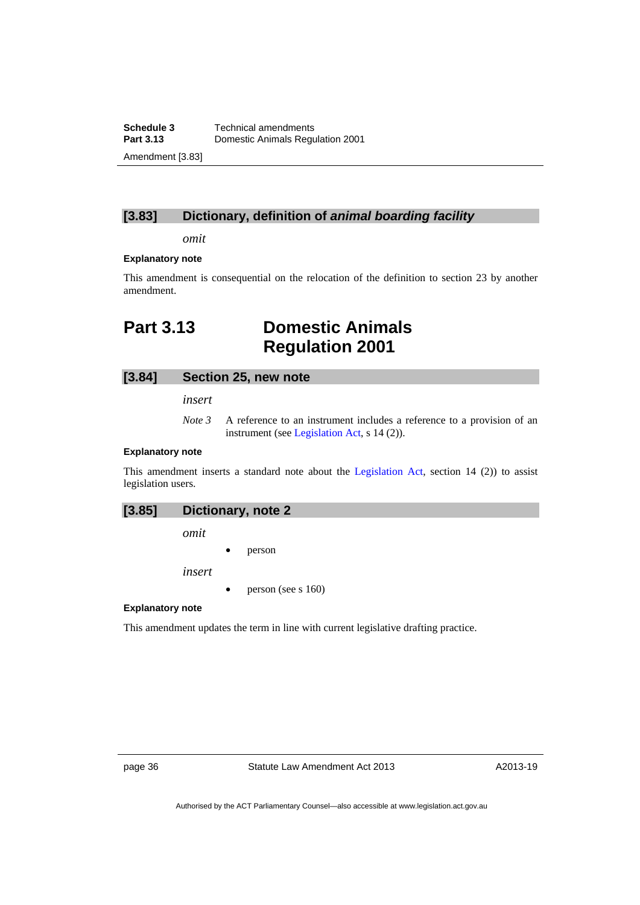### [3.83] Dictionary, definition of ***animal boarding facility***

*omit*

**Explanatory note**

This amendment is consequential on the relocation of the definition to section 23 by another amendment.

## Part 3.13 Domestic Animals Regulation 2001

### [3.84] Section 25, new note

*insert*

*Note 3* A reference to an instrument includes a reference to a provision of an instrument (see Legislation Act, s 14 (2)).

**Explanatory note**

This amendment inserts a standard note about the Legislation Act, section 14 (2)) to assist legislation users.

### [3.85] Dictionary, note 2

*omit*

- person

*insert*

- person (see s 160)

**Explanatory note**

This amendment updates the term in line with current legislative drafting practice.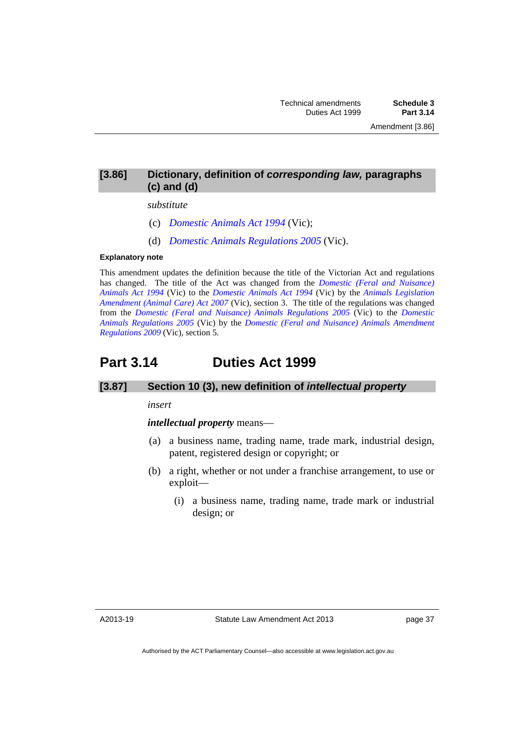### [3.86] Dictionary, definition of *corresponding law,* paragraphs (c) and (d)

*substitute*

(c) *Domestic Animals Act 1994* (Vic);

(d) *Domestic Animals Regulations 2005* (Vic).

**Explanatory note**

This amendment updates the definition because the title of the Victorian Act and regulations has changed. The title of the Act was changed from the *Domestic (Feral and Nuisance) Animals Act 1994* (Vic) to the *Domestic Animals Act 1994* (Vic) by the *Animals Legislation Amendment (Animal Care) Act 2007* (Vic), section 3. The title of the regulations was changed from the *Domestic (Feral and Nuisance) Animals Regulations 2005* (Vic) to the *Domestic Animals Regulations 2005* (Vic) by the *Domestic (Feral and Nuisance) Animals Amendment Regulations 2009* (Vic), section 5.

## Part 3.14 Duties Act 1999

### [3.87] Section 10 (3), new definition of *intellectual property*

*insert*

***intellectual property*** means—

(a) a business name, trading name, trade mark, industrial design, patent, registered design or copyright; or

(b) a right, whether or not under a franchise arrangement, to use or exploit—

(i) a business name, trading name, trade mark or industrial design; or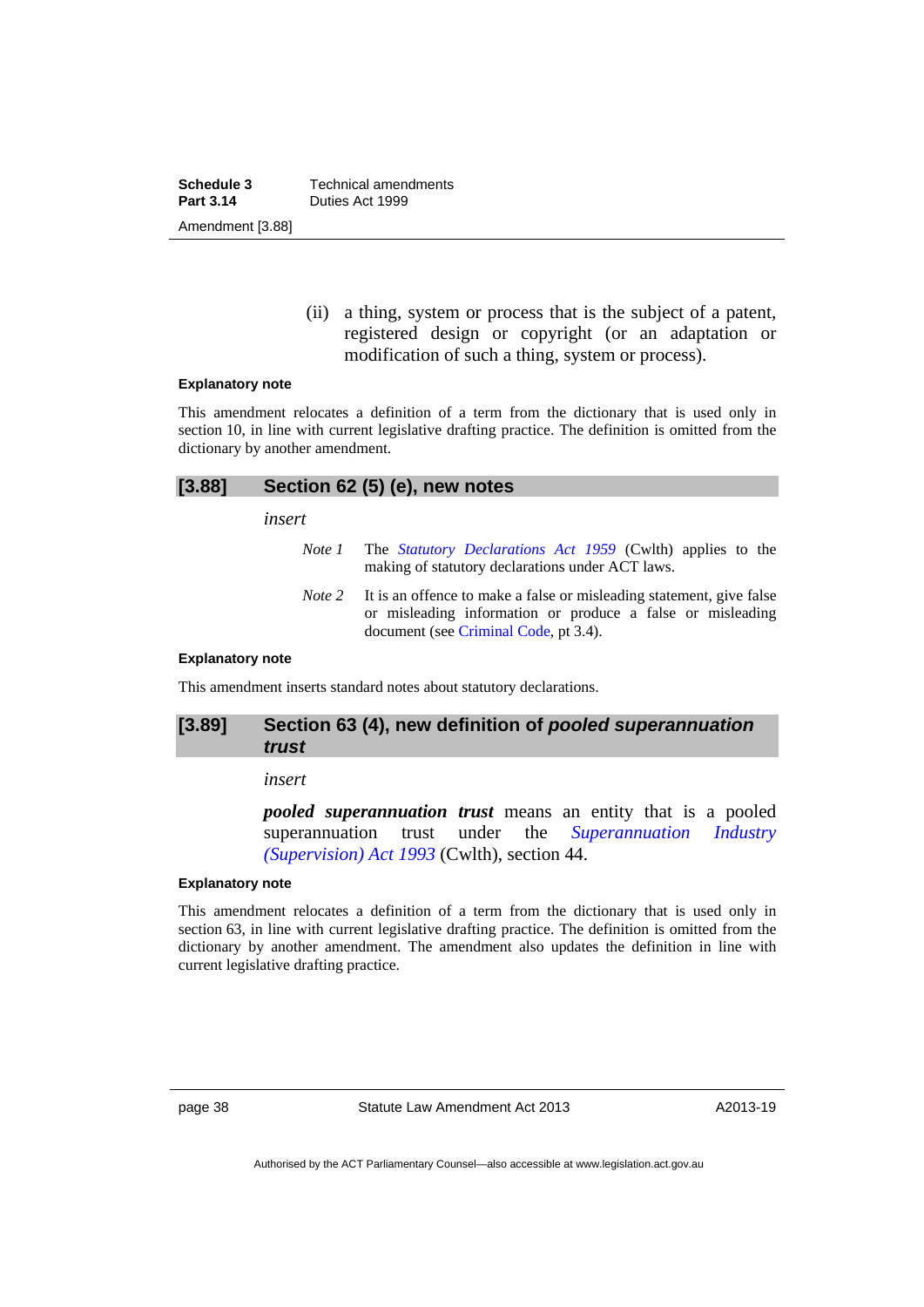(ii) a thing, system or process that is the subject of a patent, registered design or copyright (or an adaptation or modification of such a thing, system or process).

**Explanatory note**

This amendment relocates a definition of a term from the dictionary that is used only in section 10, in line with current legislative drafting practice. The definition is omitted from the dictionary by another amendment.

## [3.88] Section 62 (5) (e), new notes

*insert*

*Note 1* The *Statutory Declarations Act 1959* (Cwlth) applies to the making of statutory declarations under ACT laws.

*Note 2* It is an offence to make a false or misleading statement, give false or misleading information or produce a false or misleading document (see Criminal Code, pt 3.4).

**Explanatory note**

This amendment inserts standard notes about statutory declarations.

## [3.89] Section 63 (4), new definition of *pooled superannuation trust*

*insert*

***pooled superannuation trust*** means an entity that is a pooled superannuation trust under the *Superannuation Industry (Supervision) Act 1993* (Cwlth), section 44.

**Explanatory note**

This amendment relocates a definition of a term from the dictionary that is used only in section 63, in line with current legislative drafting practice. The definition is omitted from the dictionary by another amendment. The amendment also updates the definition in line with current legislative drafting practice.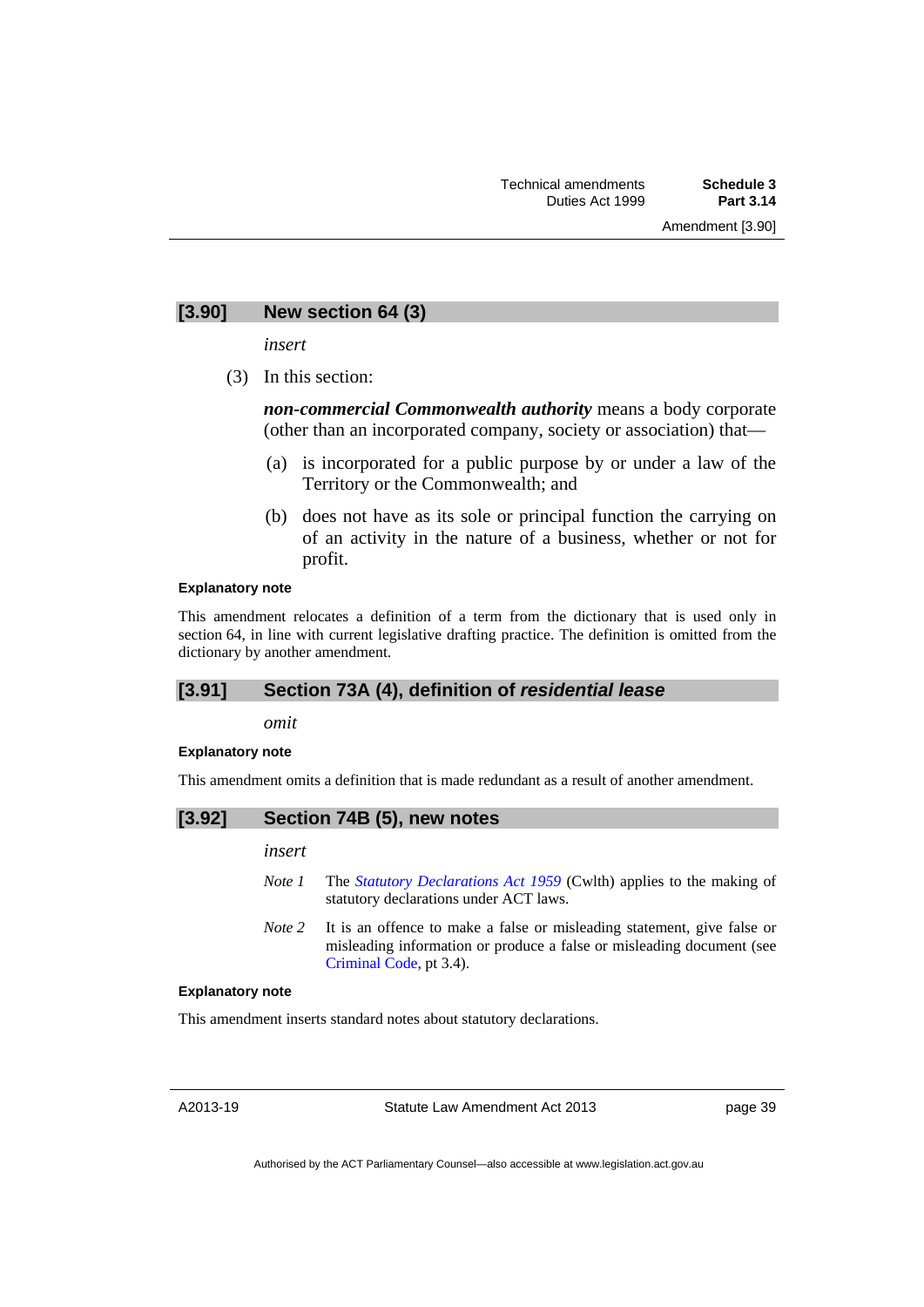## [3.90] New section 64 (3)

*insert*

(3) In this section:

***non-commercial Commonwealth authority*** means a body corporate (other than an incorporated company, society or association) that—

(a) is incorporated for a public purpose by or under a law of the Territory or the Commonwealth; and

(b) does not have as its sole or principal function the carrying on of an activity in the nature of a business, whether or not for profit.

**Explanatory note**

This amendment relocates a definition of a term from the dictionary that is used only in section 64, in line with current legislative drafting practice. The definition is omitted from the dictionary by another amendment.

## [3.91] Section 73A (4), definition of *residential lease*

*omit*

**Explanatory note**

This amendment omits a definition that is made redundant as a result of another amendment.

## [3.92] Section 74B (5), new notes

*insert*

*Note 1* The *Statutory Declarations Act 1959* (Cwlth) applies to the making of statutory declarations under ACT laws.

*Note 2* It is an offence to make a false or misleading statement, give false or misleading information or produce a false or misleading document (see Criminal Code, pt 3.4).

**Explanatory note**

This amendment inserts standard notes about statutory declarations.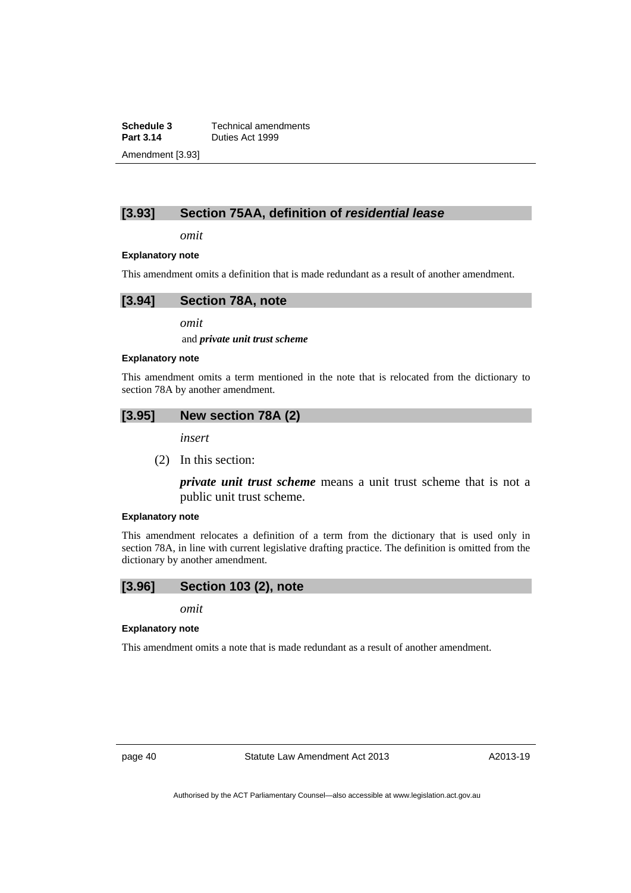## [3.93] Section 75AA, definition of *residential lease*

*omit*

**Explanatory note**

This amendment omits a definition that is made redundant as a result of another amendment.

## [3.94] Section 78A, note

*omit*

and ***private unit trust scheme***

**Explanatory note**

This amendment omits a term mentioned in the note that is relocated from the dictionary to section 78A by another amendment.

## [3.95] New section 78A (2)

*insert*

(2) In this section:

***private unit trust scheme*** means a unit trust scheme that is not a public unit trust scheme.

**Explanatory note**

This amendment relocates a definition of a term from the dictionary that is used only in section 78A, in line with current legislative drafting practice. The definition is omitted from the dictionary by another amendment.

## [3.96] Section 103 (2), note

*omit*

**Explanatory note**

This amendment omits a note that is made redundant as a result of another amendment.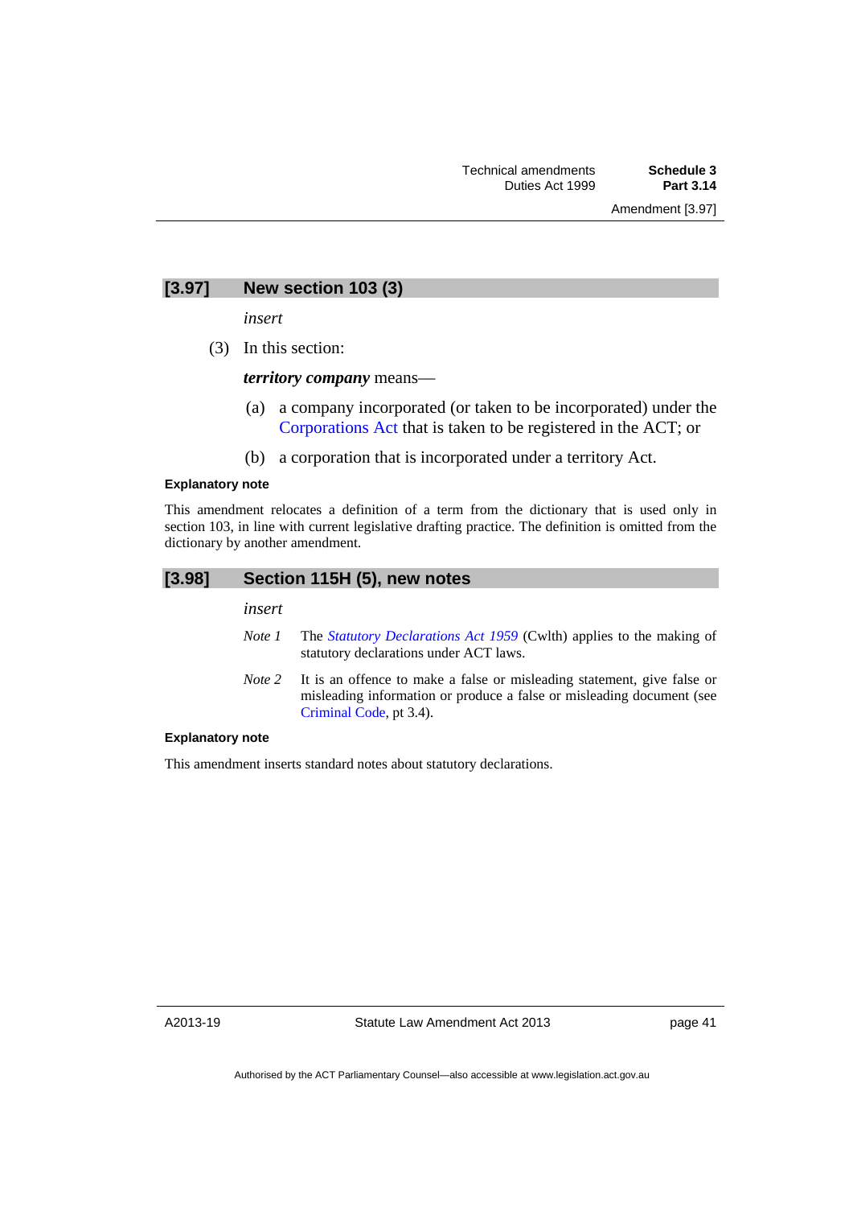## [3.97] New section 103 (3)

*insert*

(3) In this section:

***territory company*** means—

(a) a company incorporated (or taken to be incorporated) under the Corporations Act that is taken to be registered in the ACT; or

(b) a corporation that is incorporated under a territory Act.

**Explanatory note**

This amendment relocates a definition of a term from the dictionary that is used only in section 103, in line with current legislative drafting practice. The definition is omitted from the dictionary by another amendment.

## [3.98] Section 115H (5), new notes

*insert*

*Note 1* The *Statutory Declarations Act 1959* (Cwlth) applies to the making of statutory declarations under ACT laws.

*Note 2* It is an offence to make a false or misleading statement, give false or misleading information or produce a false or misleading document (see Criminal Code, pt 3.4).

**Explanatory note**

This amendment inserts standard notes about statutory declarations.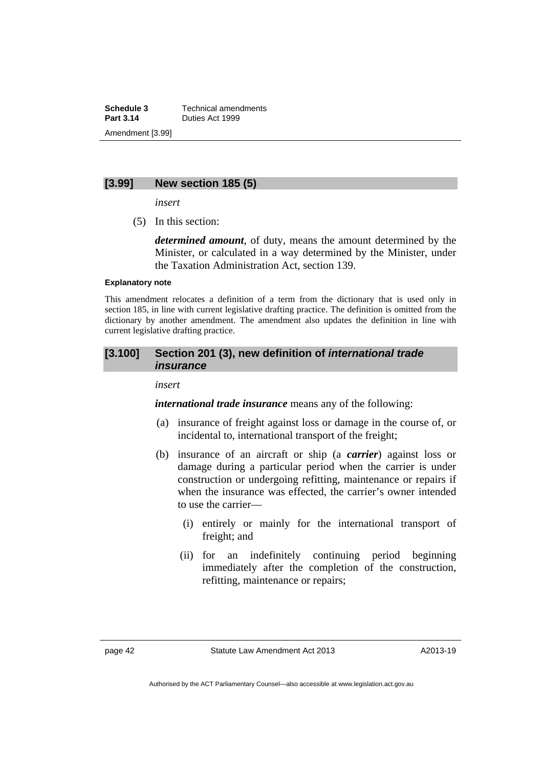### [3.99] New section 185 (5)

*insert*

(5) In this section:

***determined amount***, of duty, means the amount determined by the Minister, or calculated in a way determined by the Minister, under the Taxation Administration Act, section 139.

**Explanatory note**

This amendment relocates a definition of a term from the dictionary that is used only in section 185, in line with current legislative drafting practice. The definition is omitted from the dictionary by another amendment. The amendment also updates the definition in line with current legislative drafting practice.

### [3.100] Section 201 (3), new definition of *international trade insurance*

*insert*

***international trade insurance*** means any of the following:

(a) insurance of freight against loss or damage in the course of, or incidental to, international transport of the freight;

(b) insurance of an aircraft or ship (a ***carrier***) against loss or damage during a particular period when the carrier is under construction or undergoing refitting, maintenance or repairs if when the insurance was effected, the carrier's owner intended to use the carrier—

   (i) entirely or mainly for the international transport of freight; and

   (ii) for an indefinitely continuing period beginning immediately after the completion of the construction, refitting, maintenance or repairs;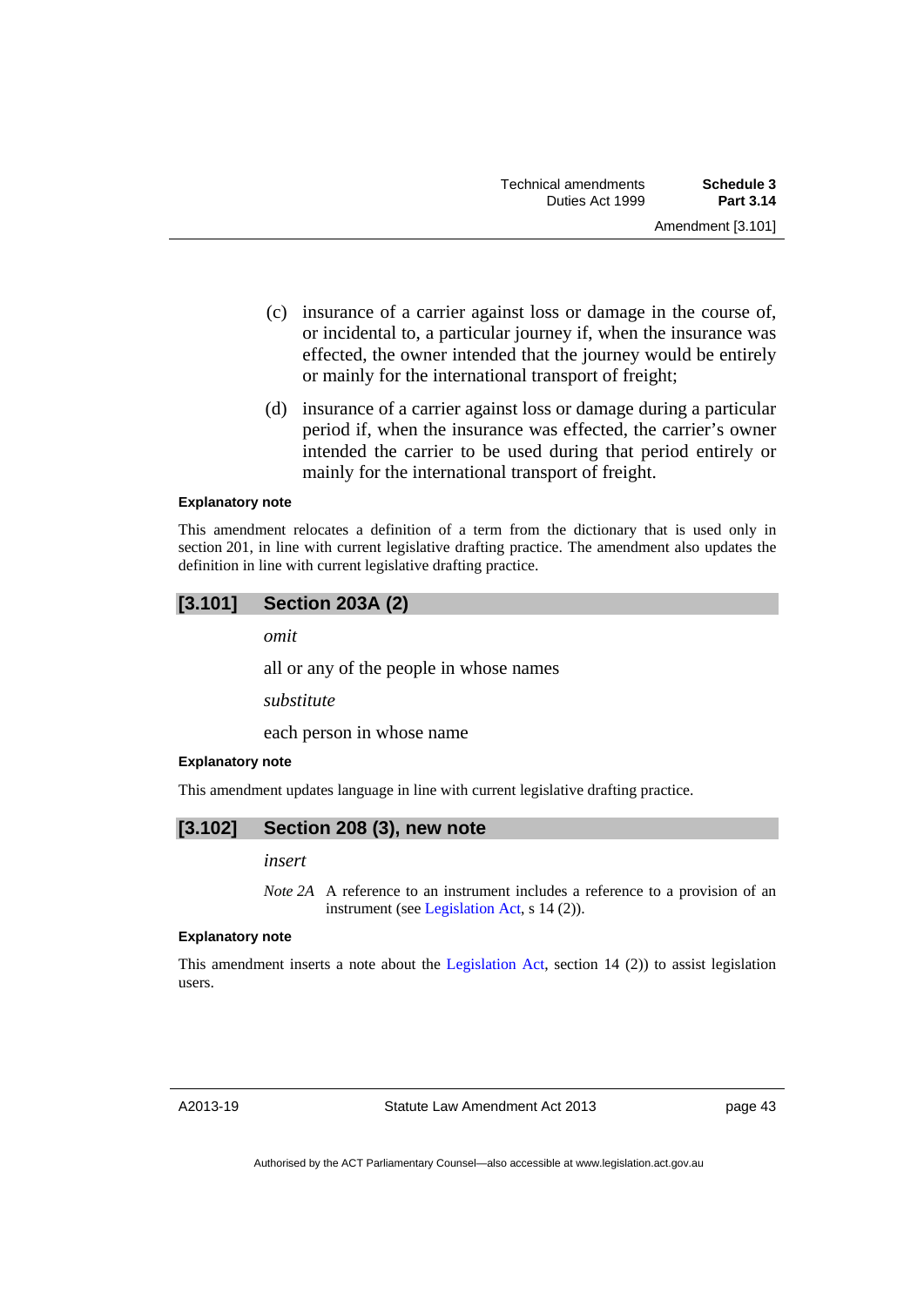(c) insurance of a carrier against loss or damage in the course of, or incidental to, a particular journey if, when the insurance was effected, the owner intended that the journey would be entirely or mainly for the international transport of freight;

(d) insurance of a carrier against loss or damage during a particular period if, when the insurance was effected, the carrier's owner intended the carrier to be used during that period entirely or mainly for the international transport of freight.

**Explanatory note**

This amendment relocates a definition of a term from the dictionary that is used only in section 201, in line with current legislative drafting practice. The amendment also updates the definition in line with current legislative drafting practice.

## [3.101] Section 203A (2)

*omit*

all or any of the people in whose names

*substitute*

each person in whose name

**Explanatory note**

This amendment updates language in line with current legislative drafting practice.

## [3.102] Section 208 (3), new note

*insert*

*Note 2A* A reference to an instrument includes a reference to a provision of an instrument (see Legislation Act, s 14 (2)).

**Explanatory note**

This amendment inserts a note about the Legislation Act, section 14 (2)) to assist legislation users.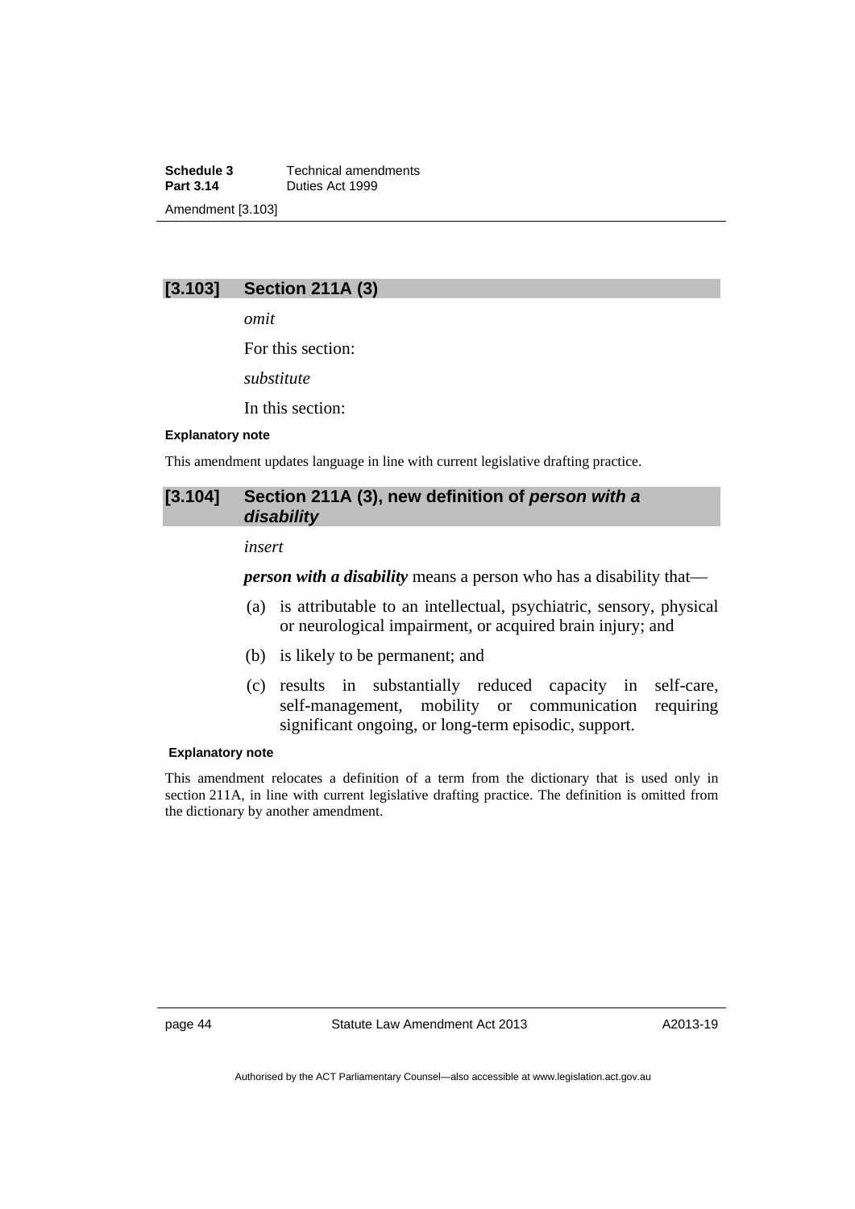### [3.103] Section 211A (3)

*omit*

For this section:

*substitute*

In this section:

#### Explanatory note

This amendment updates language in line with current legislative drafting practice.

### [3.104] Section 211A (3), new definition of *person with a disability*

*insert*

***person with a disability*** means a person who has a disability that—

(a) is attributable to an intellectual, psychiatric, sensory, physical or neurological impairment, or acquired brain injury; and

(b) is likely to be permanent; and

(c) results in substantially reduced capacity in self-care, self-management, mobility or communication requiring significant ongoing, or long-term episodic, support.

#### Explanatory note

This amendment relocates a definition of a term from the dictionary that is used only in section 211A, in line with current legislative drafting practice. The definition is omitted from the dictionary by another amendment.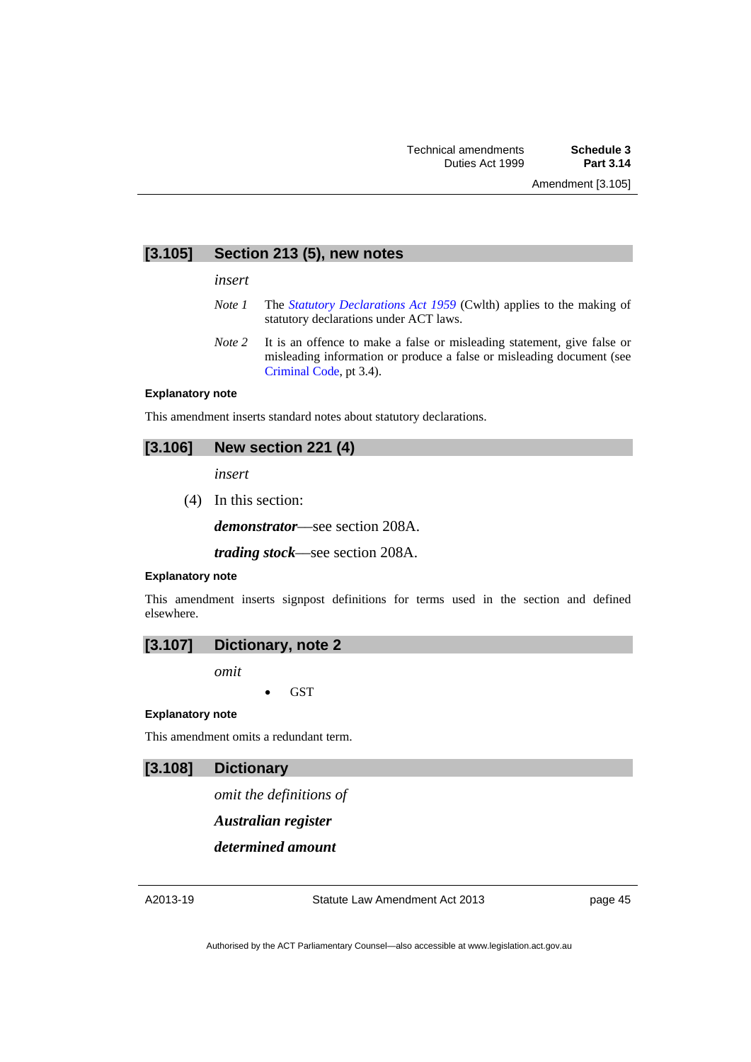## [3.105] Section 213 (5), new notes

*insert*

*Note 1* The *Statutory Declarations Act 1959* (Cwlth) applies to the making of statutory declarations under ACT laws.

*Note 2* It is an offence to make a false or misleading statement, give false or misleading information or produce a false or misleading document (see Criminal Code, pt 3.4).

**Explanatory note**

This amendment inserts standard notes about statutory declarations.

## [3.106] New section 221 (4)

*insert*

(4) In this section:

***demonstrator***—see section 208A.

***trading stock***—see section 208A.

**Explanatory note**

This amendment inserts signpost definitions for terms used in the section and defined elsewhere.

## [3.107] Dictionary, note 2

*omit*

- GST

**Explanatory note**

This amendment omits a redundant term.

## [3.108] Dictionary

*omit the definitions of*

***Australian register***

***determined amount***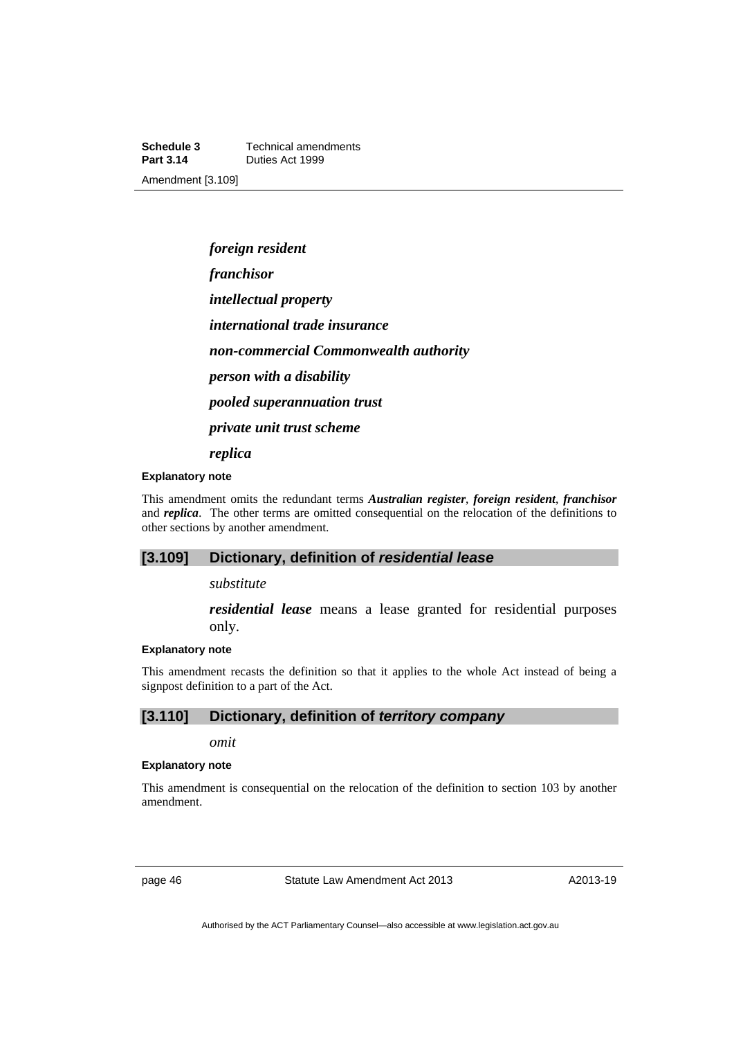*foreign resident*

*franchisor*

*intellectual property*

*international trade insurance*

*non-commercial Commonwealth authority*

*person with a disability*

*pooled superannuation trust*

*private unit trust scheme*

*replica*

**Explanatory note**

This amendment omits the redundant terms ***Australian register***, ***foreign resident***, ***franchisor*** and ***replica***. The other terms are omitted consequential on the relocation of the definitions to other sections by another amendment.

## [3.109] Dictionary, definition of *residential lease*

*substitute*

***residential lease*** means a lease granted for residential purposes only.

**Explanatory note**

This amendment recasts the definition so that it applies to the whole Act instead of being a signpost definition to a part of the Act.

## [3.110] Dictionary, definition of *territory company*

*omit*

**Explanatory note**

This amendment is consequential on the relocation of the definition to section 103 by another amendment.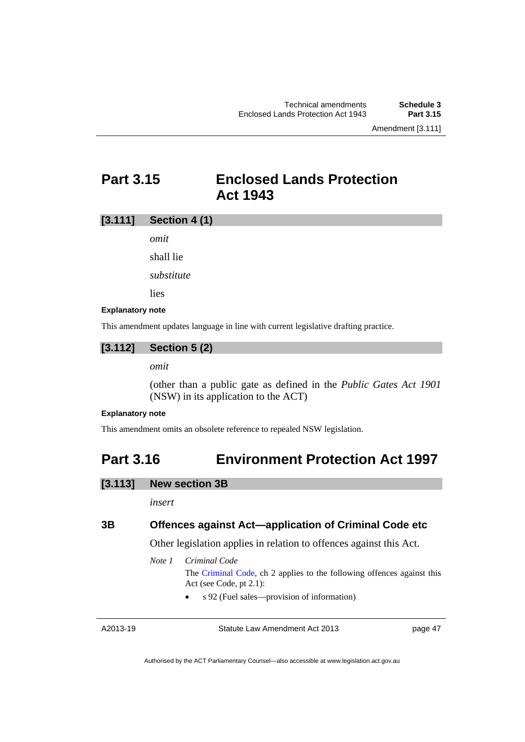## Part 3.15 Enclosed Lands Protection Act 1943

### [3.111] Section 4 (1)

*omit*

shall lie

*substitute*

lies

**Explanatory note**

This amendment updates language in line with current legislative drafting practice.

### [3.112] Section 5 (2)

*omit*

(other than a public gate as defined in the *Public Gates Act 1901* (NSW) in its application to the ACT)

**Explanatory note**

This amendment omits an obsolete reference to repealed NSW legislation.

## Part 3.16 Environment Protection Act 1997

### [3.113] New section 3B

*insert*

#### 3B Offences against Act—application of Criminal Code etc

Other legislation applies in relation to offences against this Act.

*Note 1* *Criminal Code*

The Criminal Code, ch 2 applies to the following offences against this Act (see Code, pt 2.1):

- s 92 (Fuel sales—provision of information)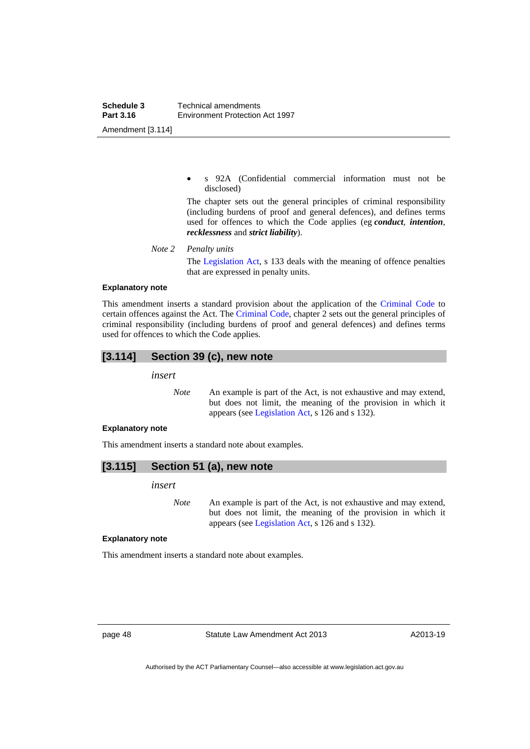- s 92A (Confidential commercial information must not be disclosed)

The chapter sets out the general principles of criminal responsibility (including burdens of proof and general defences), and defines terms used for offences to which the Code applies (eg ***conduct***, ***intention***, ***recklessness*** and ***strict liability***).

*Note 2* *Penalty units*

The Legislation Act, s 133 deals with the meaning of offence penalties that are expressed in penalty units.

**Explanatory note**

This amendment inserts a standard provision about the application of the Criminal Code to certain offences against the Act. The Criminal Code, chapter 2 sets out the general principles of criminal responsibility (including burdens of proof and general defences) and defines terms used for offences to which the Code applies.

## [3.114] Section 39 (c), new note

*insert*

*Note* An example is part of the Act, is not exhaustive and may extend, but does not limit, the meaning of the provision in which it appears (see Legislation Act, s 126 and s 132).

**Explanatory note**

This amendment inserts a standard note about examples.

## [3.115] Section 51 (a), new note

*insert*

*Note* An example is part of the Act, is not exhaustive and may extend, but does not limit, the meaning of the provision in which it appears (see Legislation Act, s 126 and s 132).

**Explanatory note**

This amendment inserts a standard note about examples.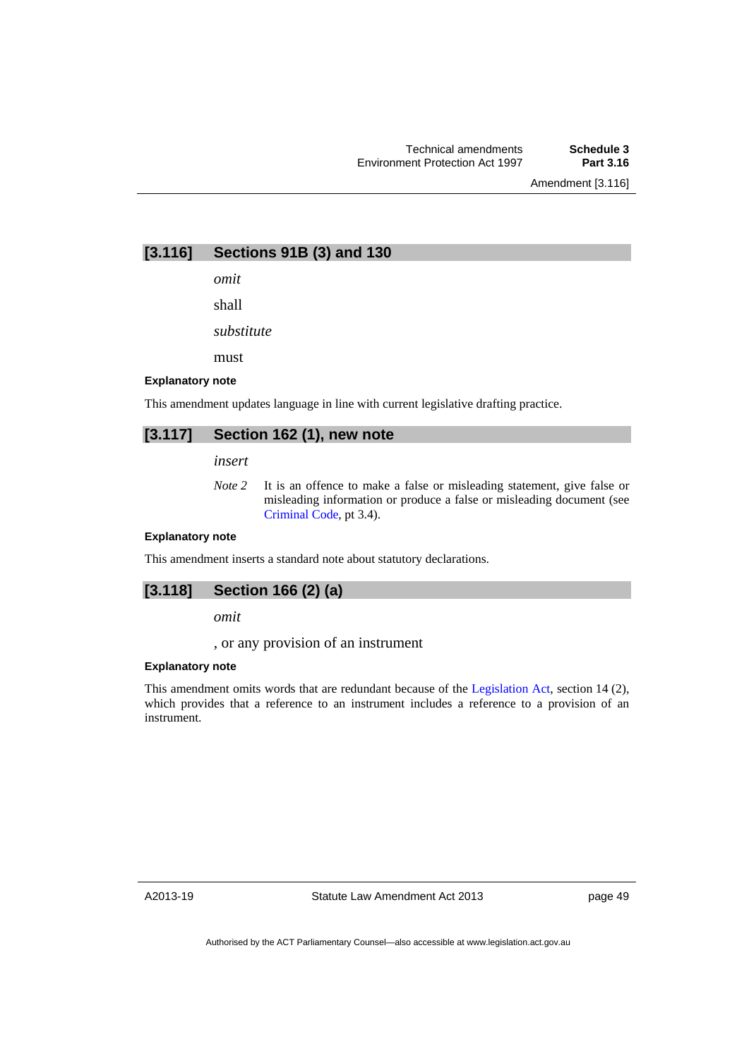## [3.116] Sections 91B (3) and 130

*omit*

shall

*substitute*

must

**Explanatory note**

This amendment updates language in line with current legislative drafting practice.

## [3.117] Section 162 (1), new note

*insert*

*Note 2* It is an offence to make a false or misleading statement, give false or misleading information or produce a false or misleading document (see Criminal Code, pt 3.4).

**Explanatory note**

This amendment inserts a standard note about statutory declarations.

## [3.118] Section 166 (2) (a)

*omit*

, or any provision of an instrument

**Explanatory note**

This amendment omits words that are redundant because of the Legislation Act, section 14 (2), which provides that a reference to an instrument includes a reference to a provision of an instrument.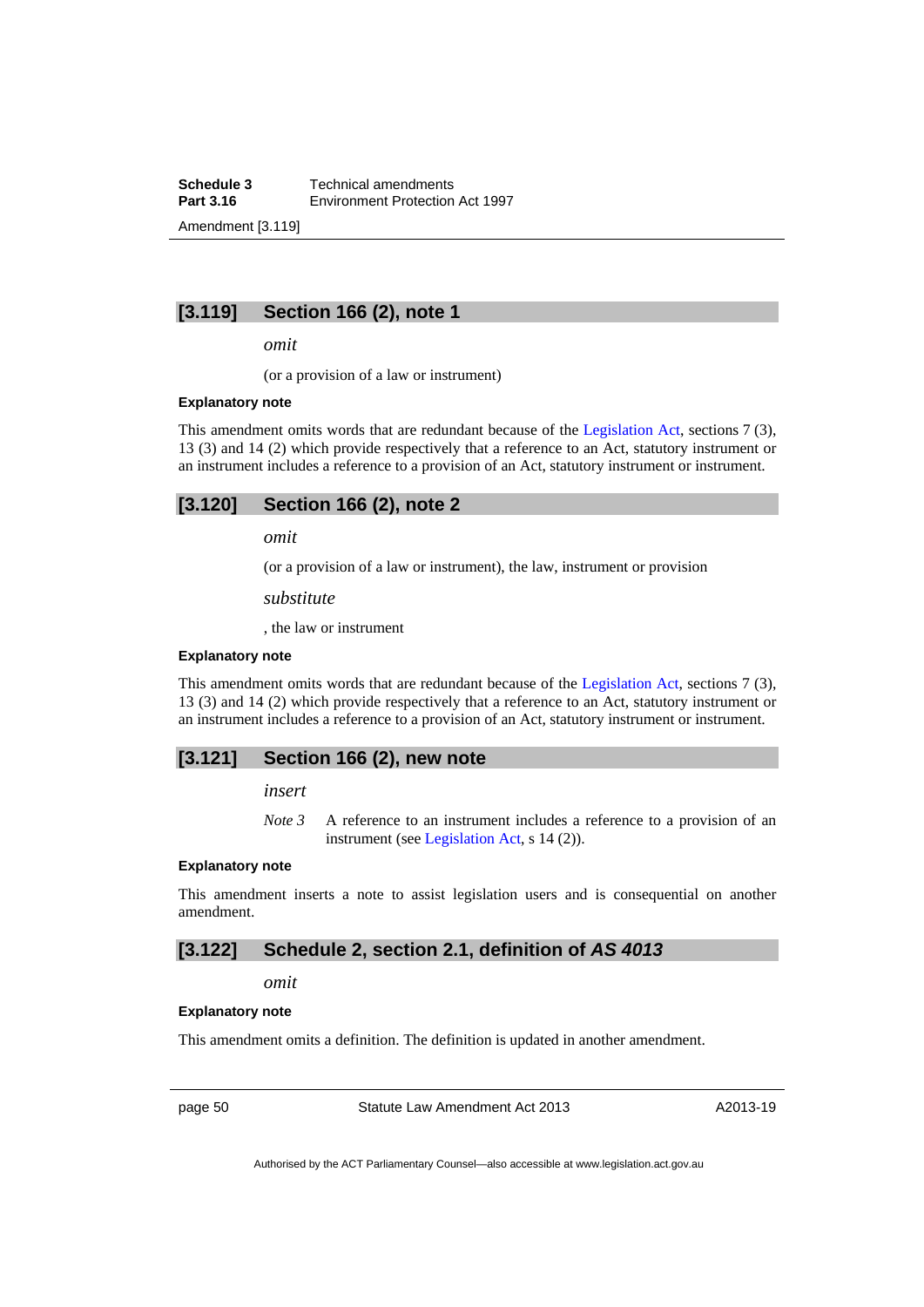## [3.119] Section 166 (2), note 1

*omit*

(or a provision of a law or instrument)

**Explanatory note**

This amendment omits words that are redundant because of the Legislation Act, sections 7 (3), 13 (3) and 14 (2) which provide respectively that a reference to an Act, statutory instrument or an instrument includes a reference to a provision of an Act, statutory instrument or instrument.

## [3.120] Section 166 (2), note 2

*omit*

(or a provision of a law or instrument), the law, instrument or provision

*substitute*

, the law or instrument

**Explanatory note**

This amendment omits words that are redundant because of the Legislation Act, sections 7 (3), 13 (3) and 14 (2) which provide respectively that a reference to an Act, statutory instrument or an instrument includes a reference to a provision of an Act, statutory instrument or instrument.

## [3.121] Section 166 (2), new note

*insert*

*Note 3* A reference to an instrument includes a reference to a provision of an instrument (see Legislation Act, s 14 (2)).

**Explanatory note**

This amendment inserts a note to assist legislation users and is consequential on another amendment.

## [3.122] Schedule 2, section 2.1, definition of *AS 4013*

*omit*

**Explanatory note**

This amendment omits a definition. The definition is updated in another amendment.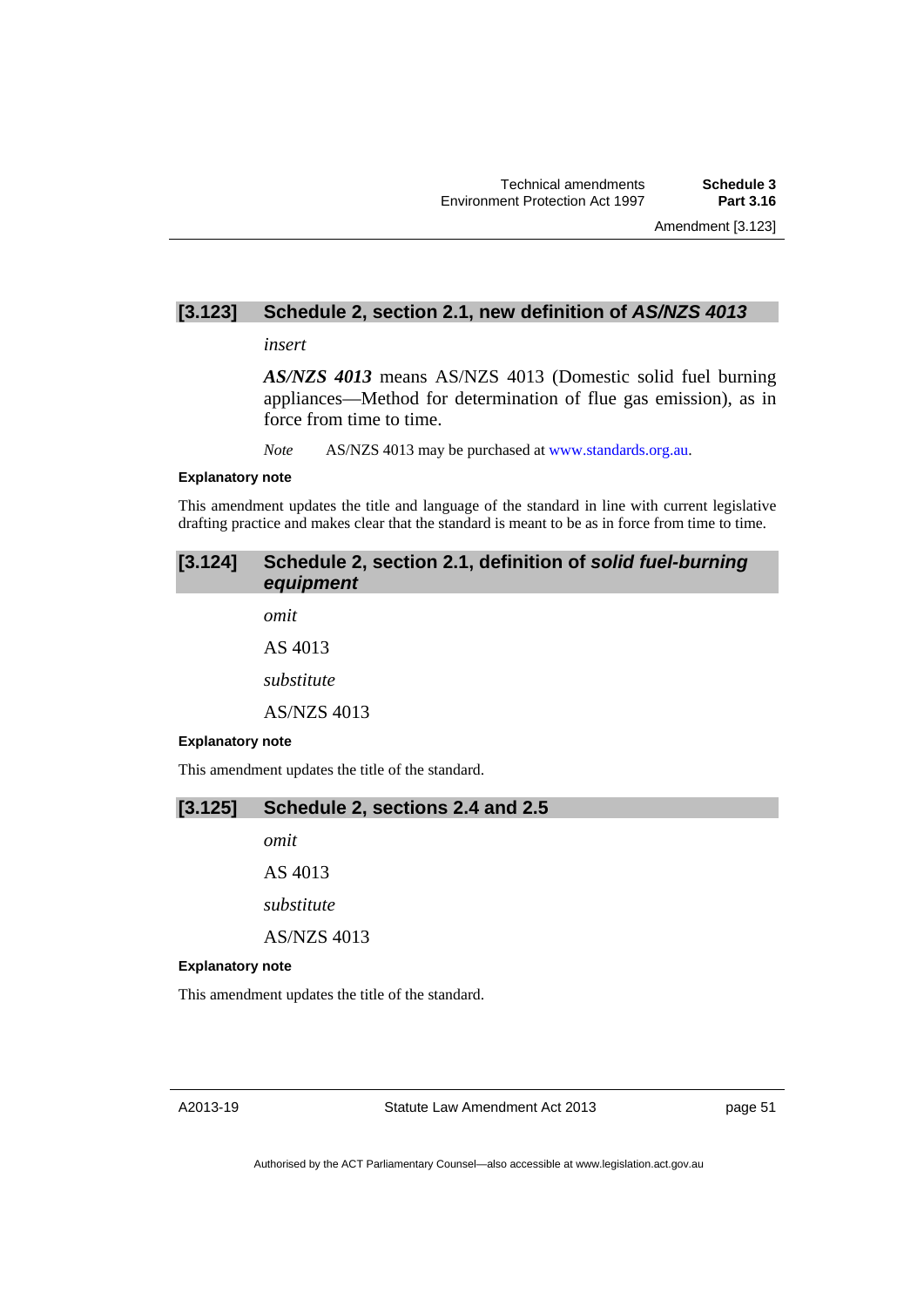### [3.123] Schedule 2, section 2.1, new definition of *AS/NZS 4013*

*insert*

***AS/NZS 4013*** means AS/NZS 4013 (Domestic solid fuel burning appliances—Method for determination of flue gas emission), as in force from time to time.

*Note* AS/NZS 4013 may be purchased at www.standards.org.au.

#### Explanatory note

This amendment updates the title and language of the standard in line with current legislative drafting practice and makes clear that the standard is meant to be as in force from time to time.

### [3.124] Schedule 2, section 2.1, definition of *solid fuel-burning equipment*

*omit*

AS 4013

*substitute*

AS/NZS 4013

#### Explanatory note

This amendment updates the title of the standard.

### [3.125] Schedule 2, sections 2.4 and 2.5

*omit*

AS 4013

*substitute*

AS/NZS 4013

#### Explanatory note

This amendment updates the title of the standard.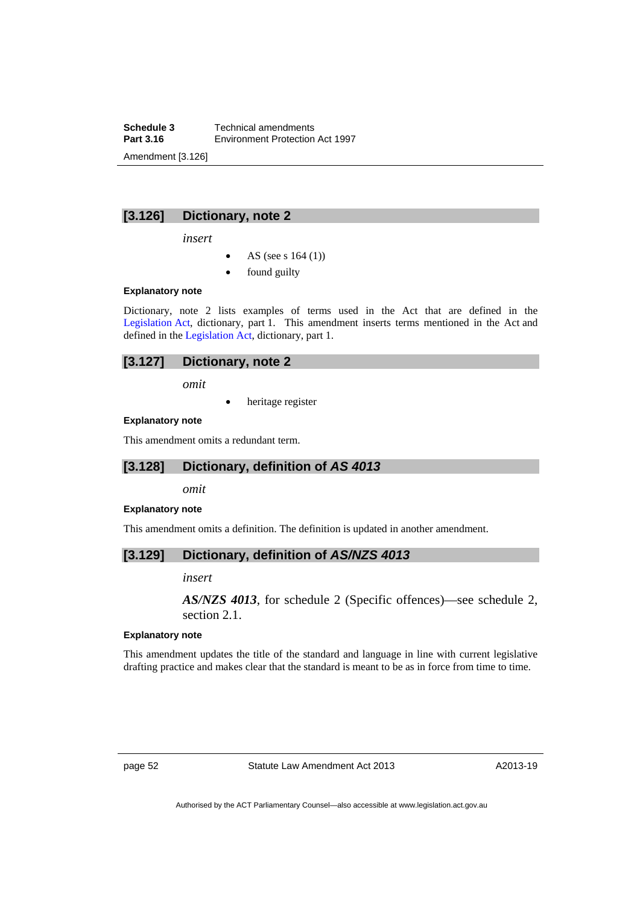## [3.126] Dictionary, note 2

*insert*

- AS (see s 164 (1))
- found guilty

#### Explanatory note

Dictionary, note 2 lists examples of terms used in the Act that are defined in the Legislation Act, dictionary, part 1. This amendment inserts terms mentioned in the Act and defined in the Legislation Act, dictionary, part 1.

## [3.127] Dictionary, note 2

*omit*

- heritage register

#### Explanatory note

This amendment omits a redundant term.

## [3.128] Dictionary, definition of *AS 4013*

*omit*

#### Explanatory note

This amendment omits a definition. The definition is updated in another amendment.

## [3.129] Dictionary, definition of *AS/NZS 4013*

*insert*

***AS/NZS 4013***, for schedule 2 (Specific offences)—see schedule 2, section 2.1.

#### Explanatory note

This amendment updates the title of the standard and language in line with current legislative drafting practice and makes clear that the standard is meant to be as in force from time to time.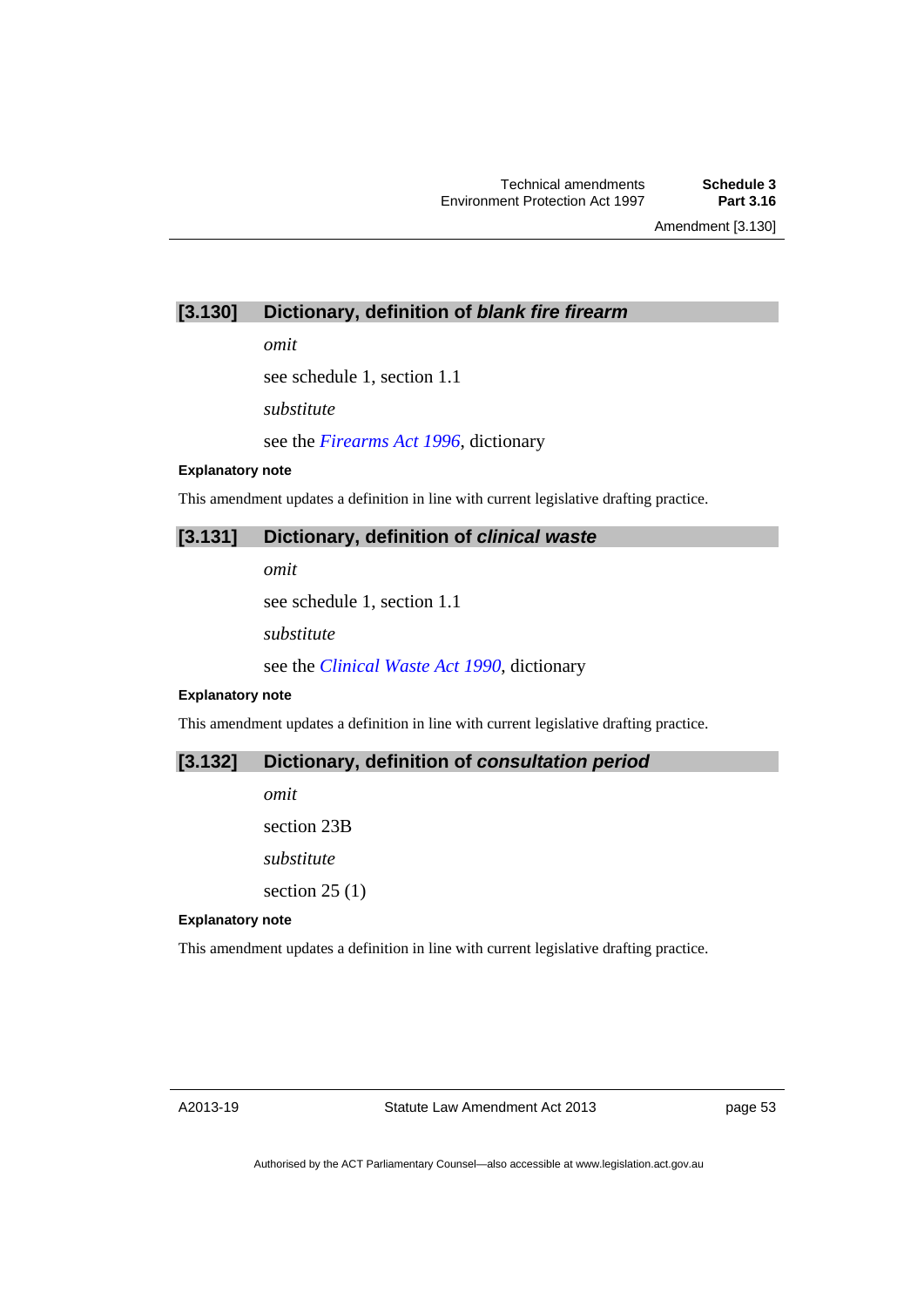## [3.130] Dictionary, definition of *blank fire firearm*

*omit*

see schedule 1, section 1.1

*substitute*

see the *Firearms Act 1996*, dictionary

**Explanatory note**

This amendment updates a definition in line with current legislative drafting practice.

## [3.131] Dictionary, definition of *clinical waste*

*omit*

see schedule 1, section 1.1

*substitute*

see the *Clinical Waste Act 1990*, dictionary

**Explanatory note**

This amendment updates a definition in line with current legislative drafting practice.

## [3.132] Dictionary, definition of *consultation period*

*omit*

section 23B

*substitute*

section 25 (1)

**Explanatory note**

This amendment updates a definition in line with current legislative drafting practice.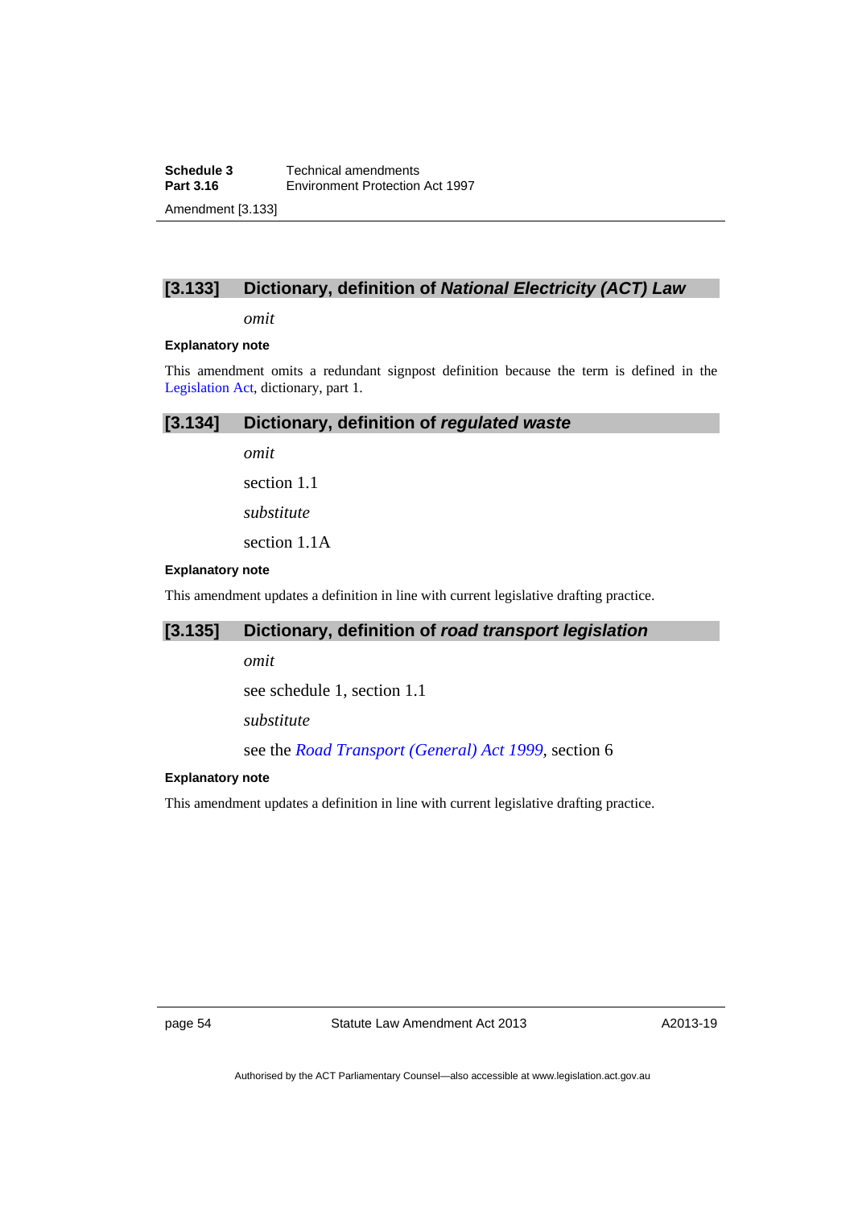## [3.133] Dictionary, definition of *National Electricity (ACT) Law*

*omit*

**Explanatory note**

This amendment omits a redundant signpost definition because the term is defined in the Legislation Act, dictionary, part 1.

## [3.134] Dictionary, definition of *regulated waste*

*omit*

section 1.1

*substitute*

section 1.1A

**Explanatory note**

This amendment updates a definition in line with current legislative drafting practice.

## [3.135] Dictionary, definition of *road transport legislation*

*omit*

see schedule 1, section 1.1

*substitute*

see the *Road Transport (General) Act 1999*, section 6

**Explanatory note**

This amendment updates a definition in line with current legislative drafting practice.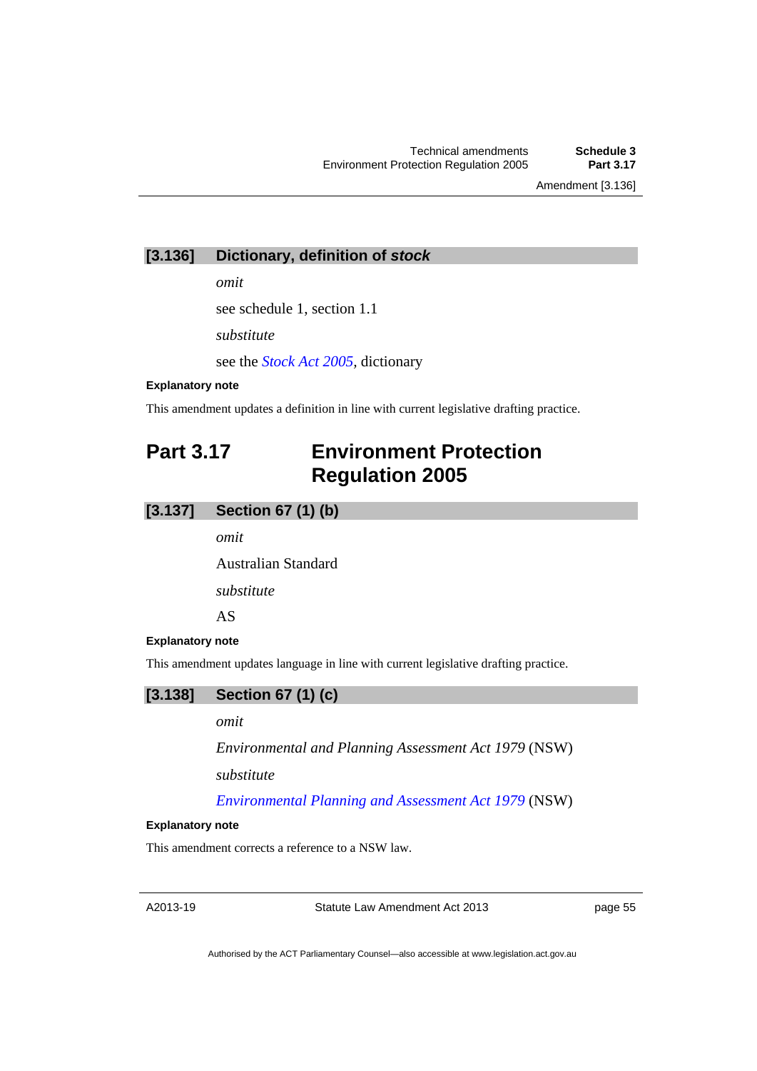## [3.136] Dictionary, definition of *stock*

*omit*

see schedule 1, section 1.1

*substitute*

see the *Stock Act 2005*, dictionary

**Explanatory note**

This amendment updates a definition in line with current legislative drafting practice.

# Part 3.17 Environment Protection Regulation 2005

## [3.137] Section 67 (1) (b)

*omit*

Australian Standard

*substitute*

AS

**Explanatory note**

This amendment updates language in line with current legislative drafting practice.

## [3.138] Section 67 (1) (c)

*omit*

*Environmental and Planning Assessment Act 1979* (NSW)

*substitute*

*Environmental Planning and Assessment Act 1979* (NSW)

**Explanatory note**

This amendment corrects a reference to a NSW law.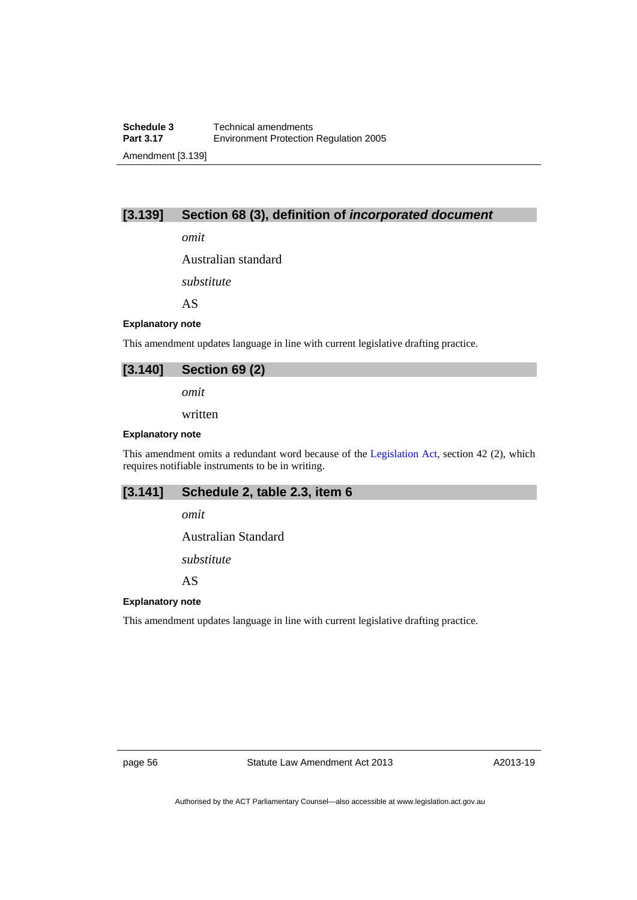### [3.139] Section 68 (3), definition of *incorporated document*

*omit*

Australian standard

*substitute*

AS

**Explanatory note**

This amendment updates language in line with current legislative drafting practice.

### [3.140] Section 69 (2)

*omit*

written

**Explanatory note**

This amendment omits a redundant word because of the Legislation Act, section 42 (2), which requires notifiable instruments to be in writing.

### [3.141] Schedule 2, table 2.3, item 6

*omit*

Australian Standard

*substitute*

AS

**Explanatory note**

This amendment updates language in line with current legislative drafting practice.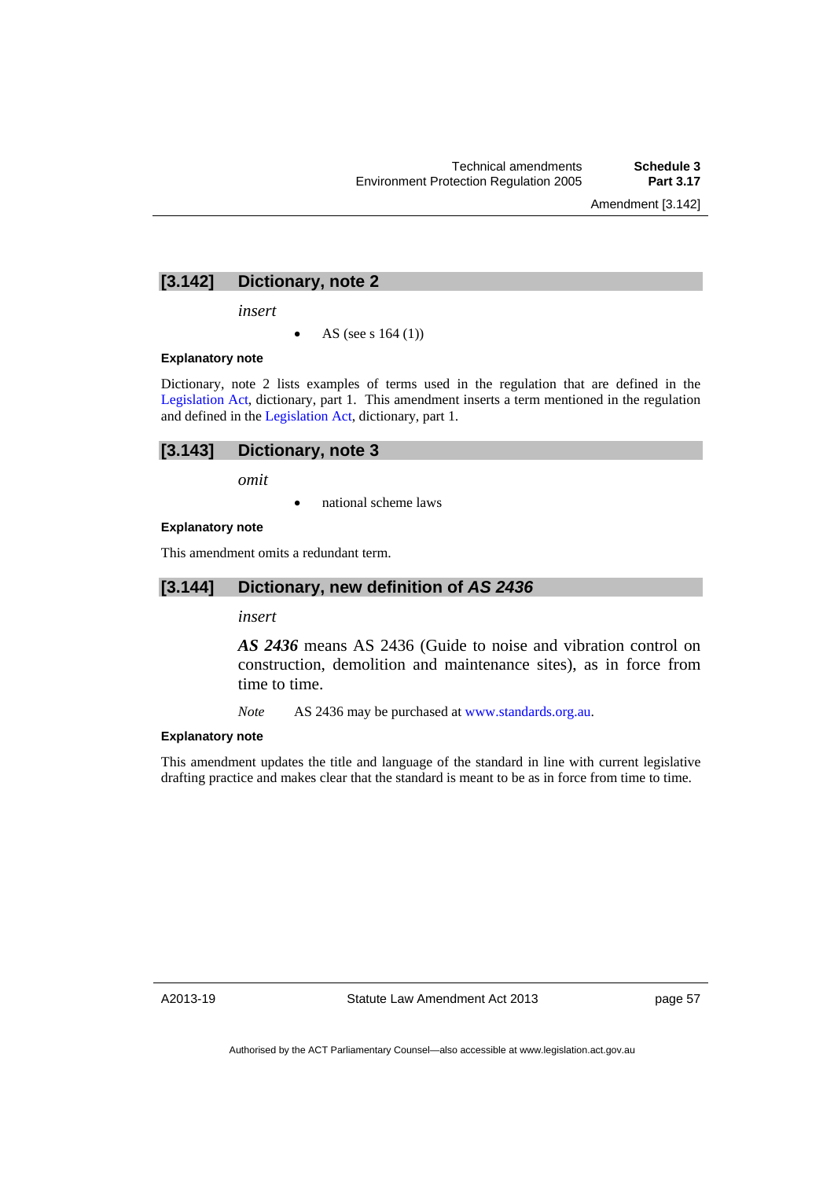## [3.142] Dictionary, note 2

*insert*

- AS (see s 164 (1))

**Explanatory note**

Dictionary, note 2 lists examples of terms used in the regulation that are defined in the Legislation Act, dictionary, part 1. This amendment inserts a term mentioned in the regulation and defined in the Legislation Act, dictionary, part 1.

## [3.143] Dictionary, note 3

*omit*

- national scheme laws

**Explanatory note**

This amendment omits a redundant term.

## [3.144] Dictionary, new definition of *AS 2436*

*insert*

***AS 2436*** means AS 2436 (Guide to noise and vibration control on construction, demolition and maintenance sites), as in force from time to time.

*Note* AS 2436 may be purchased at www.standards.org.au.

**Explanatory note**

This amendment updates the title and language of the standard in line with current legislative drafting practice and makes clear that the standard is meant to be as in force from time to time.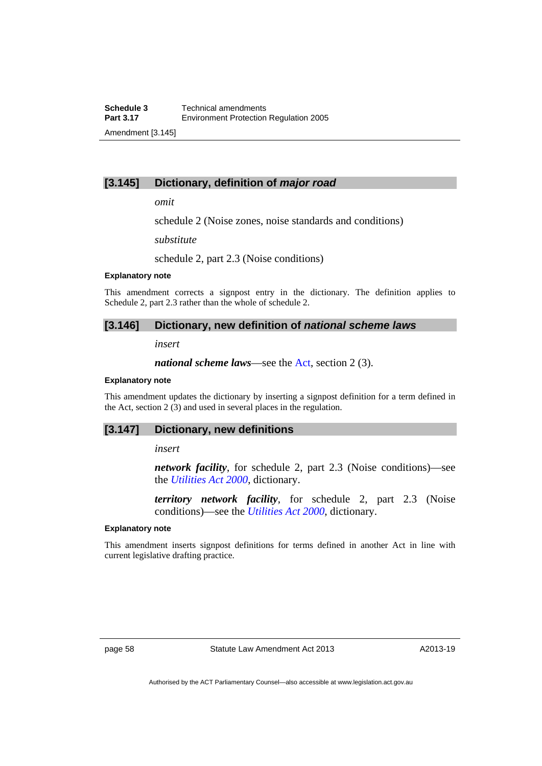## [3.145] Dictionary, definition of *major road*

*omit*

schedule 2 (Noise zones, noise standards and conditions)

*substitute*

schedule 2, part 2.3 (Noise conditions)

**Explanatory note**

This amendment corrects a signpost entry in the dictionary. The definition applies to Schedule 2, part 2.3 rather than the whole of schedule 2.

## [3.146] Dictionary, new definition of *national scheme laws*

*insert*

***national scheme laws***—see the Act, section 2 (3).

**Explanatory note**

This amendment updates the dictionary by inserting a signpost definition for a term defined in the Act, section 2 (3) and used in several places in the regulation.

## [3.147] Dictionary, new definitions

*insert*

***network facility***, for schedule 2, part 2.3 (Noise conditions)—see the *Utilities Act 2000*, dictionary.

***territory network facility***, for schedule 2, part 2.3 (Noise conditions)—see the *Utilities Act 2000*, dictionary.

**Explanatory note**

This amendment inserts signpost definitions for terms defined in another Act in line with current legislative drafting practice.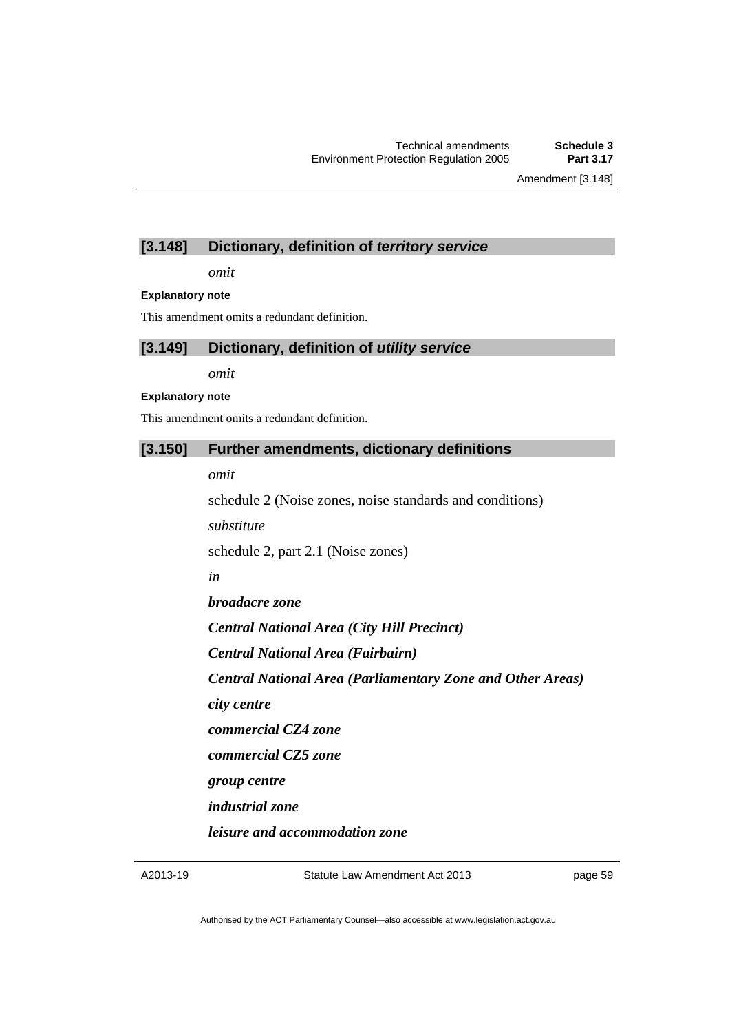## [3.148] Dictionary, definition of *territory service*

*omit*

**Explanatory note**

This amendment omits a redundant definition.

## [3.149] Dictionary, definition of *utility service*

*omit*

**Explanatory note**

This amendment omits a redundant definition.

## [3.150] Further amendments, dictionary definitions

*omit*

schedule 2 (Noise zones, noise standards and conditions)

*substitute*

schedule 2, part 2.1 (Noise zones)

*in*

***broadacre zone***

***Central National Area (City Hill Precinct)***

***Central National Area (Fairbairn)***

***Central National Area (Parliamentary Zone and Other Areas)***

***city centre***

***commercial CZ4 zone***

***commercial CZ5 zone***

***group centre***

***industrial zone***

***leisure and accommodation zone***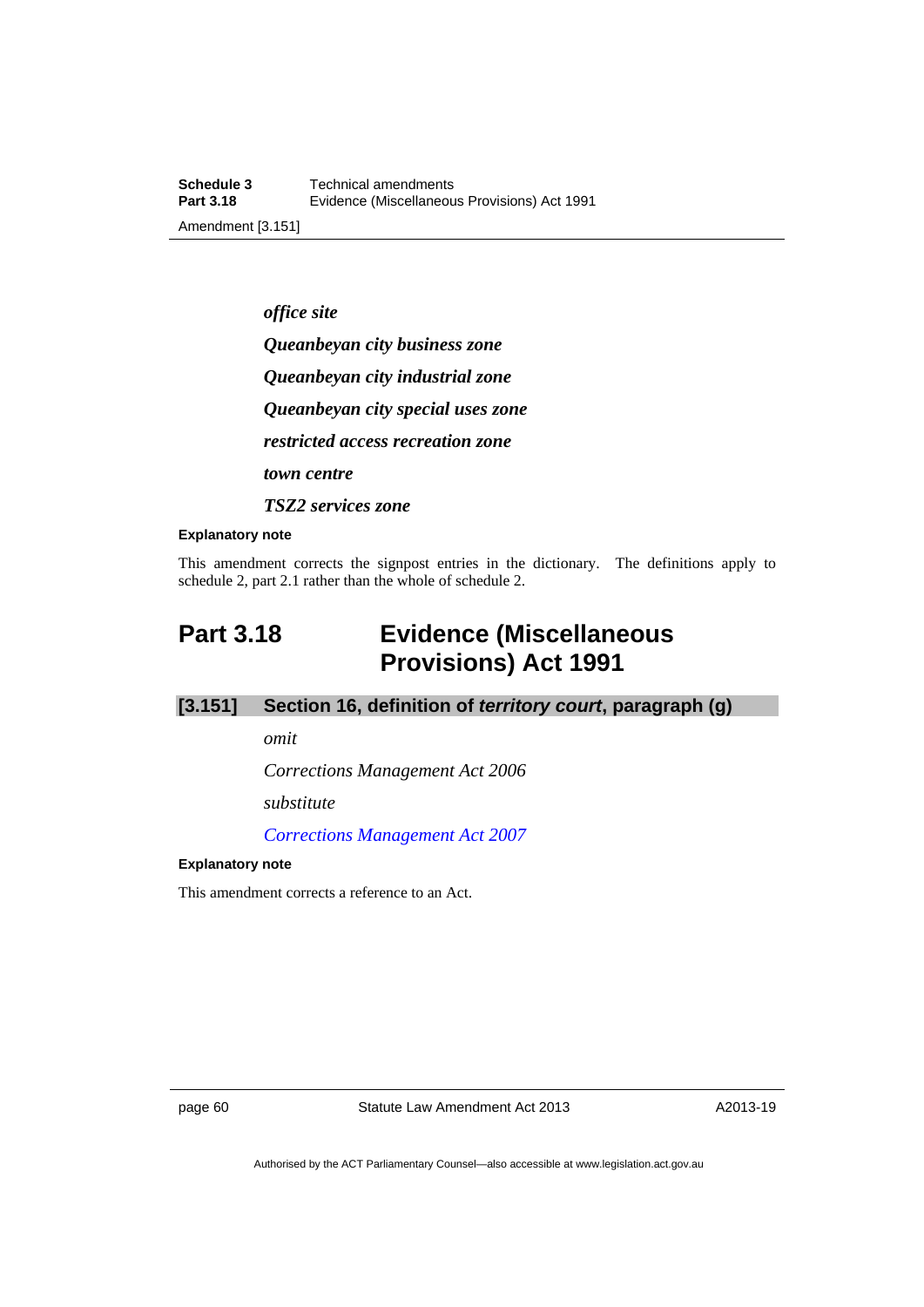***office site***

***Queanbeyan city business zone***

***Queanbeyan city industrial zone***

***Queanbeyan city special uses zone***

***restricted access recreation zone***

***town centre***

***TSZ2 services zone***

**Explanatory note**

This amendment corrects the signpost entries in the dictionary. The definitions apply to schedule 2, part 2.1 rather than the whole of schedule 2.

# Part 3.18 Evidence (Miscellaneous Provisions) Act 1991

## [3.151] Section 16, definition of *territory court*, paragraph (g)

*omit*

*Corrections Management Act 2006*

*substitute*

*Corrections Management Act 2007*

**Explanatory note**

This amendment corrects a reference to an Act.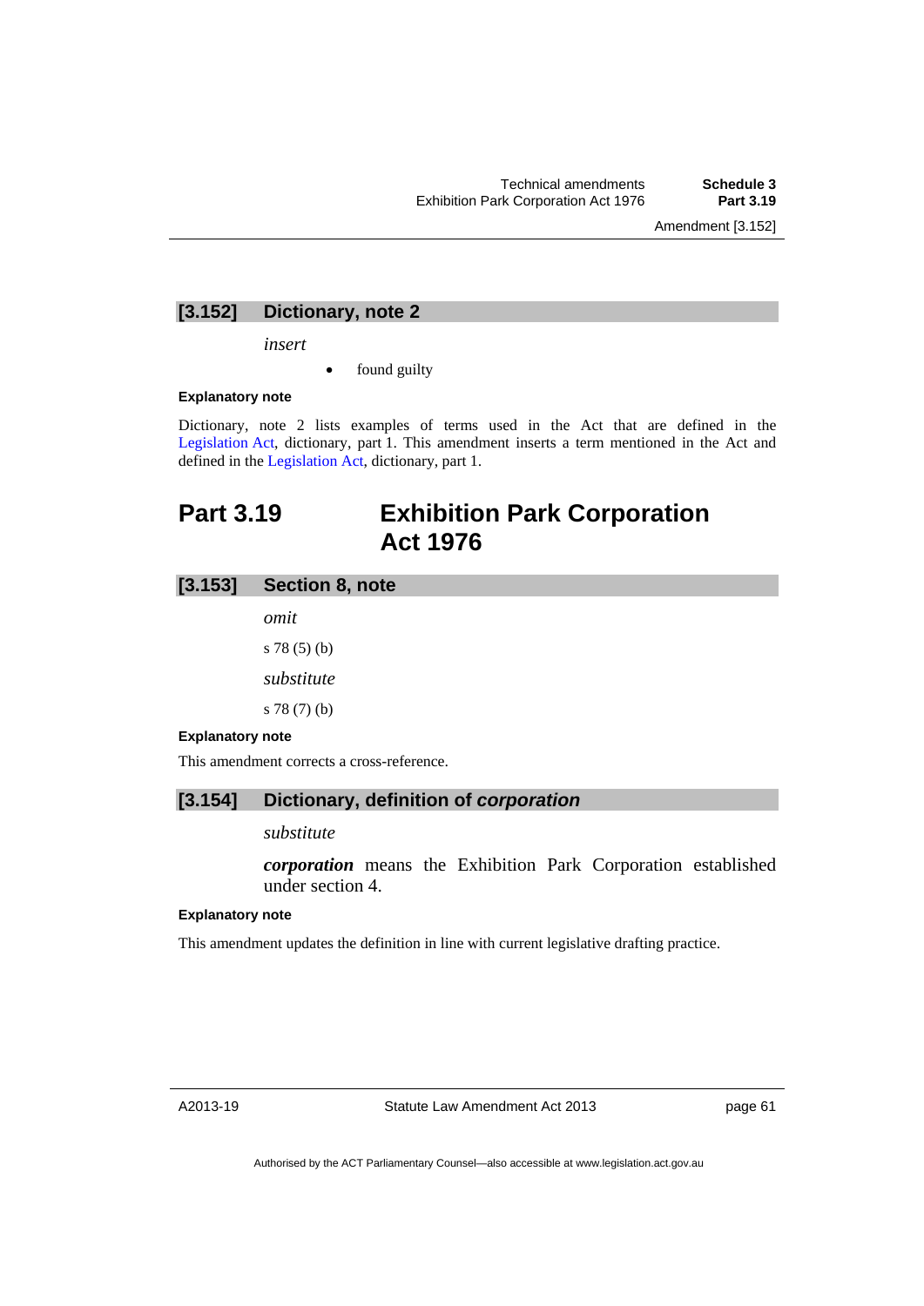### [3.152] Dictionary, note 2

*insert*

- found guilty

**Explanatory note**

Dictionary, note 2 lists examples of terms used in the Act that are defined in the Legislation Act, dictionary, part 1. This amendment inserts a term mentioned in the Act and defined in the Legislation Act, dictionary, part 1.

## Part 3.19 Exhibition Park Corporation Act 1976

### [3.153] Section 8, note

*omit*

s 78 (5) (b)

*substitute*

s 78 (7) (b)

**Explanatory note**

This amendment corrects a cross-reference.

### [3.154] Dictionary, definition of *corporation*

*substitute*

***corporation*** means the Exhibition Park Corporation established under section 4.

**Explanatory note**

This amendment updates the definition in line with current legislative drafting practice.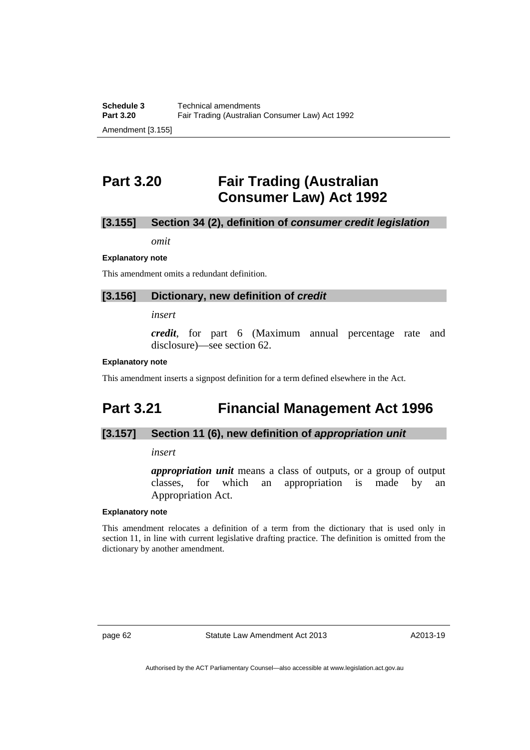## Part 3.20 Fair Trading (Australian Consumer Law) Act 1992

### [3.155] Section 34 (2), definition of *consumer credit legislation*

*omit*

**Explanatory note**

This amendment omits a redundant definition.

### [3.156] Dictionary, new definition of *credit*

*insert*

***credit***, for part 6 (Maximum annual percentage rate and disclosure)—see section 62.

**Explanatory note**

This amendment inserts a signpost definition for a term defined elsewhere in the Act.

## Part 3.21 Financial Management Act 1996

### [3.157] Section 11 (6), new definition of *appropriation unit*

*insert*

***appropriation unit*** means a class of outputs, or a group of output classes, for which an appropriation is made by an Appropriation Act.

**Explanatory note**

This amendment relocates a definition of a term from the dictionary that is used only in section 11, in line with current legislative drafting practice. The definition is omitted from the dictionary by another amendment.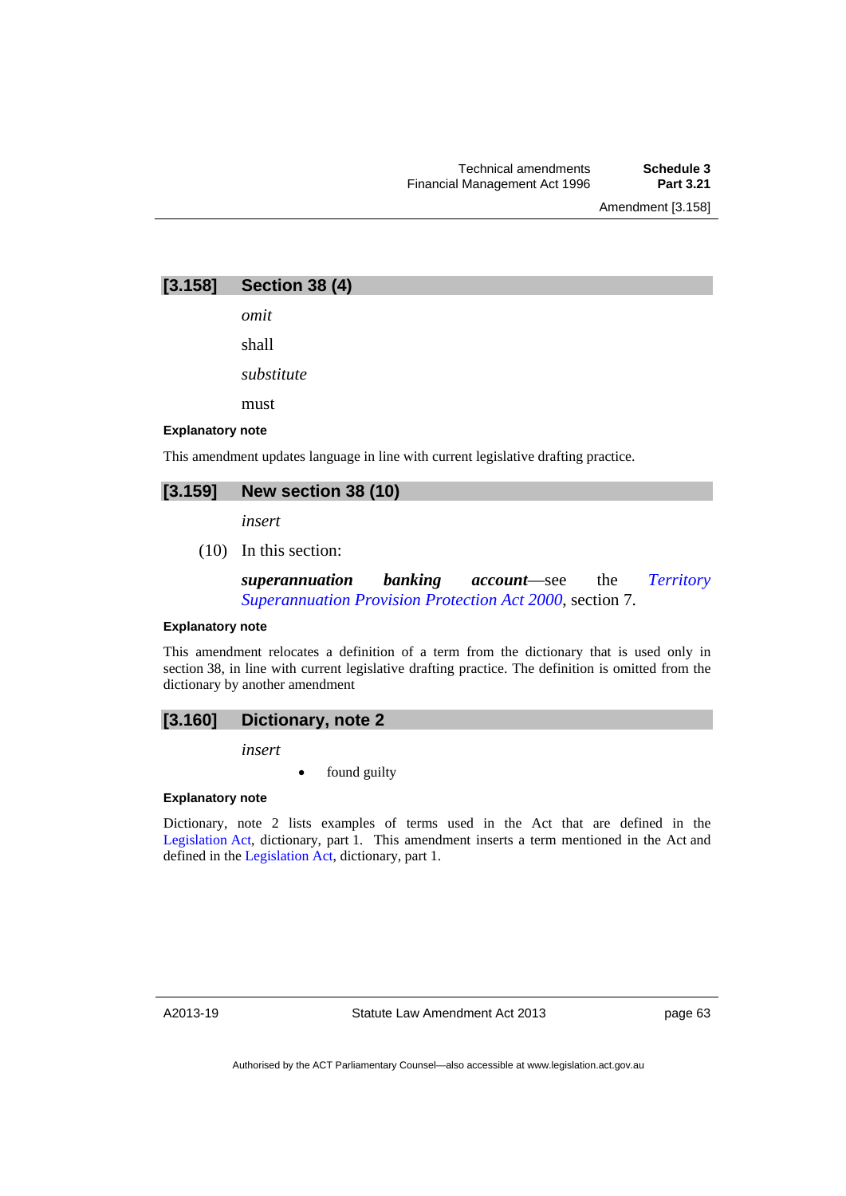### [3.158] Section 38 (4)

*omit*

shall

*substitute*

must

**Explanatory note**

This amendment updates language in line with current legislative drafting practice.

### [3.159] New section 38 (10)

*insert*

(10) In this section:

***superannuation banking account***—see the *Territory Superannuation Provision Protection Act 2000*, section 7.

**Explanatory note**

This amendment relocates a definition of a term from the dictionary that is used only in section 38, in line with current legislative drafting practice. The definition is omitted from the dictionary by another amendment

### [3.160] Dictionary, note 2

*insert*

- found guilty

**Explanatory note**

Dictionary, note 2 lists examples of terms used in the Act that are defined in the Legislation Act, dictionary, part 1. This amendment inserts a term mentioned in the Act and defined in the Legislation Act, dictionary, part 1.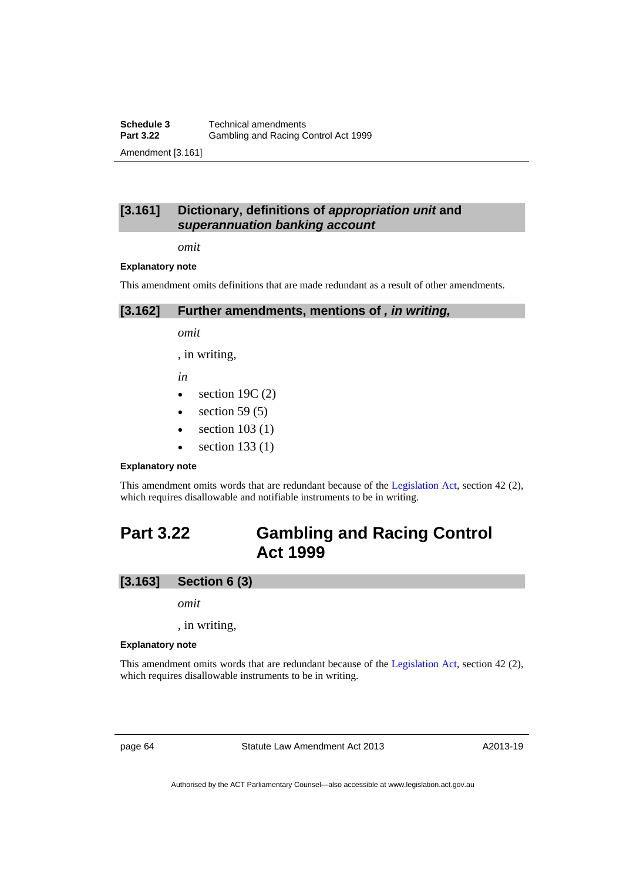### [3.161] Dictionary, definitions of *appropriation unit* and *superannuation banking account*

*omit*

**Explanatory note**

This amendment omits definitions that are made redundant as a result of other amendments.

### [3.162] Further amendments, mentions of *, in writing,*

*omit*

, in writing,

*in*

- section 19C (2)
- section 59 (5)
- section 103 (1)
- section 133 (1)

**Explanatory note**

This amendment omits words that are redundant because of the Legislation Act, section 42 (2), which requires disallowable and notifiable instruments to be in writing.

## Part 3.22 Gambling and Racing Control Act 1999

### [3.163] Section 6 (3)

*omit*

, in writing,

**Explanatory note**

This amendment omits words that are redundant because of the Legislation Act, section 42 (2), which requires disallowable instruments to be in writing.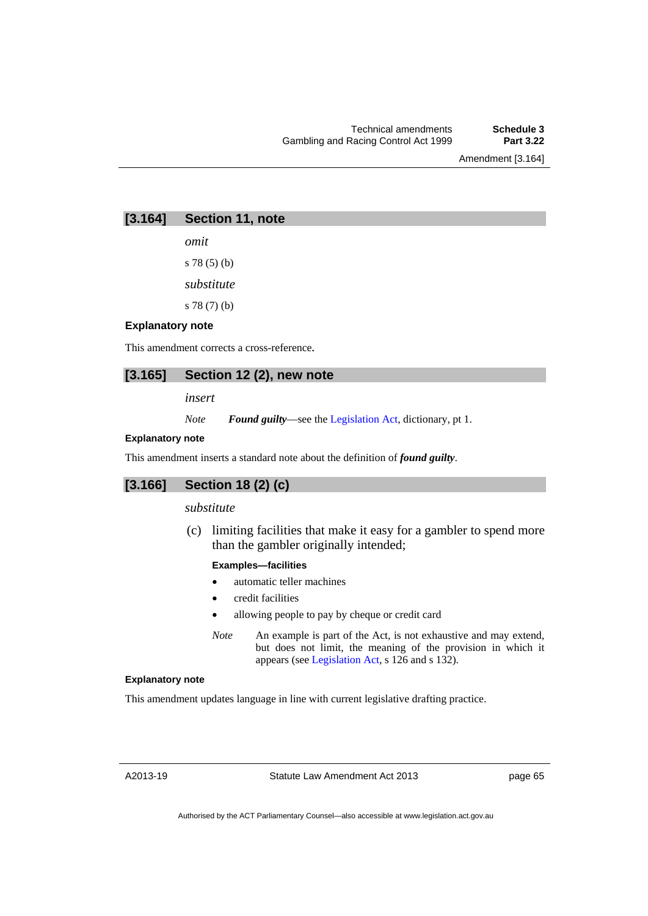## [3.164] Section 11, note

*omit*

s 78 (5) (b)

*substitute*

s 78 (7) (b)

**Explanatory note**

This amendment corrects a cross-reference.

## [3.165] Section 12 (2), new note

*insert*

*Note* ***Found guilty***—see the Legislation Act, dictionary, pt 1.

**Explanatory note**

This amendment inserts a standard note about the definition of ***found guilty***.

## [3.166] Section 18 (2) (c)

*substitute*

(c) limiting facilities that make it easy for a gambler to spend more than the gambler originally intended;

**Examples—facilities**

- automatic teller machines
- credit facilities
- allowing people to pay by cheque or credit card

*Note* An example is part of the Act, is not exhaustive and may extend, but does not limit, the meaning of the provision in which it appears (see Legislation Act, s 126 and s 132).

**Explanatory note**

This amendment updates language in line with current legislative drafting practice.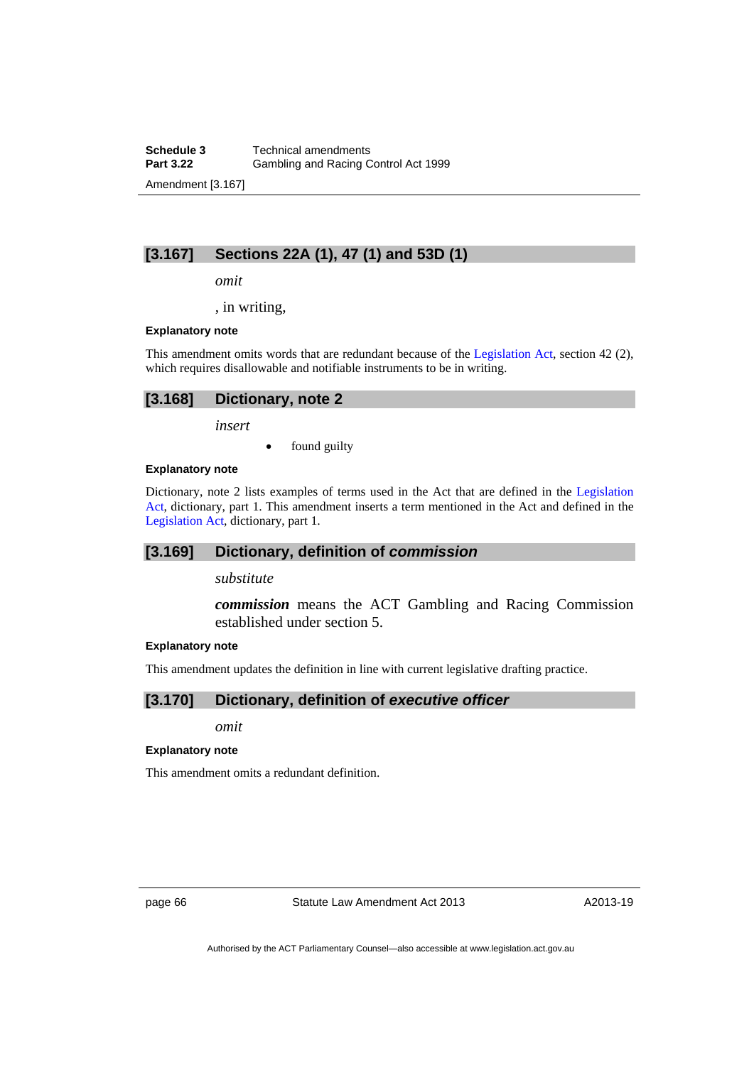## [3.167] Sections 22A (1), 47 (1) and 53D (1)

*omit*

, in writing,

**Explanatory note**

This amendment omits words that are redundant because of the Legislation Act, section 42 (2), which requires disallowable and notifiable instruments to be in writing.

## [3.168] Dictionary, note 2

*insert*

- found guilty

**Explanatory note**

Dictionary, note 2 lists examples of terms used in the Act that are defined in the Legislation Act, dictionary, part 1. This amendment inserts a term mentioned in the Act and defined in the Legislation Act, dictionary, part 1.

## [3.169] Dictionary, definition of *commission*

*substitute*

***commission*** means the ACT Gambling and Racing Commission established under section 5.

**Explanatory note**

This amendment updates the definition in line with current legislative drafting practice.

## [3.170] Dictionary, definition of *executive officer*

*omit*

**Explanatory note**

This amendment omits a redundant definition.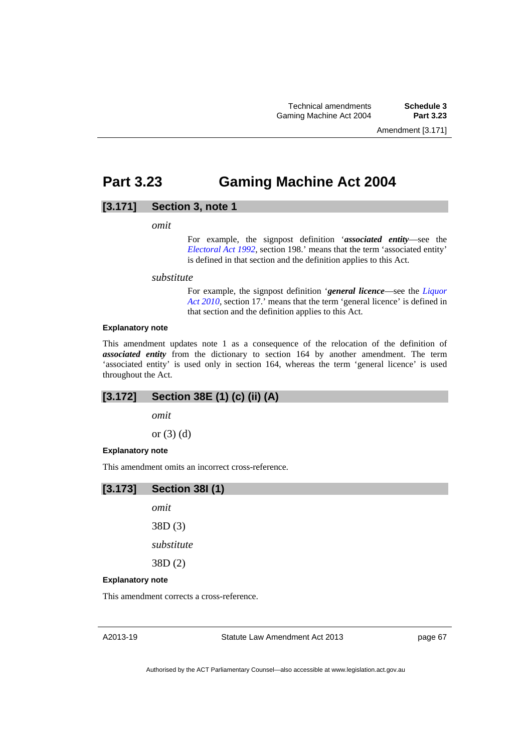# Part 3.23 Gaming Machine Act 2004

## [3.171] Section 3, note 1

*omit*

> For example, the signpost definition '***associated entity***—see the *Electoral Act 1992*, section 198.' means that the term 'associated entity' is defined in that section and the definition applies to this Act.

*substitute*

> For example, the signpost definition '***general licence***—see the *Liquor Act 2010*, section 17.' means that the term 'general licence' is defined in that section and the definition applies to this Act.

#### Explanatory note

This amendment updates note 1 as a consequence of the relocation of the definition of ***associated entity*** from the dictionary to section 164 by another amendment. The term 'associated entity' is used only in section 164, whereas the term 'general licence' is used throughout the Act.

## [3.172] Section 38E (1) (c) (ii) (A)

*omit*

or (3) (d)

#### Explanatory note

This amendment omits an incorrect cross-reference.

## [3.173] Section 38I (1)

*omit*

38D (3)

*substitute*

38D (2)

#### Explanatory note

This amendment corrects a cross-reference.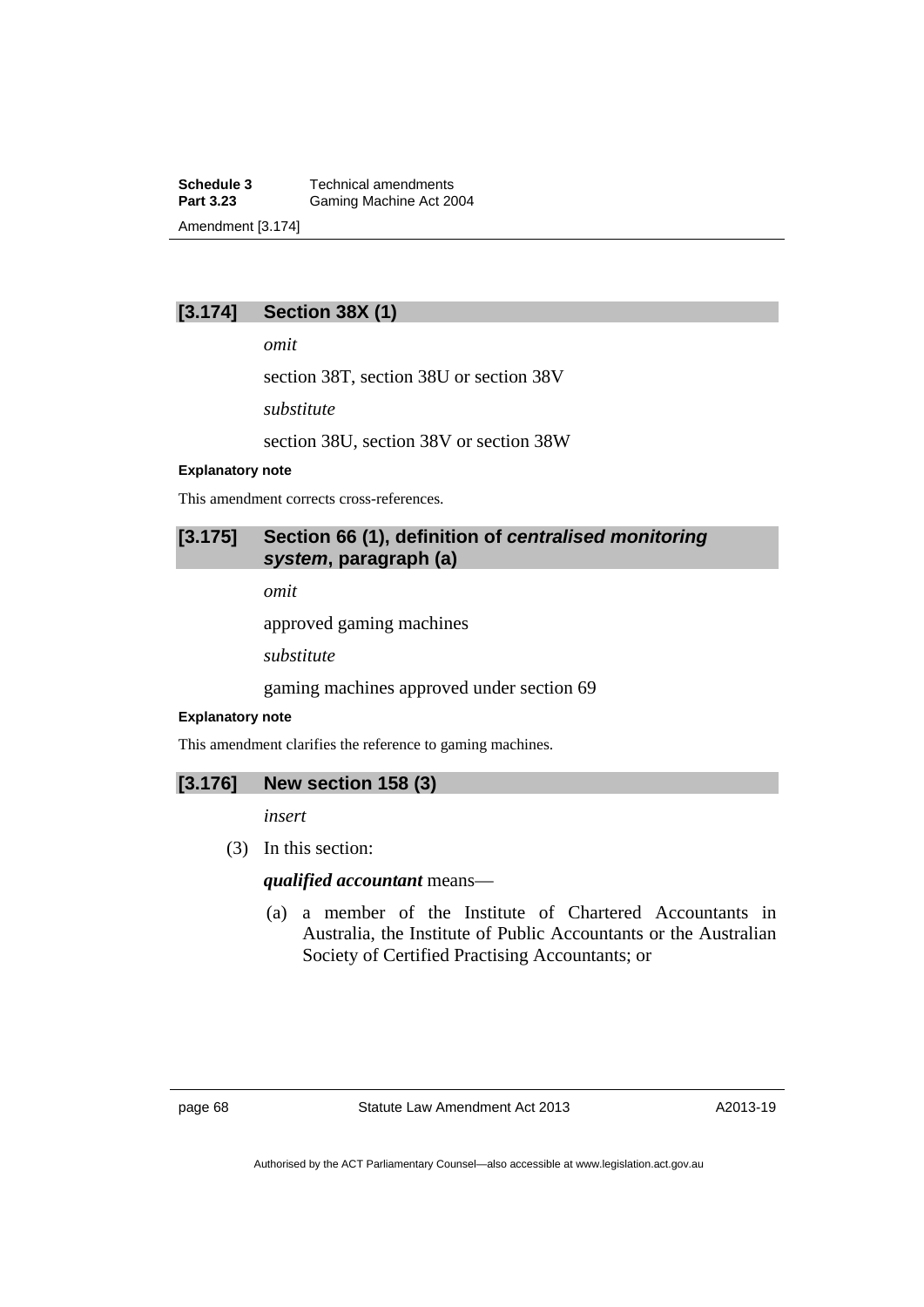## [3.174] Section 38X (1)

*omit*

section 38T, section 38U or section 38V

*substitute*

section 38U, section 38V or section 38W

**Explanatory note**

This amendment corrects cross-references.

## [3.175] Section 66 (1), definition of ***centralised monitoring system***, paragraph (a)

*omit*

approved gaming machines

*substitute*

gaming machines approved under section 69

**Explanatory note**

This amendment clarifies the reference to gaming machines.

## [3.176] New section 158 (3)

*insert*

(3) In this section:

***qualified accountant*** means—

(a) a member of the Institute of Chartered Accountants in Australia, the Institute of Public Accountants or the Australian Society of Certified Practising Accountants; or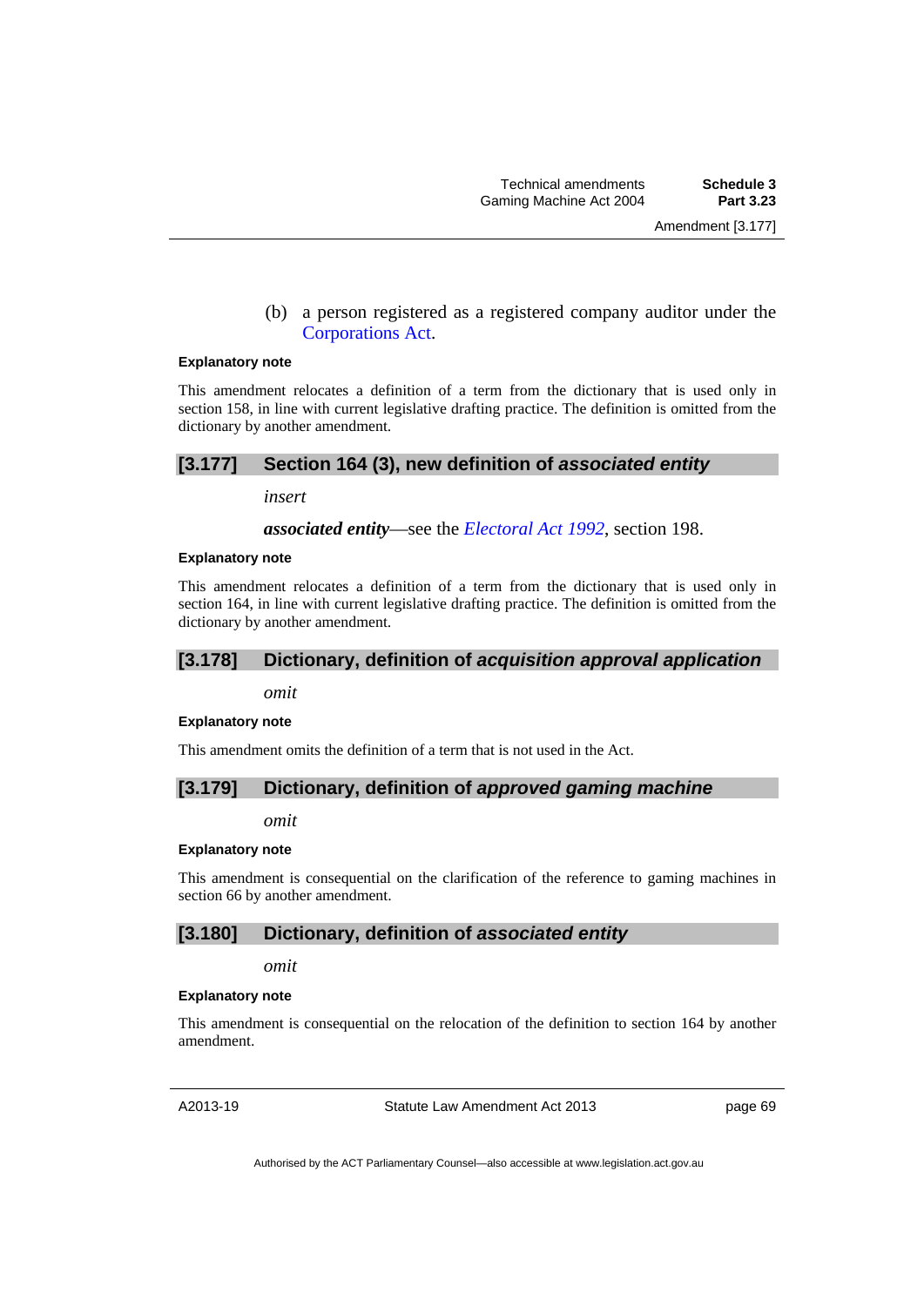(b) a person registered as a registered company auditor under the Corporations Act.

**Explanatory note**

This amendment relocates a definition of a term from the dictionary that is used only in section 158, in line with current legislative drafting practice. The definition is omitted from the dictionary by another amendment.

## [3.177] Section 164 (3), new definition of *associated entity*

*insert*

***associated entity***—see the *Electoral Act 1992*, section 198.

**Explanatory note**

This amendment relocates a definition of a term from the dictionary that is used only in section 164, in line with current legislative drafting practice. The definition is omitted from the dictionary by another amendment.

## [3.178] Dictionary, definition of *acquisition approval application*

*omit*

**Explanatory note**

This amendment omits the definition of a term that is not used in the Act.

## [3.179] Dictionary, definition of *approved gaming machine*

*omit*

**Explanatory note**

This amendment is consequential on the clarification of the reference to gaming machines in section 66 by another amendment.

## [3.180] Dictionary, definition of *associated entity*

*omit*

**Explanatory note**

This amendment is consequential on the relocation of the definition to section 164 by another amendment.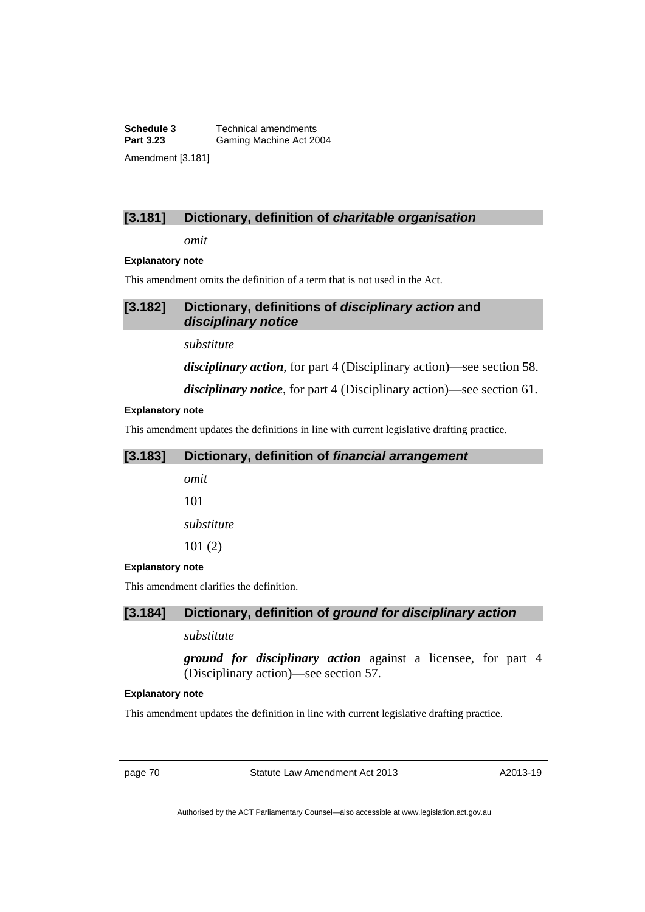### [3.181] Dictionary, definition of *charitable organisation*

*omit*

**Explanatory note**

This amendment omits the definition of a term that is not used in the Act.

### [3.182] Dictionary, definitions of *disciplinary action* and *disciplinary notice*

*substitute*

***disciplinary action***, for part 4 (Disciplinary action)—see section 58.

***disciplinary notice***, for part 4 (Disciplinary action)—see section 61.

**Explanatory note**

This amendment updates the definitions in line with current legislative drafting practice.

### [3.183] Dictionary, definition of *financial arrangement*

*omit*

101

*substitute*

101 (2)

**Explanatory note**

This amendment clarifies the definition.

### [3.184] Dictionary, definition of *ground for disciplinary action*

*substitute*

***ground for disciplinary action*** against a licensee, for part 4 (Disciplinary action)—see section 57.

**Explanatory note**

This amendment updates the definition in line with current legislative drafting practice.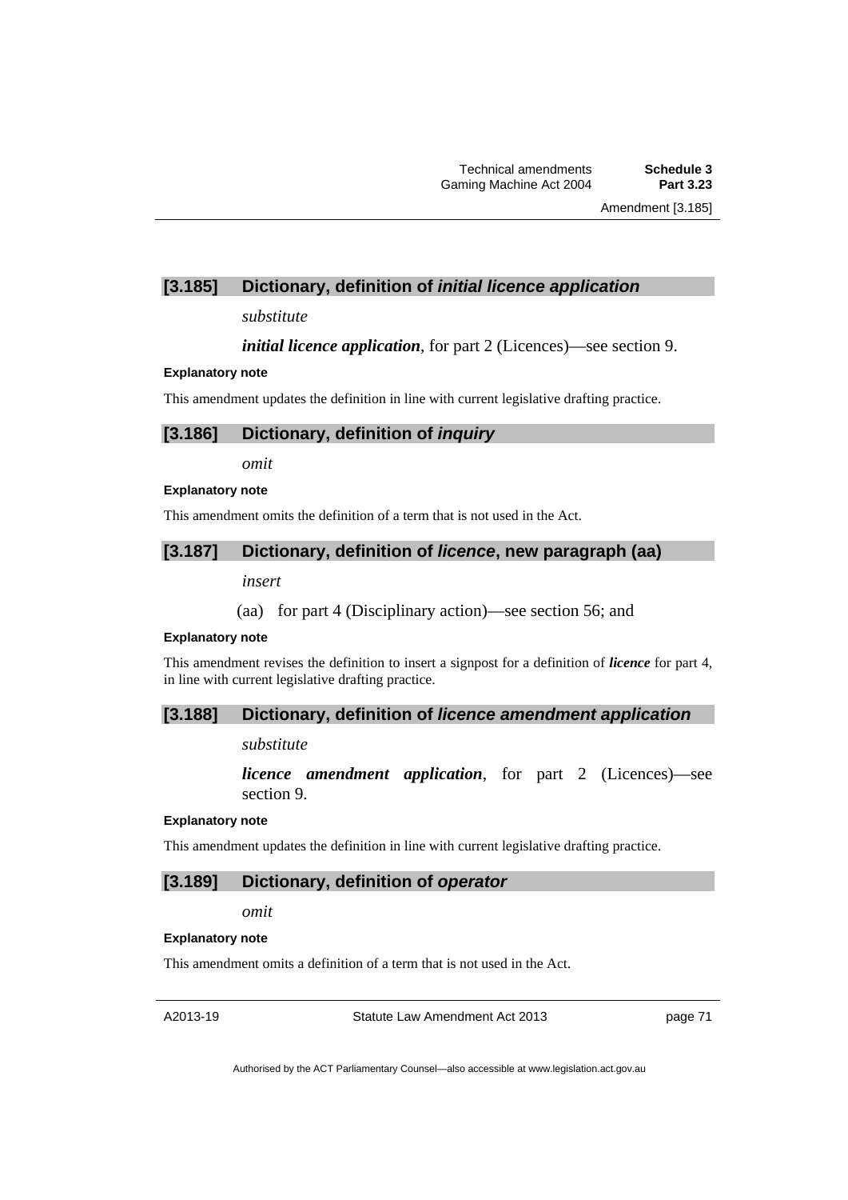### [3.185] Dictionary, definition of *initial licence application*

*substitute*

***initial licence application***, for part 2 (Licences)—see section 9.

**Explanatory note**

This amendment updates the definition in line with current legislative drafting practice.

### [3.186] Dictionary, definition of *inquiry*

*omit*

**Explanatory note**

This amendment omits the definition of a term that is not used in the Act.

### [3.187] Dictionary, definition of *licence*, new paragraph (aa)

*insert*

(aa) for part 4 (Disciplinary action)—see section 56; and

**Explanatory note**

This amendment revises the definition to insert a signpost for a definition of ***licence*** for part 4, in line with current legislative drafting practice.

### [3.188] Dictionary, definition of *licence amendment application*

*substitute*

***licence amendment application***, for part 2 (Licences)—see section 9.

**Explanatory note**

This amendment updates the definition in line with current legislative drafting practice.

### [3.189] Dictionary, definition of *operator*

*omit*

**Explanatory note**

This amendment omits a definition of a term that is not used in the Act.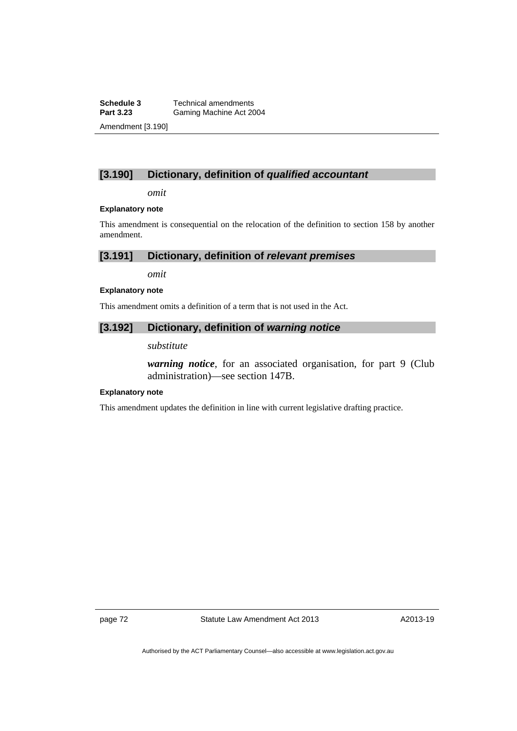### [3.190] Dictionary, definition of *qualified accountant*

*omit*

**Explanatory note**

This amendment is consequential on the relocation of the definition to section 158 by another amendment.

### [3.191] Dictionary, definition of *relevant premises*

*omit*

**Explanatory note**

This amendment omits a definition of a term that is not used in the Act.

### [3.192] Dictionary, definition of *warning notice*

*substitute*

***warning notice***, for an associated organisation, for part 9 (Club administration)—see section 147B.

**Explanatory note**

This amendment updates the definition in line with current legislative drafting practice.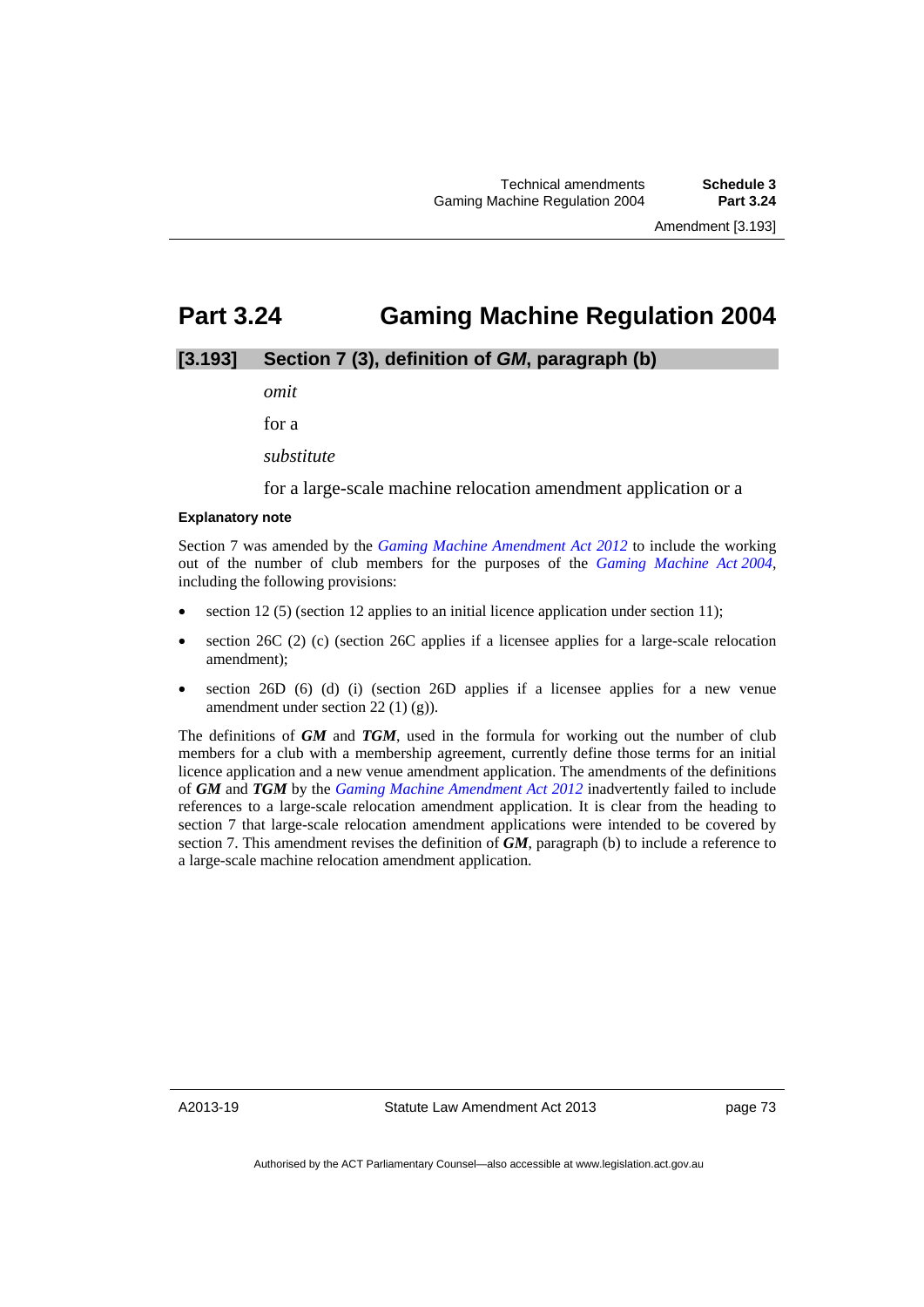# Part 3.24 Gaming Machine Regulation 2004

## [3.193] Section 7 (3), definition of *GM*, paragraph (b)

*omit*

for a

*substitute*

for a large-scale machine relocation amendment application or a

#### Explanatory note

Section 7 was amended by the *Gaming Machine Amendment Act 2012* to include the working out of the number of club members for the purposes of the *Gaming Machine Act 2004*, including the following provisions:

- section 12 (5) (section 12 applies to an initial licence application under section 11);
- section 26C (2) (c) (section 26C applies if a licensee applies for a large-scale relocation amendment);
- section 26D (6) (d) (i) (section 26D applies if a licensee applies for a new venue amendment under section 22 (1) (g)).

The definitions of ***GM*** and ***TGM***, used in the formula for working out the number of club members for a club with a membership agreement, currently define those terms for an initial licence application and a new venue amendment application. The amendments of the definitions of ***GM*** and ***TGM*** by the *Gaming Machine Amendment Act 2012* inadvertently failed to include references to a large-scale relocation amendment application. It is clear from the heading to section 7 that large-scale relocation amendment applications were intended to be covered by section 7. This amendment revises the definition of ***GM***, paragraph (b) to include a reference to a large-scale machine relocation amendment application.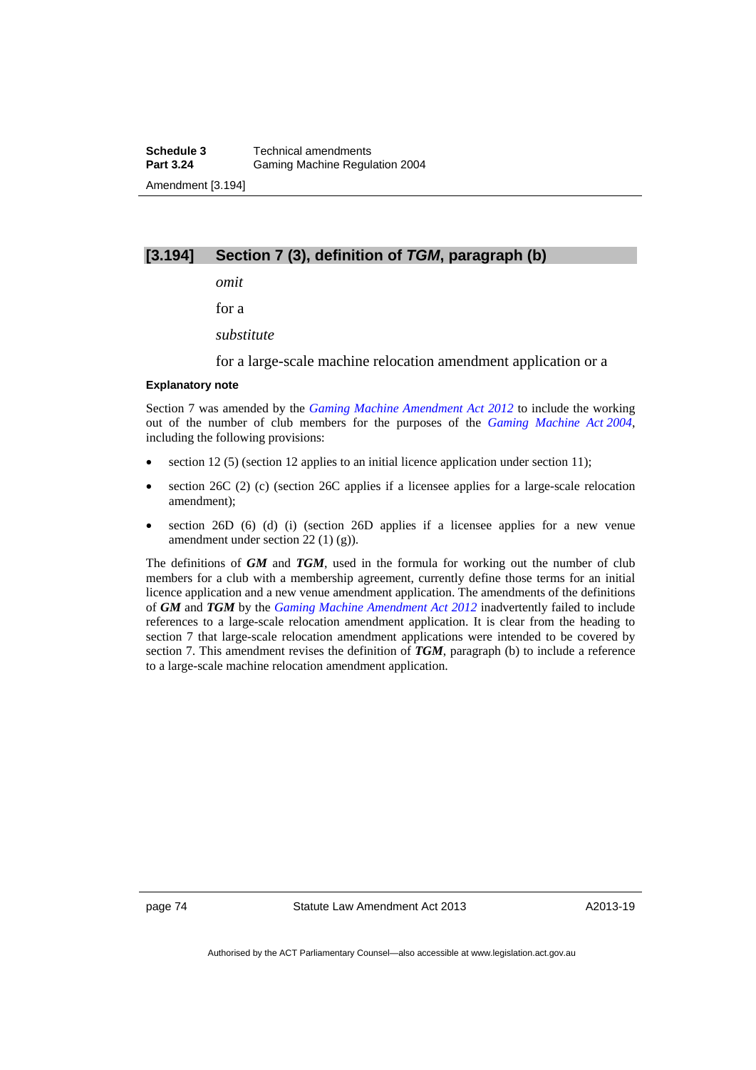## [3.194] Section 7 (3), definition of *TGM*, paragraph (b)

*omit*

for a

*substitute*

for a large-scale machine relocation amendment application or a

**Explanatory note**

Section 7 was amended by the *Gaming Machine Amendment Act 2012* to include the working out of the number of club members for the purposes of the *Gaming Machine Act 2004*, including the following provisions:

- section 12 (5) (section 12 applies to an initial licence application under section 11);
- section 26C (2) (c) (section 26C applies if a licensee applies for a large-scale relocation amendment);
- section 26D (6) (d) (i) (section 26D applies if a licensee applies for a new venue amendment under section 22 (1) (g)).

The definitions of ***GM*** and ***TGM***, used in the formula for working out the number of club members for a club with a membership agreement, currently define those terms for an initial licence application and a new venue amendment application. The amendments of the definitions of ***GM*** and ***TGM*** by the *Gaming Machine Amendment Act 2012* inadvertently failed to include references to a large-scale relocation amendment application. It is clear from the heading to section 7 that large-scale relocation amendment applications were intended to be covered by section 7. This amendment revises the definition of ***TGM***, paragraph (b) to include a reference to a large-scale machine relocation amendment application.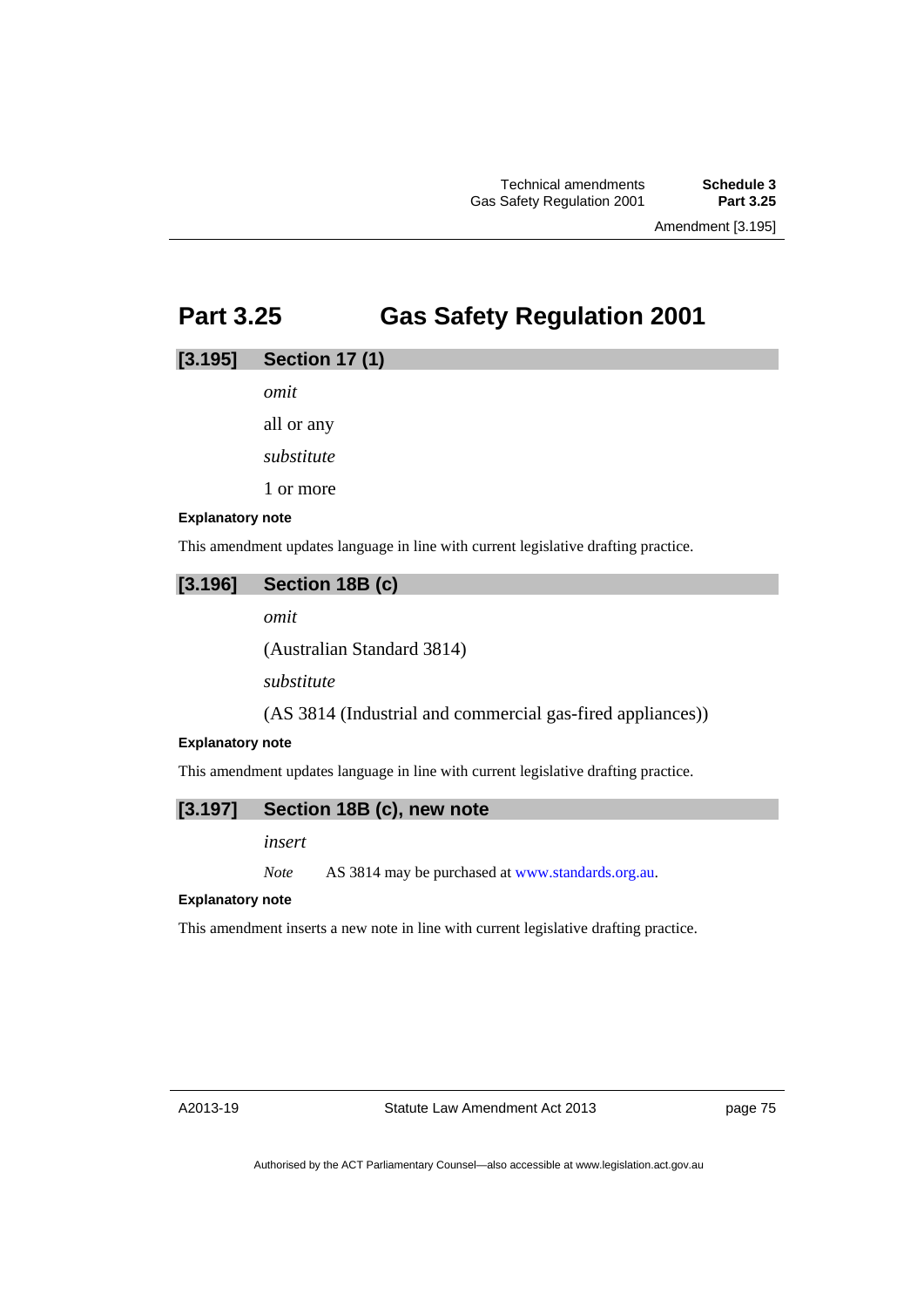# Part 3.25 Gas Safety Regulation 2001

## [3.195] Section 17 (1)

*omit*

all or any

*substitute*

1 or more

**Explanatory note**

This amendment updates language in line with current legislative drafting practice.

## [3.196] Section 18B (c)

*omit*

(Australian Standard 3814)

*substitute*

(AS 3814 (Industrial and commercial gas-fired appliances))

**Explanatory note**

This amendment updates language in line with current legislative drafting practice.

## [3.197] Section 18B (c), new note

*insert*

*Note* AS 3814 may be purchased at www.standards.org.au.

**Explanatory note**

This amendment inserts a new note in line with current legislative drafting practice.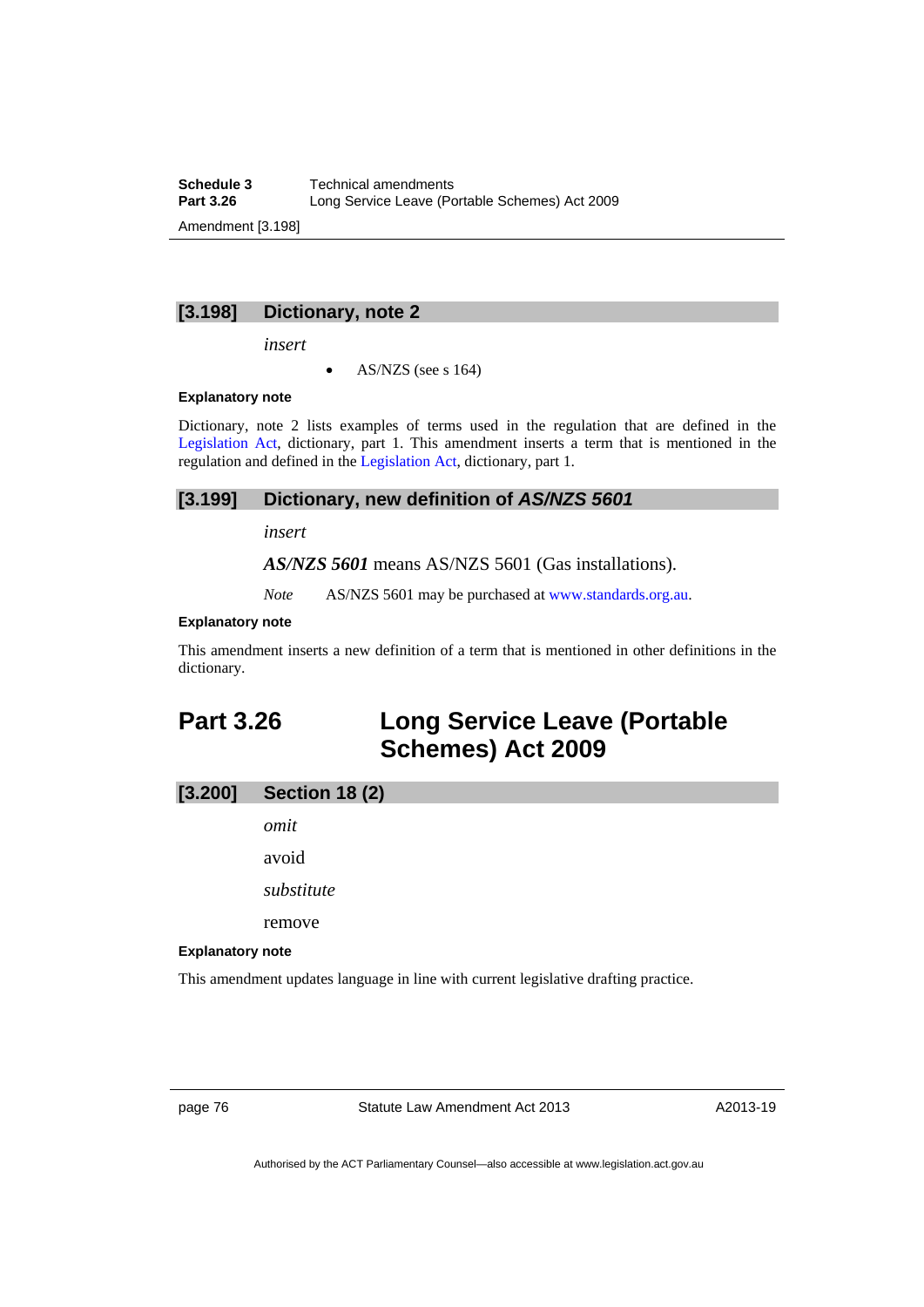### [3.198] Dictionary, note 2

*insert*

- AS/NZS (see s 164)

**Explanatory note**

Dictionary, note 2 lists examples of terms used in the regulation that are defined in the Legislation Act, dictionary, part 1. This amendment inserts a term that is mentioned in the regulation and defined in the Legislation Act, dictionary, part 1.

### [3.199] Dictionary, new definition of *AS/NZS 5601*

*insert*

***AS/NZS 5601*** means AS/NZS 5601 (Gas installations).

*Note* AS/NZS 5601 may be purchased at www.standards.org.au.

**Explanatory note**

This amendment inserts a new definition of a term that is mentioned in other definitions in the dictionary.

## Part 3.26 Long Service Leave (Portable Schemes) Act 2009

### [3.200] Section 18 (2)

*omit*

avoid

*substitute*

remove

**Explanatory note**

This amendment updates language in line with current legislative drafting practice.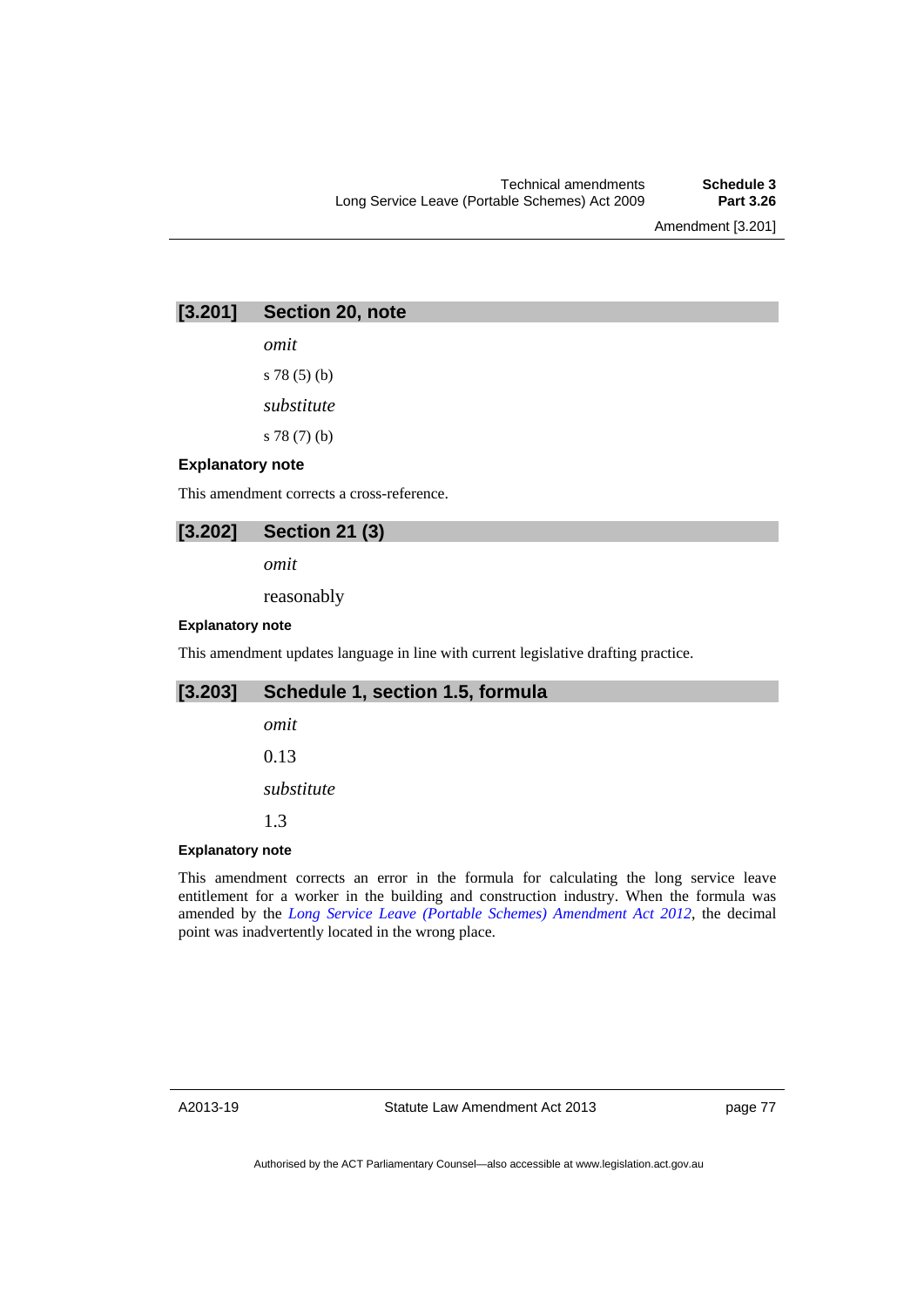### [3.201] Section 20, note

*omit*

s 78 (5) (b)

*substitute*

s 78 (7) (b)

#### Explanatory note

This amendment corrects a cross-reference.

### [3.202] Section 21 (3)

*omit*

reasonably

#### Explanatory note

This amendment updates language in line with current legislative drafting practice.

### [3.203] Schedule 1, section 1.5, formula

*omit*

0.13

*substitute*

1.3

#### Explanatory note

This amendment corrects an error in the formula for calculating the long service leave entitlement for a worker in the building and construction industry. When the formula was amended by the *Long Service Leave (Portable Schemes) Amendment Act 2012*, the decimal point was inadvertently located in the wrong place.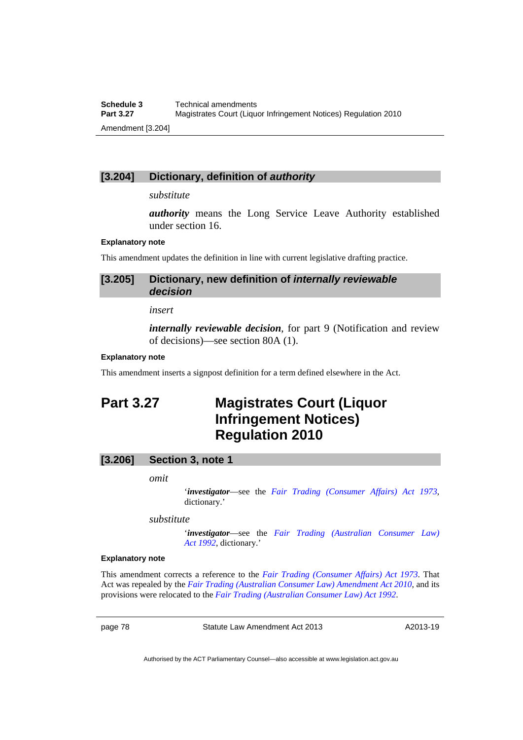### [3.204] Dictionary, definition of *authority*

*substitute*

***authority*** means the Long Service Leave Authority established under section 16.

**Explanatory note**

This amendment updates the definition in line with current legislative drafting practice.

### [3.205] Dictionary, new definition of *internally reviewable decision*

*insert*

***internally reviewable decision***, for part 9 (Notification and review of decisions)—see section 80A (1).

**Explanatory note**

This amendment inserts a signpost definition for a term defined elsewhere in the Act.

## Part 3.27 Magistrates Court (Liquor Infringement Notices) Regulation 2010

### [3.206] Section 3, note 1

*omit*

'***investigator***—see the *Fair Trading (Consumer Affairs) Act 1973*, dictionary.'

*substitute*

'***investigator***—see the *Fair Trading (Australian Consumer Law) Act 1992*, dictionary.'

**Explanatory note**

This amendment corrects a reference to the *Fair Trading (Consumer Affairs) Act 1973*. That Act was repealed by the *Fair Trading (Australian Consumer Law) Amendment Act 2010*, and its provisions were relocated to the *Fair Trading (Australian Consumer Law) Act 1992*.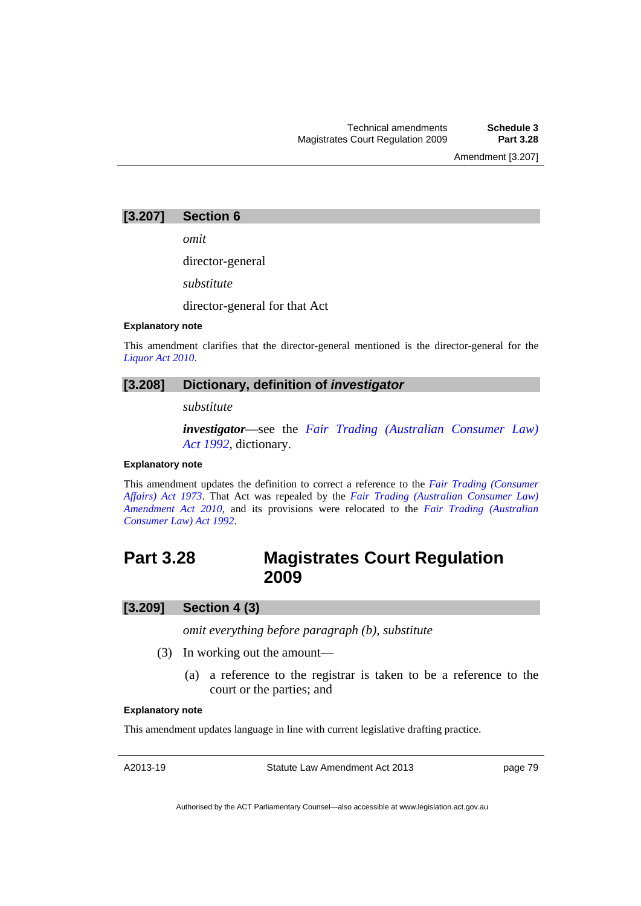### [3.207] Section 6

*omit*

director-general

*substitute*

director-general for that Act

**Explanatory note**

This amendment clarifies that the director-general mentioned is the director-general for the *Liquor Act 2010*.

### [3.208] Dictionary, definition of *investigator*

*substitute*

***investigator***—see the *Fair Trading (Australian Consumer Law) Act 1992*, dictionary.

**Explanatory note**

This amendment updates the definition to correct a reference to the *Fair Trading (Consumer Affairs) Act 1973*. That Act was repealed by the *Fair Trading (Australian Consumer Law) Amendment Act 2010*, and its provisions were relocated to the *Fair Trading (Australian Consumer Law) Act 1992*.

## Part 3.28 Magistrates Court Regulation 2009

### [3.209] Section 4 (3)

*omit everything before paragraph (b), substitute*

(3) In working out the amount—

(a) a reference to the registrar is taken to be a reference to the court or the parties; and

**Explanatory note**

This amendment updates language in line with current legislative drafting practice.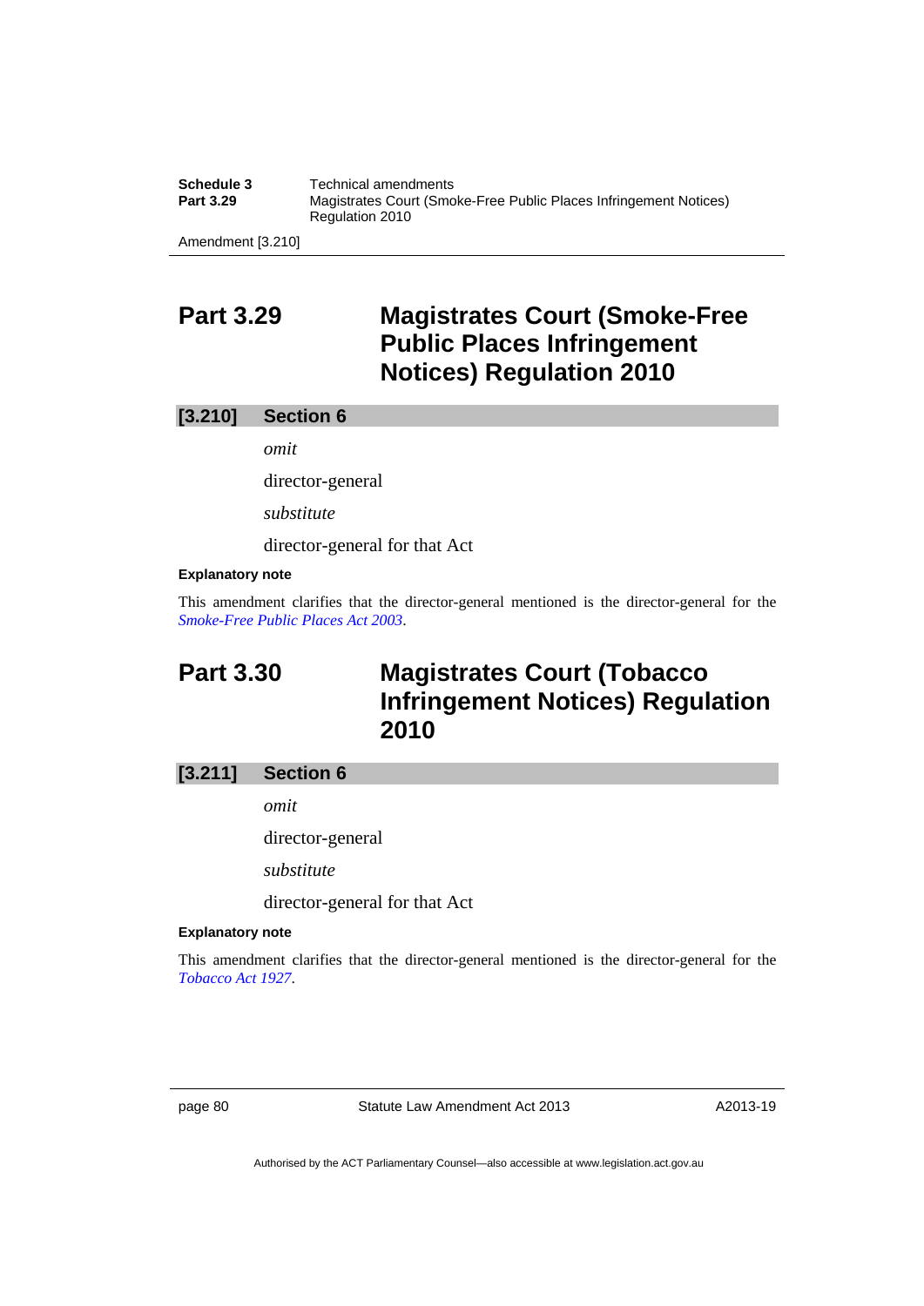## Part 3.29 Magistrates Court (Smoke-Free Public Places Infringement Notices) Regulation 2010

### [3.210] Section 6

*omit*

director-general

*substitute*

director-general for that Act

**Explanatory note**

This amendment clarifies that the director-general mentioned is the director-general for the *Smoke-Free Public Places Act 2003*.

## Part 3.30 Magistrates Court (Tobacco Infringement Notices) Regulation 2010

### [3.211] Section 6

*omit*

director-general

*substitute*

director-general for that Act

**Explanatory note**

This amendment clarifies that the director-general mentioned is the director-general for the *Tobacco Act 1927*.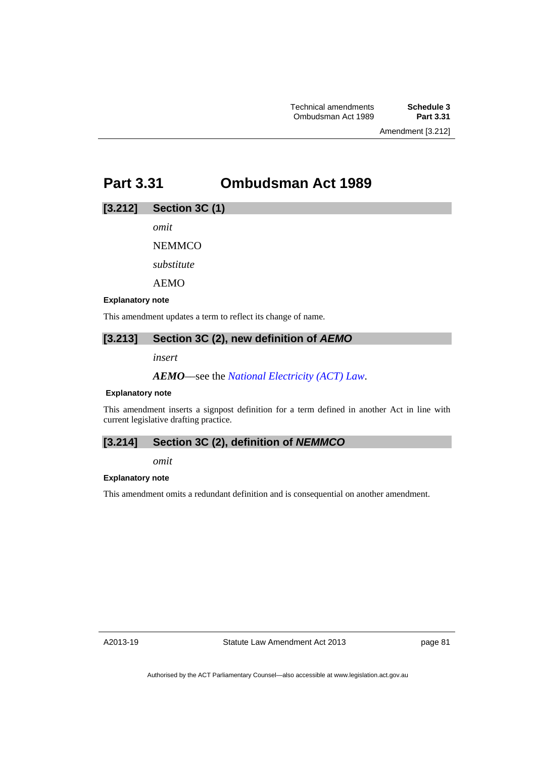## Part 3.31 Ombudsman Act 1989

### [3.212] Section 3C (1)

*omit*

NEMMCO

*substitute*

AEMO

**Explanatory note**

This amendment updates a term to reflect its change of name.

### [3.213] Section 3C (2), new definition of *AEMO*

*insert*

***AEMO***—see the *National Electricity (ACT) Law*.

**Explanatory note**

This amendment inserts a signpost definition for a term defined in another Act in line with current legislative drafting practice.

### [3.214] Section 3C (2), definition of *NEMMCO*

*omit*

**Explanatory note**

This amendment omits a redundant definition and is consequential on another amendment.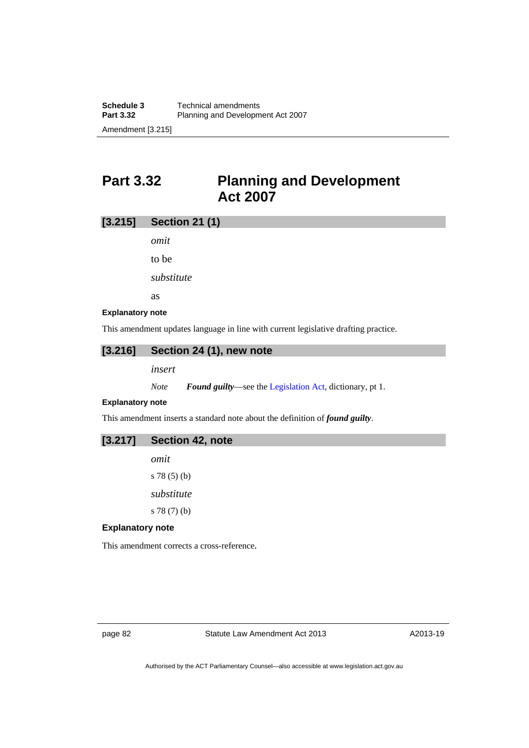# Part 3.32 Planning and Development Act 2007

## [3.215] Section 21 (1)

*omit*

to be

*substitute*

as

**Explanatory note**

This amendment updates language in line with current legislative drafting practice.

## [3.216] Section 24 (1), new note

*insert*

*Note* ***Found guilty***—see the Legislation Act, dictionary, pt 1.

**Explanatory note**

This amendment inserts a standard note about the definition of ***found guilty***.

## [3.217] Section 42, note

*omit*

s 78 (5) (b)

*substitute*

s 78 (7) (b)

**Explanatory note**

This amendment corrects a cross-reference.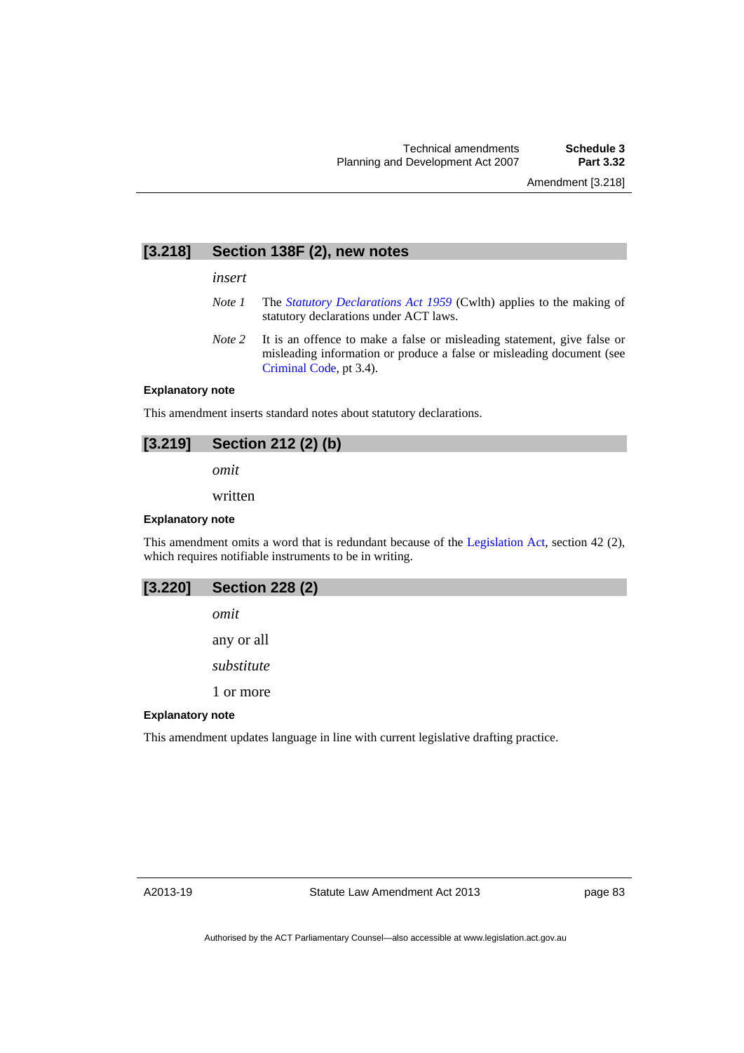## [3.218] Section 138F (2), new notes

*insert*

*Note 1* The *Statutory Declarations Act 1959* (Cwlth) applies to the making of statutory declarations under ACT laws.

*Note 2* It is an offence to make a false or misleading statement, give false or misleading information or produce a false or misleading document (see Criminal Code, pt 3.4).

**Explanatory note**

This amendment inserts standard notes about statutory declarations.

## [3.219] Section 212 (2) (b)

*omit*

written

**Explanatory note**

This amendment omits a word that is redundant because of the Legislation Act, section 42 (2), which requires notifiable instruments to be in writing.

## [3.220] Section 228 (2)

*omit*

any or all

*substitute*

1 or more

**Explanatory note**

This amendment updates language in line with current legislative drafting practice.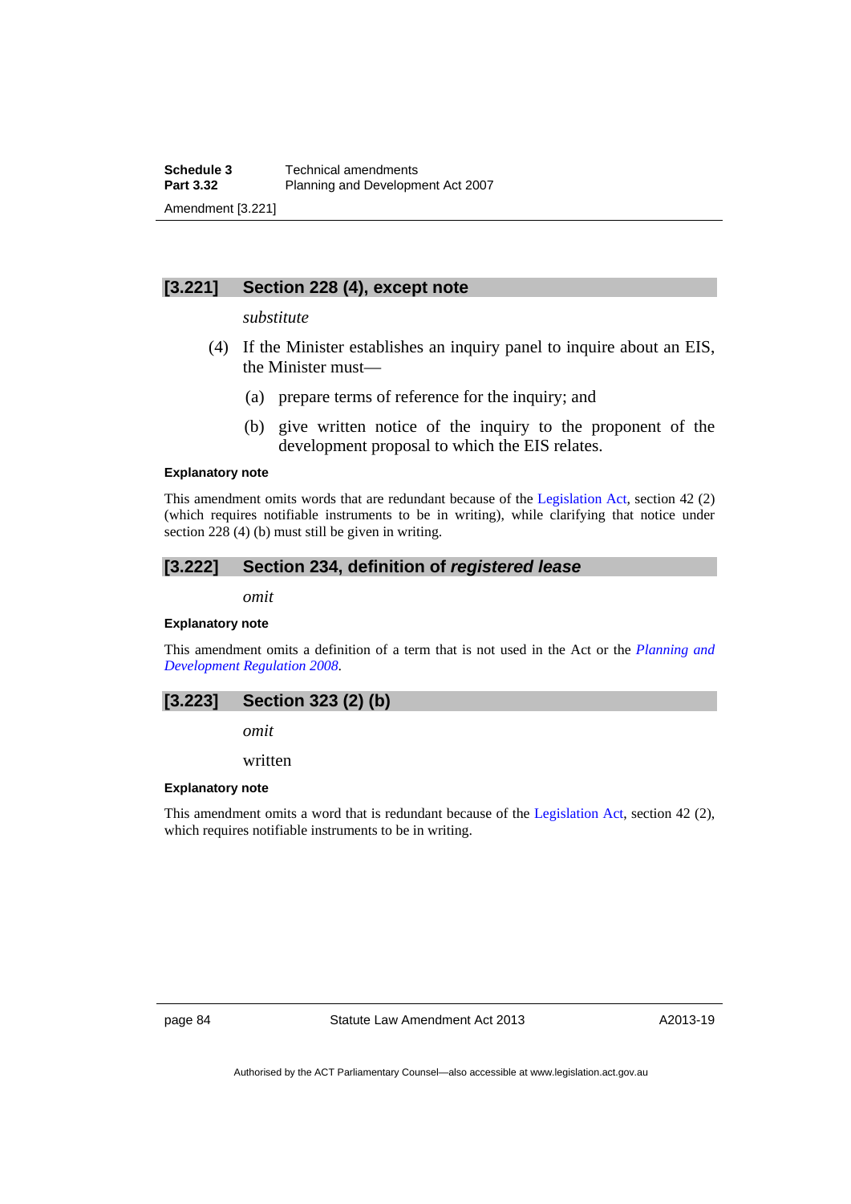## [3.221] Section 228 (4), except note

*substitute*

(4) If the Minister establishes an inquiry panel to inquire about an EIS, the Minister must—

(a) prepare terms of reference for the inquiry; and

(b) give written notice of the inquiry to the proponent of the development proposal to which the EIS relates.

**Explanatory note**

This amendment omits words that are redundant because of the Legislation Act, section 42 (2) (which requires notifiable instruments to be in writing), while clarifying that notice under section 228 (4) (b) must still be given in writing.

## [3.222] Section 234, definition of *registered lease*

*omit*

**Explanatory note**

This amendment omits a definition of a term that is not used in the Act or the *Planning and Development Regulation 2008*.

## [3.223] Section 323 (2) (b)

*omit*

written

**Explanatory note**

This amendment omits a word that is redundant because of the Legislation Act, section 42 (2), which requires notifiable instruments to be in writing.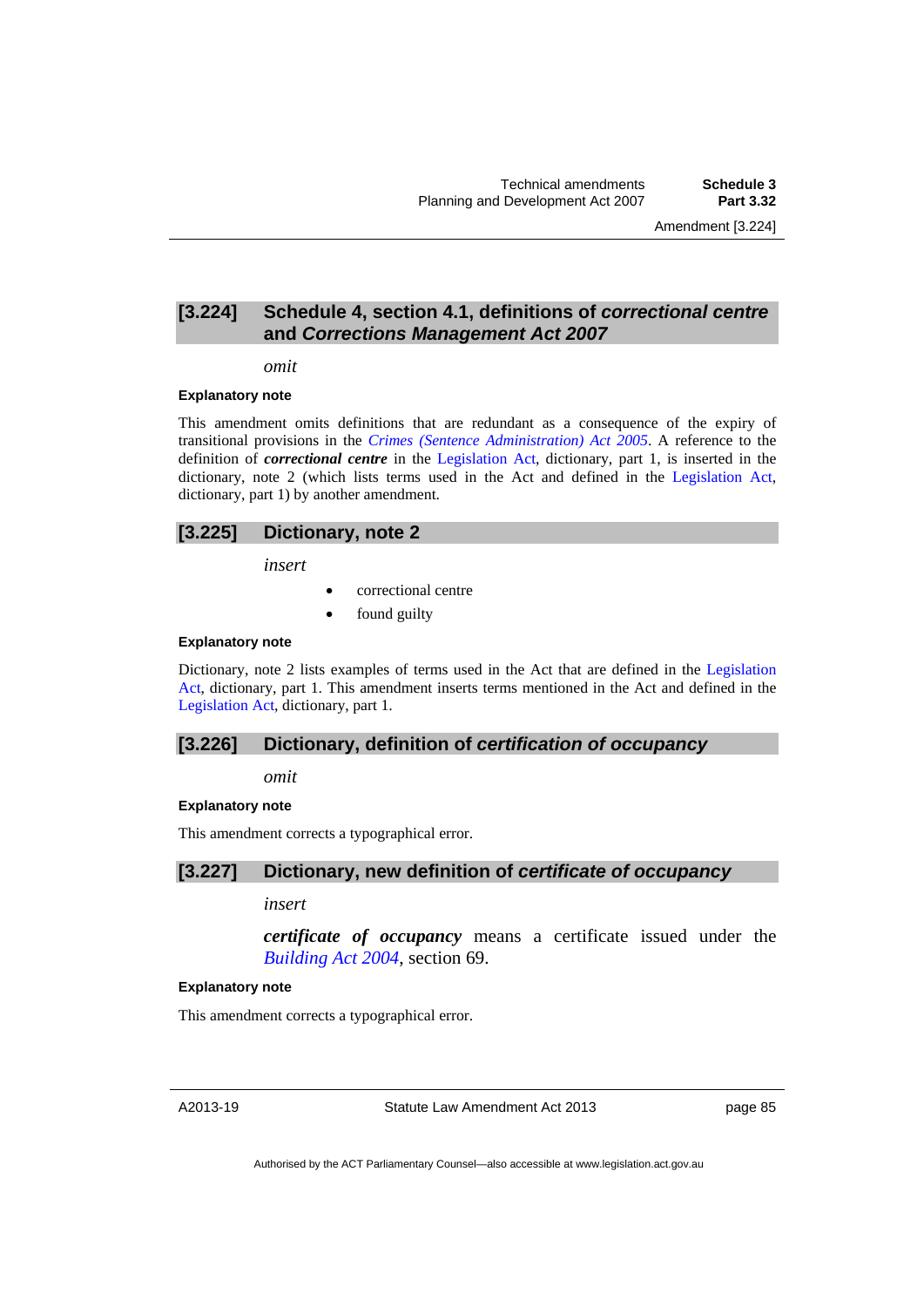## [3.224] Schedule 4, section 4.1, definitions of *correctional centre* and *Corrections Management Act 2007*

*omit*

#### Explanatory note

This amendment omits definitions that are redundant as a consequence of the expiry of transitional provisions in the *Crimes (Sentence Administration) Act 2005*. A reference to the definition of ***correctional centre*** in the Legislation Act, dictionary, part 1, is inserted in the dictionary, note 2 (which lists terms used in the Act and defined in the Legislation Act, dictionary, part 1) by another amendment.

## [3.225] Dictionary, note 2

*insert*

- correctional centre
- found guilty

#### Explanatory note

Dictionary, note 2 lists examples of terms used in the Act that are defined in the Legislation Act, dictionary, part 1. This amendment inserts terms mentioned in the Act and defined in the Legislation Act, dictionary, part 1.

## [3.226] Dictionary, definition of *certification of occupancy*

*omit*

#### Explanatory note

This amendment corrects a typographical error.

## [3.227] Dictionary, new definition of *certificate of occupancy*

*insert*

***certificate of occupancy*** means a certificate issued under the *Building Act 2004*, section 69.

#### Explanatory note

This amendment corrects a typographical error.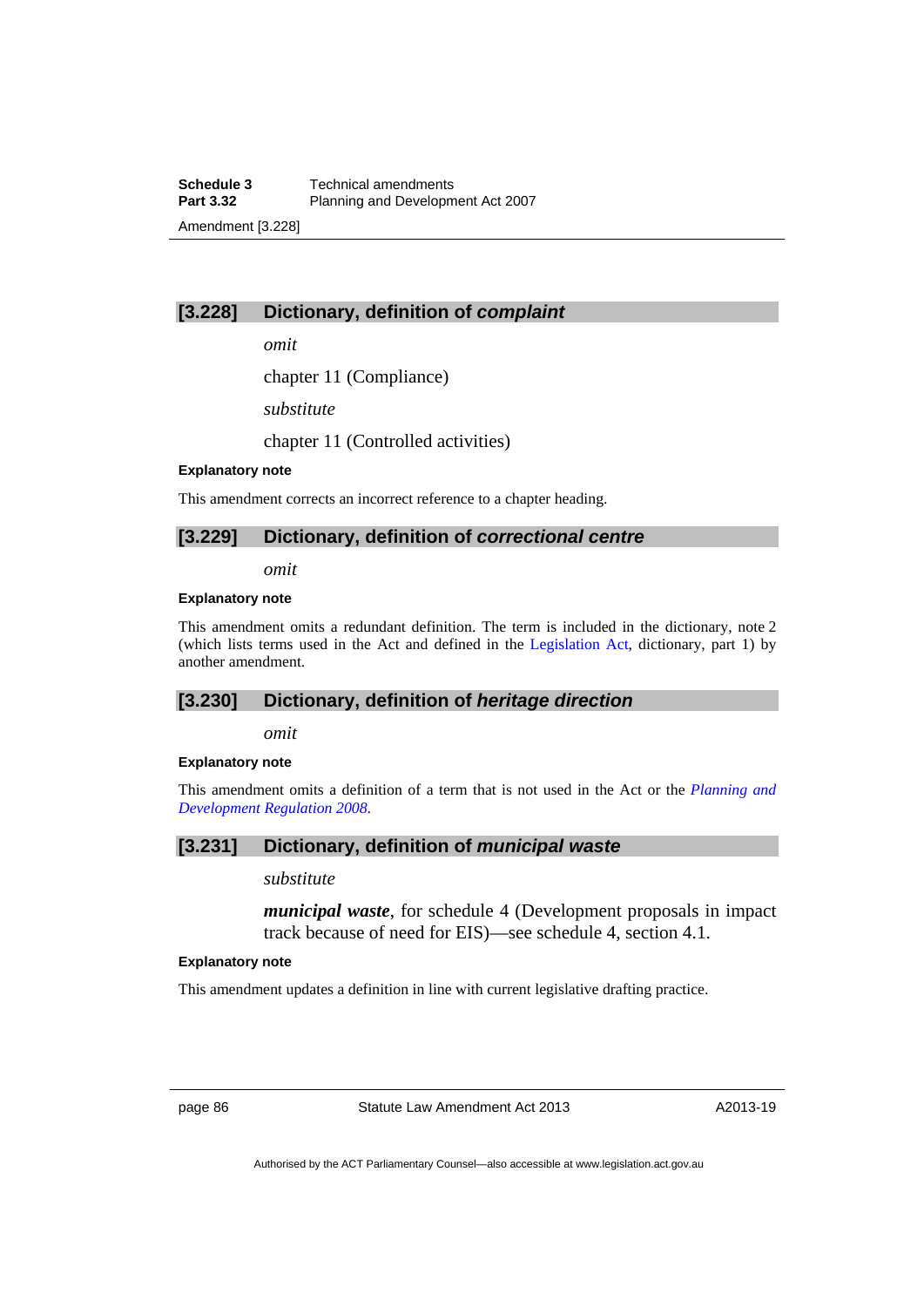### [3.228] Dictionary, definition of *complaint*

*omit*

chapter 11 (Compliance)

*substitute*

chapter 11 (Controlled activities)

**Explanatory note**

This amendment corrects an incorrect reference to a chapter heading.

### [3.229] Dictionary, definition of *correctional centre*

*omit*

**Explanatory note**

This amendment omits a redundant definition. The term is included in the dictionary, note 2 (which lists terms used in the Act and defined in the Legislation Act, dictionary, part 1) by another amendment.

### [3.230] Dictionary, definition of *heritage direction*

*omit*

**Explanatory note**

This amendment omits a definition of a term that is not used in the Act or the *Planning and Development Regulation 2008*.

### [3.231] Dictionary, definition of *municipal waste*

*substitute*

***municipal waste***, for schedule 4 (Development proposals in impact track because of need for EIS)—see schedule 4, section 4.1.

**Explanatory note**

This amendment updates a definition in line with current legislative drafting practice.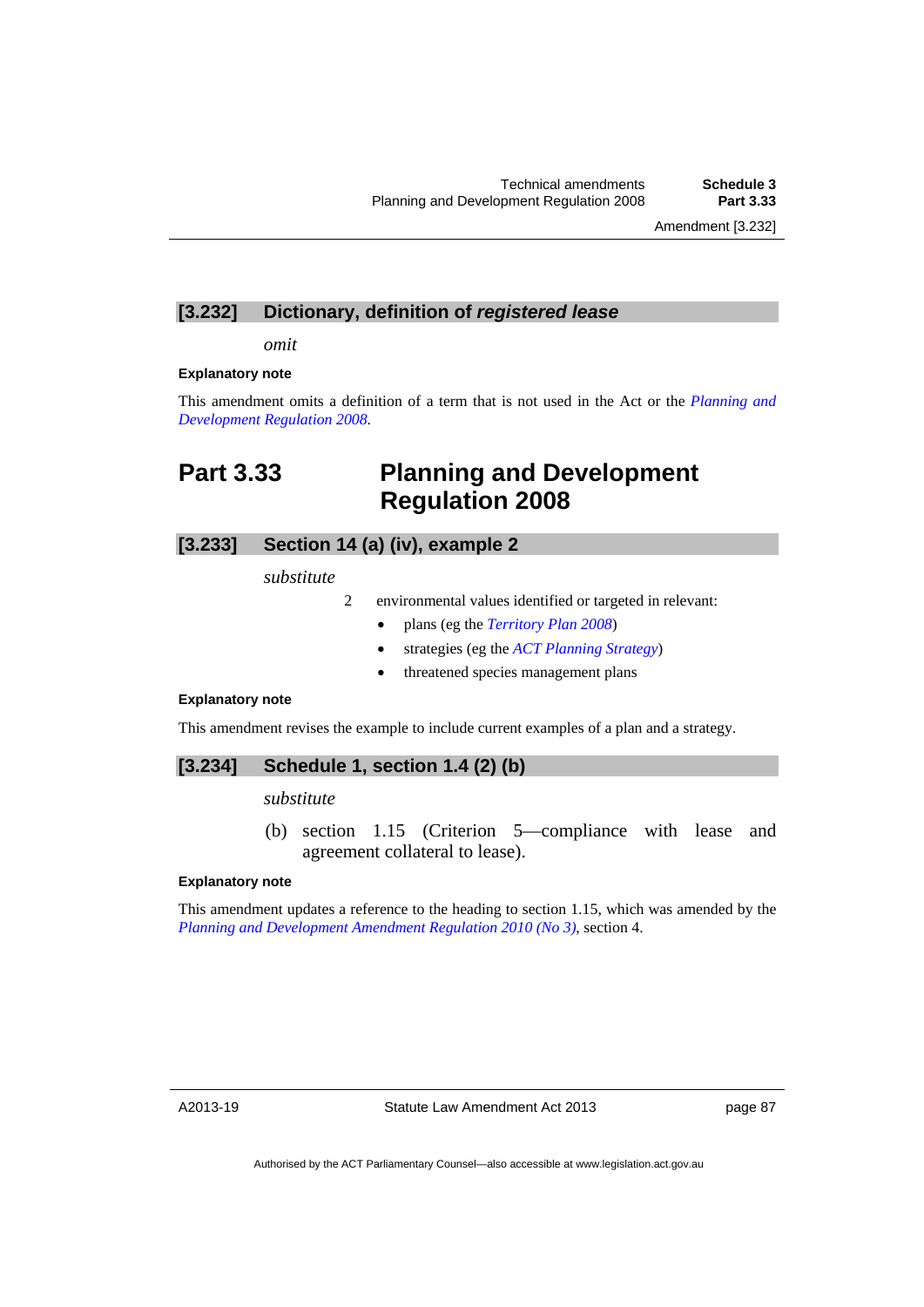### [3.232] Dictionary, definition of *registered lease*

*omit*

**Explanatory note**

This amendment omits a definition of a term that is not used in the Act or the *Planning and Development Regulation 2008*.

## Part 3.33 Planning and Development Regulation 2008

### [3.233] Section 14 (a) (iv), example 2

*substitute*

2 environmental values identified or targeted in relevant:

- plans (eg the *Territory Plan 2008*)
- strategies (eg the *ACT Planning Strategy*)
- threatened species management plans

**Explanatory note**

This amendment revises the example to include current examples of a plan and a strategy.

### [3.234] Schedule 1, section 1.4 (2) (b)

*substitute*

(b) section 1.15 (Criterion 5—compliance with lease and agreement collateral to lease).

**Explanatory note**

This amendment updates a reference to the heading to section 1.15, which was amended by the *Planning and Development Amendment Regulation 2010 (No 3)*, section 4.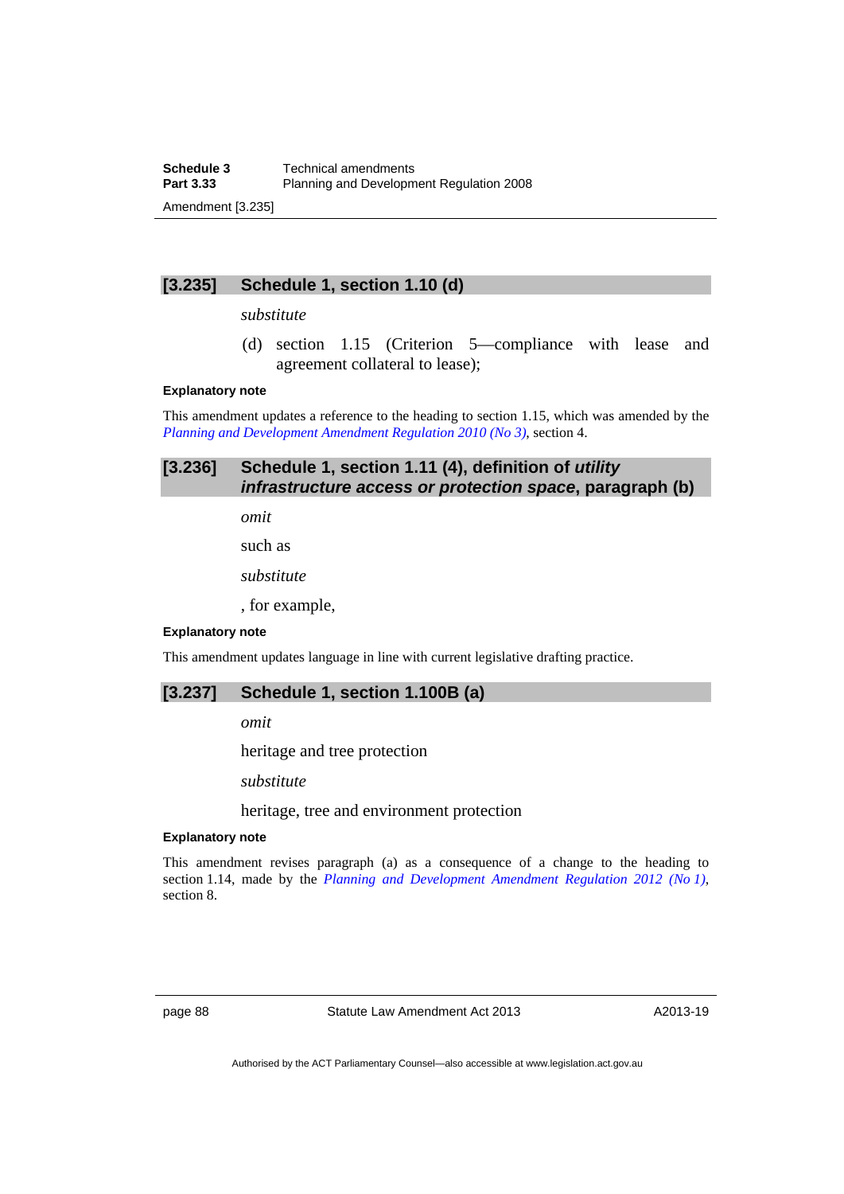## [3.235] Schedule 1, section 1.10 (d)

*substitute*

(d) section 1.15 (Criterion 5—compliance with lease and agreement collateral to lease);

**Explanatory note**

This amendment updates a reference to the heading to section 1.15, which was amended by the *Planning and Development Amendment Regulation 2010 (No 3)*, section 4.

## [3.236] Schedule 1, section 1.11 (4), definition of *utility infrastructure access or protection space*, paragraph (b)

*omit*

such as

*substitute*

, for example,

**Explanatory note**

This amendment updates language in line with current legislative drafting practice.

## [3.237] Schedule 1, section 1.100B (a)

*omit*

heritage and tree protection

*substitute*

heritage, tree and environment protection

**Explanatory note**

This amendment revises paragraph (a) as a consequence of a change to the heading to section 1.14, made by the *Planning and Development Amendment Regulation 2012 (No 1)*, section 8.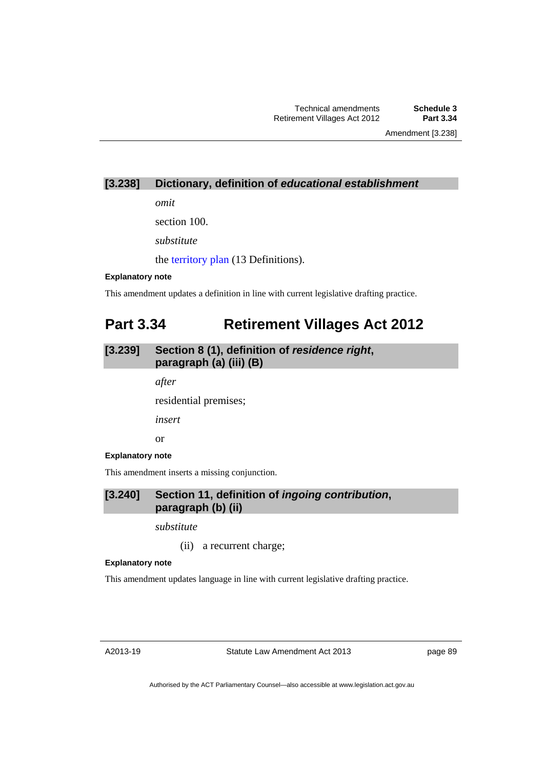### [3.238] Dictionary, definition of *educational establishment*

*omit*

section 100.

*substitute*

the territory plan (13 Definitions).

**Explanatory note**

This amendment updates a definition in line with current legislative drafting practice.

## Part 3.34 Retirement Villages Act 2012

### [3.239] Section 8 (1), definition of *residence right*, paragraph (a) (iii) (B)

*after*

residential premises;

*insert*

or

**Explanatory note**

This amendment inserts a missing conjunction.

### [3.240] Section 11, definition of *ingoing contribution*, paragraph (b) (ii)

*substitute*

(ii) a recurrent charge;

**Explanatory note**

This amendment updates language in line with current legislative drafting practice.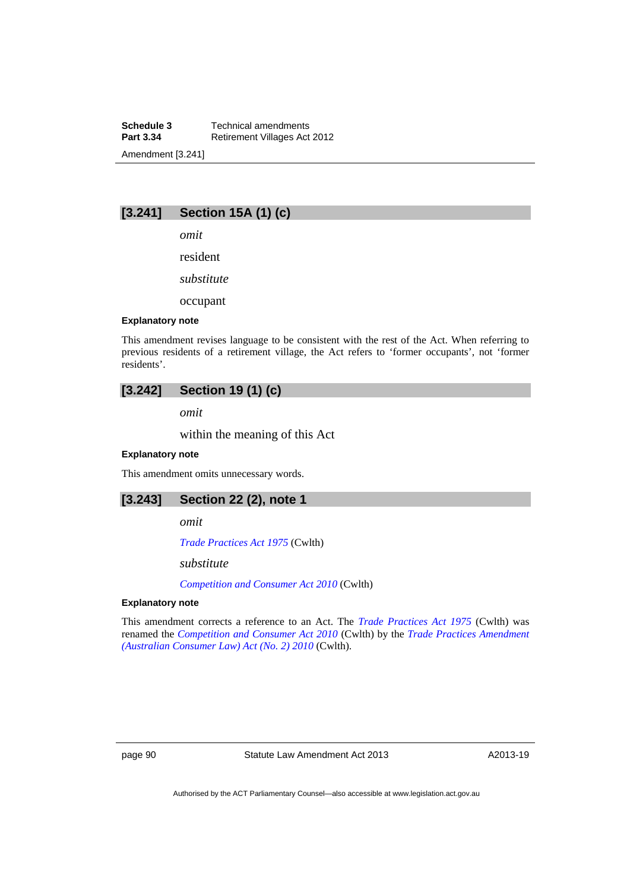## [3.241] Section 15A (1) (c)

*omit*

resident

*substitute*

occupant

**Explanatory note**

This amendment revises language to be consistent with the rest of the Act. When referring to previous residents of a retirement village, the Act refers to 'former occupants', not 'former residents'.

## [3.242] Section 19 (1) (c)

*omit*

within the meaning of this Act

**Explanatory note**

This amendment omits unnecessary words.

## [3.243] Section 22 (2), note 1

*omit*

*Trade Practices Act 1975* (Cwlth)

*substitute*

*Competition and Consumer Act 2010* (Cwlth)

**Explanatory note**

This amendment corrects a reference to an Act. The *Trade Practices Act 1975* (Cwlth) was renamed the *Competition and Consumer Act 2010* (Cwlth) by the *Trade Practices Amendment (Australian Consumer Law) Act (No. 2) 2010* (Cwlth).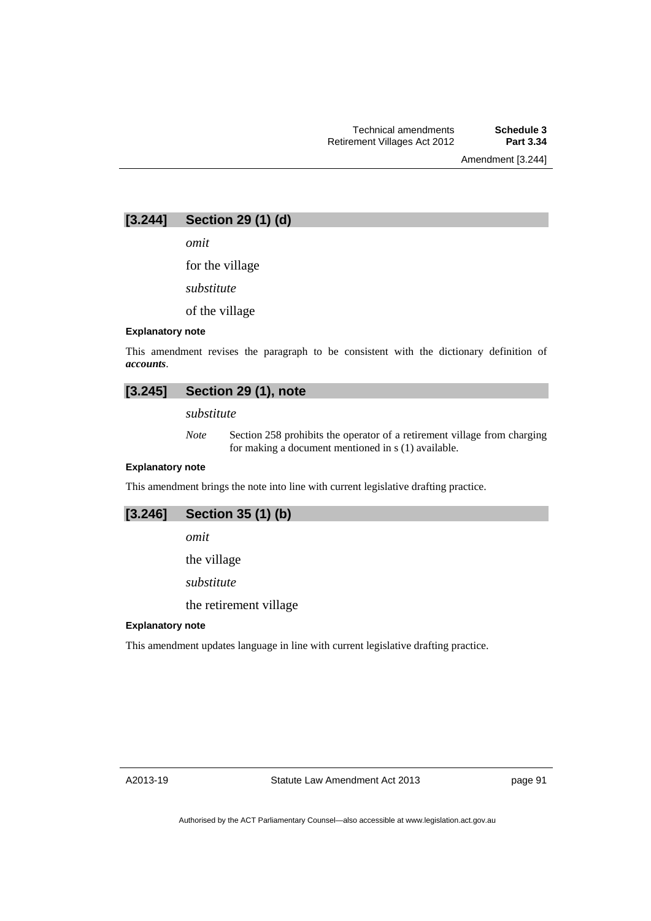## [3.244] Section 29 (1) (d)

*omit*

for the village

*substitute*

of the village

**Explanatory note**

This amendment revises the paragraph to be consistent with the dictionary definition of ***accounts***.

## [3.245] Section 29 (1), note

*substitute*

*Note* Section 258 prohibits the operator of a retirement village from charging for making a document mentioned in s (1) available.

**Explanatory note**

This amendment brings the note into line with current legislative drafting practice.

## [3.246] Section 35 (1) (b)

*omit*

the village

*substitute*

the retirement village

**Explanatory note**

This amendment updates language in line with current legislative drafting practice.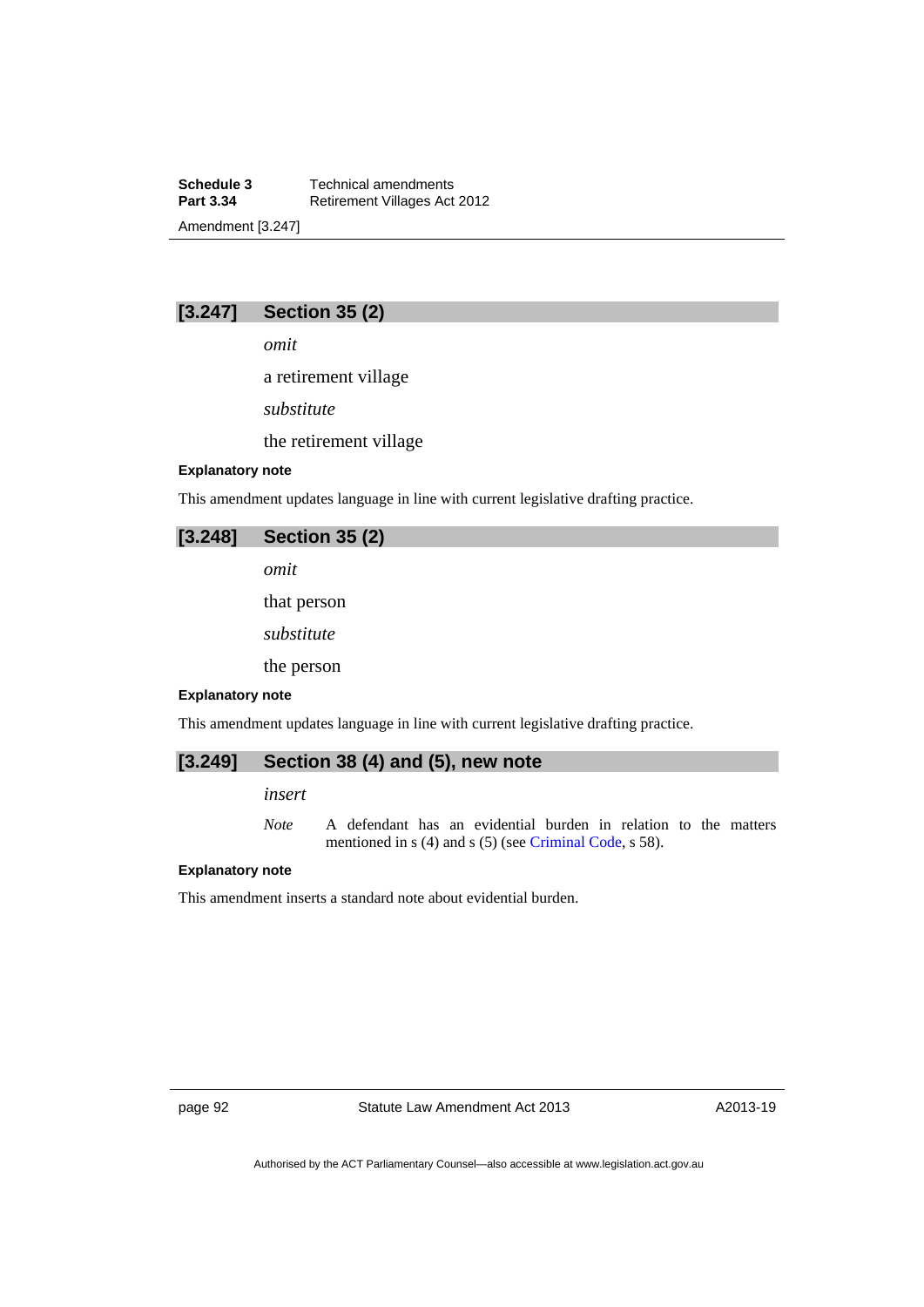## [3.247] Section 35 (2)

*omit*

a retirement village

*substitute*

the retirement village

**Explanatory note**

This amendment updates language in line with current legislative drafting practice.

## [3.248] Section 35 (2)

*omit*

that person

*substitute*

the person

**Explanatory note**

This amendment updates language in line with current legislative drafting practice.

## [3.249] Section 38 (4) and (5), new note

*insert*

*Note* A defendant has an evidential burden in relation to the matters mentioned in s (4) and s (5) (see Criminal Code, s 58).

**Explanatory note**

This amendment inserts a standard note about evidential burden.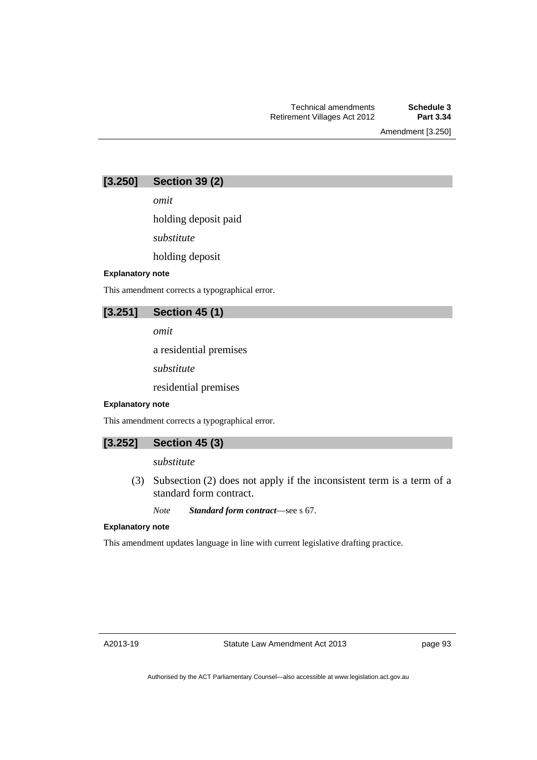## [3.250] Section 39 (2)

*omit*

holding deposit paid

*substitute*

holding deposit

**Explanatory note**

This amendment corrects a typographical error.

## [3.251] Section 45 (1)

*omit*

a residential premises

*substitute*

residential premises

**Explanatory note**

This amendment corrects a typographical error.

## [3.252] Section 45 (3)

*substitute*

(3) Subsection (2) does not apply if the inconsistent term is a term of a standard form contract.

*Note* ***Standard form contract***—see s 67.

**Explanatory note**

This amendment updates language in line with current legislative drafting practice.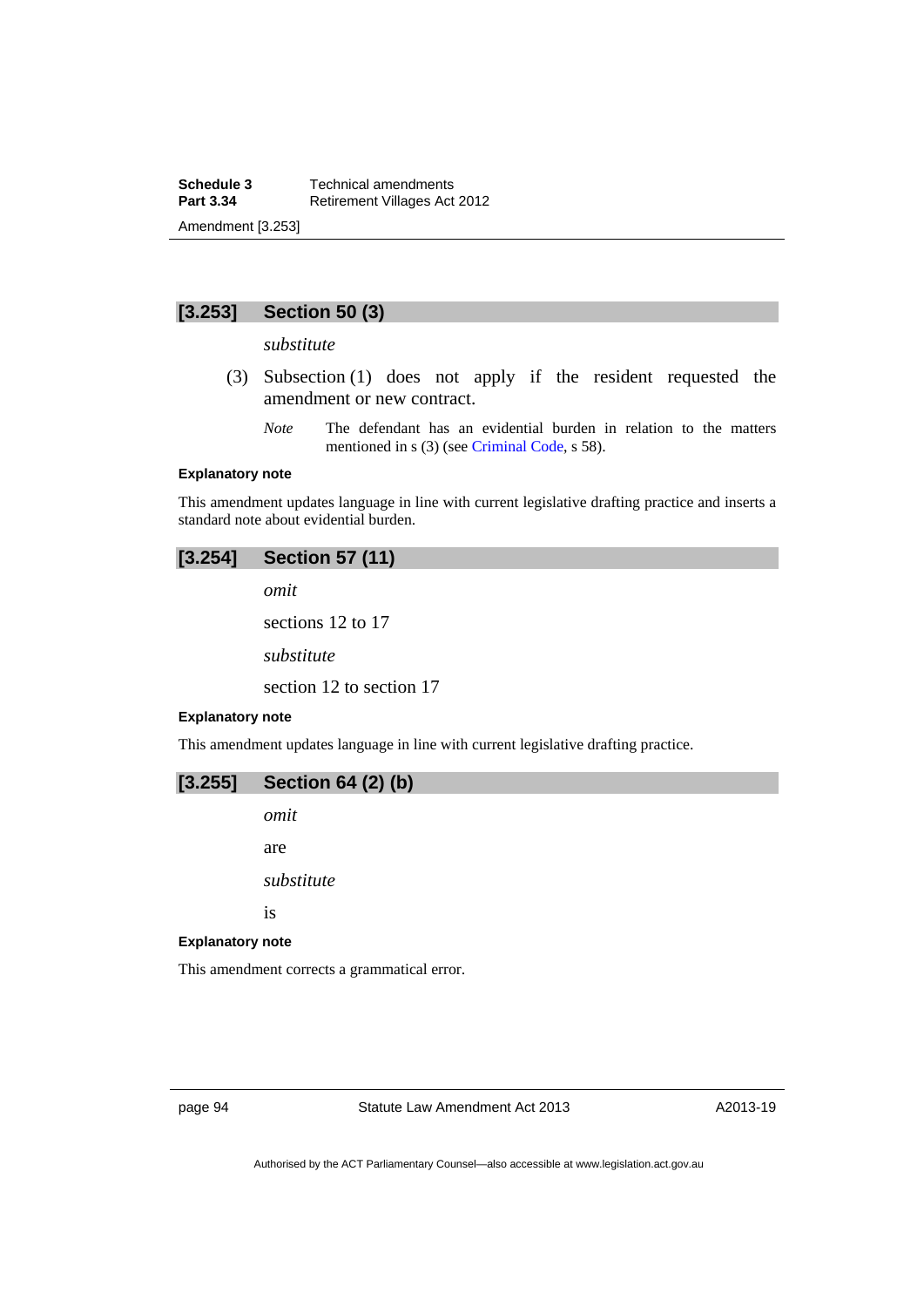### [3.253] Section 50 (3)

*substitute*

(3) Subsection (1) does not apply if the resident requested the amendment or new contract.

*Note* The defendant has an evidential burden in relation to the matters mentioned in s (3) (see Criminal Code, s 58).

**Explanatory note**

This amendment updates language in line with current legislative drafting practice and inserts a standard note about evidential burden.

### [3.254] Section 57 (11)

*omit*

sections 12 to 17

*substitute*

section 12 to section 17

**Explanatory note**

This amendment updates language in line with current legislative drafting practice.

### [3.255] Section 64 (2) (b)

*omit*

are

*substitute*

is

**Explanatory note**

This amendment corrects a grammatical error.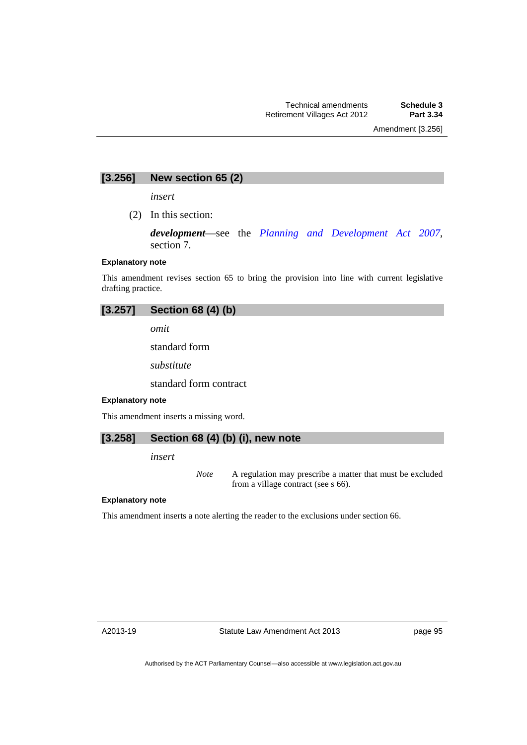## [3.256] New section 65 (2)

*insert*

(2) In this section:

***development***—see the *Planning and Development Act 2007*, section 7.

**Explanatory note**

This amendment revises section 65 to bring the provision into line with current legislative drafting practice.

## [3.257] Section 68 (4) (b)

*omit*

standard form

*substitute*

standard form contract

**Explanatory note**

This amendment inserts a missing word.

## [3.258] Section 68 (4) (b) (i), new note

*insert*

*Note* A regulation may prescribe a matter that must be excluded from a village contract (see s 66).

**Explanatory note**

This amendment inserts a note alerting the reader to the exclusions under section 66.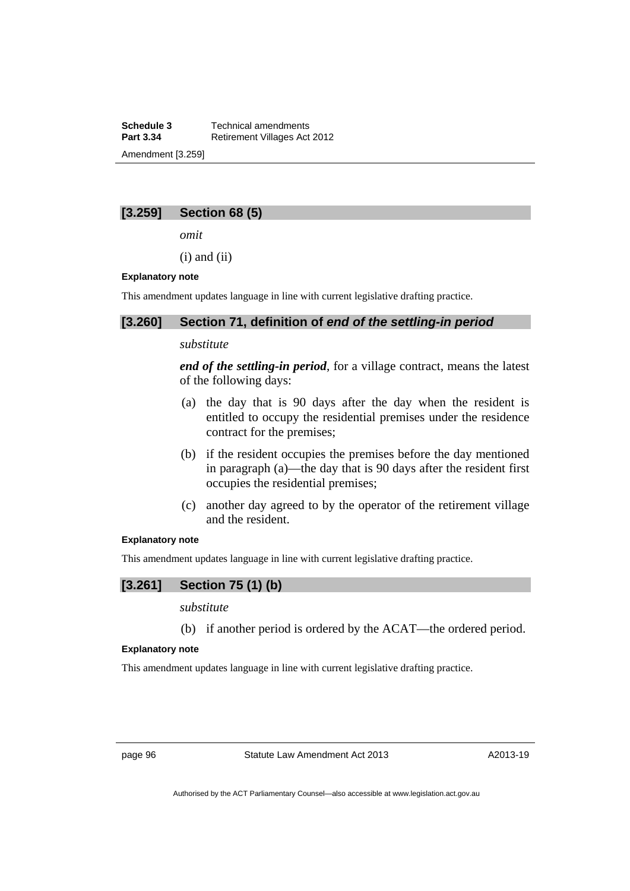### [3.259] Section 68 (5)

*omit*

(i) and (ii)

**Explanatory note**

This amendment updates language in line with current legislative drafting practice.

### [3.260] Section 71, definition of *end of the settling-in period*

*substitute*

***end of the settling-in period***, for a village contract, means the latest of the following days:

(a) the day that is 90 days after the day when the resident is entitled to occupy the residential premises under the residence contract for the premises;

(b) if the resident occupies the premises before the day mentioned in paragraph (a)—the day that is 90 days after the resident first occupies the residential premises;

(c) another day agreed to by the operator of the retirement village and the resident.

**Explanatory note**

This amendment updates language in line with current legislative drafting practice.

### [3.261] Section 75 (1) (b)

*substitute*

(b) if another period is ordered by the ACAT—the ordered period.

**Explanatory note**

This amendment updates language in line with current legislative drafting practice.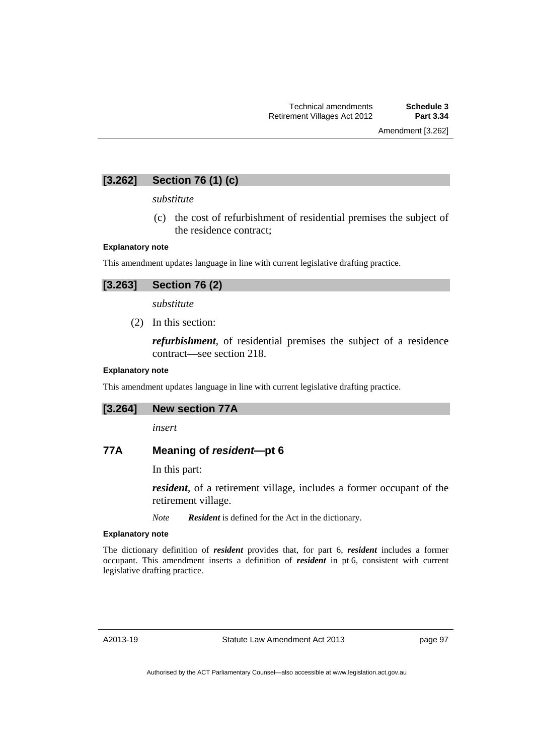## [3.262] Section 76 (1) (c)

*substitute*

(c) the cost of refurbishment of residential premises the subject of the residence contract;

**Explanatory note**

This amendment updates language in line with current legislative drafting practice.

## [3.263] Section 76 (2)

*substitute*

(2) In this section:

***refurbishment***, of residential premises the subject of a residence contract—see section 218.

**Explanatory note**

This amendment updates language in line with current legislative drafting practice.

## [3.264] New section 77A

*insert*

### 77A Meaning of *resident*—pt 6

In this part:

***resident***, of a retirement village, includes a former occupant of the retirement village.

*Note* ***Resident*** is defined for the Act in the dictionary.

**Explanatory note**

The dictionary definition of ***resident*** provides that, for part 6, ***resident*** includes a former occupant. This amendment inserts a definition of ***resident*** in pt 6, consistent with current legislative drafting practice.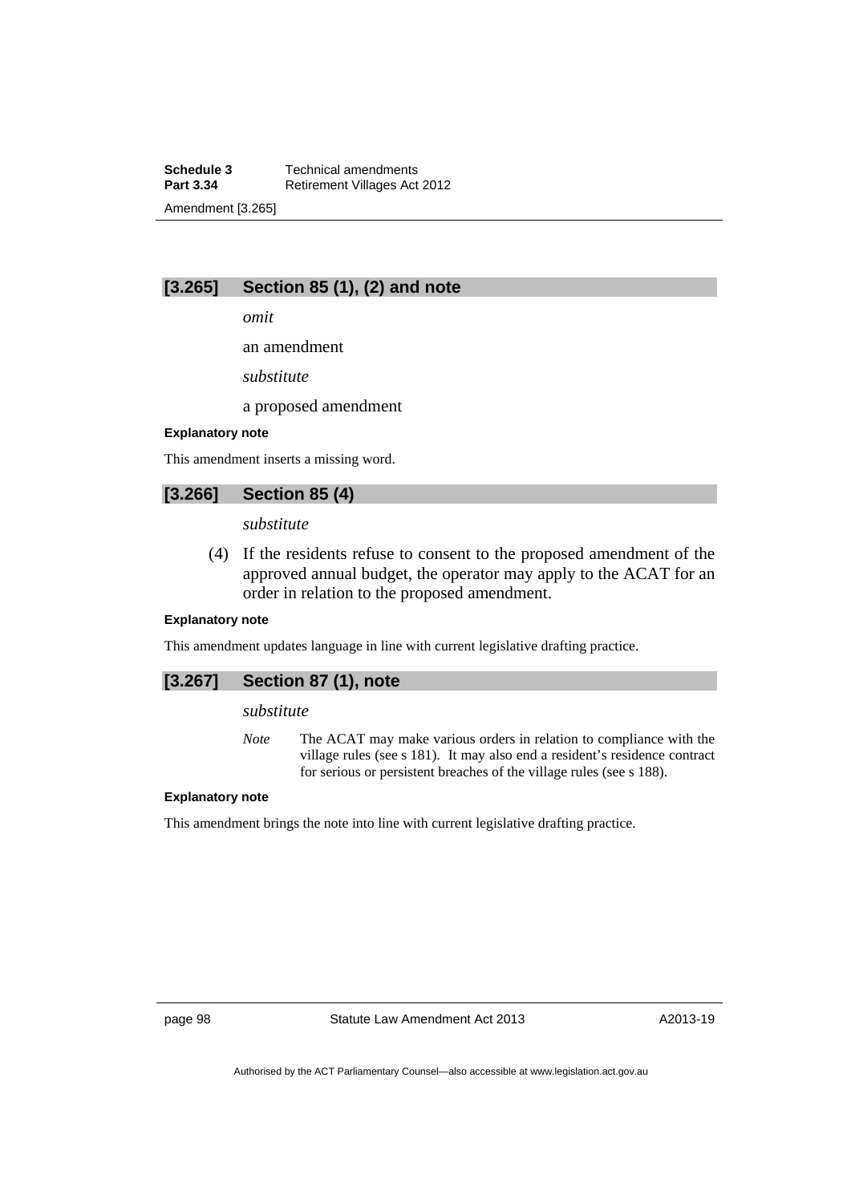### [3.265] Section 85 (1), (2) and note

*omit*

an amendment

*substitute*

a proposed amendment

**Explanatory note**

This amendment inserts a missing word.

### [3.266] Section 85 (4)

*substitute*

(4) If the residents refuse to consent to the proposed amendment of the approved annual budget, the operator may apply to the ACAT for an order in relation to the proposed amendment.

**Explanatory note**

This amendment updates language in line with current legislative drafting practice.

### [3.267] Section 87 (1), note

*substitute*

*Note* The ACAT may make various orders in relation to compliance with the village rules (see s 181). It may also end a resident's residence contract for serious or persistent breaches of the village rules (see s 188).

**Explanatory note**

This amendment brings the note into line with current legislative drafting practice.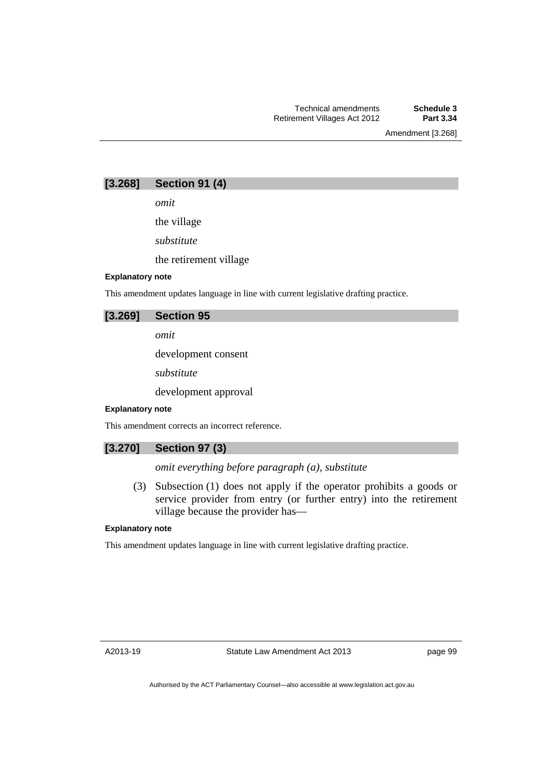### [3.268] Section 91 (4)

*omit*

the village

*substitute*

the retirement village

**Explanatory note**

This amendment updates language in line with current legislative drafting practice.

### [3.269] Section 95

*omit*

development consent

*substitute*

development approval

**Explanatory note**

This amendment corrects an incorrect reference.

### [3.270] Section 97 (3)

*omit everything before paragraph (a), substitute*

(3) Subsection (1) does not apply if the operator prohibits a goods or service provider from entry (or further entry) into the retirement village because the provider has—

**Explanatory note**

This amendment updates language in line with current legislative drafting practice.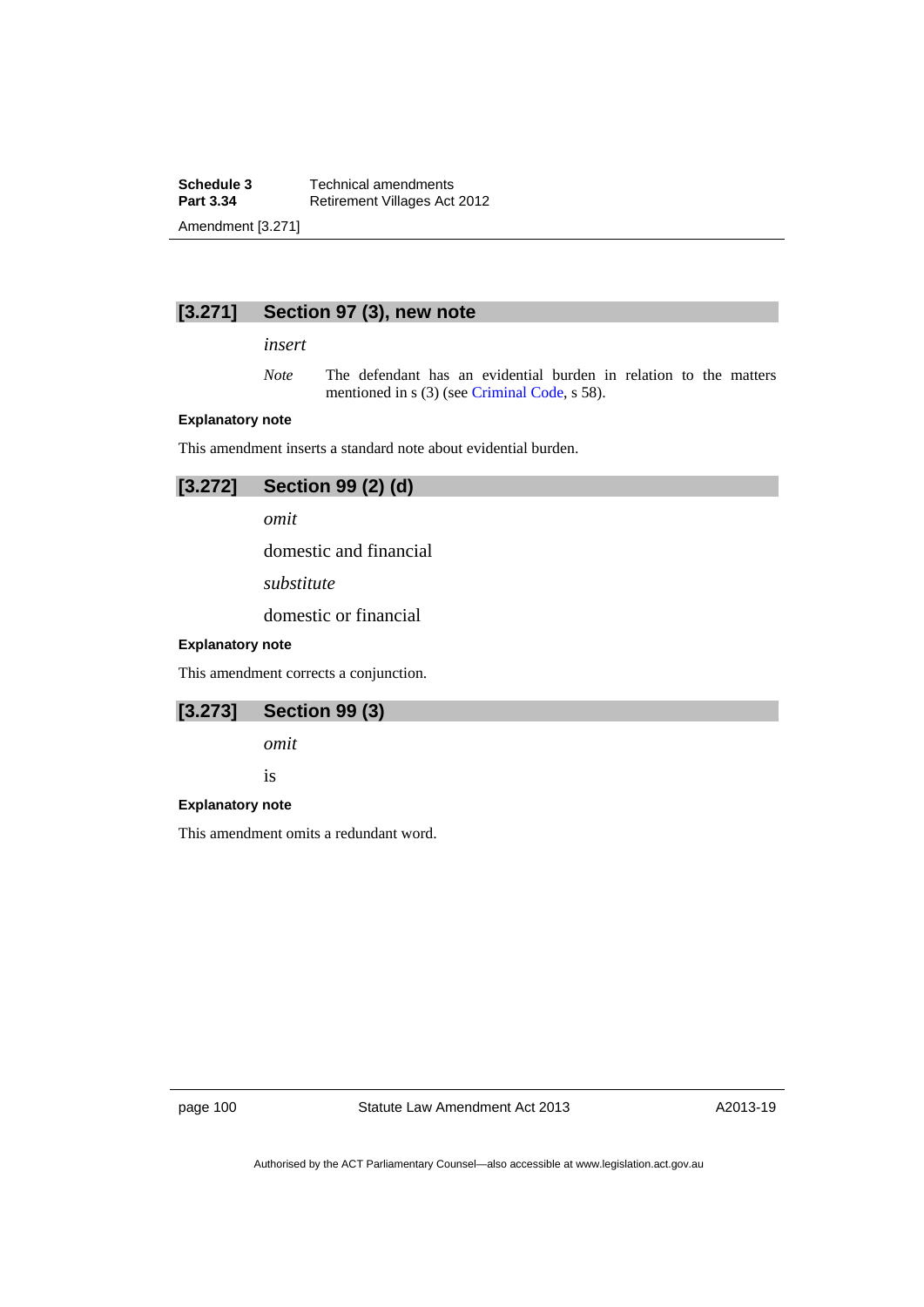## [3.271] Section 97 (3), new note

*insert*

*Note* The defendant has an evidential burden in relation to the matters mentioned in s (3) (see Criminal Code, s 58).

**Explanatory note**

This amendment inserts a standard note about evidential burden.

## [3.272] Section 99 (2) (d)

*omit*

domestic and financial

*substitute*

domestic or financial

**Explanatory note**

This amendment corrects a conjunction.

## [3.273] Section 99 (3)

*omit*

is

**Explanatory note**

This amendment omits a redundant word.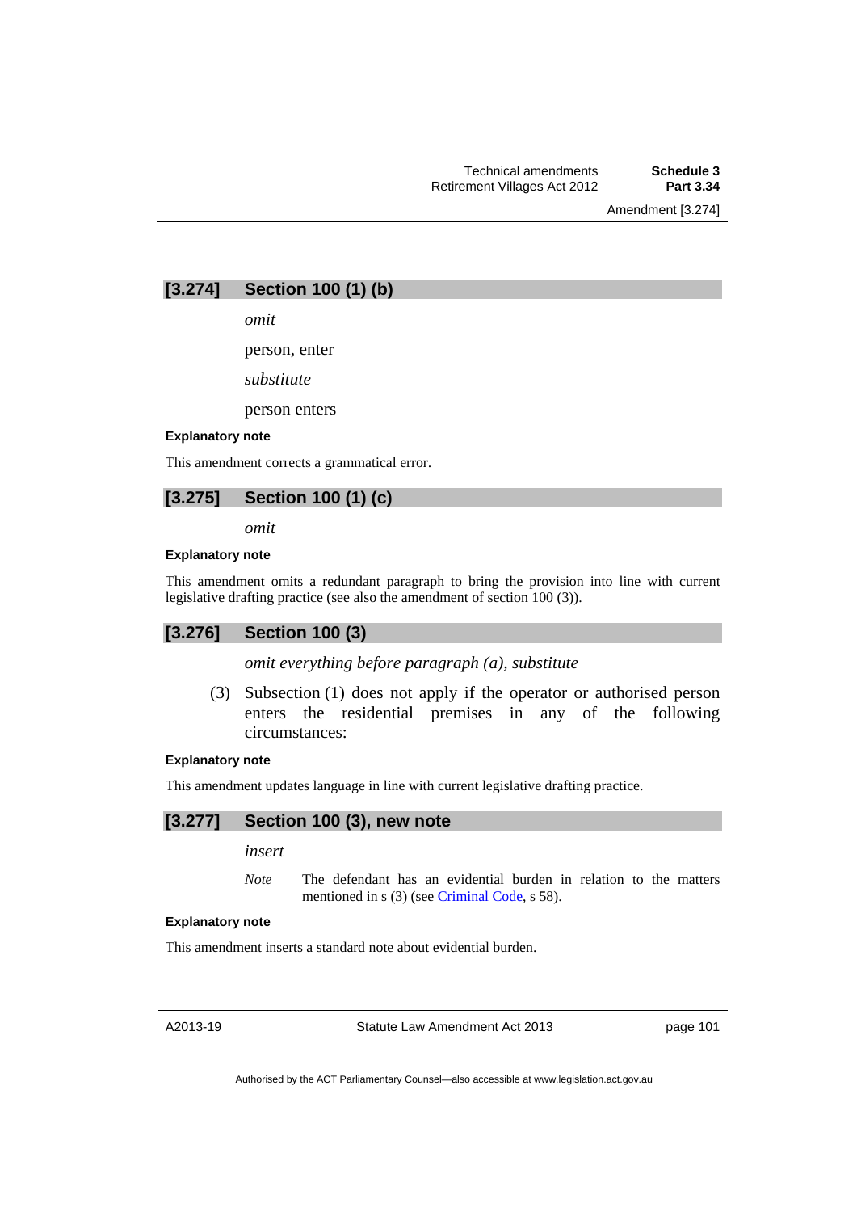## [3.274] Section 100 (1) (b)

*omit*

person, enter

*substitute*

person enters

**Explanatory note**

This amendment corrects a grammatical error.

## [3.275] Section 100 (1) (c)

*omit*

**Explanatory note**

This amendment omits a redundant paragraph to bring the provision into line with current legislative drafting practice (see also the amendment of section 100 (3)).

## [3.276] Section 100 (3)

*omit everything before paragraph (a), substitute*

(3) Subsection (1) does not apply if the operator or authorised person enters the residential premises in any of the following circumstances:

**Explanatory note**

This amendment updates language in line with current legislative drafting practice.

## [3.277] Section 100 (3), new note

*insert*

*Note* The defendant has an evidential burden in relation to the matters mentioned in s (3) (see Criminal Code, s 58).

**Explanatory note**

This amendment inserts a standard note about evidential burden.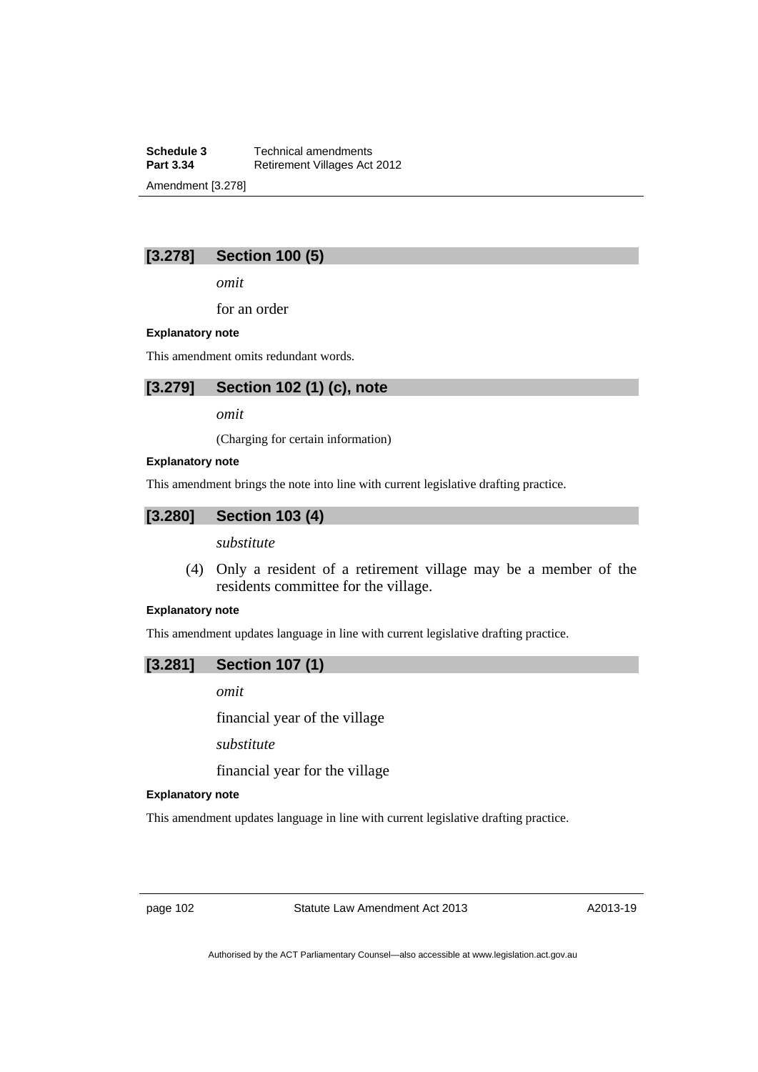### [3.278] Section 100 (5)

*omit*

for an order

**Explanatory note**

This amendment omits redundant words.

### [3.279] Section 102 (1) (c), note

*omit*

(Charging for certain information)

**Explanatory note**

This amendment brings the note into line with current legislative drafting practice.

### [3.280] Section 103 (4)

*substitute*

(4) Only a resident of a retirement village may be a member of the residents committee for the village.

**Explanatory note**

This amendment updates language in line with current legislative drafting practice.

### [3.281] Section 107 (1)

*omit*

financial year of the village

*substitute*

financial year for the village

**Explanatory note**

This amendment updates language in line with current legislative drafting practice.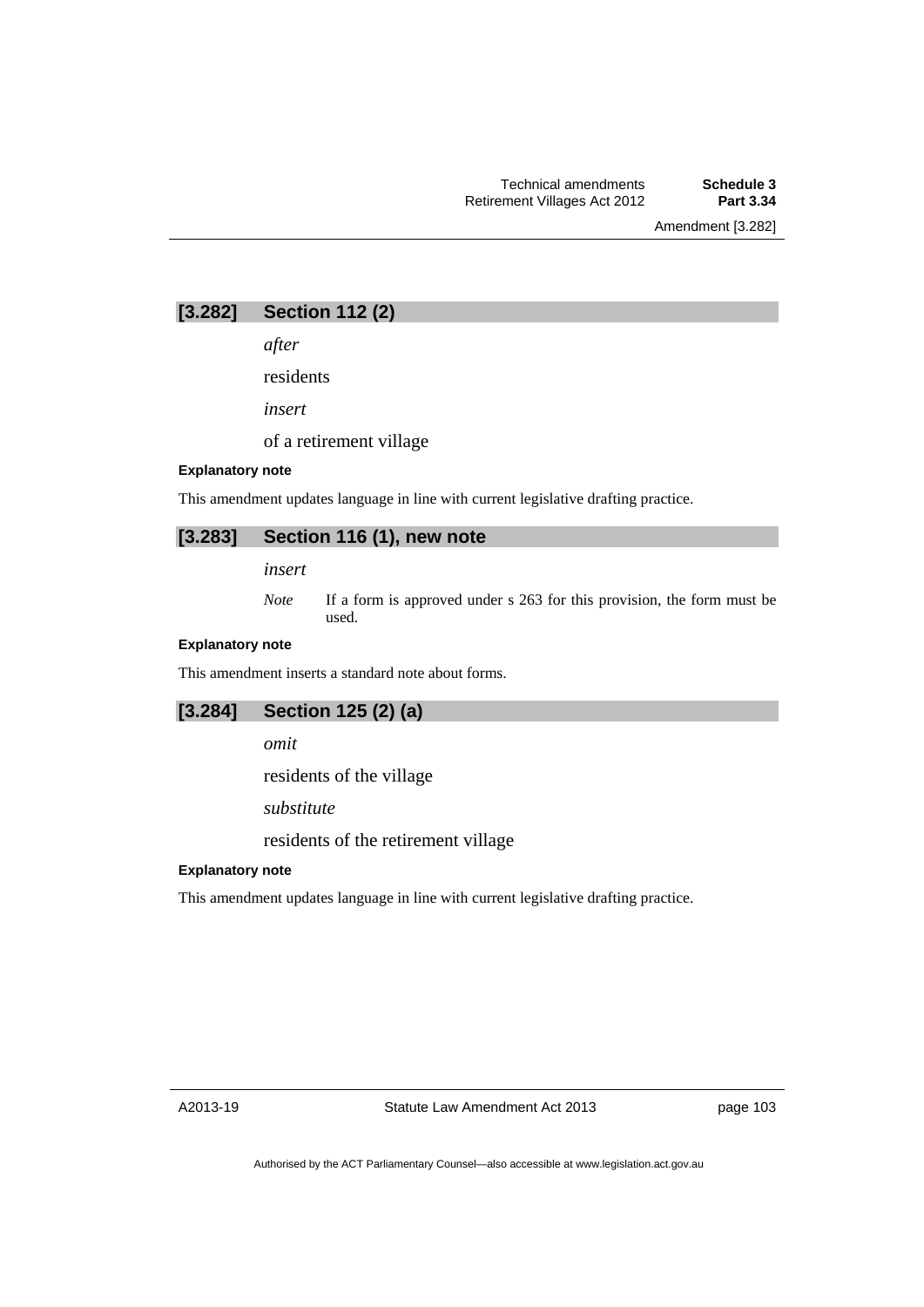## [3.282] Section 112 (2)

*after*

residents

*insert*

of a retirement village

#### Explanatory note

This amendment updates language in line with current legislative drafting practice.

## [3.283] Section 116 (1), new note

*insert*

*Note* If a form is approved under s 263 for this provision, the form must be used.

#### Explanatory note

This amendment inserts a standard note about forms.

## [3.284] Section 125 (2) (a)

*omit*

residents of the village

*substitute*

residents of the retirement village

#### Explanatory note

This amendment updates language in line with current legislative drafting practice.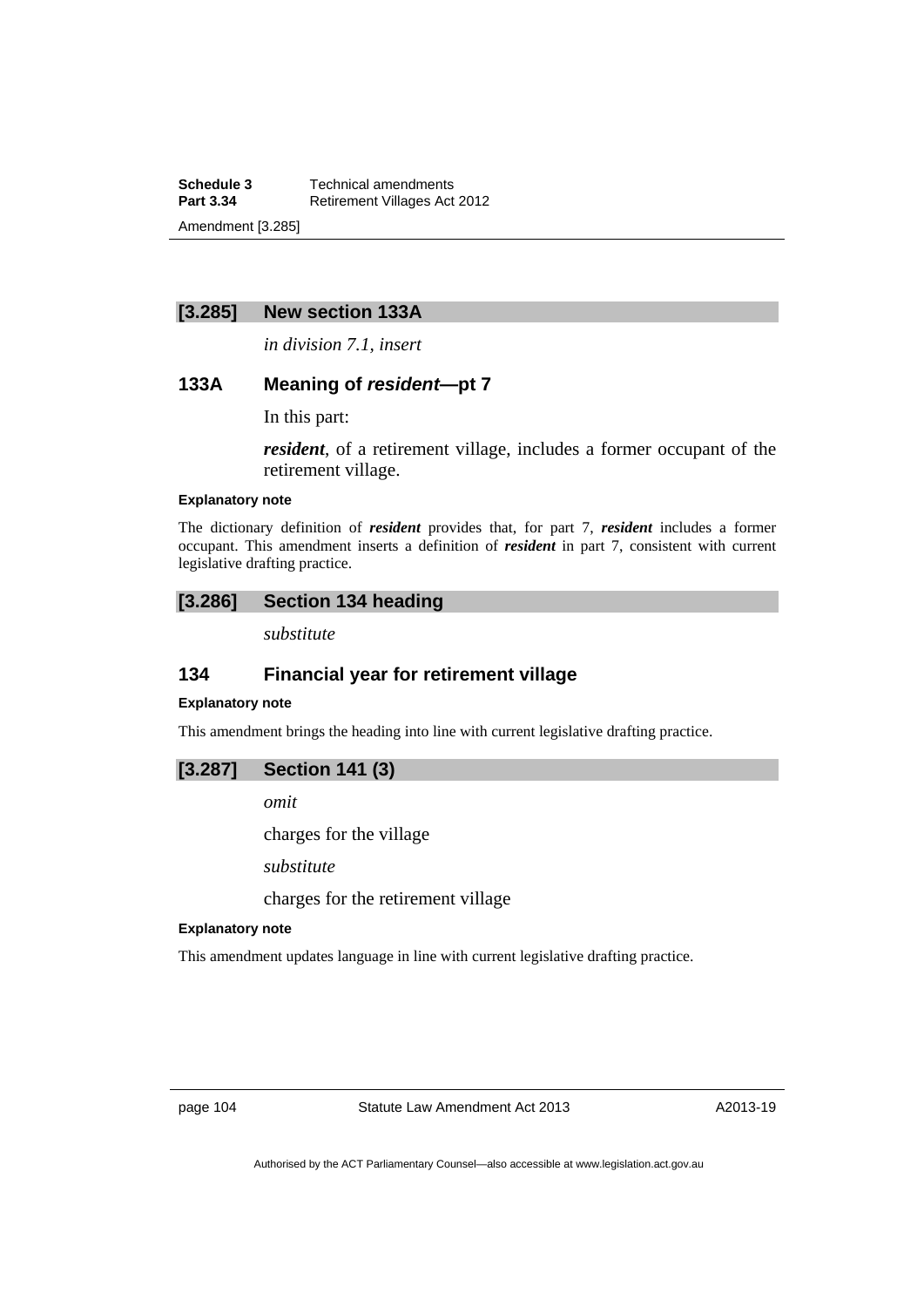## [3.285] New section 133A

*in division 7.1, insert*

### 133A Meaning of ***resident***—pt 7

In this part:

***resident***, of a retirement village, includes a former occupant of the retirement village.

**Explanatory note**

The dictionary definition of ***resident*** provides that, for part 7, ***resident*** includes a former occupant. This amendment inserts a definition of ***resident*** in part 7, consistent with current legislative drafting practice.

## [3.286] Section 134 heading

*substitute*

### 134 Financial year for retirement village

**Explanatory note**

This amendment brings the heading into line with current legislative drafting practice.

## [3.287] Section 141 (3)

*omit*

charges for the village

*substitute*

charges for the retirement village

**Explanatory note**

This amendment updates language in line with current legislative drafting practice.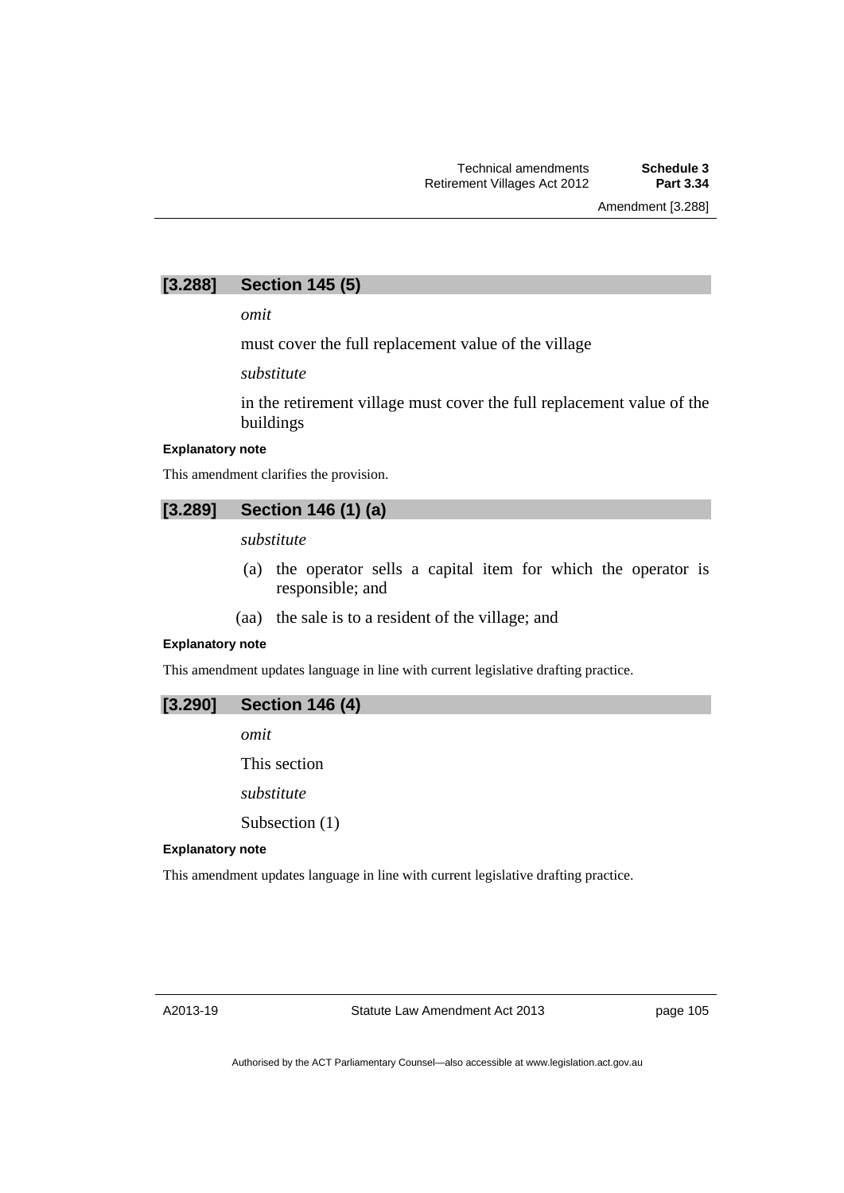## [3.288] Section 145 (5)

*omit*

must cover the full replacement value of the village

*substitute*

in the retirement village must cover the full replacement value of the buildings

**Explanatory note**

This amendment clarifies the provision.

## [3.289] Section 146 (1) (a)

*substitute*

(a) the operator sells a capital item for which the operator is responsible; and

(aa) the sale is to a resident of the village; and

**Explanatory note**

This amendment updates language in line with current legislative drafting practice.

## [3.290] Section 146 (4)

*omit*

This section

*substitute*

Subsection (1)

**Explanatory note**

This amendment updates language in line with current legislative drafting practice.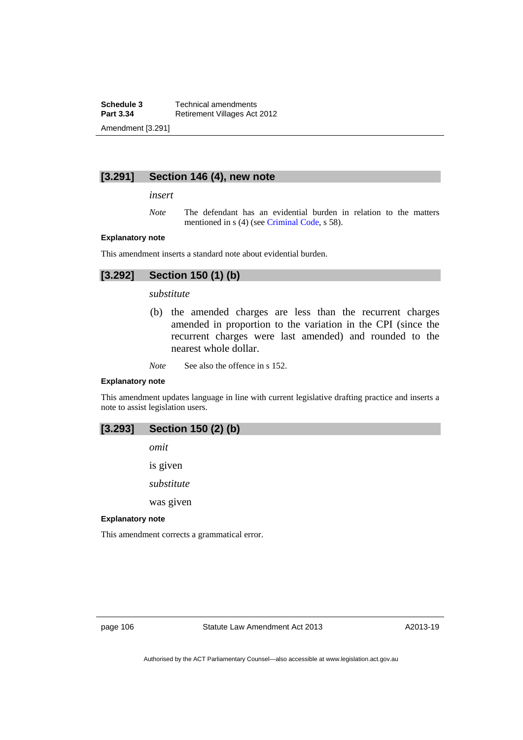### [3.291] Section 146 (4), new note

*insert*

*Note* The defendant has an evidential burden in relation to the matters mentioned in s (4) (see Criminal Code, s 58).

**Explanatory note**

This amendment inserts a standard note about evidential burden.

### [3.292] Section 150 (1) (b)

*substitute*

(b) the amended charges are less than the recurrent charges amended in proportion to the variation in the CPI (since the recurrent charges were last amended) and rounded to the nearest whole dollar.

*Note* See also the offence in s 152.

**Explanatory note**

This amendment updates language in line with current legislative drafting practice and inserts a note to assist legislation users.

### [3.293] Section 150 (2) (b)

*omit*

is given

*substitute*

was given

**Explanatory note**

This amendment corrects a grammatical error.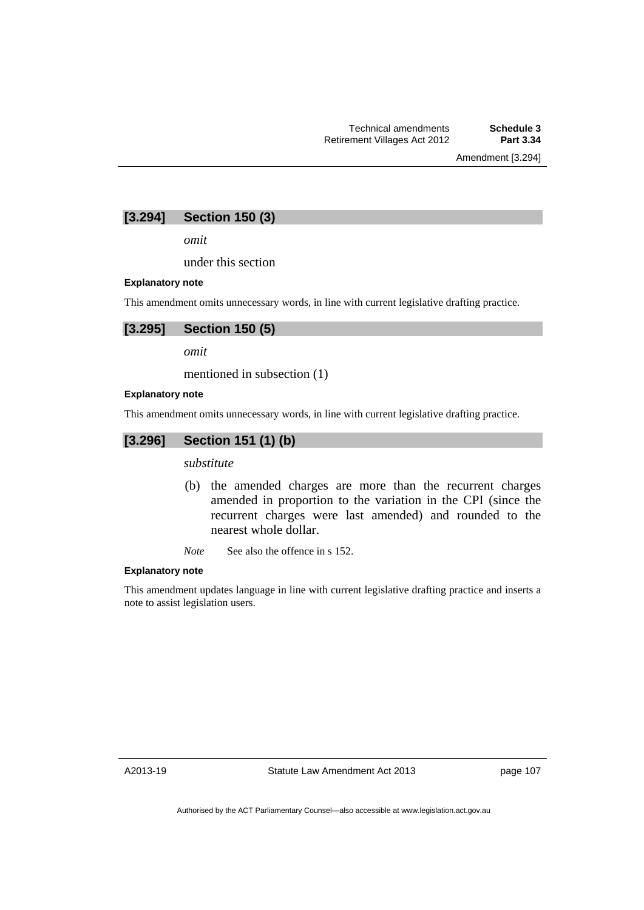## [3.294] Section 150 (3)

*omit*

under this section

#### Explanatory note

This amendment omits unnecessary words, in line with current legislative drafting practice.

## [3.295] Section 150 (5)

*omit*

mentioned in subsection (1)

#### Explanatory note

This amendment omits unnecessary words, in line with current legislative drafting practice.

## [3.296] Section 151 (1) (b)

*substitute*

(b) the amended charges are more than the recurrent charges amended in proportion to the variation in the CPI (since the recurrent charges were last amended) and rounded to the nearest whole dollar.

*Note* See also the offence in s 152.

#### Explanatory note

This amendment updates language in line with current legislative drafting practice and inserts a note to assist legislation users.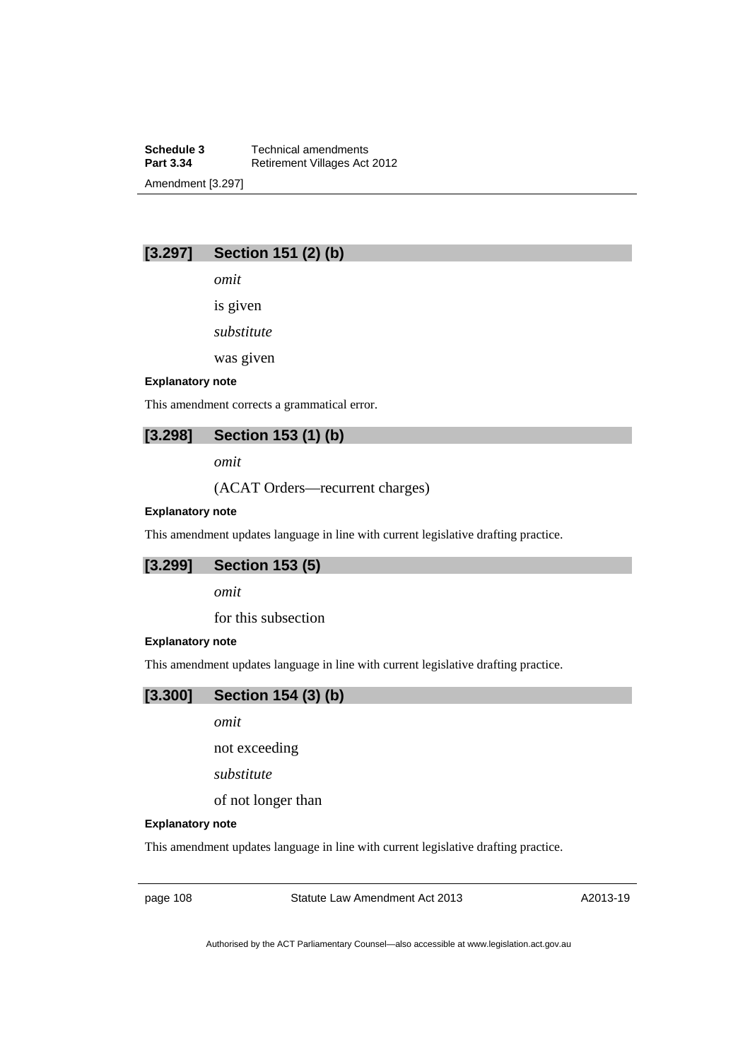### [3.297] Section 151 (2) (b)

*omit*

is given

*substitute*

was given

**Explanatory note**

This amendment corrects a grammatical error.

### [3.298] Section 153 (1) (b)

*omit*

(ACAT Orders—recurrent charges)

**Explanatory note**

This amendment updates language in line with current legislative drafting practice.

### [3.299] Section 153 (5)

*omit*

for this subsection

**Explanatory note**

This amendment updates language in line with current legislative drafting practice.

### [3.300] Section 154 (3) (b)

*omit*

not exceeding

*substitute*

of not longer than

**Explanatory note**

This amendment updates language in line with current legislative drafting practice.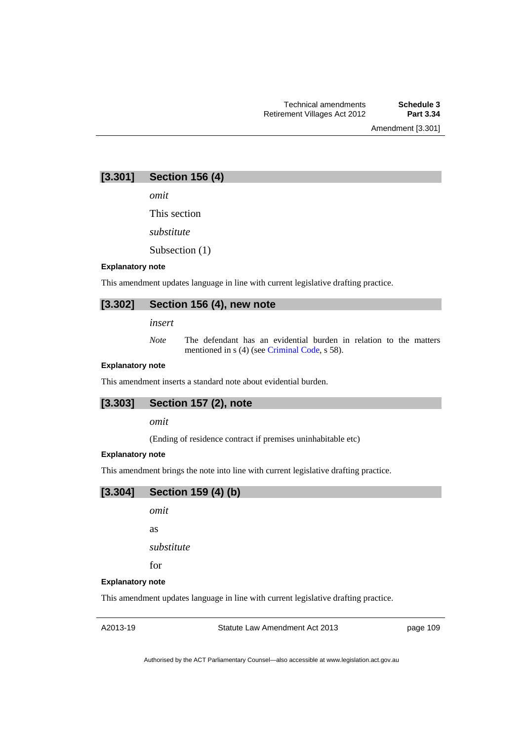## [3.301] Section 156 (4)

*omit*

This section

*substitute*

Subsection (1)

**Explanatory note**

This amendment updates language in line with current legislative drafting practice.

## [3.302] Section 156 (4), new note

*insert*

*Note* The defendant has an evidential burden in relation to the matters mentioned in s (4) (see Criminal Code, s 58).

**Explanatory note**

This amendment inserts a standard note about evidential burden.

## [3.303] Section 157 (2), note

*omit*

(Ending of residence contract if premises uninhabitable etc)

**Explanatory note**

This amendment brings the note into line with current legislative drafting practice.

## [3.304] Section 159 (4) (b)

*omit*

as

*substitute*

for

**Explanatory note**

This amendment updates language in line with current legislative drafting practice.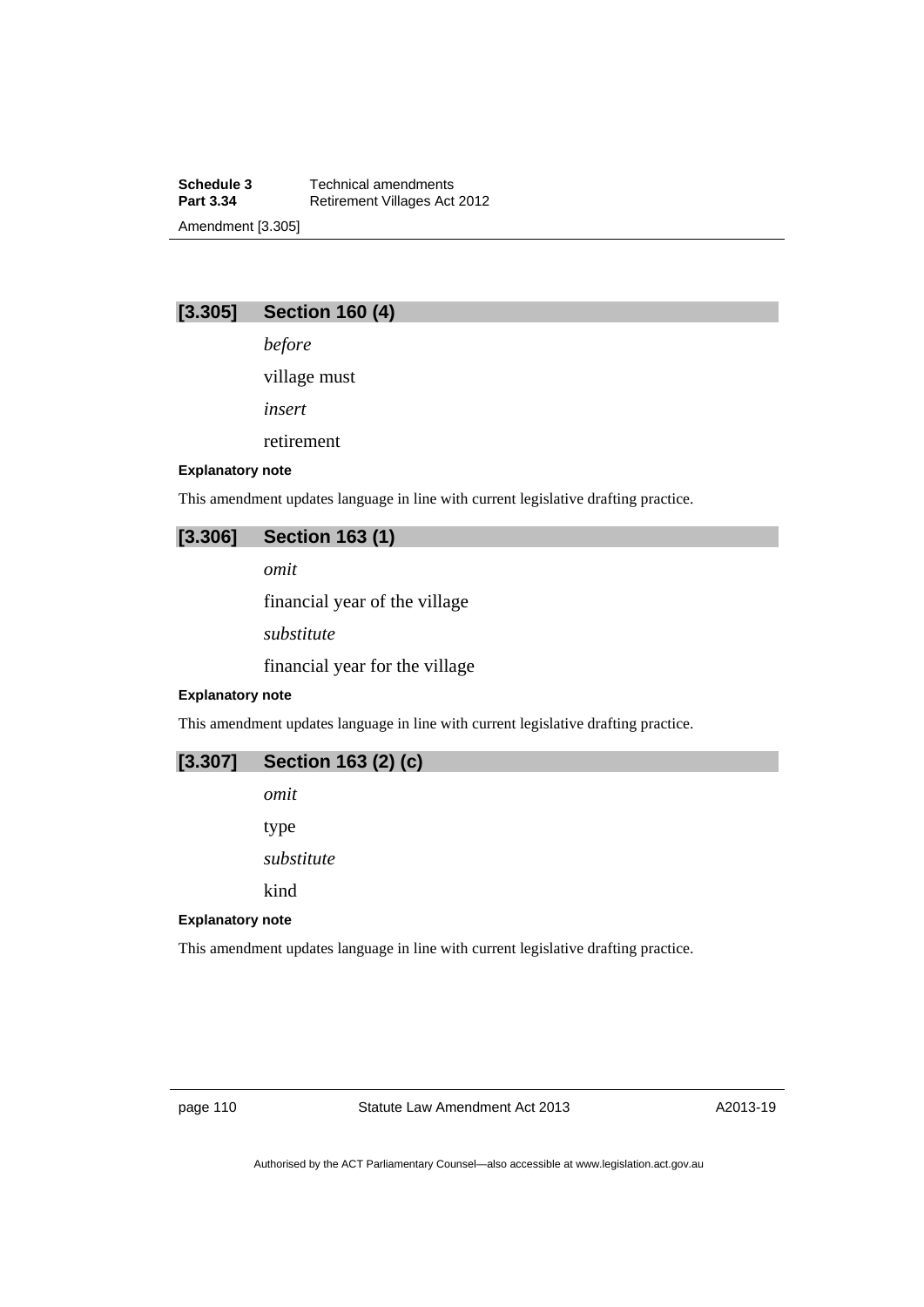## [3.305] Section 160 (4)

*before*

village must

*insert*

retirement

**Explanatory note**

This amendment updates language in line with current legislative drafting practice.

## [3.306] Section 163 (1)

*omit*

financial year of the village

*substitute*

financial year for the village

**Explanatory note**

This amendment updates language in line with current legislative drafting practice.

## [3.307] Section 163 (2) (c)

*omit*

type

*substitute*

kind

**Explanatory note**

This amendment updates language in line with current legislative drafting practice.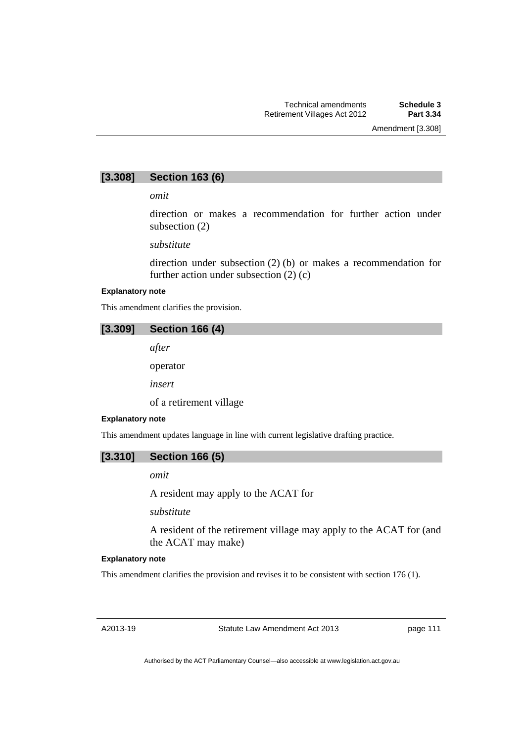## [3.308] Section 163 (6)

*omit*

direction or makes a recommendation for further action under subsection (2)

*substitute*

direction under subsection (2) (b) or makes a recommendation for further action under subsection (2) (c)

**Explanatory note**

This amendment clarifies the provision.

## [3.309] Section 166 (4)

*after*

operator

*insert*

of a retirement village

**Explanatory note**

This amendment updates language in line with current legislative drafting practice.

## [3.310] Section 166 (5)

*omit*

A resident may apply to the ACAT for

*substitute*

A resident of the retirement village may apply to the ACAT for (and the ACAT may make)

**Explanatory note**

This amendment clarifies the provision and revises it to be consistent with section 176 (1).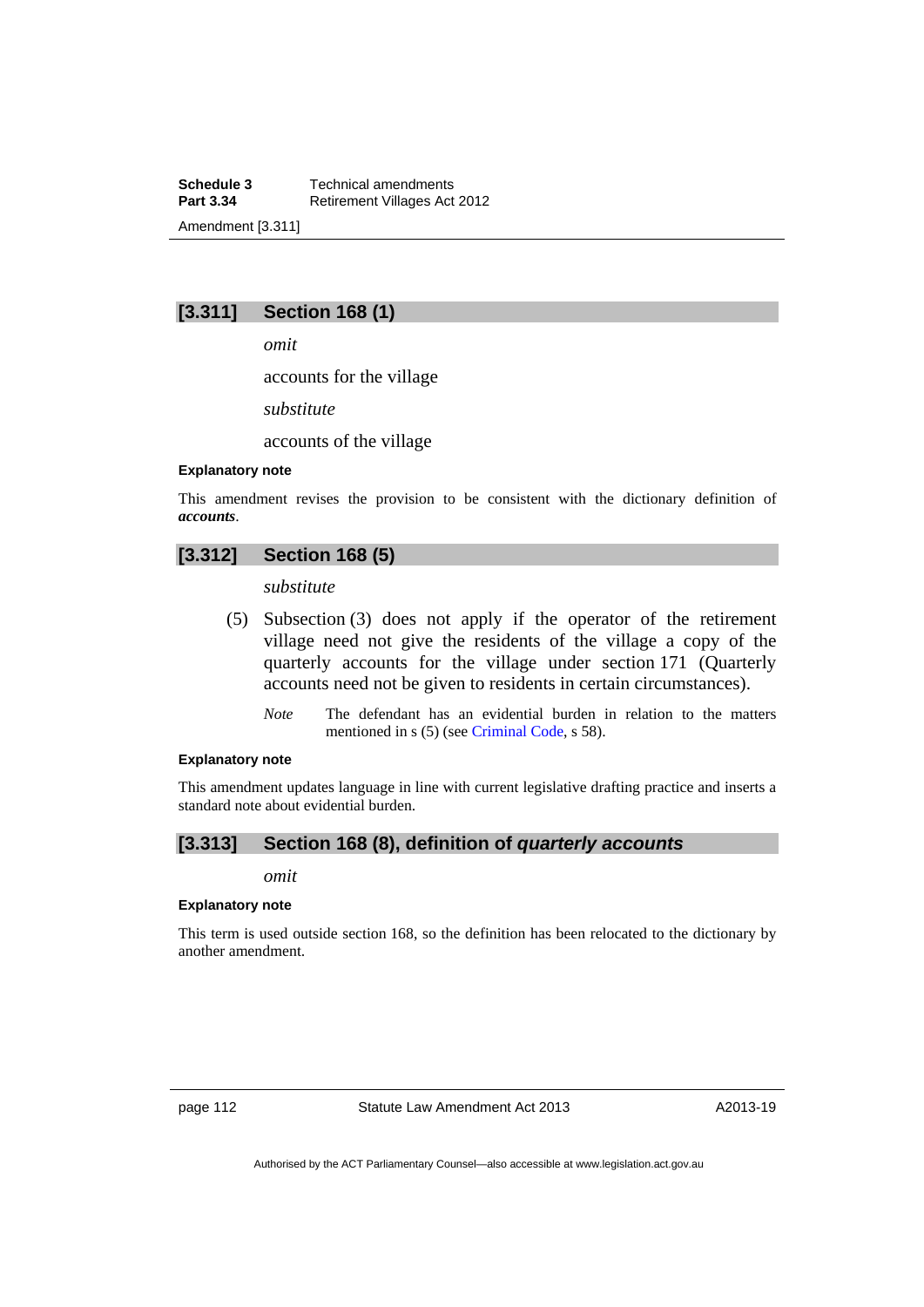## [3.311] Section 168 (1)

*omit*

accounts for the village

*substitute*

accounts of the village

**Explanatory note**

This amendment revises the provision to be consistent with the dictionary definition of ***accounts***.

## [3.312] Section 168 (5)

*substitute*

(5) Subsection (3) does not apply if the operator of the retirement village need not give the residents of the village a copy of the quarterly accounts for the village under section 171 (Quarterly accounts need not be given to residents in certain circumstances).

*Note* The defendant has an evidential burden in relation to the matters mentioned in s (5) (see Criminal Code, s 58).

**Explanatory note**

This amendment updates language in line with current legislative drafting practice and inserts a standard note about evidential burden.

## [3.313] Section 168 (8), definition of *quarterly accounts*

*omit*

**Explanatory note**

This term is used outside section 168, so the definition has been relocated to the dictionary by another amendment.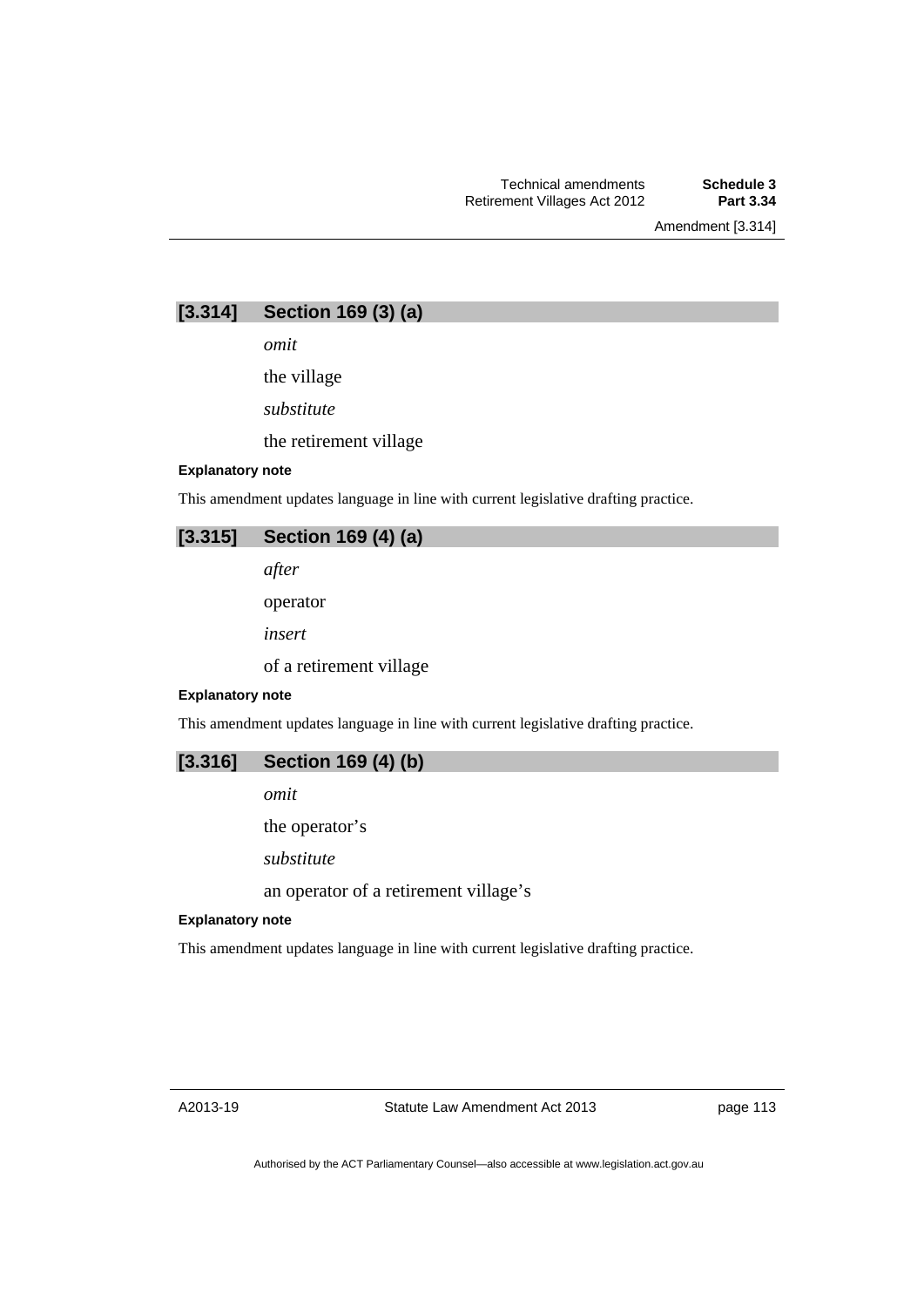## [3.314] Section 169 (3) (a)

*omit*

the village

*substitute*

the retirement village

**Explanatory note**

This amendment updates language in line with current legislative drafting practice.

## [3.315] Section 169 (4) (a)

*after*

operator

*insert*

of a retirement village

**Explanatory note**

This amendment updates language in line with current legislative drafting practice.

## [3.316] Section 169 (4) (b)

*omit*

the operator's

*substitute*

an operator of a retirement village's

**Explanatory note**

This amendment updates language in line with current legislative drafting practice.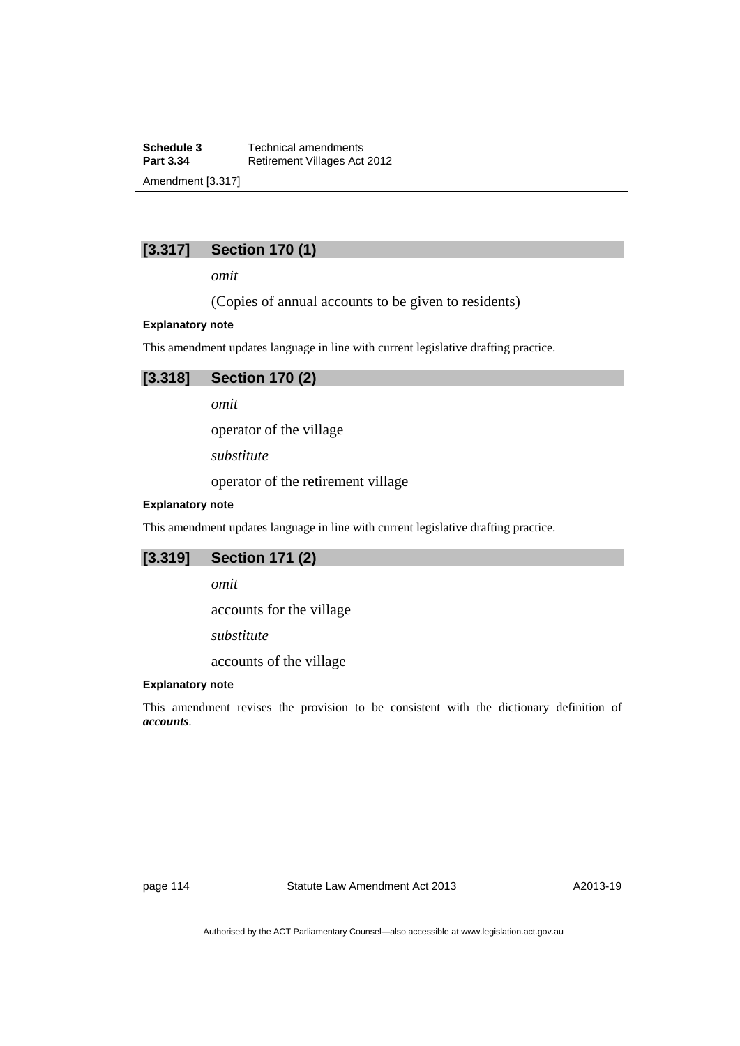## [3.317] Section 170 (1)

*omit*

(Copies of annual accounts to be given to residents)

**Explanatory note**

This amendment updates language in line with current legislative drafting practice.

## [3.318] Section 170 (2)

*omit*

operator of the village

*substitute*

operator of the retirement village

**Explanatory note**

This amendment updates language in line with current legislative drafting practice.

## [3.319] Section 171 (2)

*omit*

accounts for the village

*substitute*

accounts of the village

**Explanatory note**

This amendment revises the provision to be consistent with the dictionary definition of ***accounts***.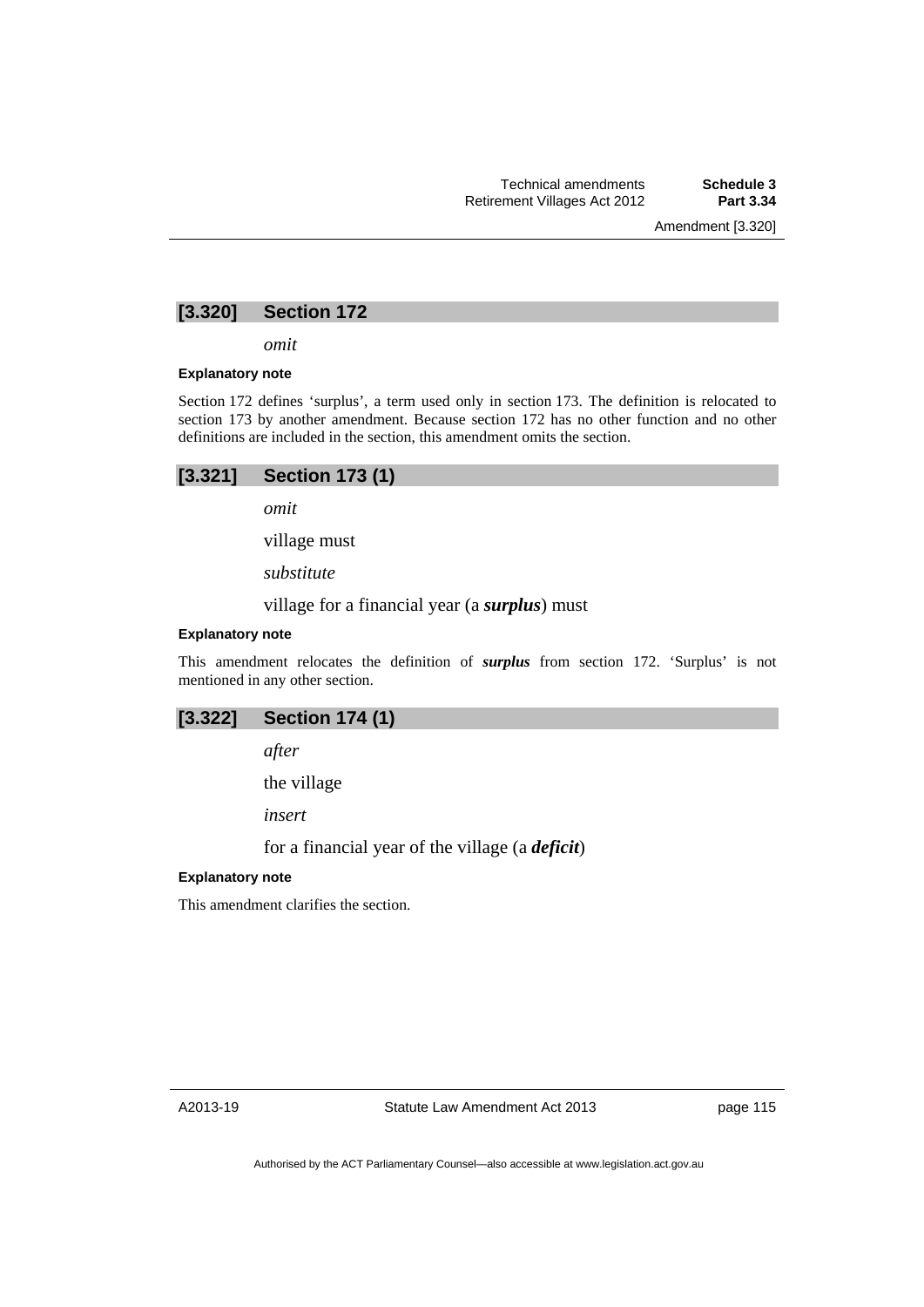## [3.320] Section 172

*omit*

#### Explanatory note

Section 172 defines 'surplus', a term used only in section 173. The definition is relocated to section 173 by another amendment. Because section 172 has no other function and no other definitions are included in the section, this amendment omits the section.

## [3.321] Section 173 (1)

*omit*

village must

*substitute*

village for a financial year (a ***surplus***) must

#### Explanatory note

This amendment relocates the definition of ***surplus*** from section 172. 'Surplus' is not mentioned in any other section.

## [3.322] Section 174 (1)

*after*

the village

*insert*

for a financial year of the village (a ***deficit***)

#### Explanatory note

This amendment clarifies the section.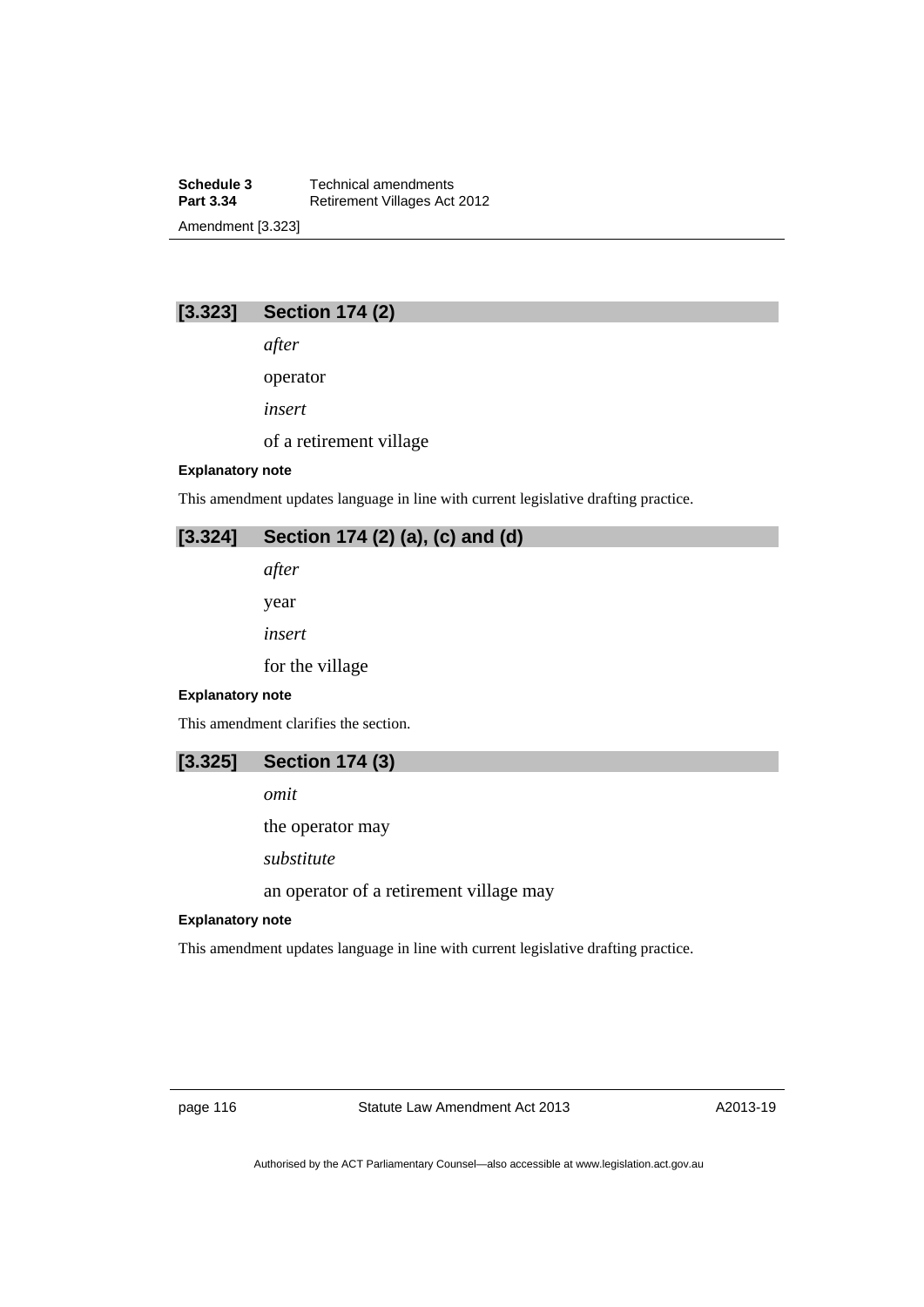## [3.323] Section 174 (2)

*after*

operator

*insert*

of a retirement village

**Explanatory note**

This amendment updates language in line with current legislative drafting practice.

## [3.324] Section 174 (2) (a), (c) and (d)

*after*

year

*insert*

for the village

**Explanatory note**

This amendment clarifies the section.

## [3.325] Section 174 (3)

*omit*

the operator may

*substitute*

an operator of a retirement village may

**Explanatory note**

This amendment updates language in line with current legislative drafting practice.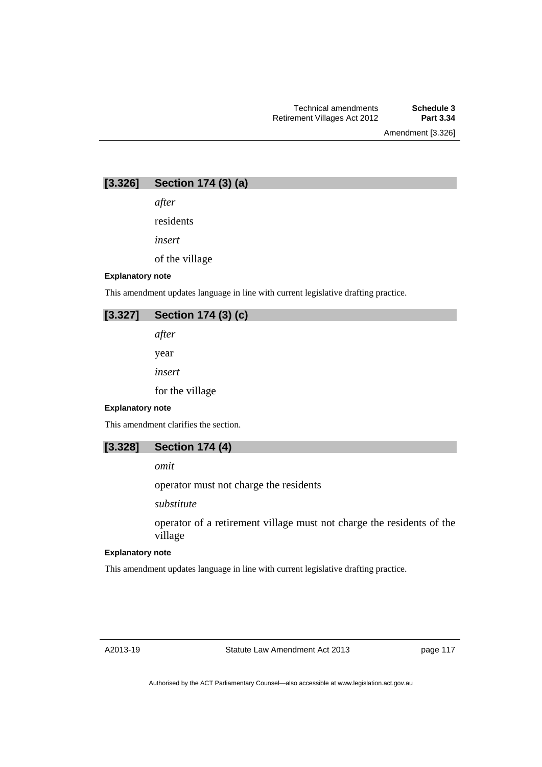## [3.326] Section 174 (3) (a)

*after*

residents

*insert*

of the village

#### Explanatory note

This amendment updates language in line with current legislative drafting practice.

## [3.327] Section 174 (3) (c)

*after*

year

*insert*

for the village

#### Explanatory note

This amendment clarifies the section.

## [3.328] Section 174 (4)

*omit*

operator must not charge the residents

*substitute*

operator of a retirement village must not charge the residents of the village

#### Explanatory note

This amendment updates language in line with current legislative drafting practice.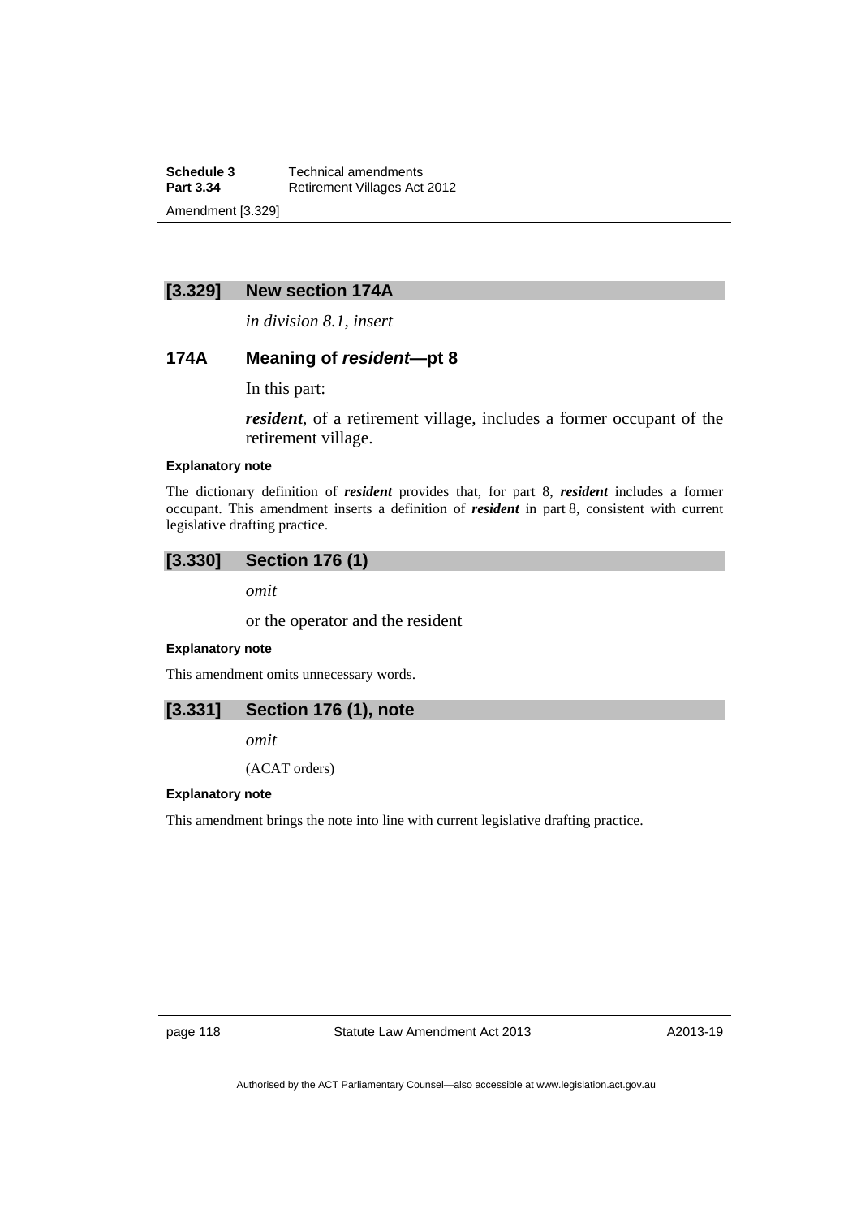## [3.329] New section 174A

*in division 8.1, insert*

### 174A Meaning of *resident*—pt 8

In this part:

***resident***, of a retirement village, includes a former occupant of the retirement village.

**Explanatory note**

The dictionary definition of ***resident*** provides that, for part 8, ***resident*** includes a former occupant. This amendment inserts a definition of ***resident*** in part 8, consistent with current legislative drafting practice.

## [3.330] Section 176 (1)

*omit*

or the operator and the resident

**Explanatory note**

This amendment omits unnecessary words.

## [3.331] Section 176 (1), note

*omit*

(ACAT orders)

**Explanatory note**

This amendment brings the note into line with current legislative drafting practice.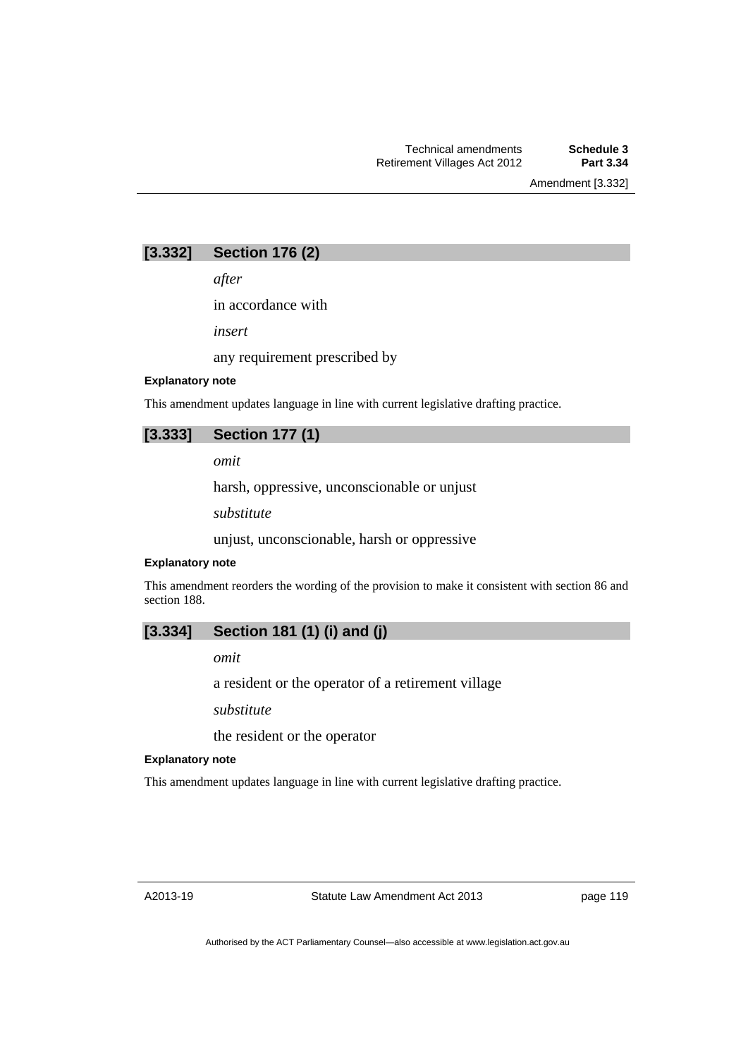## [3.332] Section 176 (2)

*after*

in accordance with

*insert*

any requirement prescribed by

**Explanatory note**

This amendment updates language in line with current legislative drafting practice.

## [3.333] Section 177 (1)

*omit*

harsh, oppressive, unconscionable or unjust

*substitute*

unjust, unconscionable, harsh or oppressive

**Explanatory note**

This amendment reorders the wording of the provision to make it consistent with section 86 and section 188.

## [3.334] Section 181 (1) (i) and (j)

*omit*

a resident or the operator of a retirement village

*substitute*

the resident or the operator

**Explanatory note**

This amendment updates language in line with current legislative drafting practice.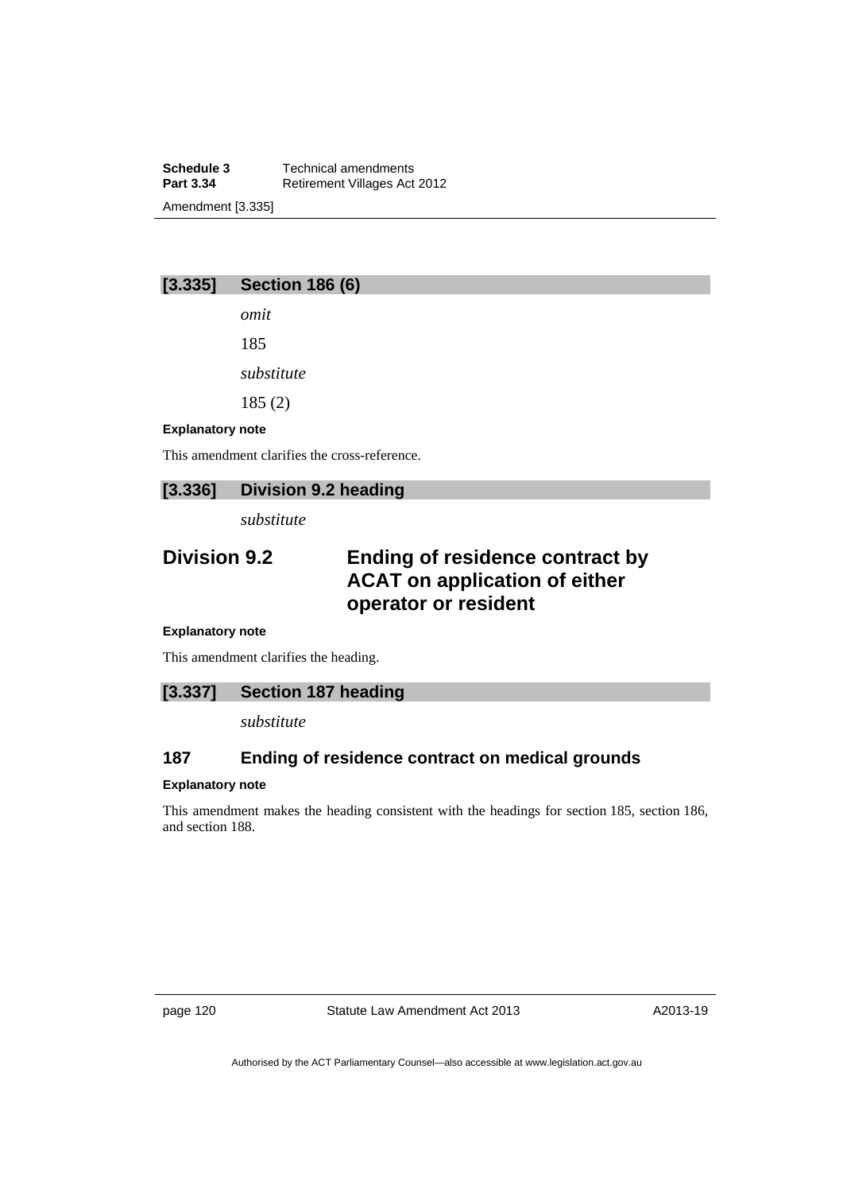### [3.335] Section 186 (6)

*omit*

185

*substitute*

185 (2)

**Explanatory note**

This amendment clarifies the cross-reference.

### [3.336] Division 9.2 heading

*substitute*

## Division 9.2 Ending of residence contract by ACAT on application of either operator or resident

**Explanatory note**

This amendment clarifies the heading.

### [3.337] Section 187 heading

*substitute*

### 187 Ending of residence contract on medical grounds

**Explanatory note**

This amendment makes the heading consistent with the headings for section 185, section 186, and section 188.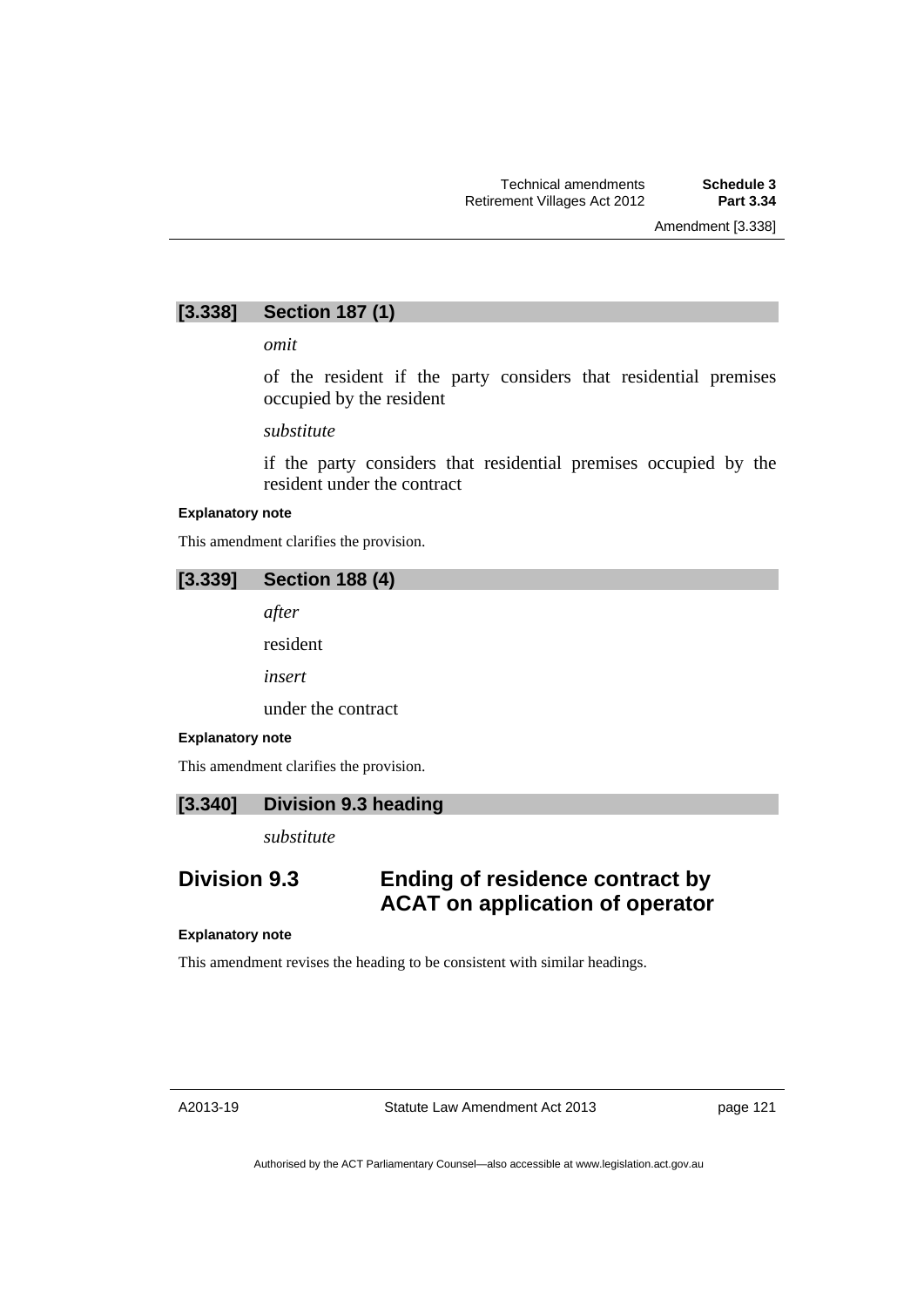### [3.338] Section 187 (1)

*omit*

of the resident if the party considers that residential premises occupied by the resident

*substitute*

if the party considers that residential premises occupied by the resident under the contract

**Explanatory note**

This amendment clarifies the provision.

### [3.339] Section 188 (4)

*after*

resident

*insert*

under the contract

**Explanatory note**

This amendment clarifies the provision.

### [3.340] Division 9.3 heading

*substitute*

## Division 9.3 Ending of residence contract by ACAT on application of operator

**Explanatory note**

This amendment revises the heading to be consistent with similar headings.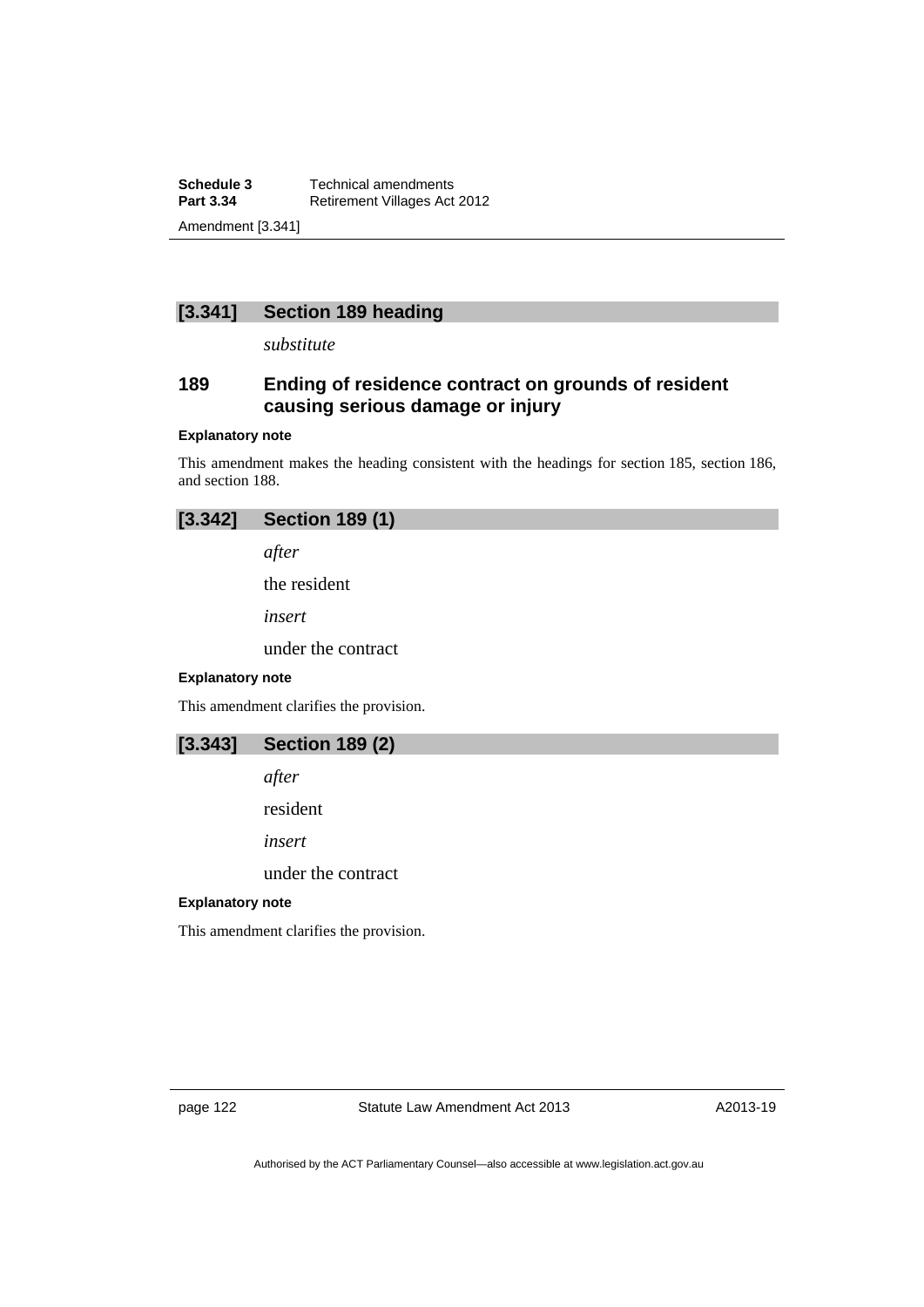## [3.341] Section 189 heading

*substitute*

### 189 Ending of residence contract on grounds of resident causing serious damage or injury

**Explanatory note**

This amendment makes the heading consistent with the headings for section 185, section 186, and section 188.

## [3.342] Section 189 (1)

*after*

the resident

*insert*

under the contract

**Explanatory note**

This amendment clarifies the provision.

## [3.343] Section 189 (2)

*after*

resident

*insert*

under the contract

**Explanatory note**

This amendment clarifies the provision.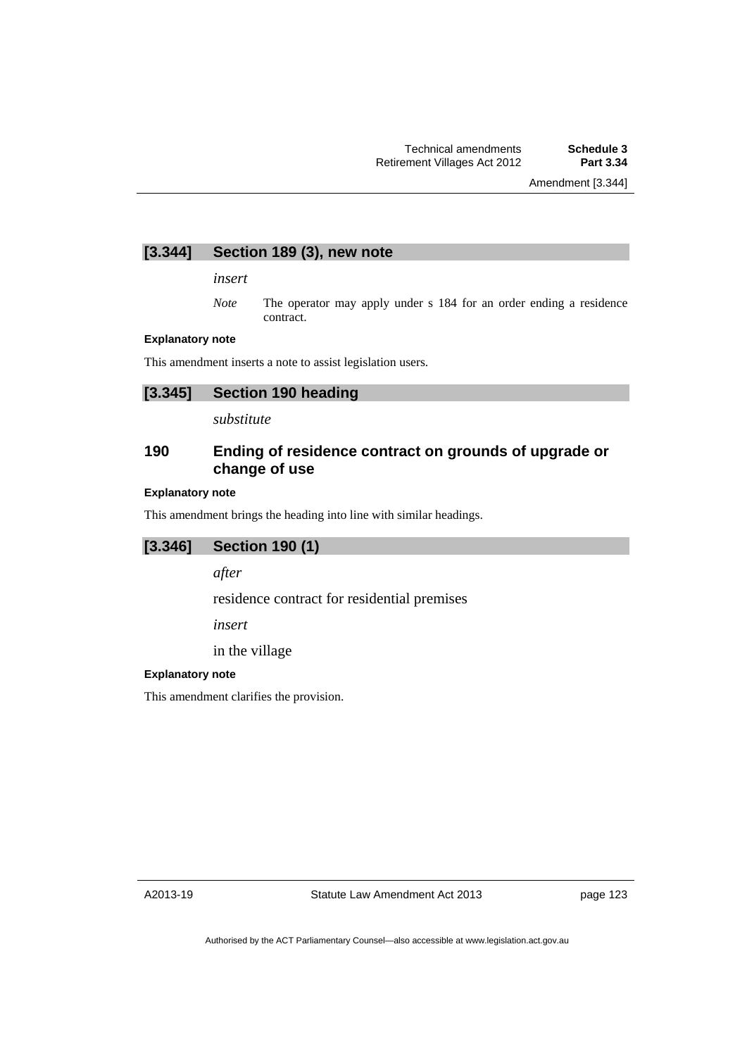## [3.344] Section 189 (3), new note

*insert*

*Note* The operator may apply under s 184 for an order ending a residence contract.

**Explanatory note**

This amendment inserts a note to assist legislation users.

## [3.345] Section 190 heading

*substitute*

### 190 Ending of residence contract on grounds of upgrade or change of use

**Explanatory note**

This amendment brings the heading into line with similar headings.

## [3.346] Section 190 (1)

*after*

residence contract for residential premises

*insert*

in the village

**Explanatory note**

This amendment clarifies the provision.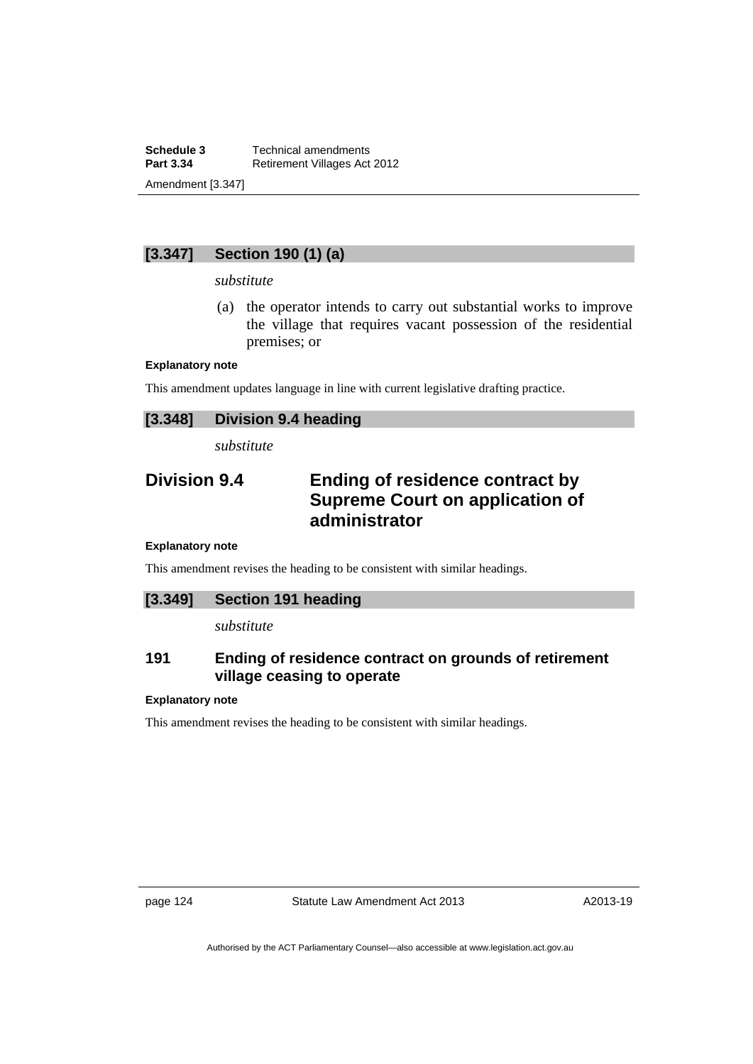### [3.347] Section 190 (1) (a)

*substitute*

(a) the operator intends to carry out substantial works to improve the village that requires vacant possession of the residential premises; or

**Explanatory note**

This amendment updates language in line with current legislative drafting practice.

### [3.348] Division 9.4 heading

*substitute*

## Division 9.4 Ending of residence contract by Supreme Court on application of administrator

**Explanatory note**

This amendment revises the heading to be consistent with similar headings.

### [3.349] Section 191 heading

*substitute*

### 191 Ending of residence contract on grounds of retirement village ceasing to operate

**Explanatory note**

This amendment revises the heading to be consistent with similar headings.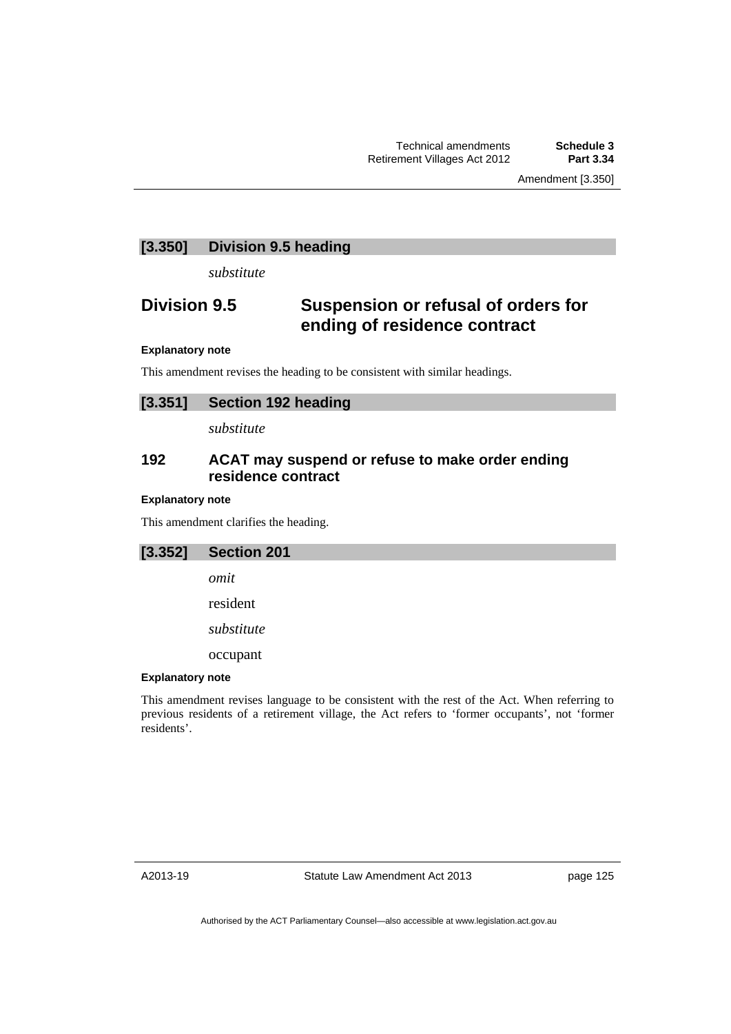## [3.350] Division 9.5 heading

*substitute*

## Division 9.5 Suspension or refusal of orders for ending of residence contract

**Explanatory note**

This amendment revises the heading to be consistent with similar headings.

## [3.351] Section 192 heading

*substitute*

### 192 ACAT may suspend or refuse to make order ending residence contract

**Explanatory note**

This amendment clarifies the heading.

## [3.352] Section 201

*omit*

resident

*substitute*

occupant

**Explanatory note**

This amendment revises language to be consistent with the rest of the Act. When referring to previous residents of a retirement village, the Act refers to 'former occupants', not 'former residents'.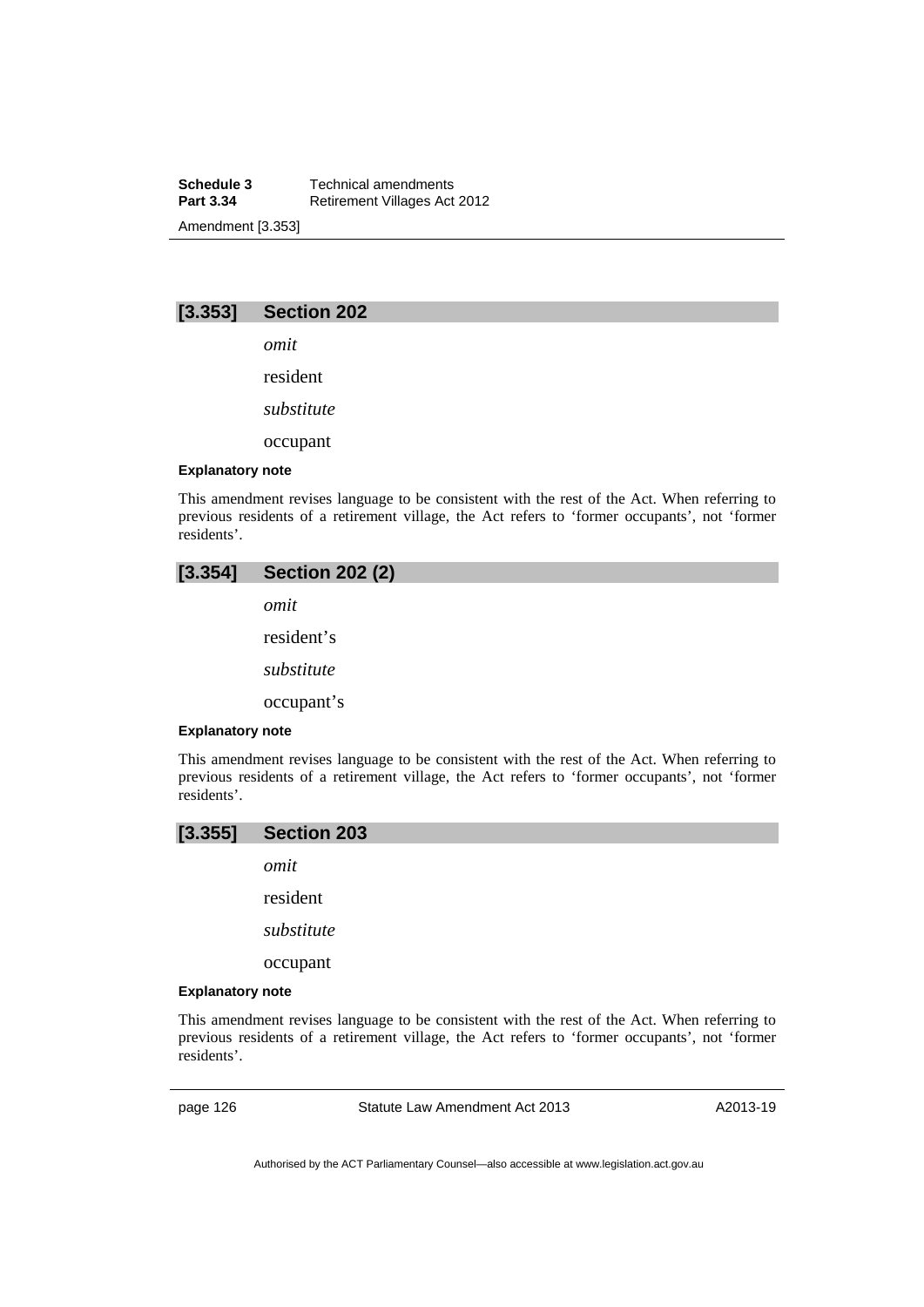## [3.353] Section 202

*omit*

resident

*substitute*

occupant

**Explanatory note**

This amendment revises language to be consistent with the rest of the Act. When referring to previous residents of a retirement village, the Act refers to 'former occupants', not 'former residents'.

## [3.354] Section 202 (2)

*omit*

resident's

*substitute*

occupant's

**Explanatory note**

This amendment revises language to be consistent with the rest of the Act. When referring to previous residents of a retirement village, the Act refers to 'former occupants', not 'former residents'.

## [3.355] Section 203

*omit*

resident

*substitute*

occupant

**Explanatory note**

This amendment revises language to be consistent with the rest of the Act. When referring to previous residents of a retirement village, the Act refers to 'former occupants', not 'former residents'.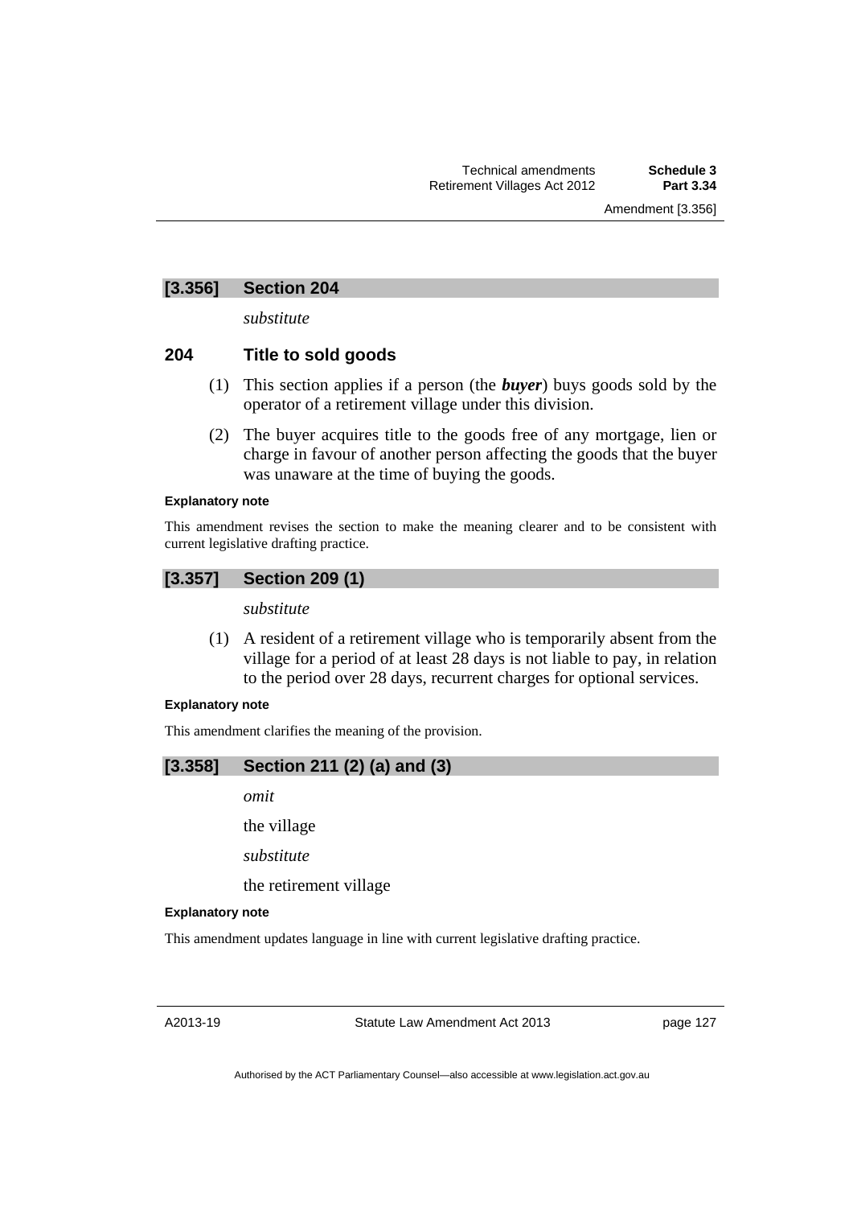## [3.356] Section 204

*substitute*

### 204 Title to sold goods

(1) This section applies if a person (the ***buyer***) buys goods sold by the operator of a retirement village under this division.

(2) The buyer acquires title to the goods free of any mortgage, lien or charge in favour of another person affecting the goods that the buyer was unaware at the time of buying the goods.

**Explanatory note**

This amendment revises the section to make the meaning clearer and to be consistent with current legislative drafting practice.

## [3.357] Section 209 (1)

*substitute*

(1) A resident of a retirement village who is temporarily absent from the village for a period of at least 28 days is not liable to pay, in relation to the period over 28 days, recurrent charges for optional services.

**Explanatory note**

This amendment clarifies the meaning of the provision.

## [3.358] Section 211 (2) (a) and (3)

*omit*

the village

*substitute*

the retirement village

**Explanatory note**

This amendment updates language in line with current legislative drafting practice.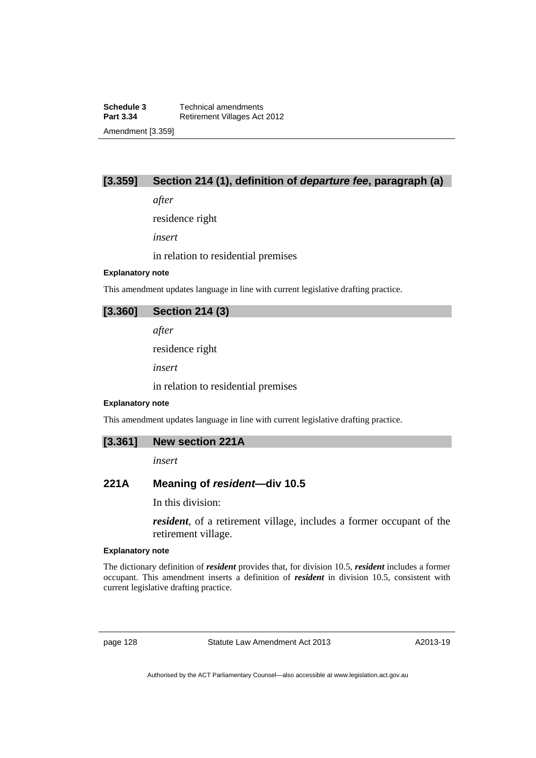### [3.359] Section 214 (1), definition of *departure fee*, paragraph (a)

*after*

residence right

*insert*

in relation to residential premises

**Explanatory note**

This amendment updates language in line with current legislative drafting practice.

### [3.360] Section 214 (3)

*after*

residence right

*insert*

in relation to residential premises

**Explanatory note**

This amendment updates language in line with current legislative drafting practice.

### [3.361] New section 221A

*insert*

### 221A Meaning of *resident*—div 10.5

In this division:

***resident***, of a retirement village, includes a former occupant of the retirement village.

**Explanatory note**

The dictionary definition of ***resident*** provides that, for division 10.5, ***resident*** includes a former occupant. This amendment inserts a definition of ***resident*** in division 10.5, consistent with current legislative drafting practice.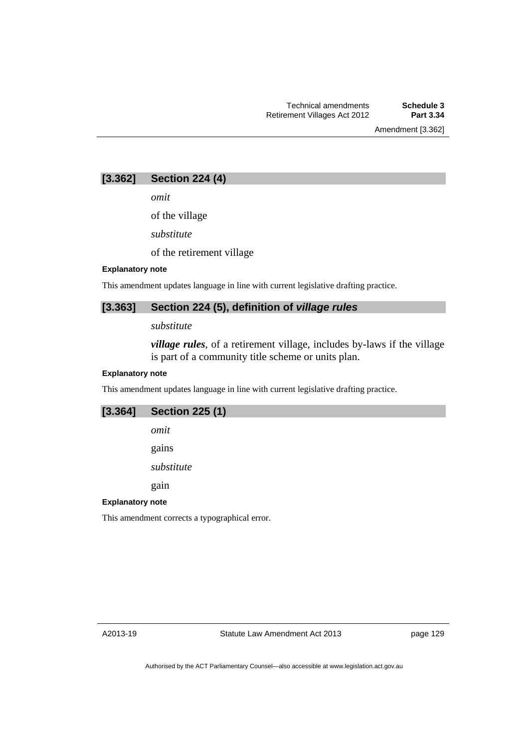### [3.362] Section 224 (4)

*omit*

of the village

*substitute*

of the retirement village

**Explanatory note**

This amendment updates language in line with current legislative drafting practice.

### [3.363] Section 224 (5), definition of *village rules*

*substitute*

***village rules***, of a retirement village, includes by-laws if the village is part of a community title scheme or units plan.

**Explanatory note**

This amendment updates language in line with current legislative drafting practice.

### [3.364] Section 225 (1)

*omit*

gains

*substitute*

gain

**Explanatory note**

This amendment corrects a typographical error.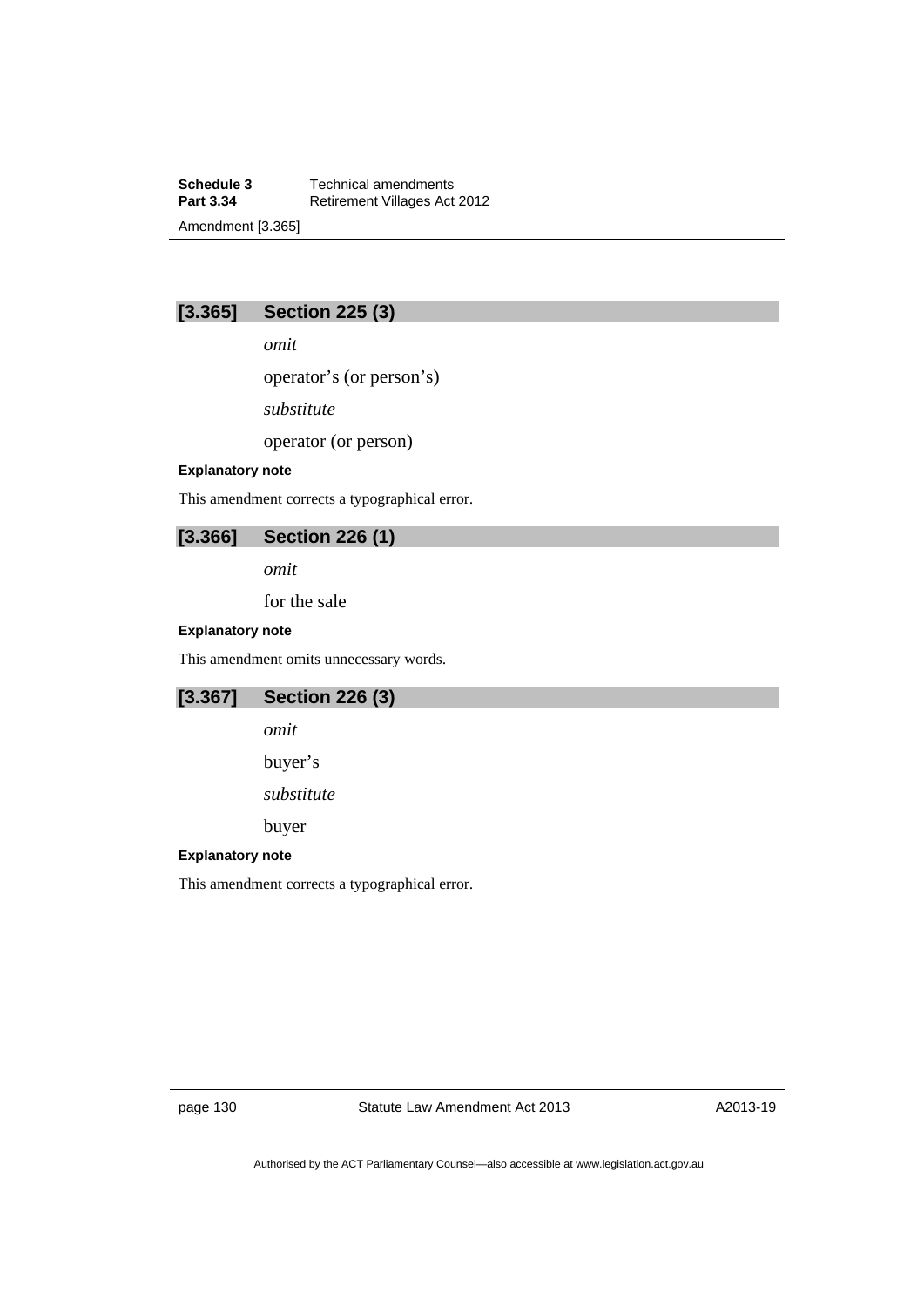### [3.365] Section 225 (3)

*omit*

operator’s (or person’s)

*substitute*

operator (or person)

**Explanatory note**

This amendment corrects a typographical error.

### [3.366] Section 226 (1)

*omit*

for the sale

**Explanatory note**

This amendment omits unnecessary words.

### [3.367] Section 226 (3)

*omit*

buyer’s

*substitute*

buyer

**Explanatory note**

This amendment corrects a typographical error.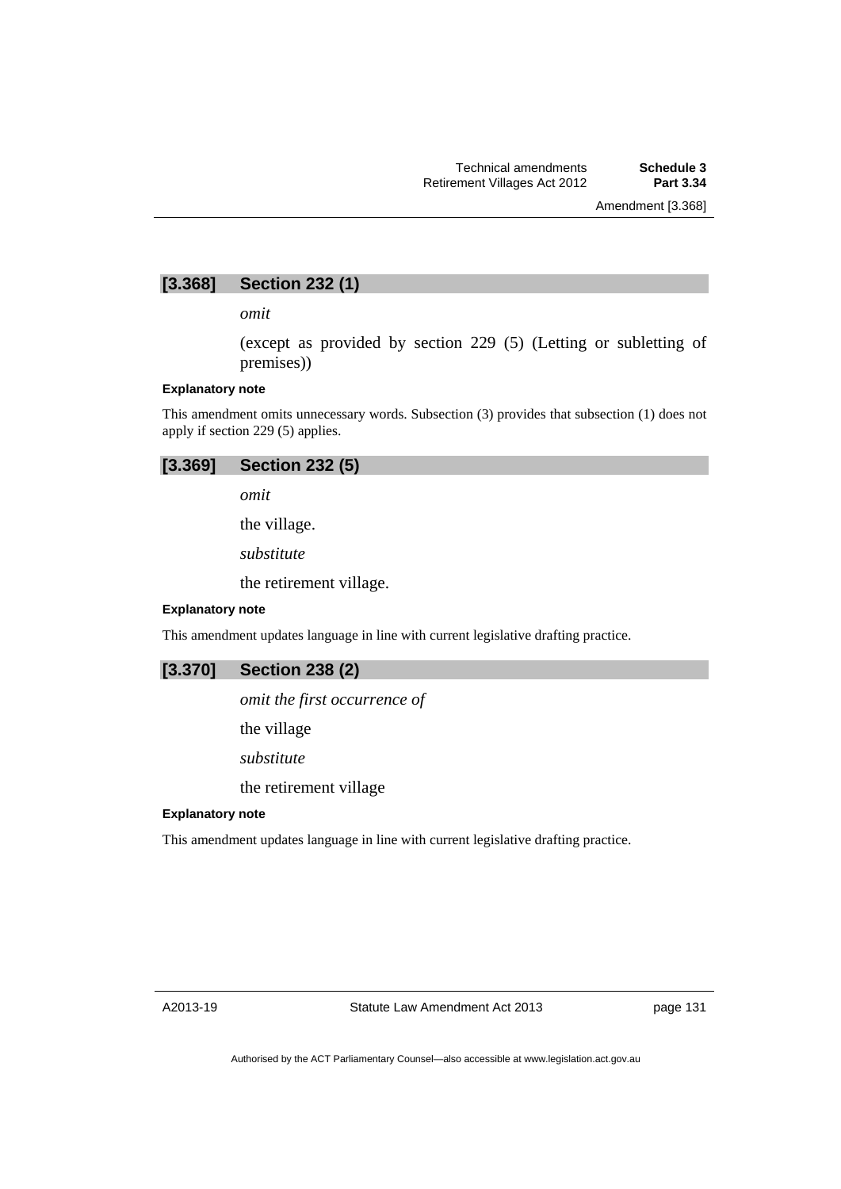## [3.368] Section 232 (1)

*omit*

(except as provided by section 229 (5) (Letting or subletting of premises))

#### Explanatory note

This amendment omits unnecessary words. Subsection (3) provides that subsection (1) does not apply if section 229 (5) applies.

## [3.369] Section 232 (5)

*omit*

the village.

*substitute*

the retirement village.

#### Explanatory note

This amendment updates language in line with current legislative drafting practice.

## [3.370] Section 238 (2)

*omit the first occurrence of*

the village

*substitute*

the retirement village

#### Explanatory note

This amendment updates language in line with current legislative drafting practice.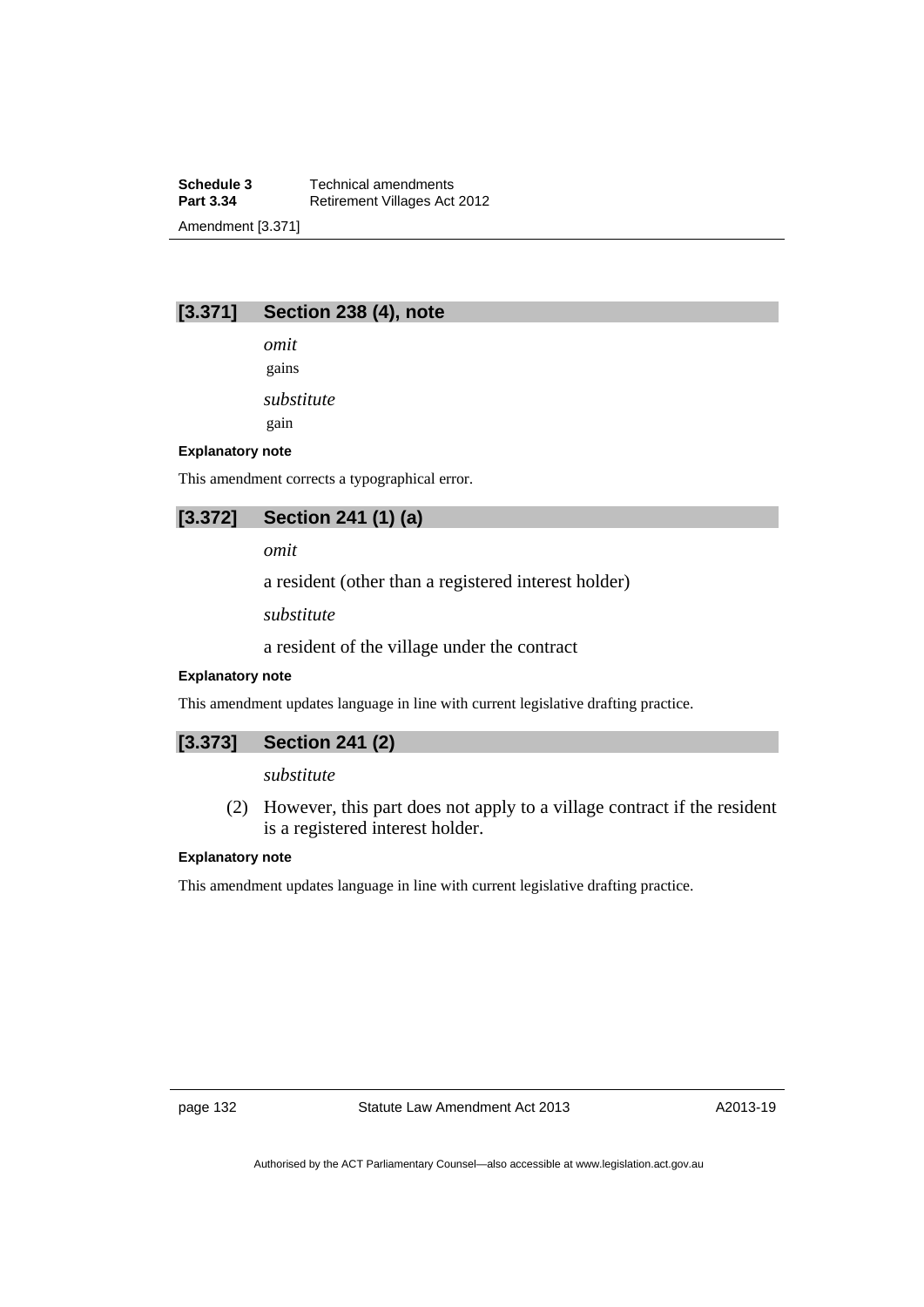### [3.371] Section 238 (4), note

*omit*

gains

*substitute*

gain

**Explanatory note**

This amendment corrects a typographical error.

### [3.372] Section 241 (1) (a)

*omit*

a resident (other than a registered interest holder)

*substitute*

a resident of the village under the contract

**Explanatory note**

This amendment updates language in line with current legislative drafting practice.

### [3.373] Section 241 (2)

*substitute*

(2) However, this part does not apply to a village contract if the resident is a registered interest holder.

**Explanatory note**

This amendment updates language in line with current legislative drafting practice.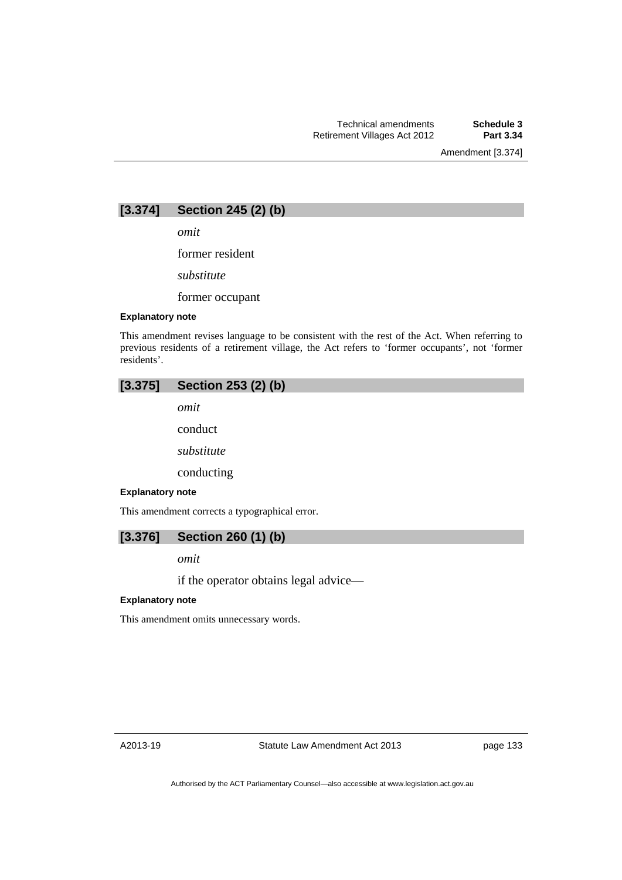## [3.374] Section 245 (2) (b)

*omit*

former resident

*substitute*

former occupant

**Explanatory note**

This amendment revises language to be consistent with the rest of the Act. When referring to previous residents of a retirement village, the Act refers to 'former occupants', not 'former residents'.

## [3.375] Section 253 (2) (b)

*omit*

conduct

*substitute*

conducting

**Explanatory note**

This amendment corrects a typographical error.

## [3.376] Section 260 (1) (b)

*omit*

if the operator obtains legal advice—

**Explanatory note**

This amendment omits unnecessary words.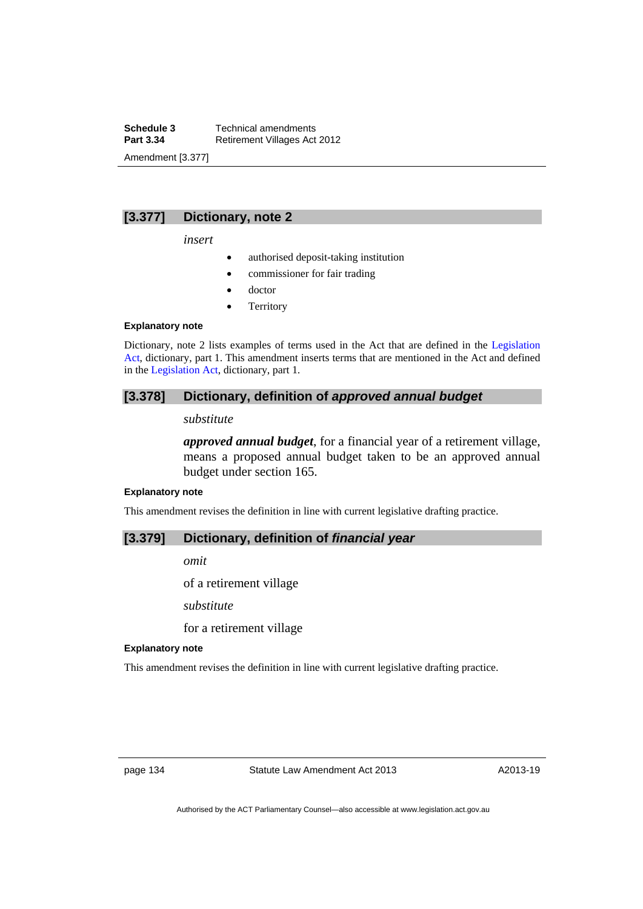## [3.377] Dictionary, note 2

*insert*

- authorised deposit-taking institution
- commissioner for fair trading
- doctor
- Territory

**Explanatory note**

Dictionary, note 2 lists examples of terms used in the Act that are defined in the Legislation Act, dictionary, part 1. This amendment inserts terms that are mentioned in the Act and defined in the Legislation Act, dictionary, part 1.

## [3.378] Dictionary, definition of *approved annual budget*

*substitute*

***approved annual budget***, for a financial year of a retirement village, means a proposed annual budget taken to be an approved annual budget under section 165.

**Explanatory note**

This amendment revises the definition in line with current legislative drafting practice.

## [3.379] Dictionary, definition of *financial year*

*omit*

of a retirement village

*substitute*

for a retirement village

**Explanatory note**

This amendment revises the definition in line with current legislative drafting practice.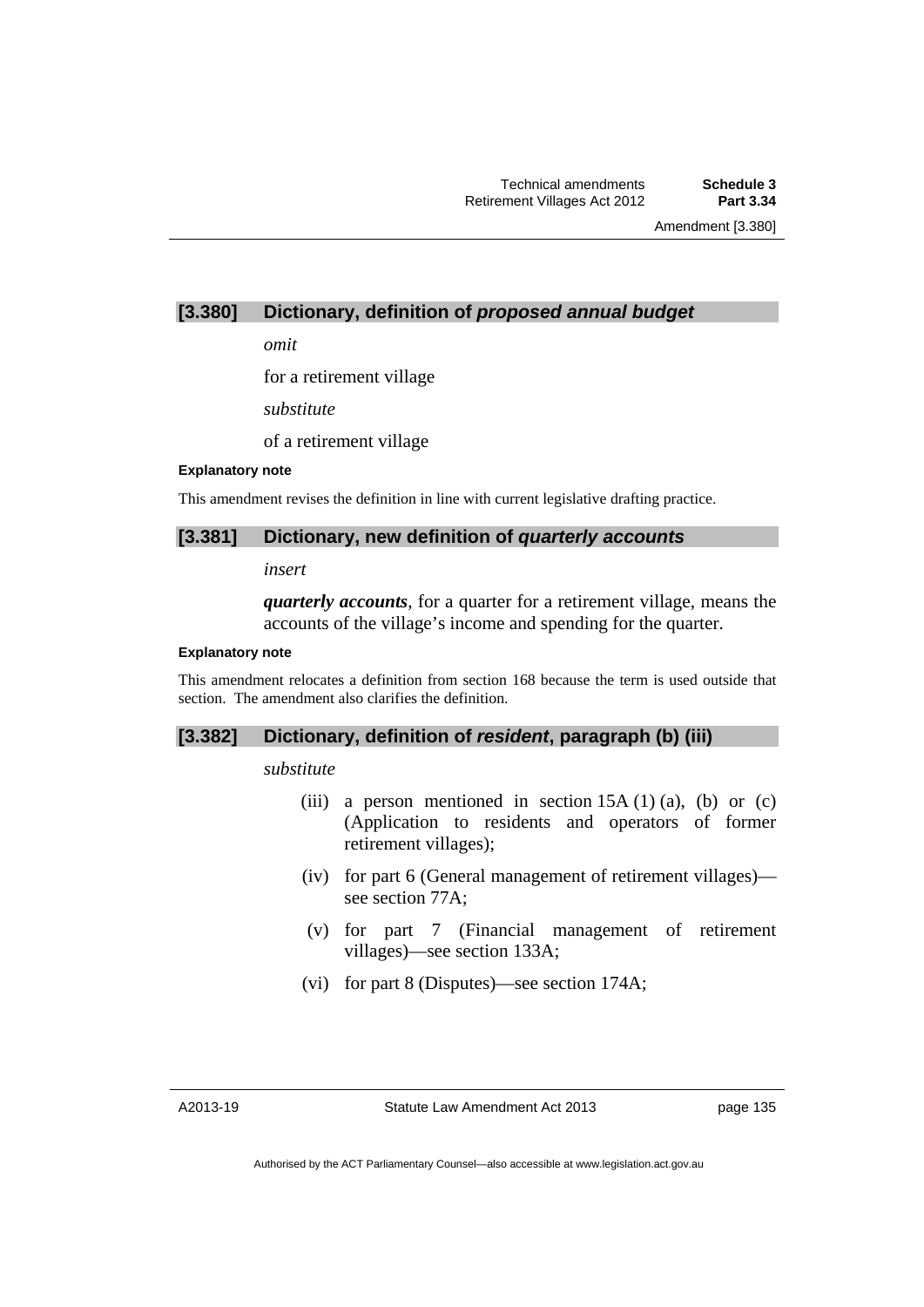### [3.380] Dictionary, definition of *proposed annual budget*

*omit*

for a retirement village

*substitute*

of a retirement village

**Explanatory note**

This amendment revises the definition in line with current legislative drafting practice.

### [3.381] Dictionary, new definition of *quarterly accounts*

*insert*

***quarterly accounts***, for a quarter for a retirement village, means the accounts of the village's income and spending for the quarter.

**Explanatory note**

This amendment relocates a definition from section 168 because the term is used outside that section. The amendment also clarifies the definition.

### [3.382] Dictionary, definition of *resident*, paragraph (b) (iii)

*substitute*

(iii) a person mentioned in section 15A (1) (a), (b) or (c) (Application to residents and operators of former retirement villages);

(iv) for part 6 (General management of retirement villages)—see section 77A;

(v) for part 7 (Financial management of retirement villages)—see section 133A;

(vi) for part 8 (Disputes)—see section 174A;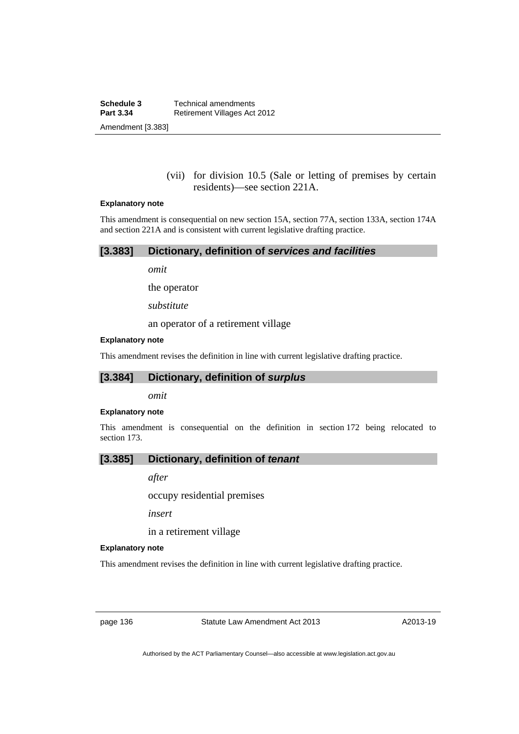(vii) for division 10.5 (Sale or letting of premises by certain residents)—see section 221A.

**Explanatory note**

This amendment is consequential on new section 15A, section 77A, section 133A, section 174A and section 221A and is consistent with current legislative drafting practice.

## [3.383] Dictionary, definition of *services and facilities*

*omit*

the operator

*substitute*

an operator of a retirement village

**Explanatory note**

This amendment revises the definition in line with current legislative drafting practice.

## [3.384] Dictionary, definition of *surplus*

*omit*

**Explanatory note**

This amendment is consequential on the definition in section 172 being relocated to section 173.

## [3.385] Dictionary, definition of *tenant*

*after*

occupy residential premises

*insert*

in a retirement village

**Explanatory note**

This amendment revises the definition in line with current legislative drafting practice.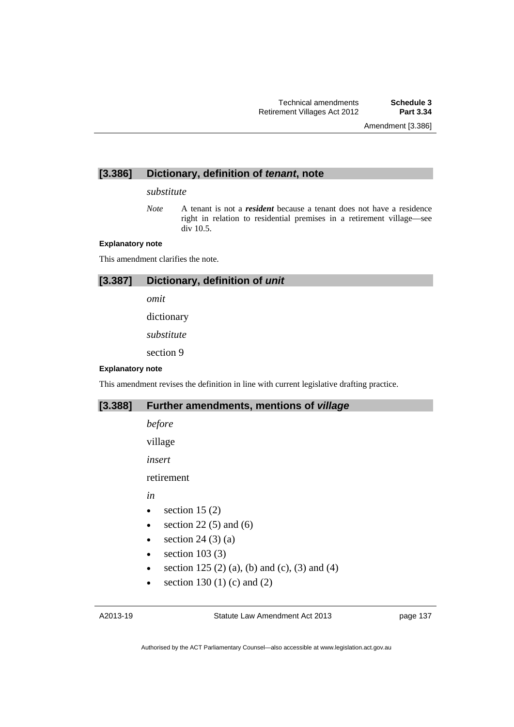## [3.386] Dictionary, definition of *tenant*, note

*substitute*

*Note* A tenant is not a ***resident*** because a tenant does not have a residence right in relation to residential premises in a retirement village—see div 10.5.

**Explanatory note**

This amendment clarifies the note.

## [3.387] Dictionary, definition of *unit*

*omit*

dictionary

*substitute*

section 9

**Explanatory note**

This amendment revises the definition in line with current legislative drafting practice.

## [3.388] Further amendments, mentions of *village*

*before*

village

*insert*

retirement

*in*

- section 15 (2)
- section 22 (5) and (6)
- section 24 (3) (a)
- section 103 (3)
- section 125 (2) (a), (b) and (c), (3) and (4)
- section 130 (1) (c) and (2)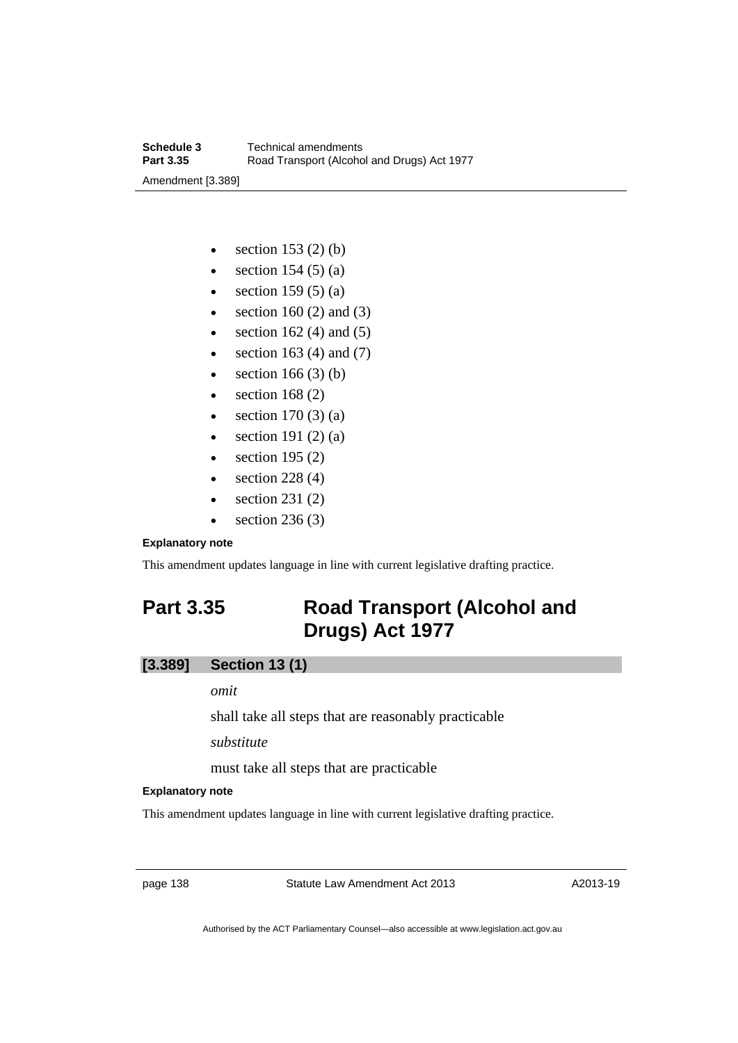- section 153 (2) (b)
- section 154 (5) (a)
- section 159 (5) (a)
- section 160 (2) and (3)
- section 162 (4) and (5)
- section 163 (4) and (7)
- section 166 (3) (b)
- section 168 (2)
- section 170 (3) (a)
- section 191 (2) (a)
- section 195 (2)
- section 228 (4)
- section 231 (2)
- section 236 (3)

**Explanatory note**

This amendment updates language in line with current legislative drafting practice.

## Part 3.35 Road Transport (Alcohol and Drugs) Act 1977

### [3.389] Section 13 (1)

*omit*

shall take all steps that are reasonably practicable

*substitute*

must take all steps that are practicable

**Explanatory note**

This amendment updates language in line with current legislative drafting practice.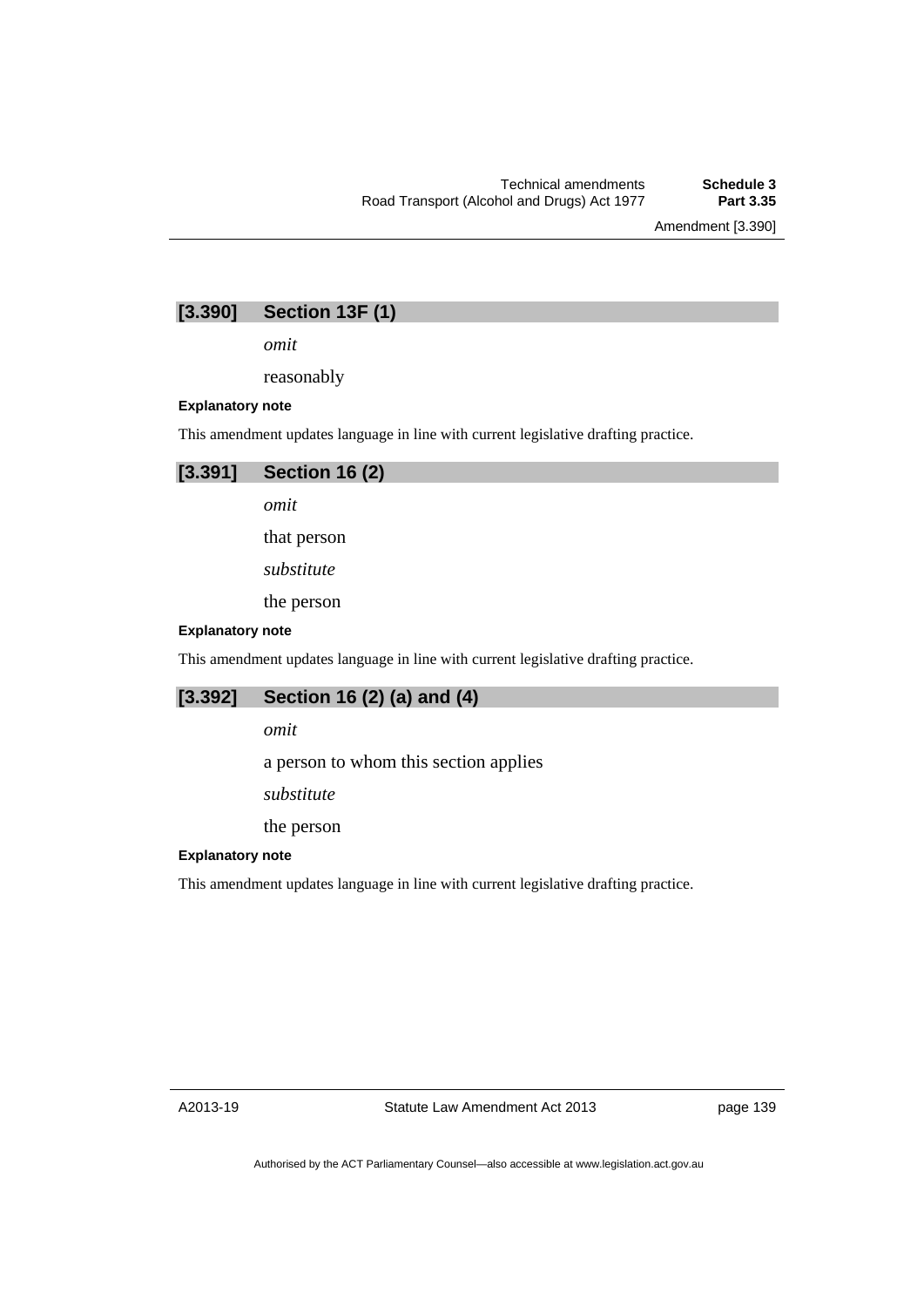## [3.390] Section 13F (1)

*omit*

reasonably

**Explanatory note**

This amendment updates language in line with current legislative drafting practice.

## [3.391] Section 16 (2)

*omit*

that person

*substitute*

the person

**Explanatory note**

This amendment updates language in line with current legislative drafting practice.

## [3.392] Section 16 (2) (a) and (4)

*omit*

a person to whom this section applies

*substitute*

the person

**Explanatory note**

This amendment updates language in line with current legislative drafting practice.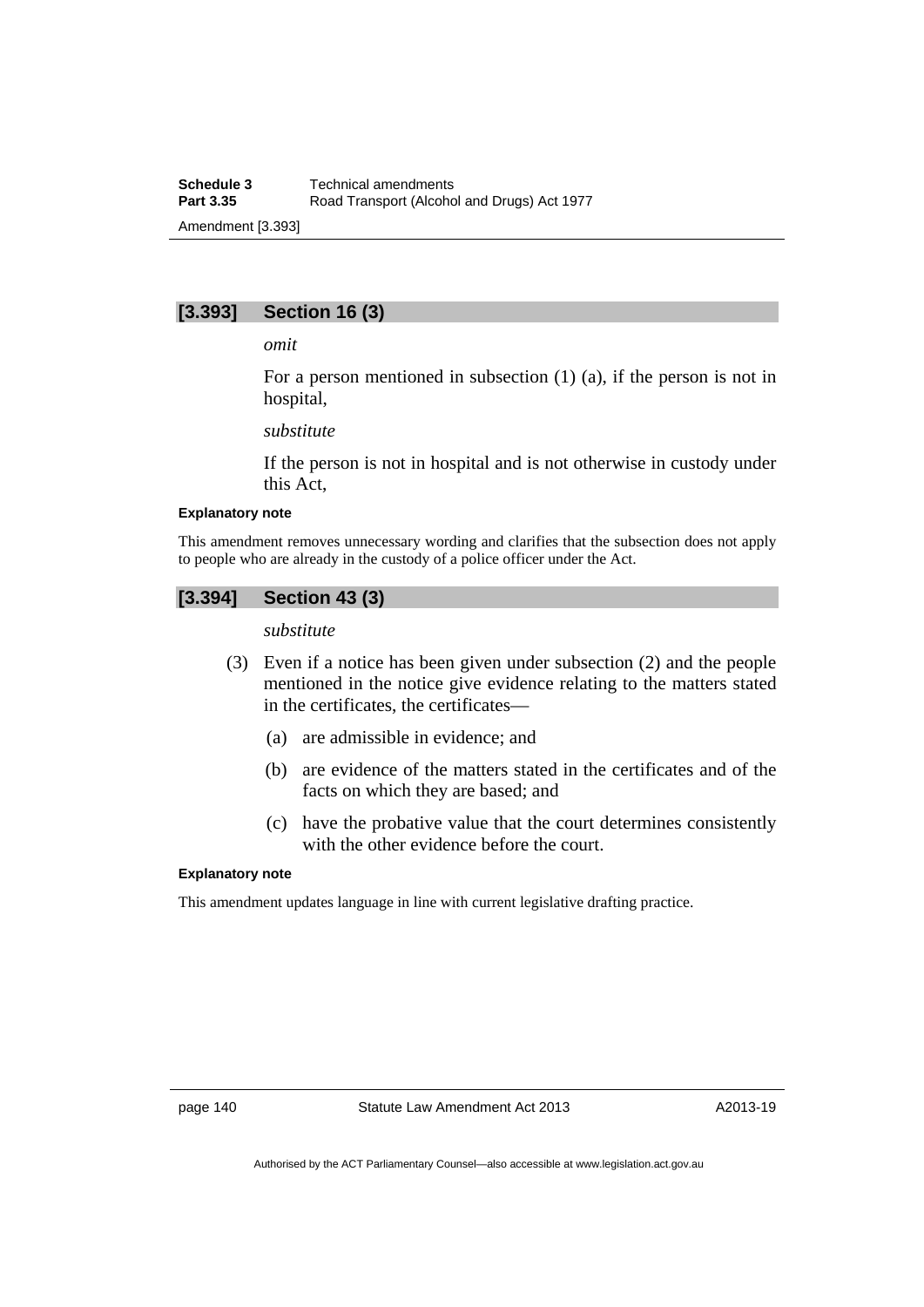### [3.393] Section 16 (3)

*omit*

For a person mentioned in subsection (1) (a), if the person is not in hospital,

*substitute*

If the person is not in hospital and is not otherwise in custody under this Act,

**Explanatory note**

This amendment removes unnecessary wording and clarifies that the subsection does not apply to people who are already in the custody of a police officer under the Act.

### [3.394] Section 43 (3)

*substitute*

(3) Even if a notice has been given under subsection (2) and the people mentioned in the notice give evidence relating to the matters stated in the certificates, the certificates—

(a) are admissible in evidence; and

(b) are evidence of the matters stated in the certificates and of the facts on which they are based; and

(c) have the probative value that the court determines consistently with the other evidence before the court.

**Explanatory note**

This amendment updates language in line with current legislative drafting practice.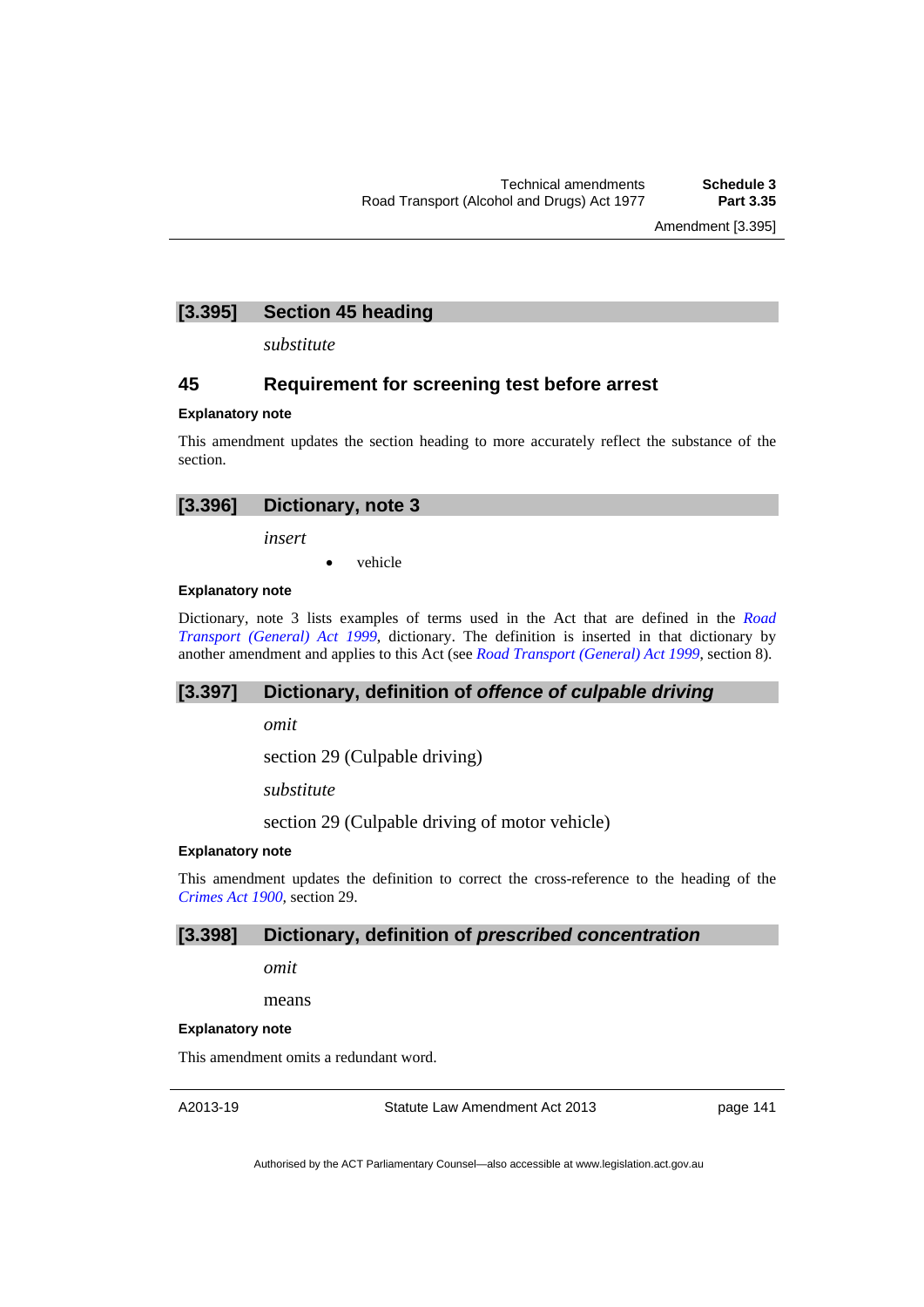## [3.395] Section 45 heading

*substitute*

### 45 Requirement for screening test before arrest

**Explanatory note**

This amendment updates the section heading to more accurately reflect the substance of the section.

## [3.396] Dictionary, note 3

*insert*

- vehicle

**Explanatory note**

Dictionary, note 3 lists examples of terms used in the Act that are defined in the *Road Transport (General) Act 1999*, dictionary. The definition is inserted in that dictionary by another amendment and applies to this Act (see *Road Transport (General) Act 1999*, section 8).

## [3.397] Dictionary, definition of *offence of culpable driving*

*omit*

section 29 (Culpable driving)

*substitute*

section 29 (Culpable driving of motor vehicle)

**Explanatory note**

This amendment updates the definition to correct the cross-reference to the heading of the *Crimes Act 1900*, section 29.

## [3.398] Dictionary, definition of *prescribed concentration*

*omit*

means

**Explanatory note**

This amendment omits a redundant word.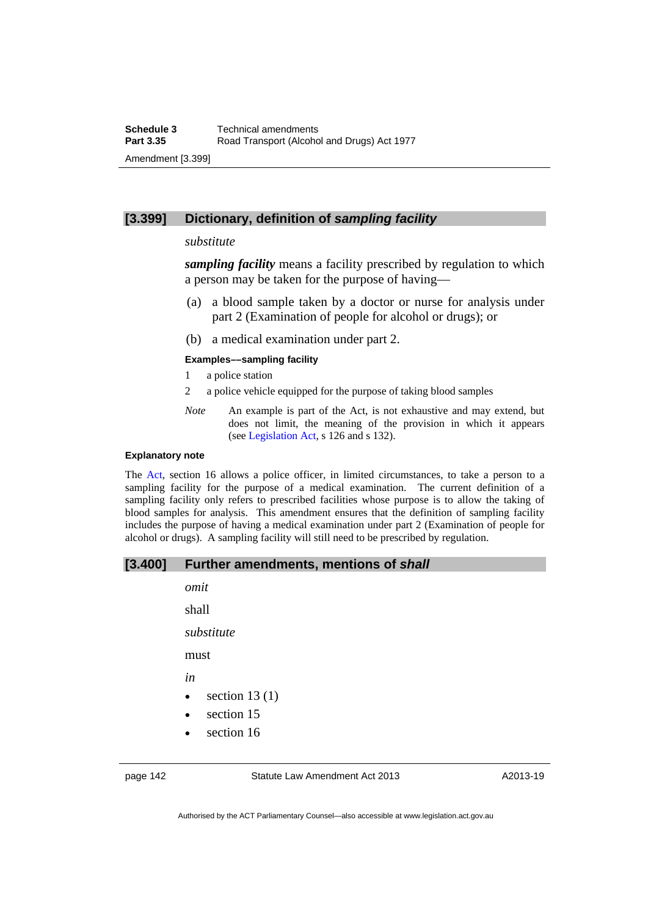## [3.399] Dictionary, definition of *sampling facility*

*substitute*

***sampling facility*** means a facility prescribed by regulation to which a person may be taken for the purpose of having—

(a) a blood sample taken by a doctor or nurse for analysis under part 2 (Examination of people for alcohol or drugs); or

(b) a medical examination under part 2.

**Examples––sampling facility**

1 a police station

2 a police vehicle equipped for the purpose of taking blood samples

*Note* An example is part of the Act, is not exhaustive and may extend, but does not limit, the meaning of the provision in which it appears (see Legislation Act, s 126 and s 132).

**Explanatory note**

The Act, section 16 allows a police officer, in limited circumstances, to take a person to a sampling facility for the purpose of a medical examination. The current definition of a sampling facility only refers to prescribed facilities whose purpose is to allow the taking of blood samples for analysis. This amendment ensures that the definition of sampling facility includes the purpose of having a medical examination under part 2 (Examination of people for alcohol or drugs). A sampling facility will still need to be prescribed by regulation.

## [3.400] Further amendments, mentions of *shall*

*omit*

shall

*substitute*

must

*in*

- section 13 (1)
- section 15
- section 16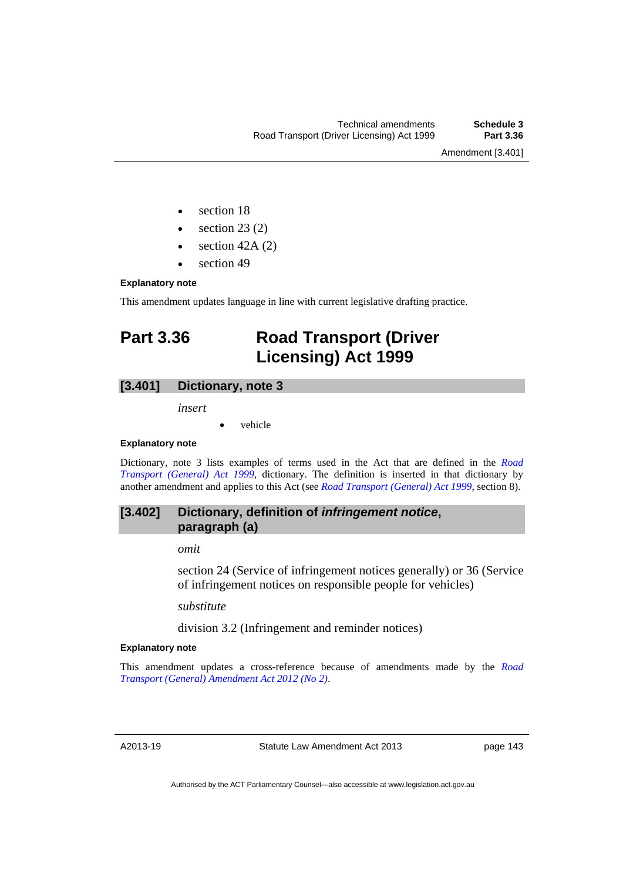- section 18
- section 23 (2)
- section 42A (2)
- section 49

**Explanatory note**

This amendment updates language in line with current legislative drafting practice.

# Part 3.36 Road Transport (Driver Licensing) Act 1999

## [3.401] Dictionary, note 3

*insert*

- vehicle

**Explanatory note**

Dictionary, note 3 lists examples of terms used in the Act that are defined in the *Road Transport (General) Act 1999*, dictionary. The definition is inserted in that dictionary by another amendment and applies to this Act (see *Road Transport (General) Act 1999*, section 8).

## [3.402] Dictionary, definition of *infringement notice*, paragraph (a)

*omit*

section 24 (Service of infringement notices generally) or 36 (Service of infringement notices on responsible people for vehicles)

*substitute*

division 3.2 (Infringement and reminder notices)

**Explanatory note**

This amendment updates a cross-reference because of amendments made by the *Road Transport (General) Amendment Act 2012 (No 2)*.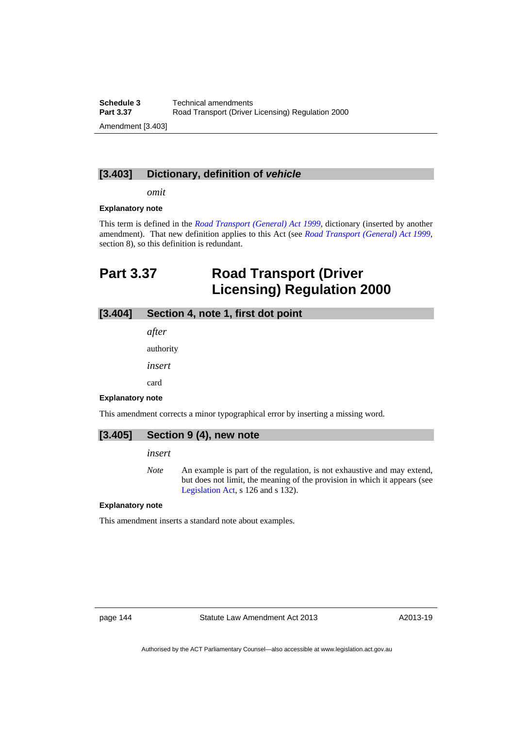### [3.403] Dictionary, definition of *vehicle*

*omit*

**Explanatory note**

This term is defined in the *Road Transport (General) Act 1999*, dictionary (inserted by another amendment). That new definition applies to this Act (see *Road Transport (General) Act 1999*, section 8), so this definition is redundant.

## Part 3.37 Road Transport (Driver Licensing) Regulation 2000

### [3.404] Section 4, note 1, first dot point

*after*

authority

*insert*

card

**Explanatory note**

This amendment corrects a minor typographical error by inserting a missing word.

### [3.405] Section 9 (4), new note

*insert*

*Note* An example is part of the regulation, is not exhaustive and may extend, but does not limit, the meaning of the provision in which it appears (see Legislation Act, s 126 and s 132).

**Explanatory note**

This amendment inserts a standard note about examples.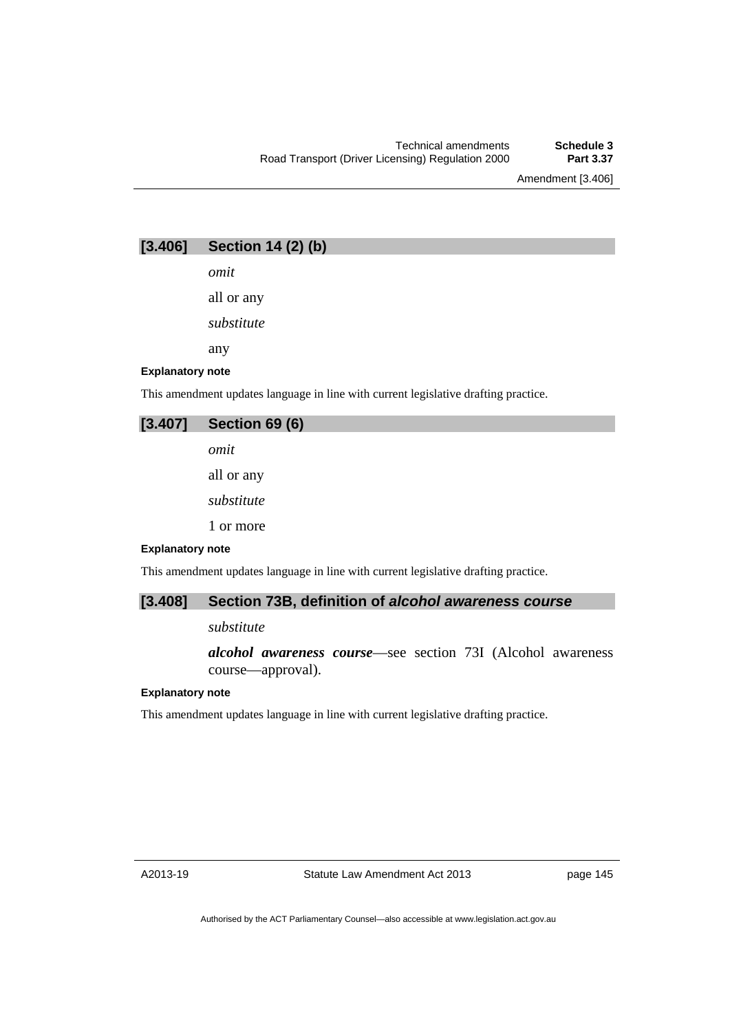## [3.406] Section 14 (2) (b)

*omit*

all or any

*substitute*

any

**Explanatory note**

This amendment updates language in line with current legislative drafting practice.

## [3.407] Section 69 (6)

*omit*

all or any

*substitute*

1 or more

**Explanatory note**

This amendment updates language in line with current legislative drafting practice.

## [3.408] Section 73B, definition of *alcohol awareness course*

*substitute*

***alcohol awareness course***—see section 73I (Alcohol awareness course—approval).

**Explanatory note**

This amendment updates language in line with current legislative drafting practice.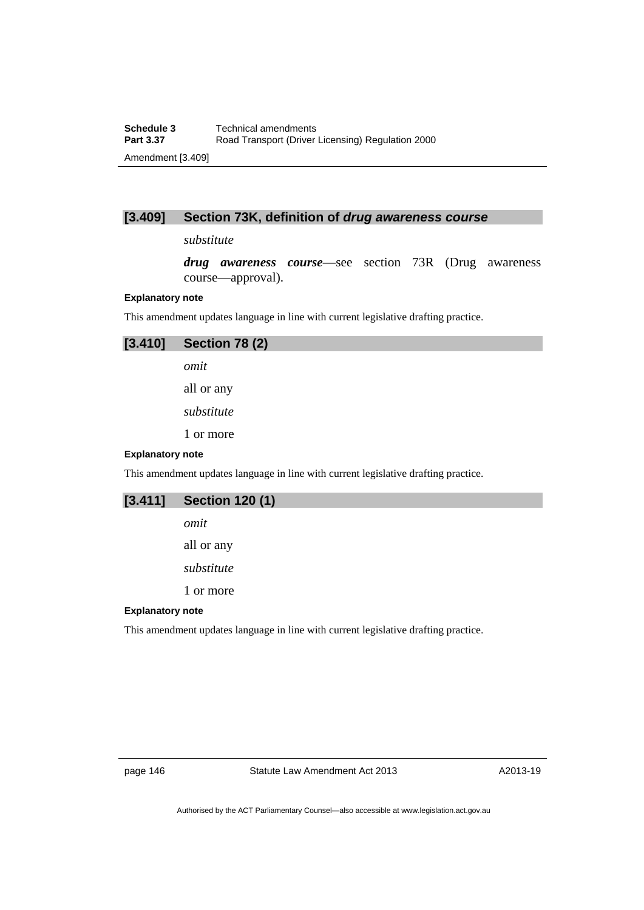### [3.409] Section 73K, definition of *drug awareness course*

*substitute*

***drug awareness course***—see section 73R (Drug awareness course—approval).

**Explanatory note**

This amendment updates language in line with current legislative drafting practice.

### [3.410] Section 78 (2)

*omit*

all or any

*substitute*

1 or more

**Explanatory note**

This amendment updates language in line with current legislative drafting practice.

### [3.411] Section 120 (1)

*omit*

all or any

*substitute*

1 or more

**Explanatory note**

This amendment updates language in line with current legislative drafting practice.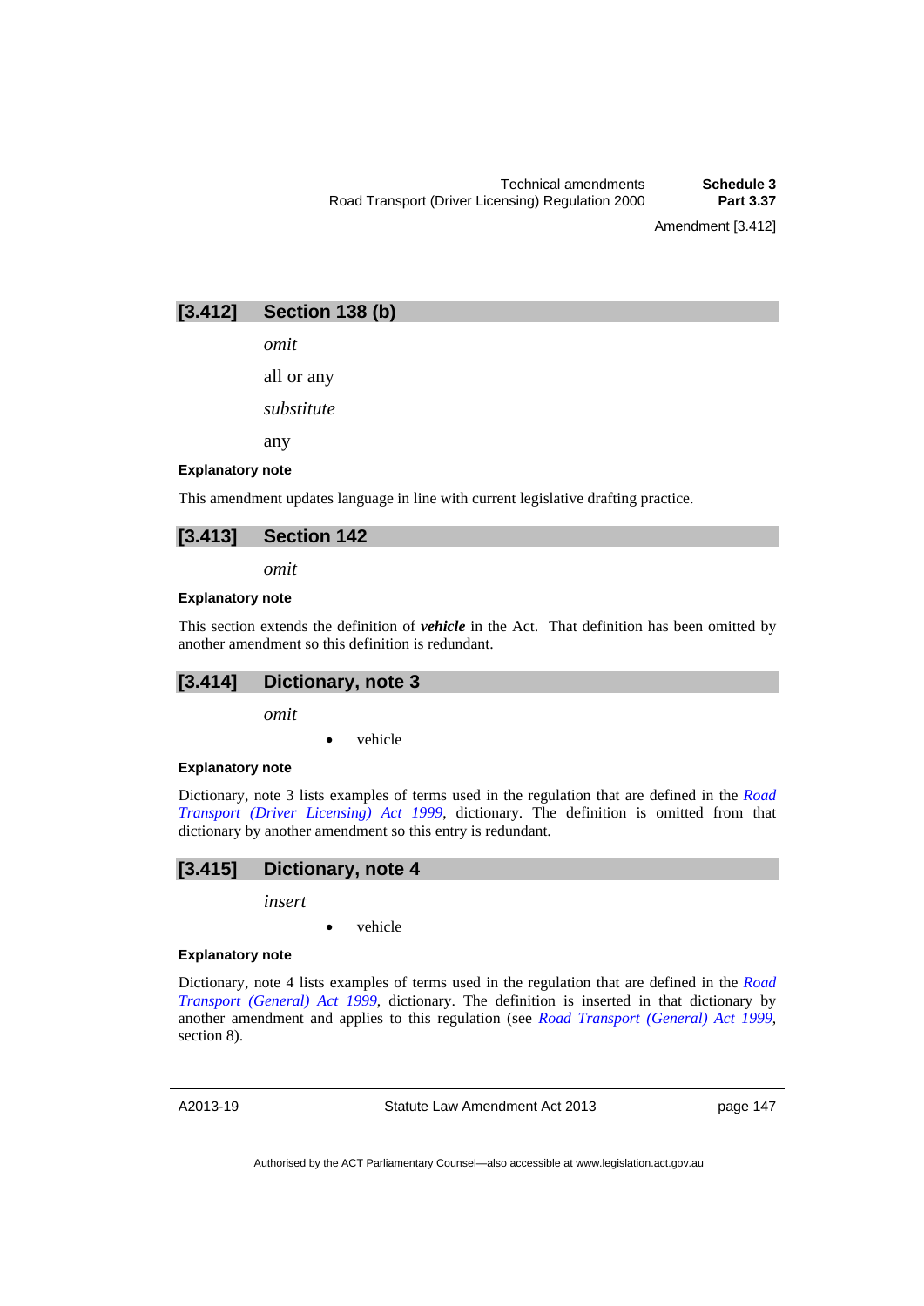## [3.412] Section 138 (b)

*omit*

all or any

*substitute*

any

#### Explanatory note

This amendment updates language in line with current legislative drafting practice.

## [3.413] Section 142

*omit*

#### Explanatory note

This section extends the definition of ***vehicle*** in the Act. That definition has been omitted by another amendment so this definition is redundant.

## [3.414] Dictionary, note 3

*omit*

- vehicle

#### Explanatory note

Dictionary, note 3 lists examples of terms used in the regulation that are defined in the *Road Transport (Driver Licensing) Act 1999*, dictionary. The definition is omitted from that dictionary by another amendment so this entry is redundant.

## [3.415] Dictionary, note 4

*insert*

- vehicle

#### Explanatory note

Dictionary, note 4 lists examples of terms used in the regulation that are defined in the *Road Transport (General) Act 1999*, dictionary. The definition is inserted in that dictionary by another amendment and applies to this regulation (see *Road Transport (General) Act 1999*, section 8).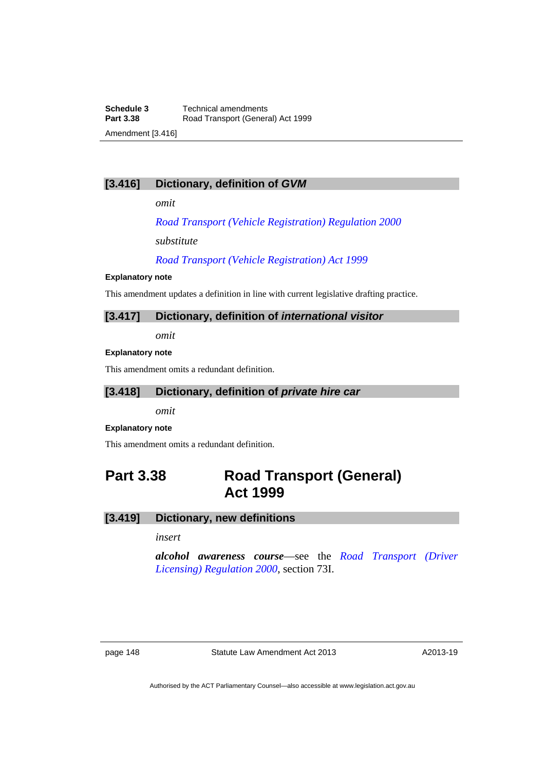### [3.416] Dictionary, definition of *GVM*

*omit*

*Road Transport (Vehicle Registration) Regulation 2000*

*substitute*

*Road Transport (Vehicle Registration) Act 1999*

**Explanatory note**

This amendment updates a definition in line with current legislative drafting practice.

### [3.417] Dictionary, definition of *international visitor*

*omit*

**Explanatory note**

This amendment omits a redundant definition.

### [3.418] Dictionary, definition of *private hire car*

*omit*

**Explanatory note**

This amendment omits a redundant definition.

## Part 3.38 Road Transport (General) Act 1999

### [3.419] Dictionary, new definitions

*insert*

***alcohol awareness course***—see the *Road Transport (Driver Licensing) Regulation 2000*, section 73I.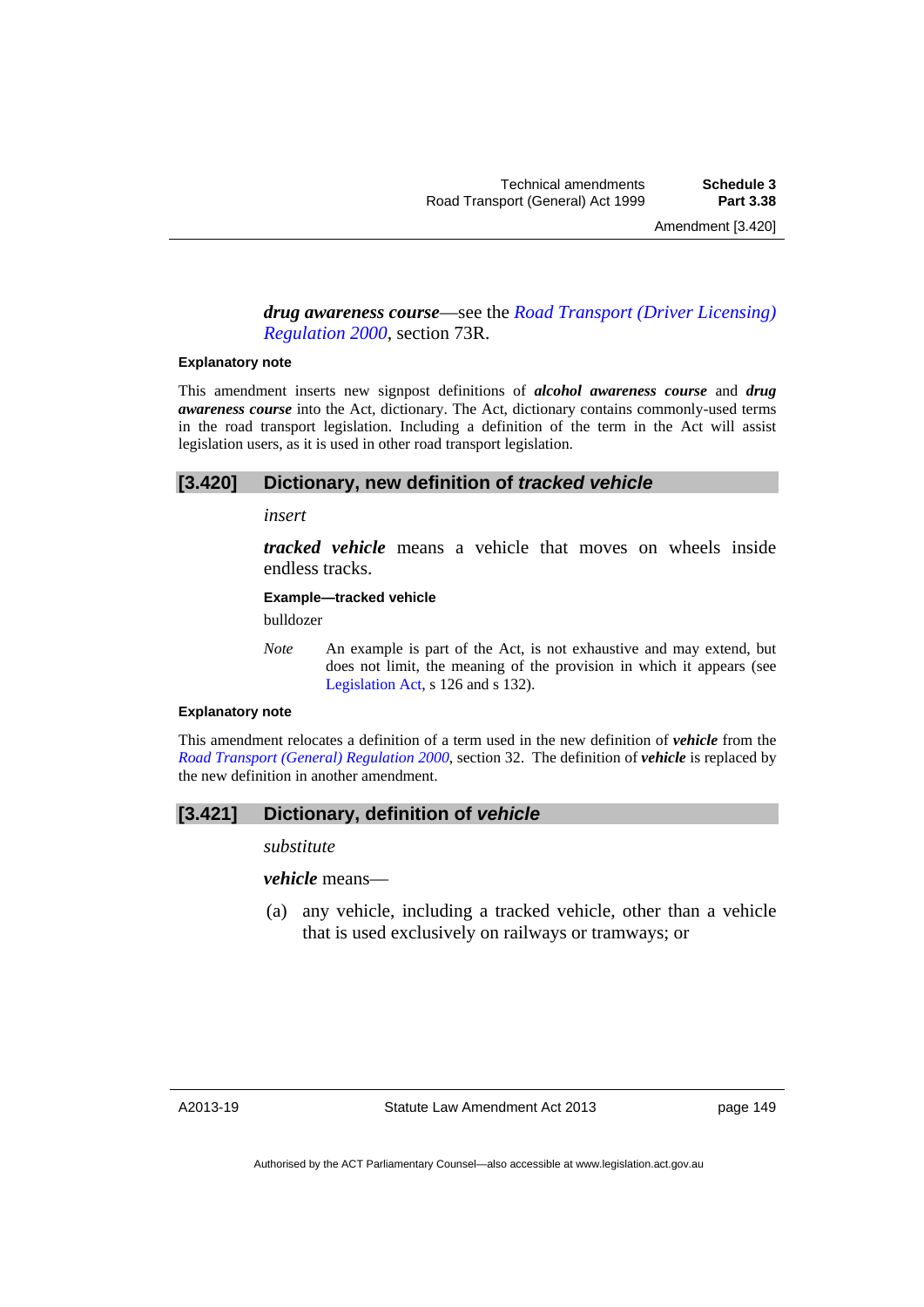***drug awareness course***—see the *Road Transport (Driver Licensing) Regulation 2000*, section 73R.

**Explanatory note**

This amendment inserts new signpost definitions of ***alcohol awareness course*** and ***drug awareness course*** into the Act, dictionary. The Act, dictionary contains commonly-used terms in the road transport legislation. Including a definition of the term in the Act will assist legislation users, as it is used in other road transport legislation.

## [3.420] Dictionary, new definition of *tracked vehicle*

*insert*

***tracked vehicle*** means a vehicle that moves on wheels inside endless tracks.

**Example—tracked vehicle**

bulldozer

*Note* An example is part of the Act, is not exhaustive and may extend, but does not limit, the meaning of the provision in which it appears (see Legislation Act, s 126 and s 132).

**Explanatory note**

This amendment relocates a definition of a term used in the new definition of ***vehicle*** from the *Road Transport (General) Regulation 2000*, section 32. The definition of ***vehicle*** is replaced by the new definition in another amendment.

## [3.421] Dictionary, definition of *vehicle*

*substitute*

***vehicle*** means—

(a) any vehicle, including a tracked vehicle, other than a vehicle that is used exclusively on railways or tramways; or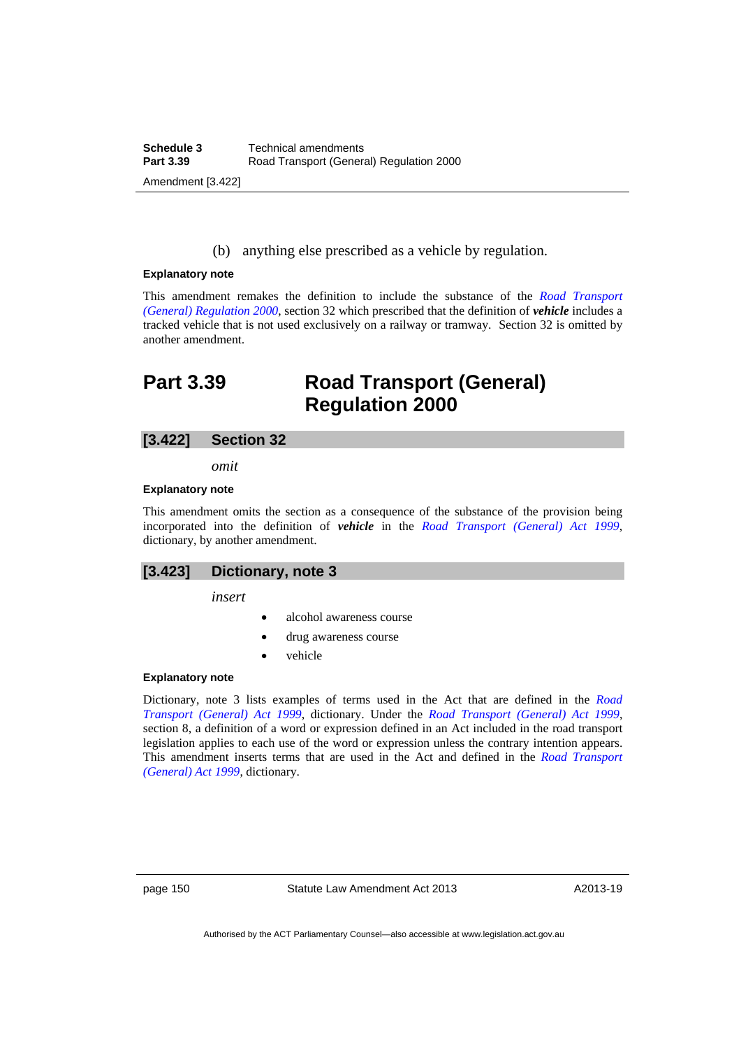(b) anything else prescribed as a vehicle by regulation.

**Explanatory note**

This amendment remakes the definition to include the substance of the *Road Transport (General) Regulation 2000*, section 32 which prescribed that the definition of ***vehicle*** includes a tracked vehicle that is not used exclusively on a railway or tramway. Section 32 is omitted by another amendment.

# Part 3.39 Road Transport (General) Regulation 2000

## [3.422] Section 32

*omit*

**Explanatory note**

This amendment omits the section as a consequence of the substance of the provision being incorporated into the definition of ***vehicle*** in the *Road Transport (General) Act 1999*, dictionary, by another amendment.

## [3.423] Dictionary, note 3

*insert*

- alcohol awareness course
- drug awareness course
- vehicle

**Explanatory note**

Dictionary, note 3 lists examples of terms used in the Act that are defined in the *Road Transport (General) Act 1999*, dictionary. Under the *Road Transport (General) Act 1999*, section 8, a definition of a word or expression defined in an Act included in the road transport legislation applies to each use of the word or expression unless the contrary intention appears. This amendment inserts terms that are used in the Act and defined in the *Road Transport (General) Act 1999*, dictionary.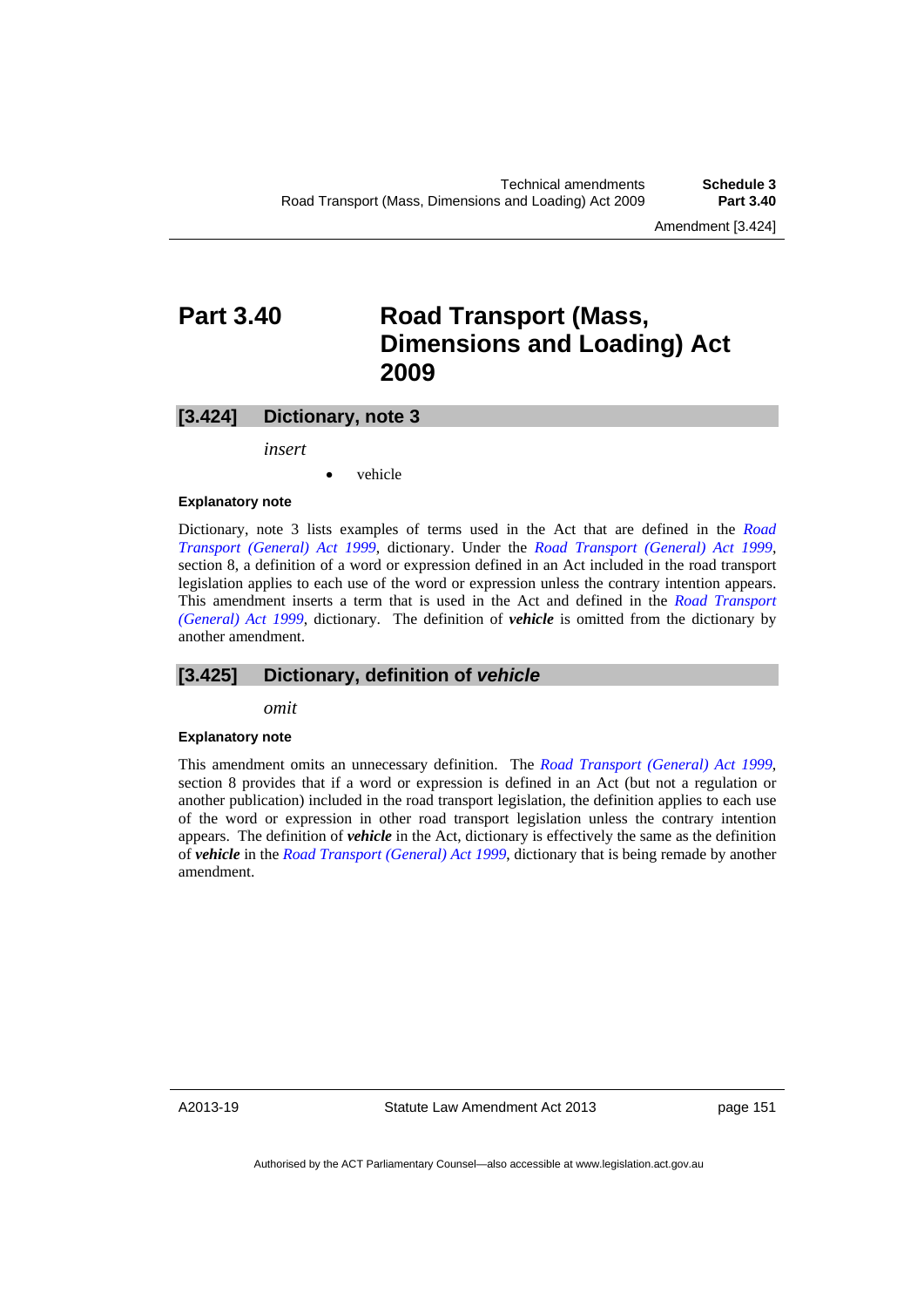# Part 3.40 Road Transport (Mass, Dimensions and Loading) Act 2009

## [3.424] Dictionary, note 3

*insert*

- vehicle

#### Explanatory note

Dictionary, note 3 lists examples of terms used in the Act that are defined in the *Road Transport (General) Act 1999*, dictionary. Under the *Road Transport (General) Act 1999*, section 8, a definition of a word or expression defined in an Act included in the road transport legislation applies to each use of the word or expression unless the contrary intention appears. This amendment inserts a term that is used in the Act and defined in the *Road Transport (General) Act 1999*, dictionary. The definition of ***vehicle*** is omitted from the dictionary by another amendment.

## [3.425] Dictionary, definition of *vehicle*

*omit*

#### Explanatory note

This amendment omits an unnecessary definition. The *Road Transport (General) Act 1999*, section 8 provides that if a word or expression is defined in an Act (but not a regulation or another publication) included in the road transport legislation, the definition applies to each use of the word or expression in other road transport legislation unless the contrary intention appears. The definition of ***vehicle*** in the Act, dictionary is effectively the same as the definition of ***vehicle*** in the *Road Transport (General) Act 1999*, dictionary that is being remade by another amendment.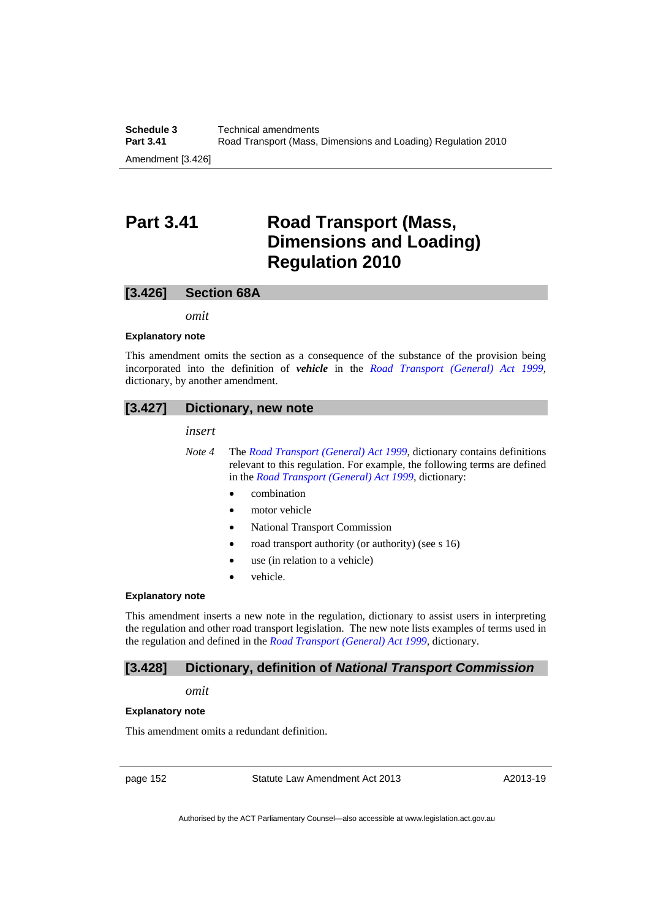# Part 3.41 Road Transport (Mass, Dimensions and Loading) Regulation 2010

## [3.426] Section 68A

*omit*

**Explanatory note**

This amendment omits the section as a consequence of the substance of the provision being incorporated into the definition of ***vehicle*** in the *Road Transport (General) Act 1999*, dictionary, by another amendment.

## [3.427] Dictionary, new note

*insert*

*Note 4* The *Road Transport (General) Act 1999*, dictionary contains definitions relevant to this regulation. For example, the following terms are defined in the *Road Transport (General) Act 1999*, dictionary:

- combination
- motor vehicle
- National Transport Commission
- road transport authority (or authority) (see s 16)
- use (in relation to a vehicle)
- vehicle.

**Explanatory note**

This amendment inserts a new note in the regulation, dictionary to assist users in interpreting the regulation and other road transport legislation. The new note lists examples of terms used in the regulation and defined in the *Road Transport (General) Act 1999*, dictionary.

## [3.428] Dictionary, definition of *National Transport Commission*

*omit*

**Explanatory note**

This amendment omits a redundant definition.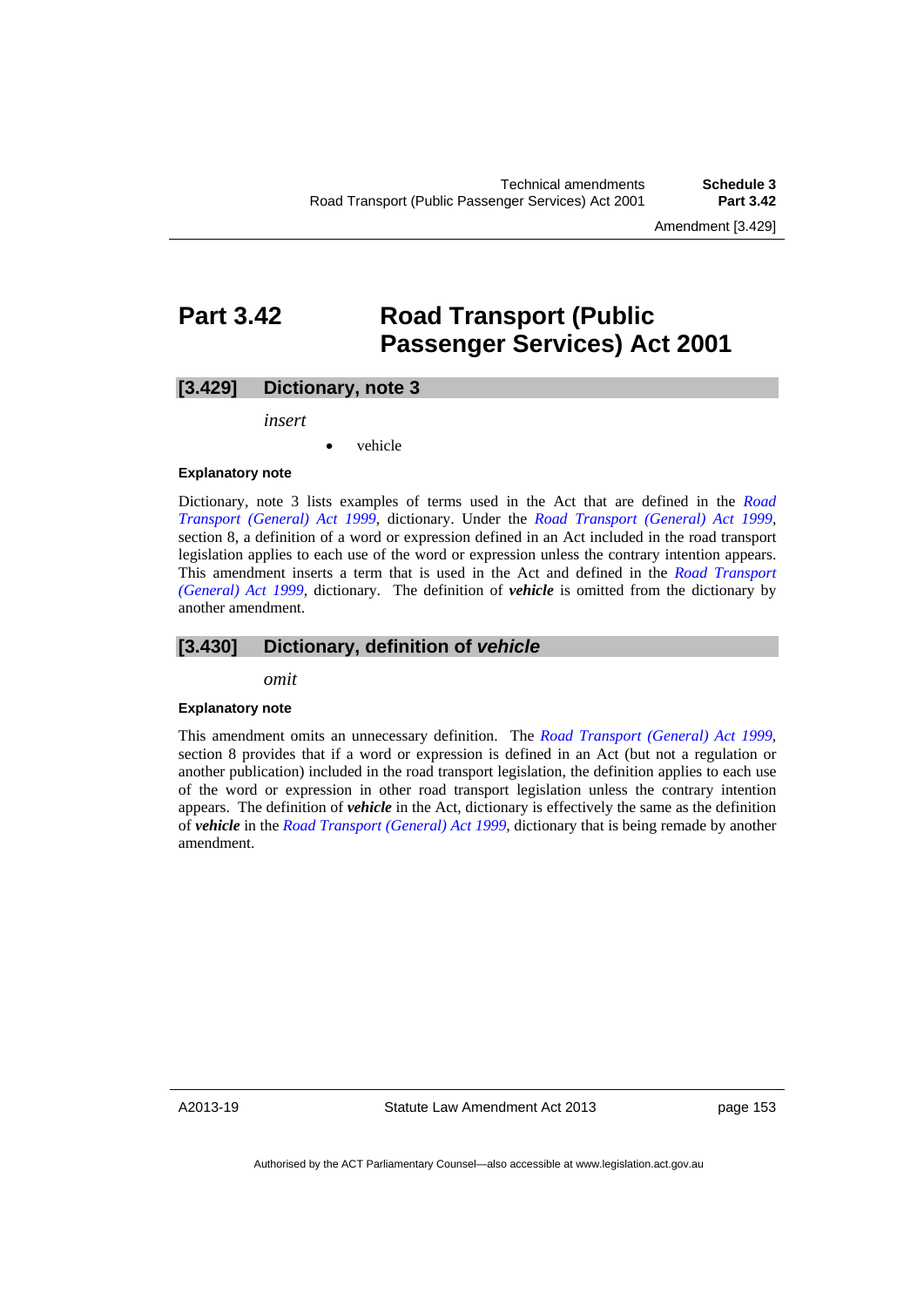# Part 3.42 Road Transport (Public Passenger Services) Act 2001

## [3.429] Dictionary, note 3

*insert*

- vehicle

**Explanatory note**

Dictionary, note 3 lists examples of terms used in the Act that are defined in the *Road Transport (General) Act 1999*, dictionary. Under the *Road Transport (General) Act 1999*, section 8, a definition of a word or expression defined in an Act included in the road transport legislation applies to each use of the word or expression unless the contrary intention appears. This amendment inserts a term that is used in the Act and defined in the *Road Transport (General) Act 1999*, dictionary. The definition of ***vehicle*** is omitted from the dictionary by another amendment.

## [3.430] Dictionary, definition of *vehicle*

*omit*

**Explanatory note**

This amendment omits an unnecessary definition. The *Road Transport (General) Act 1999*, section 8 provides that if a word or expression is defined in an Act (but not a regulation or another publication) included in the road transport legislation, the definition applies to each use of the word or expression in other road transport legislation unless the contrary intention appears. The definition of ***vehicle*** in the Act, dictionary is effectively the same as the definition of ***vehicle*** in the *Road Transport (General) Act 1999*, dictionary that is being remade by another amendment.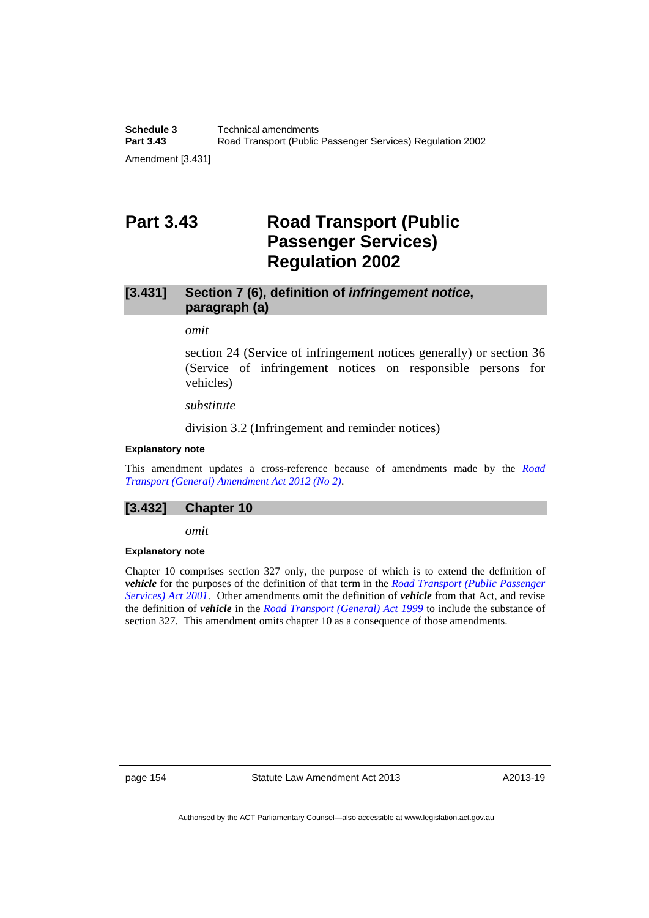# Part 3.43 Road Transport (Public Passenger Services) Regulation 2002

## [3.431] Section 7 (6), definition of *infringement notice*, paragraph (a)

*omit*

section 24 (Service of infringement notices generally) or section 36 (Service of infringement notices on responsible persons for vehicles)

*substitute*

division 3.2 (Infringement and reminder notices)

#### Explanatory note

This amendment updates a cross-reference because of amendments made by the *Road Transport (General) Amendment Act 2012 (No 2)*.

## [3.432] Chapter 10

*omit*

#### Explanatory note

Chapter 10 comprises section 327 only, the purpose of which is to extend the definition of ***vehicle*** for the purposes of the definition of that term in the *Road Transport (Public Passenger Services) Act 2001*. Other amendments omit the definition of ***vehicle*** from that Act, and revise the definition of ***vehicle*** in the *Road Transport (General) Act 1999* to include the substance of section 327. This amendment omits chapter 10 as a consequence of those amendments.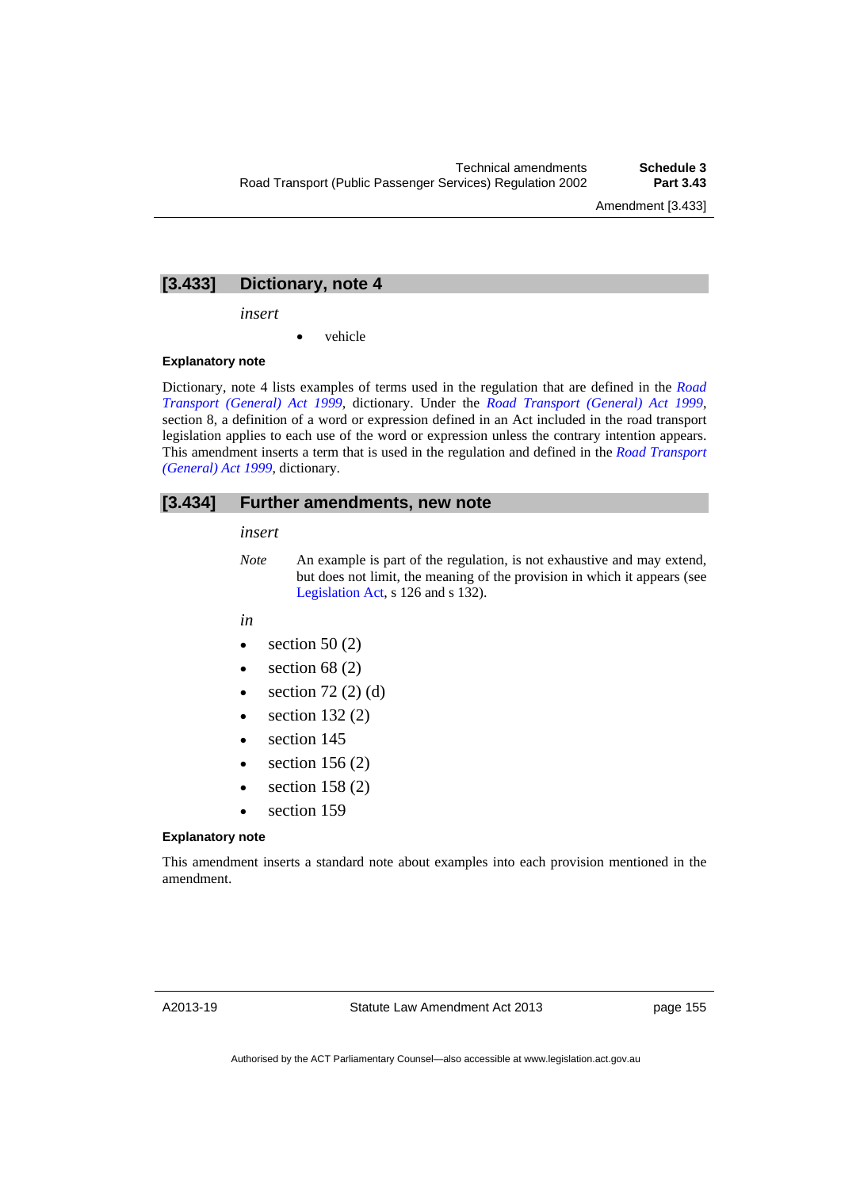## [3.433] Dictionary, note 4

*insert*

- vehicle

**Explanatory note**

Dictionary, note 4 lists examples of terms used in the regulation that are defined in the *Road Transport (General) Act 1999*, dictionary. Under the *Road Transport (General) Act 1999*, section 8, a definition of a word or expression defined in an Act included in the road transport legislation applies to each use of the word or expression unless the contrary intention appears. This amendment inserts a term that is used in the regulation and defined in the *Road Transport (General) Act 1999*, dictionary.

## [3.434] Further amendments, new note

*insert*

*Note* An example is part of the regulation, is not exhaustive and may extend, but does not limit, the meaning of the provision in which it appears (see Legislation Act, s 126 and s 132).

*in*

- section 50 (2)
- section 68 (2)
- section 72 (2) (d)
- section 132 (2)
- section 145
- section 156 (2)
- section 158 (2)
- section 159

**Explanatory note**

This amendment inserts a standard note about examples into each provision mentioned in the amendment.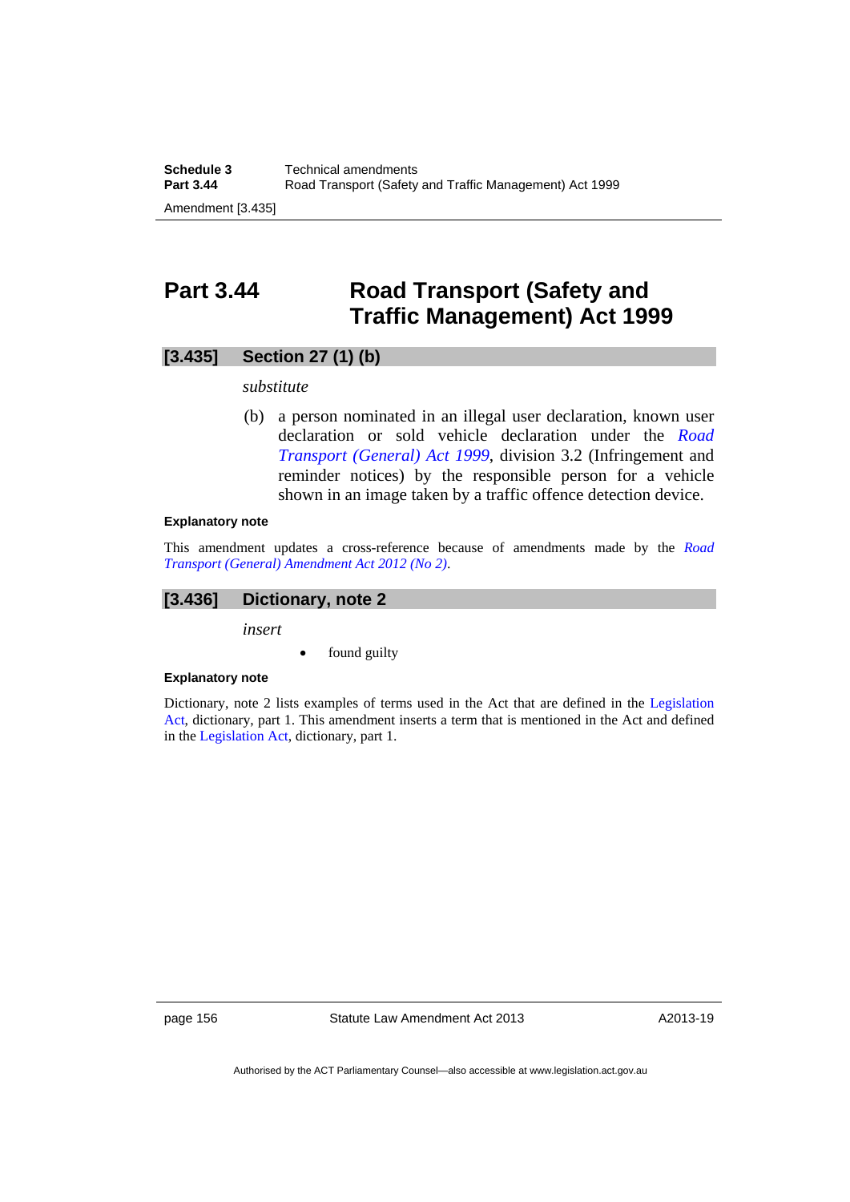# Part 3.44 Road Transport (Safety and Traffic Management) Act 1999

## [3.435] Section 27 (1) (b)

*substitute*

(b) a person nominated in an illegal user declaration, known user declaration or sold vehicle declaration under the *Road Transport (General) Act 1999*, division 3.2 (Infringement and reminder notices) by the responsible person for a vehicle shown in an image taken by a traffic offence detection device.

**Explanatory note**

This amendment updates a cross-reference because of amendments made by the *Road Transport (General) Amendment Act 2012 (No 2)*.

## [3.436] Dictionary, note 2

*insert*

- found guilty

**Explanatory note**

Dictionary, note 2 lists examples of terms used in the Act that are defined in the Legislation Act, dictionary, part 1. This amendment inserts a term that is mentioned in the Act and defined in the Legislation Act, dictionary, part 1.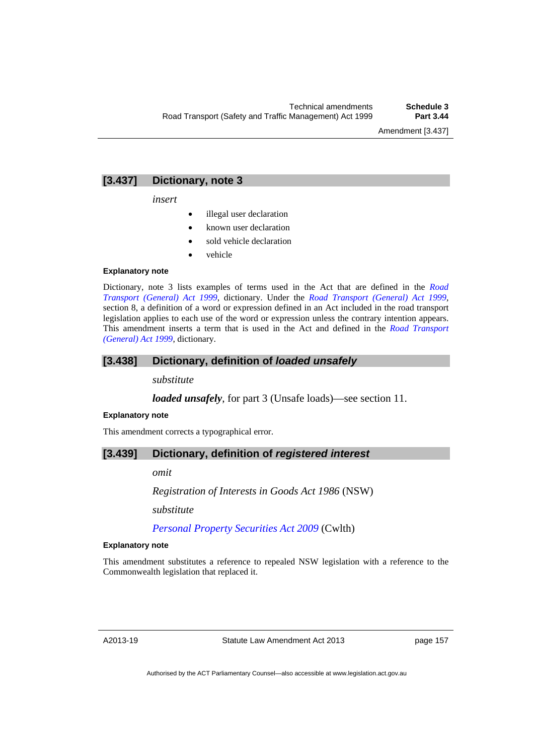## [3.437] Dictionary, note 3

*insert*

- illegal user declaration
- known user declaration
- sold vehicle declaration
- vehicle

**Explanatory note**

Dictionary, note 3 lists examples of terms used in the Act that are defined in the *Road Transport (General) Act 1999*, dictionary. Under the *Road Transport (General) Act 1999*, section 8, a definition of a word or expression defined in an Act included in the road transport legislation applies to each use of the word or expression unless the contrary intention appears. This amendment inserts a term that is used in the Act and defined in the *Road Transport (General) Act 1999*, dictionary.

## [3.438] Dictionary, definition of *loaded unsafely*

*substitute*

***loaded unsafely***, for part 3 (Unsafe loads)—see section 11.

**Explanatory note**

This amendment corrects a typographical error.

## [3.439] Dictionary, definition of *registered interest*

*omit*

*Registration of Interests in Goods Act 1986* (NSW)

*substitute*

*Personal Property Securities Act 2009* (Cwlth)

**Explanatory note**

This amendment substitutes a reference to repealed NSW legislation with a reference to the Commonwealth legislation that replaced it.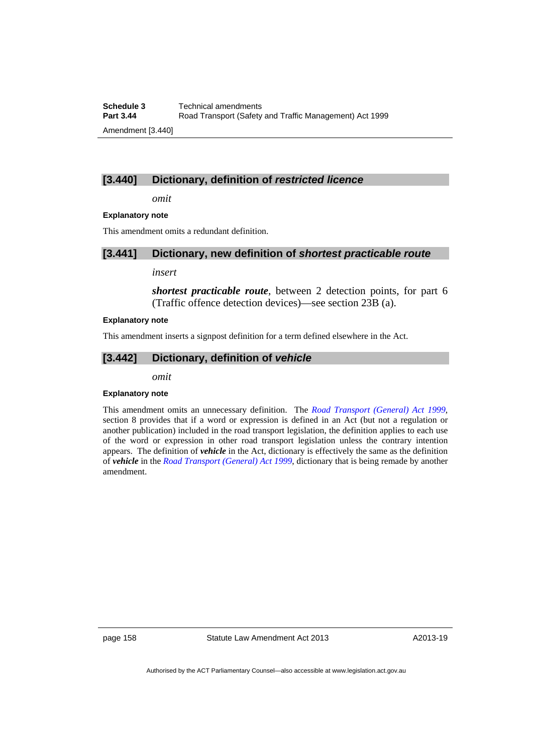### [3.440] Dictionary, definition of *restricted licence*

*omit*

**Explanatory note**

This amendment omits a redundant definition.

### [3.441] Dictionary, new definition of *shortest practicable route*

*insert*

***shortest practicable route***, between 2 detection points, for part 6 (Traffic offence detection devices)—see section 23B (a).

**Explanatory note**

This amendment inserts a signpost definition for a term defined elsewhere in the Act.

### [3.442] Dictionary, definition of *vehicle*

*omit*

**Explanatory note**

This amendment omits an unnecessary definition. The *Road Transport (General) Act 1999*, section 8 provides that if a word or expression is defined in an Act (but not a regulation or another publication) included in the road transport legislation, the definition applies to each use of the word or expression in other road transport legislation unless the contrary intention appears. The definition of ***vehicle*** in the Act, dictionary is effectively the same as the definition of ***vehicle*** in the *Road Transport (General) Act 1999*, dictionary that is being remade by another amendment.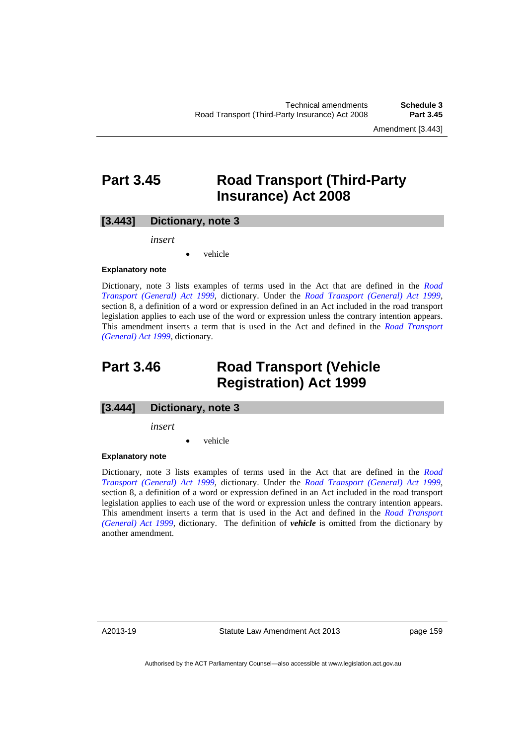## Part 3.45 Road Transport (Third-Party Insurance) Act 2008

### [3.443] Dictionary, note 3

*insert*

- vehicle

**Explanatory note**

Dictionary, note 3 lists examples of terms used in the Act that are defined in the *Road Transport (General) Act 1999*, dictionary. Under the *Road Transport (General) Act 1999*, section 8, a definition of a word or expression defined in an Act included in the road transport legislation applies to each use of the word or expression unless the contrary intention appears. This amendment inserts a term that is used in the Act and defined in the *Road Transport (General) Act 1999*, dictionary.

## Part 3.46 Road Transport (Vehicle Registration) Act 1999

### [3.444] Dictionary, note 3

*insert*

- vehicle

**Explanatory note**

Dictionary, note 3 lists examples of terms used in the Act that are defined in the *Road Transport (General) Act 1999*, dictionary. Under the *Road Transport (General) Act 1999*, section 8, a definition of a word or expression defined in an Act included in the road transport legislation applies to each use of the word or expression unless the contrary intention appears. This amendment inserts a term that is used in the Act and defined in the *Road Transport (General) Act 1999*, dictionary. The definition of ***vehicle*** is omitted from the dictionary by another amendment.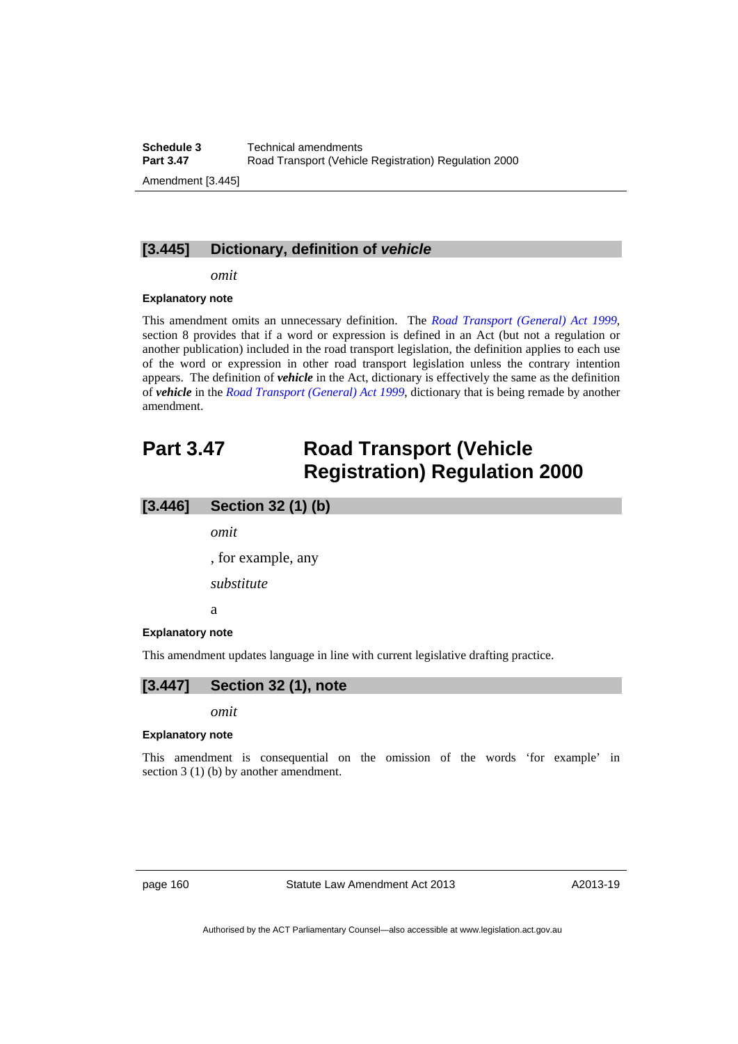### [3.445] Dictionary, definition of *vehicle*

*omit*

**Explanatory note**

This amendment omits an unnecessary definition. The *Road Transport (General) Act 1999*, section 8 provides that if a word or expression is defined in an Act (but not a regulation or another publication) included in the road transport legislation, the definition applies to each use of the word or expression in other road transport legislation unless the contrary intention appears. The definition of ***vehicle*** in the Act, dictionary is effectively the same as the definition of ***vehicle*** in the *Road Transport (General) Act 1999*, dictionary that is being remade by another amendment.

## Part 3.47 Road Transport (Vehicle Registration) Regulation 2000

### [3.446] Section 32 (1) (b)

*omit*

, for example, any

*substitute*

a

**Explanatory note**

This amendment updates language in line with current legislative drafting practice.

### [3.447] Section 32 (1), note

*omit*

**Explanatory note**

This amendment is consequential on the omission of the words 'for example' in section 3 (1) (b) by another amendment.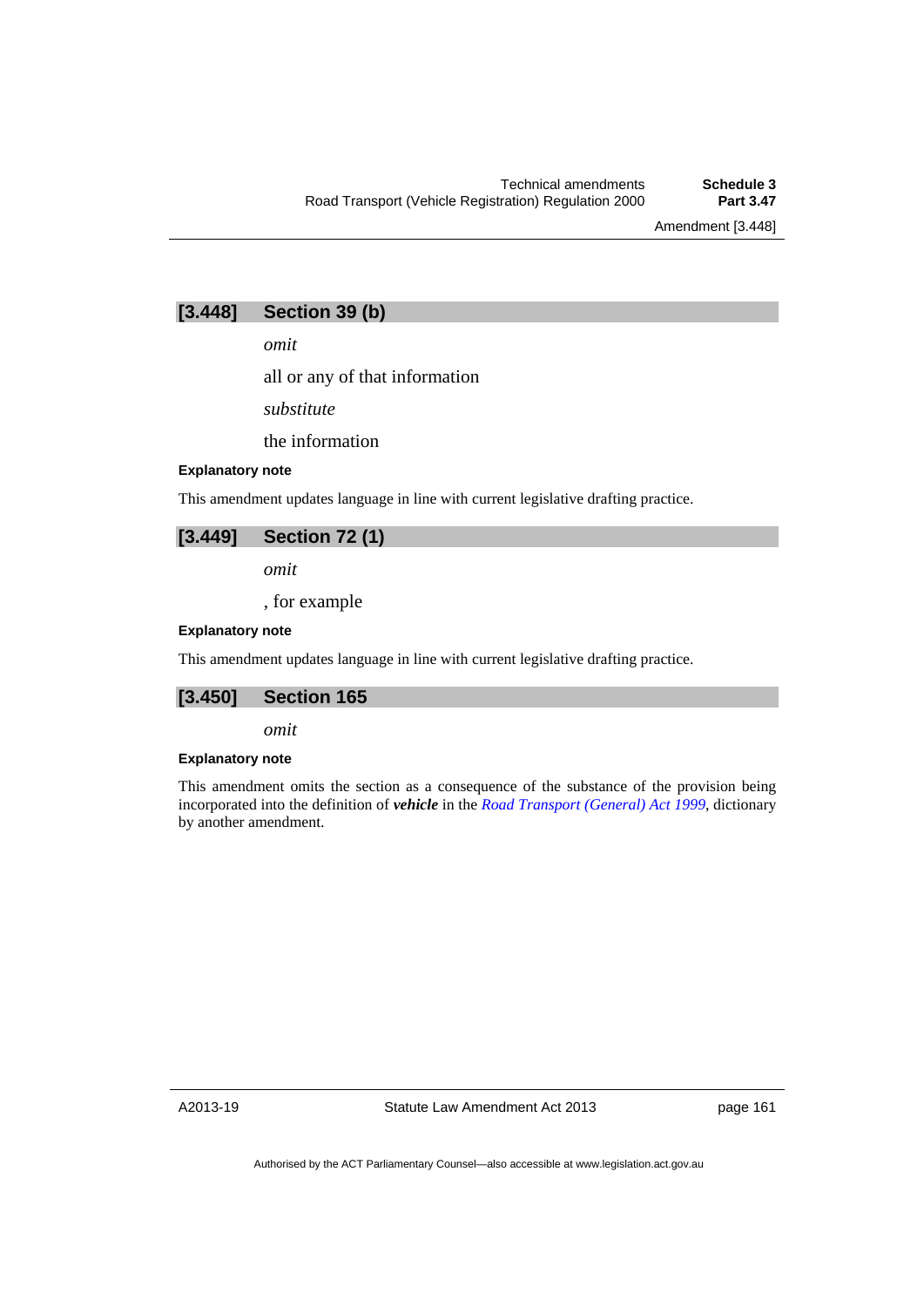## [3.448] Section 39 (b)

*omit*

all or any of that information

*substitute*

the information

**Explanatory note**

This amendment updates language in line with current legislative drafting practice.

## [3.449] Section 72 (1)

*omit*

, for example

**Explanatory note**

This amendment updates language in line with current legislative drafting practice.

## [3.450] Section 165

*omit*

**Explanatory note**

This amendment omits the section as a consequence of the substance of the provision being incorporated into the definition of ***vehicle*** in the *Road Transport (General) Act 1999*, dictionary by another amendment.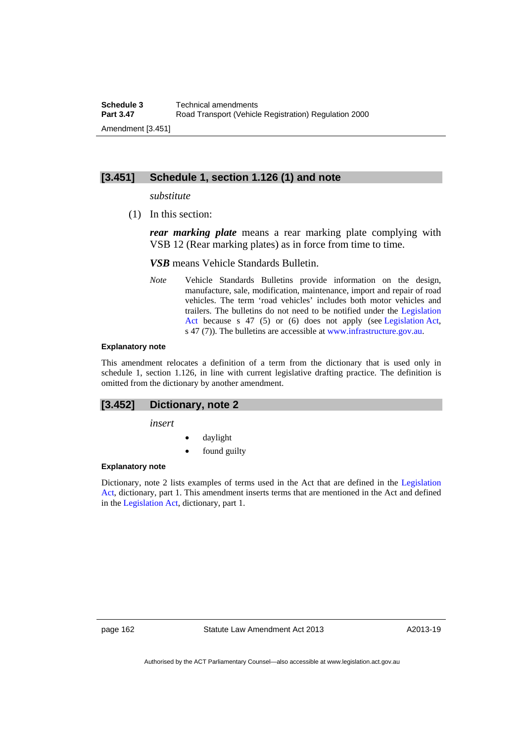## [3.451] Schedule 1, section 1.126 (1) and note

*substitute*

(1) In this section:

***rear marking plate*** means a rear marking plate complying with VSB 12 (Rear marking plates) as in force from time to time.

***VSB*** means Vehicle Standards Bulletin.

*Note* Vehicle Standards Bulletins provide information on the design, manufacture, sale, modification, maintenance, import and repair of road vehicles. The term 'road vehicles' includes both motor vehicles and trailers. The bulletins do not need to be notified under the Legislation Act because s 47 (5) or (6) does not apply (see Legislation Act, s 47 (7)). The bulletins are accessible at www.infrastructure.gov.au.

**Explanatory note**

This amendment relocates a definition of a term from the dictionary that is used only in schedule 1, section 1.126, in line with current legislative drafting practice. The definition is omitted from the dictionary by another amendment.

## [3.452] Dictionary, note 2

*insert*

- daylight
- found guilty

**Explanatory note**

Dictionary, note 2 lists examples of terms used in the Act that are defined in the Legislation Act, dictionary, part 1. This amendment inserts terms that are mentioned in the Act and defined in the Legislation Act, dictionary, part 1.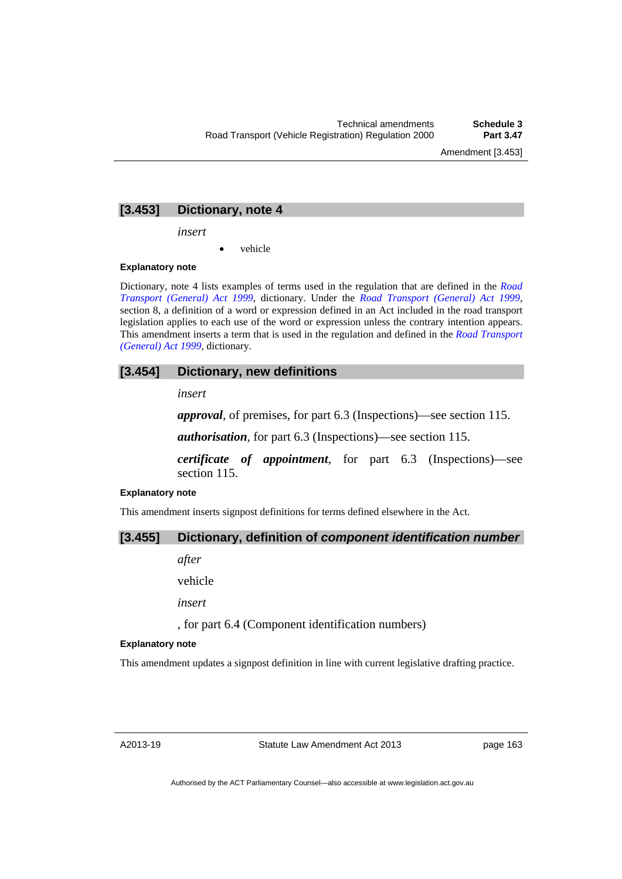## [3.453] Dictionary, note 4

*insert*

- vehicle

**Explanatory note**

Dictionary, note 4 lists examples of terms used in the regulation that are defined in the *Road Transport (General) Act 1999*, dictionary. Under the *Road Transport (General) Act 1999*, section 8, a definition of a word or expression defined in an Act included in the road transport legislation applies to each use of the word or expression unless the contrary intention appears. This amendment inserts a term that is used in the regulation and defined in the *Road Transport (General) Act 1999*, dictionary.

## [3.454] Dictionary, new definitions

*insert*

***approval***, of premises, for part 6.3 (Inspections)—see section 115.

***authorisation***, for part 6.3 (Inspections)—see section 115.

***certificate of appointment***, for part 6.3 (Inspections)—see section 115.

**Explanatory note**

This amendment inserts signpost definitions for terms defined elsewhere in the Act.

## [3.455] Dictionary, definition of *component identification number*

*after*

vehicle

*insert*

, for part 6.4 (Component identification numbers)

**Explanatory note**

This amendment updates a signpost definition in line with current legislative drafting practice.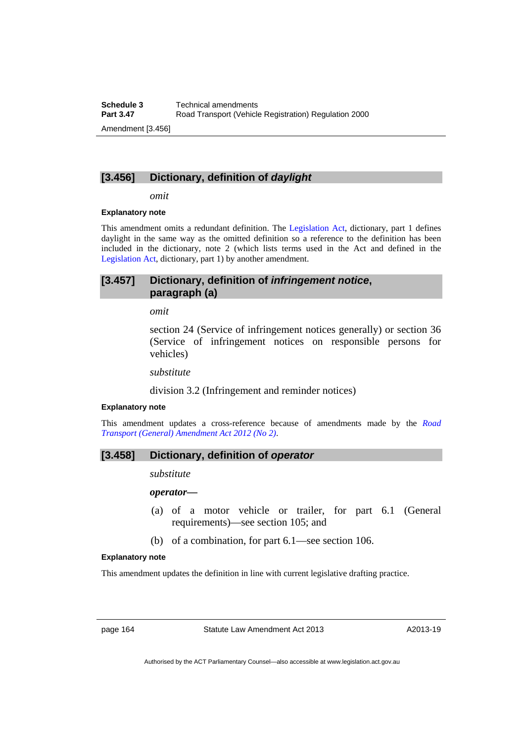### [3.456] Dictionary, definition of *daylight*

*omit*

**Explanatory note**

This amendment omits a redundant definition. The Legislation Act, dictionary, part 1 defines daylight in the same way as the omitted definition so a reference to the definition has been included in the dictionary, note 2 (which lists terms used in the Act and defined in the Legislation Act, dictionary, part 1) by another amendment.

### [3.457] Dictionary, definition of *infringement notice*, paragraph (a)

*omit*

section 24 (Service of infringement notices generally) or section 36 (Service of infringement notices on responsible persons for vehicles)

*substitute*

division 3.2 (Infringement and reminder notices)

**Explanatory note**

This amendment updates a cross-reference because of amendments made by the *Road Transport (General) Amendment Act 2012 (No 2)*.

### [3.458] Dictionary, definition of *operator*

*substitute*

***operator***—

(a) of a motor vehicle or trailer, for part 6.1 (General requirements)—see section 105; and

(b) of a combination, for part 6.1—see section 106.

**Explanatory note**

This amendment updates the definition in line with current legislative drafting practice.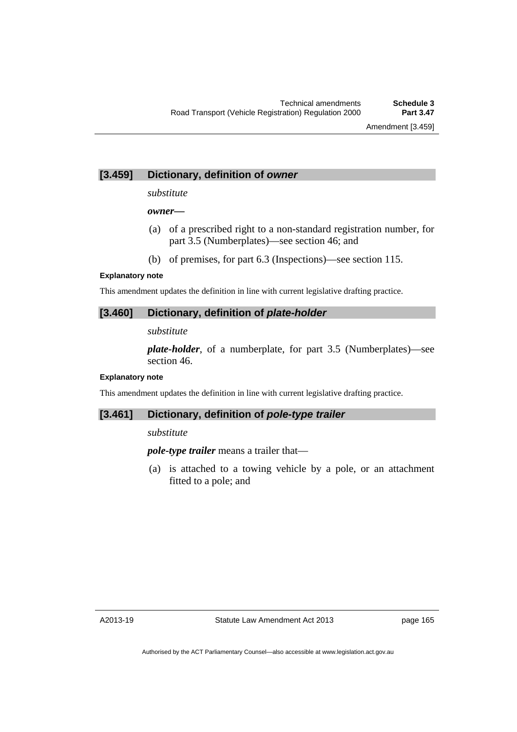### [3.459] Dictionary, definition of *owner*

*substitute*

***owner*—**

(a) of a prescribed right to a non-standard registration number, for part 3.5 (Numberplates)—see section 46; and

(b) of premises, for part 6.3 (Inspections)—see section 115.

**Explanatory note**

This amendment updates the definition in line with current legislative drafting practice.

### [3.460] Dictionary, definition of *plate-holder*

*substitute*

***plate-holder***, of a numberplate, for part 3.5 (Numberplates)—see section 46.

**Explanatory note**

This amendment updates the definition in line with current legislative drafting practice.

### [3.461] Dictionary, definition of *pole-type trailer*

*substitute*

***pole-type trailer*** means a trailer that—

(a) is attached to a towing vehicle by a pole, or an attachment fitted to a pole; and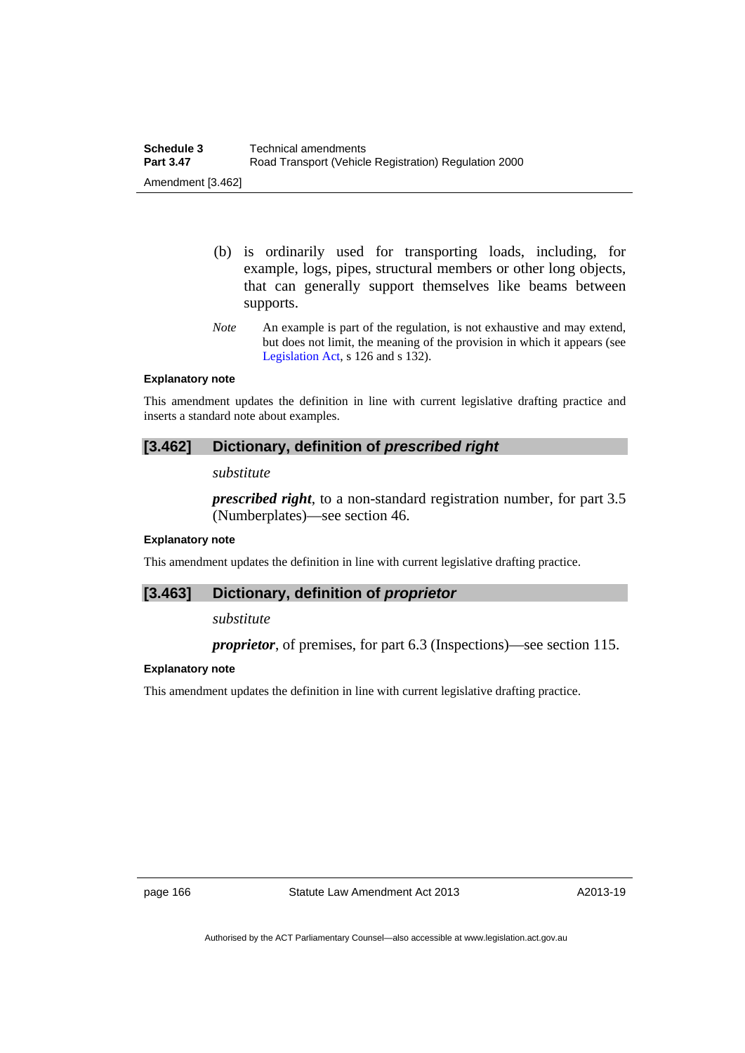(b) is ordinarily used for transporting loads, including, for example, logs, pipes, structural members or other long objects, that can generally support themselves like beams between supports.

*Note* An example is part of the regulation, is not exhaustive and may extend, but does not limit, the meaning of the provision in which it appears (see Legislation Act, s 126 and s 132).

**Explanatory note**

This amendment updates the definition in line with current legislative drafting practice and inserts a standard note about examples.

### [3.462] Dictionary, definition of *prescribed right*

*substitute*

***prescribed right***, to a non-standard registration number, for part 3.5 (Numberplates)—see section 46.

**Explanatory note**

This amendment updates the definition in line with current legislative drafting practice.

### [3.463] Dictionary, definition of *proprietor*

*substitute*

***proprietor***, of premises, for part 6.3 (Inspections)—see section 115.

**Explanatory note**

This amendment updates the definition in line with current legislative drafting practice.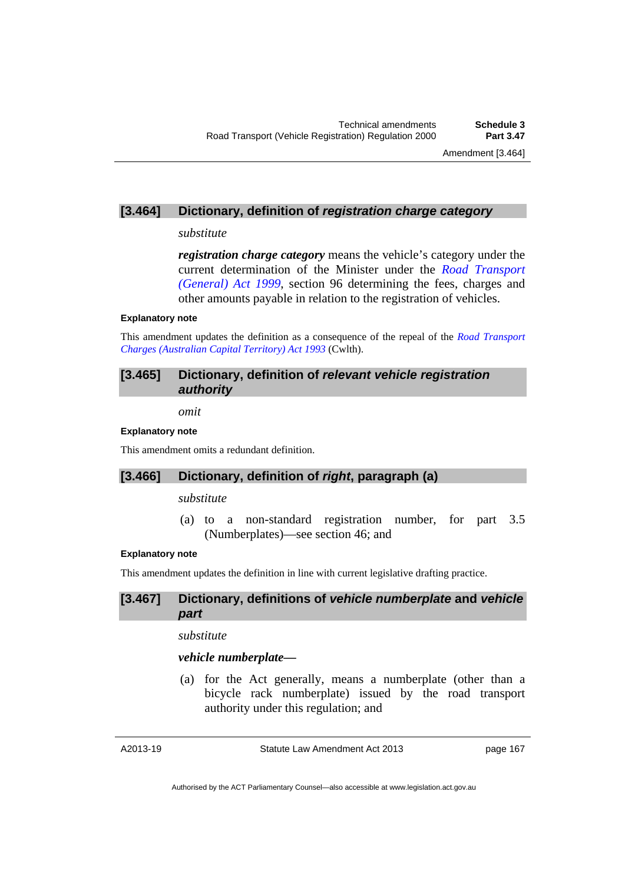### [3.464] Dictionary, definition of *registration charge category*

*substitute*

***registration charge category*** means the vehicle's category under the current determination of the Minister under the *Road Transport (General) Act 1999*, section 96 determining the fees, charges and other amounts payable in relation to the registration of vehicles.

**Explanatory note**

This amendment updates the definition as a consequence of the repeal of the *Road Transport Charges (Australian Capital Territory) Act 1993* (Cwlth).

### [3.465] Dictionary, definition of *relevant vehicle registration authority*

*omit*

**Explanatory note**

This amendment omits a redundant definition.

### [3.466] Dictionary, definition of *right*, paragraph (a)

*substitute*

(a) to a non-standard registration number, for part 3.5 (Numberplates)—see section 46; and

**Explanatory note**

This amendment updates the definition in line with current legislative drafting practice.

### [3.467] Dictionary, definitions of *vehicle numberplate* and *vehicle part*

*substitute*

***vehicle numberplate***—

(a) for the Act generally, means a numberplate (other than a bicycle rack numberplate) issued by the road transport authority under this regulation; and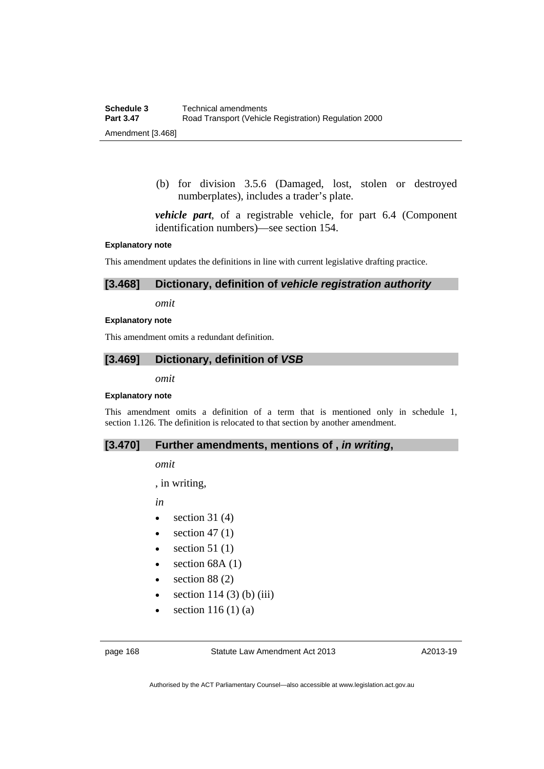(b) for division 3.5.6 (Damaged, lost, stolen or destroyed numberplates), includes a trader's plate.

***vehicle part***, of a registrable vehicle, for part 6.4 (Component identification numbers)—see section 154.

**Explanatory note**

This amendment updates the definitions in line with current legislative drafting practice.

### [3.468] Dictionary, definition of *vehicle registration authority*

*omit*

**Explanatory note**

This amendment omits a redundant definition.

### [3.469] Dictionary, definition of *VSB*

*omit*

**Explanatory note**

This amendment omits a definition of a term that is mentioned only in schedule 1, section 1.126. The definition is relocated to that section by another amendment.

### [3.470] Further amendments, mentions of *, in writing,*

*omit*

, in writing,

*in*

- section 31 (4)
- section 47 (1)
- section 51 (1)
- section 68A (1)
- section 88 (2)
- section 114 (3) (b) (iii)
- section 116 (1) (a)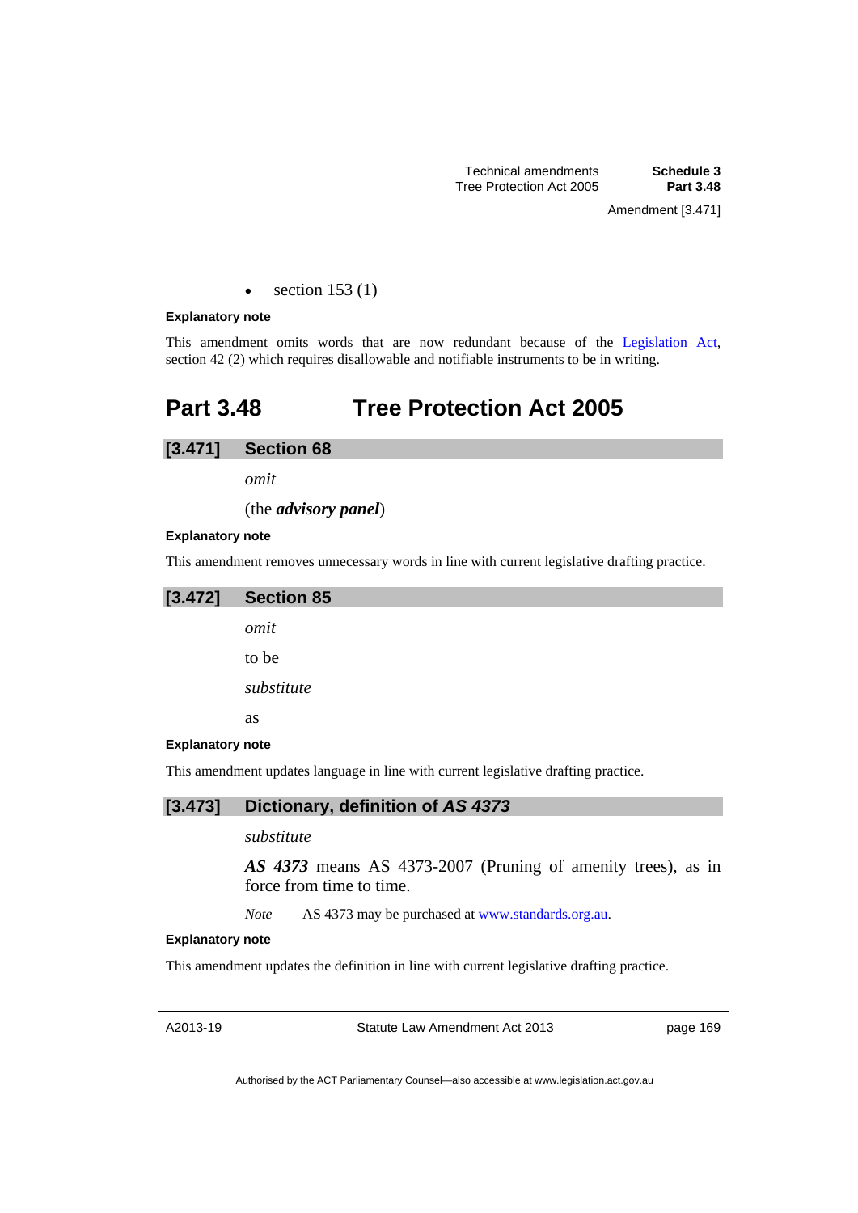- section 153 (1)

#### Explanatory note

This amendment omits words that are now redundant because of the Legislation Act, section 42 (2) which requires disallowable and notifiable instruments to be in writing.

## Part 3.48 Tree Protection Act 2005

### [3.471] Section 68

*omit*

(the ***advisory panel***)

#### Explanatory note

This amendment removes unnecessary words in line with current legislative drafting practice.

### [3.472] Section 85

*omit*

to be

*substitute*

as

#### Explanatory note

This amendment updates language in line with current legislative drafting practice.

### [3.473] Dictionary, definition of *AS 4373*

*substitute*

***AS 4373*** means AS 4373-2007 (Pruning of amenity trees), as in force from time to time.

*Note* AS 4373 may be purchased at www.standards.org.au.

#### Explanatory note

This amendment updates the definition in line with current legislative drafting practice.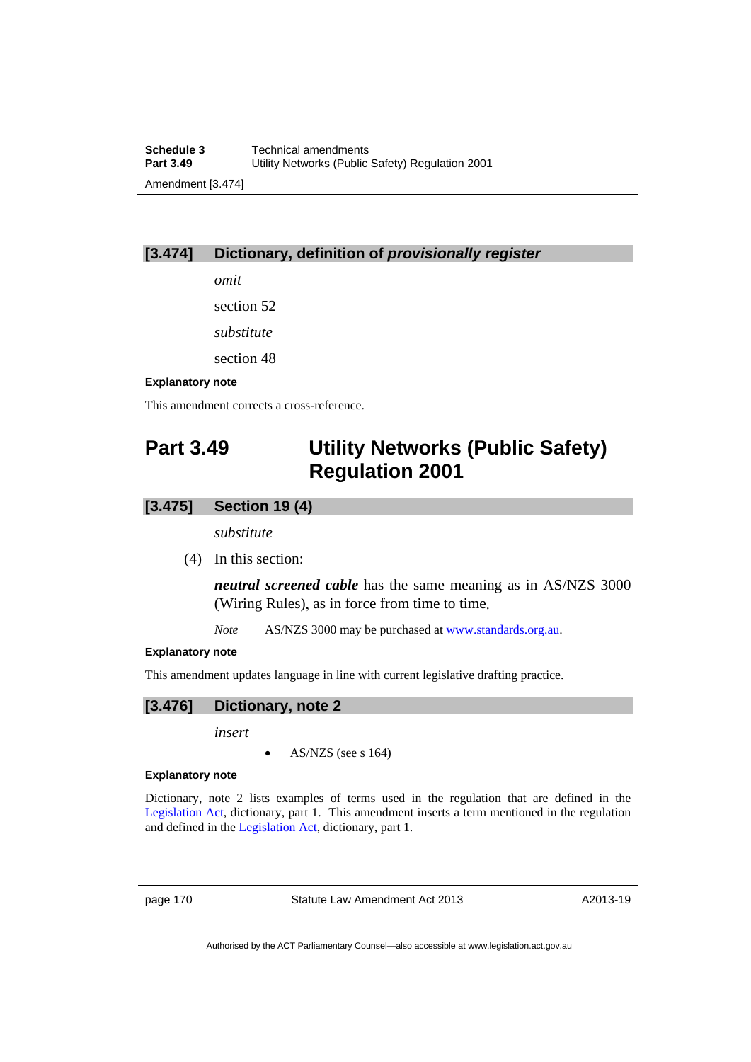### [3.474] Dictionary, definition of *provisionally register*

*omit*

section 52

*substitute*

section 48

**Explanatory note**

This amendment corrects a cross-reference.

## Part 3.49 Utility Networks (Public Safety) Regulation 2001

### [3.475] Section 19 (4)

*substitute*

(4) In this section:

***neutral screened cable*** has the same meaning as in AS/NZS 3000 (Wiring Rules), as in force from time to time.

*Note* AS/NZS 3000 may be purchased at www.standards.org.au.

**Explanatory note**

This amendment updates language in line with current legislative drafting practice.

### [3.476] Dictionary, note 2

*insert*

- AS/NZS (see s 164)

**Explanatory note**

Dictionary, note 2 lists examples of terms used in the regulation that are defined in the Legislation Act, dictionary, part 1. This amendment inserts a term mentioned in the regulation and defined in the Legislation Act, dictionary, part 1.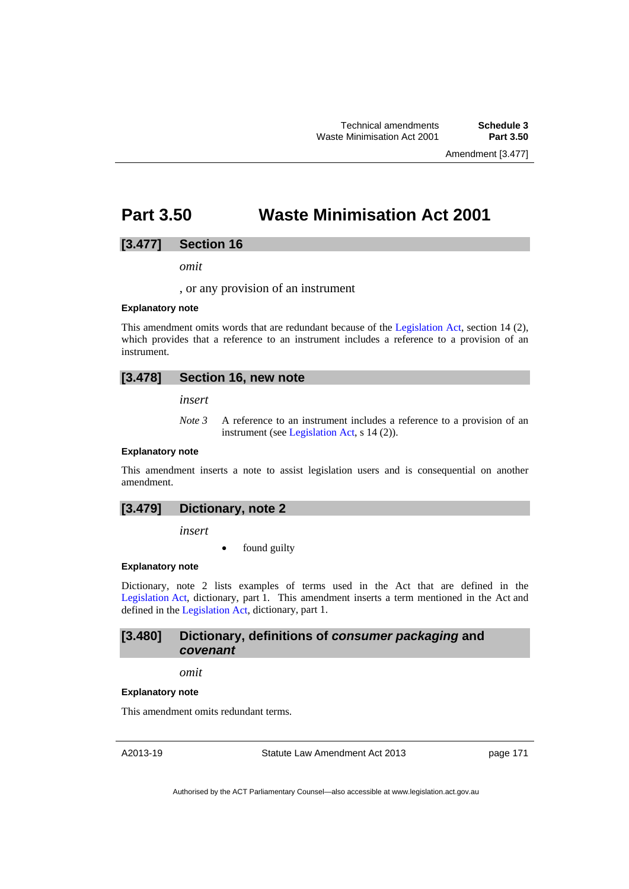## Part 3.50 Waste Minimisation Act 2001

### [3.477] Section 16

*omit*

, or any provision of an instrument

**Explanatory note**

This amendment omits words that are redundant because of the Legislation Act, section 14 (2), which provides that a reference to an instrument includes a reference to a provision of an instrument.

### [3.478] Section 16, new note

*insert*

*Note 3* A reference to an instrument includes a reference to a provision of an instrument (see Legislation Act, s 14 (2)).

**Explanatory note**

This amendment inserts a note to assist legislation users and is consequential on another amendment.

### [3.479] Dictionary, note 2

*insert*

- found guilty

**Explanatory note**

Dictionary, note 2 lists examples of terms used in the Act that are defined in the Legislation Act, dictionary, part 1. This amendment inserts a term mentioned in the Act and defined in the Legislation Act, dictionary, part 1.

### [3.480] Dictionary, definitions of *consumer packaging* and *covenant*

*omit*

**Explanatory note**

This amendment omits redundant terms.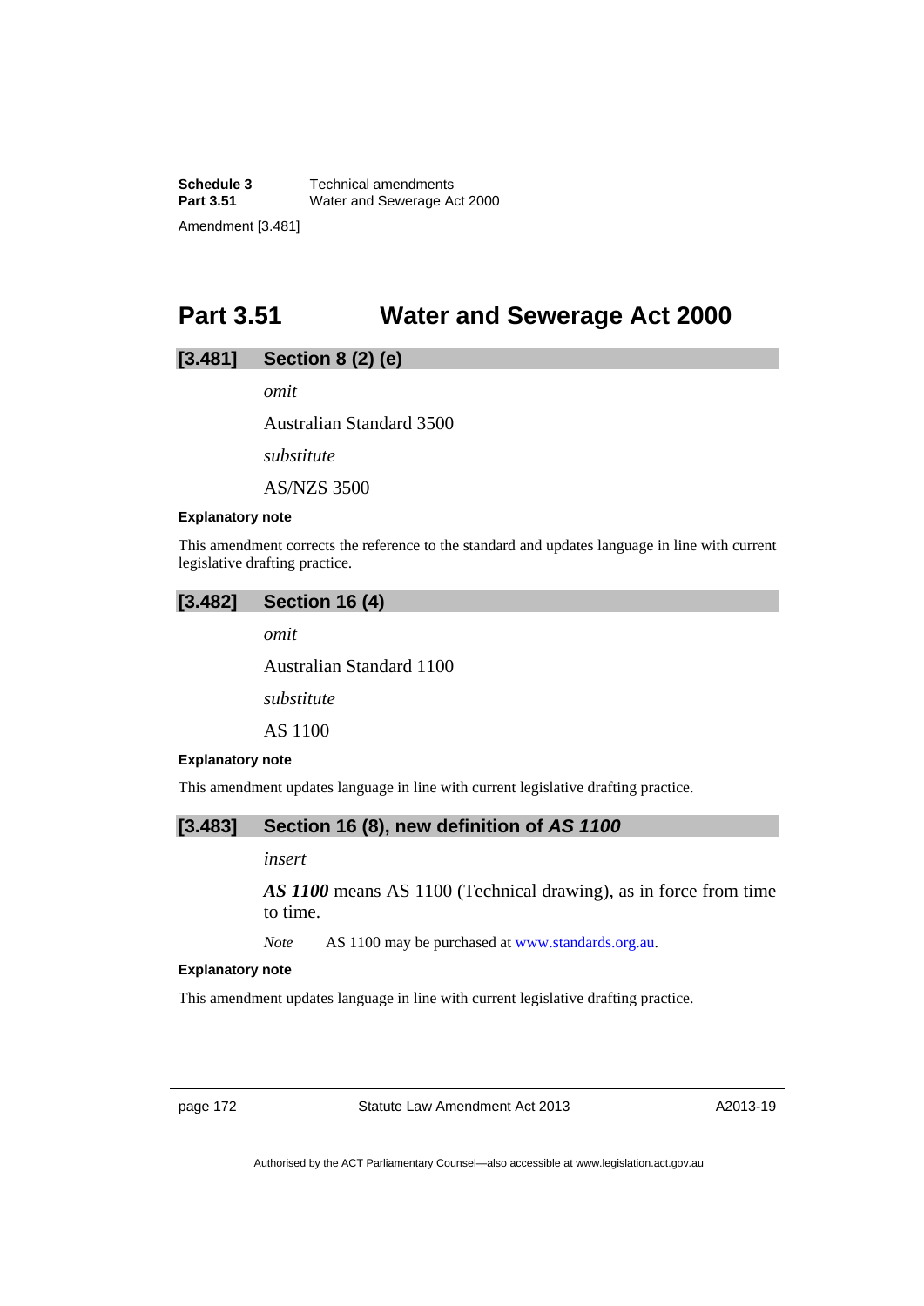## Part 3.51 Water and Sewerage Act 2000

### [3.481] Section 8 (2) (e)

*omit*

Australian Standard 3500

*substitute*

AS/NZS 3500

**Explanatory note**

This amendment corrects the reference to the standard and updates language in line with current legislative drafting practice.

### [3.482] Section 16 (4)

*omit*

Australian Standard 1100

*substitute*

AS 1100

**Explanatory note**

This amendment updates language in line with current legislative drafting practice.

### [3.483] Section 16 (8), new definition of *AS 1100*

*insert*

***AS 1100*** means AS 1100 (Technical drawing), as in force from time to time.

*Note* AS 1100 may be purchased at www.standards.org.au.

**Explanatory note**

This amendment updates language in line with current legislative drafting practice.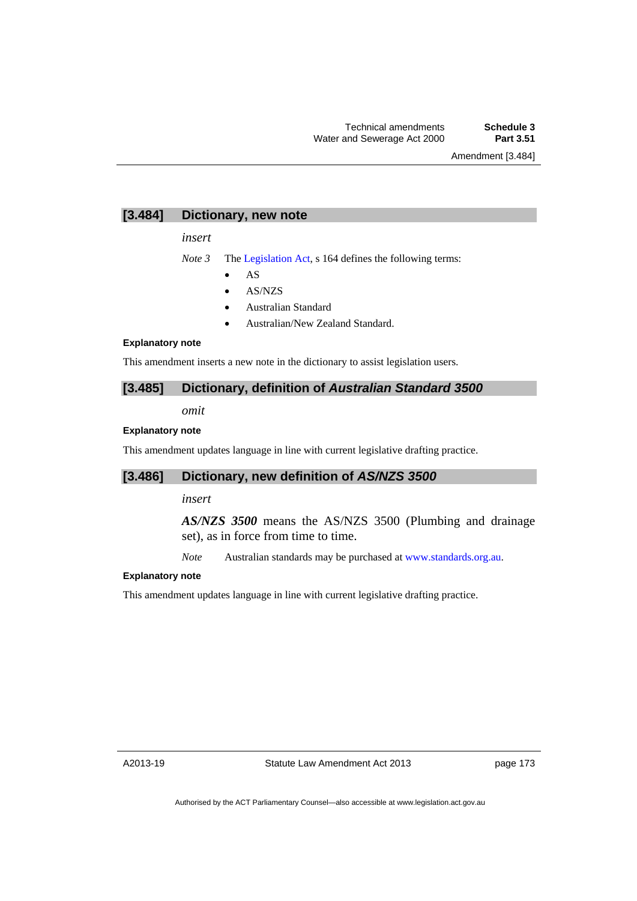## [3.484] Dictionary, new note

*insert*

*Note 3* The Legislation Act, s 164 defines the following terms:

- AS
- AS/NZS
- Australian Standard
- Australian/New Zealand Standard.

**Explanatory note**

This amendment inserts a new note in the dictionary to assist legislation users.

## [3.485] Dictionary, definition of *Australian Standard 3500*

*omit*

**Explanatory note**

This amendment updates language in line with current legislative drafting practice.

## [3.486] Dictionary, new definition of *AS/NZS 3500*

*insert*

***AS/NZS 3500*** means the AS/NZS 3500 (Plumbing and drainage set), as in force from time to time.

*Note* Australian standards may be purchased at www.standards.org.au.

**Explanatory note**

This amendment updates language in line with current legislative drafting practice.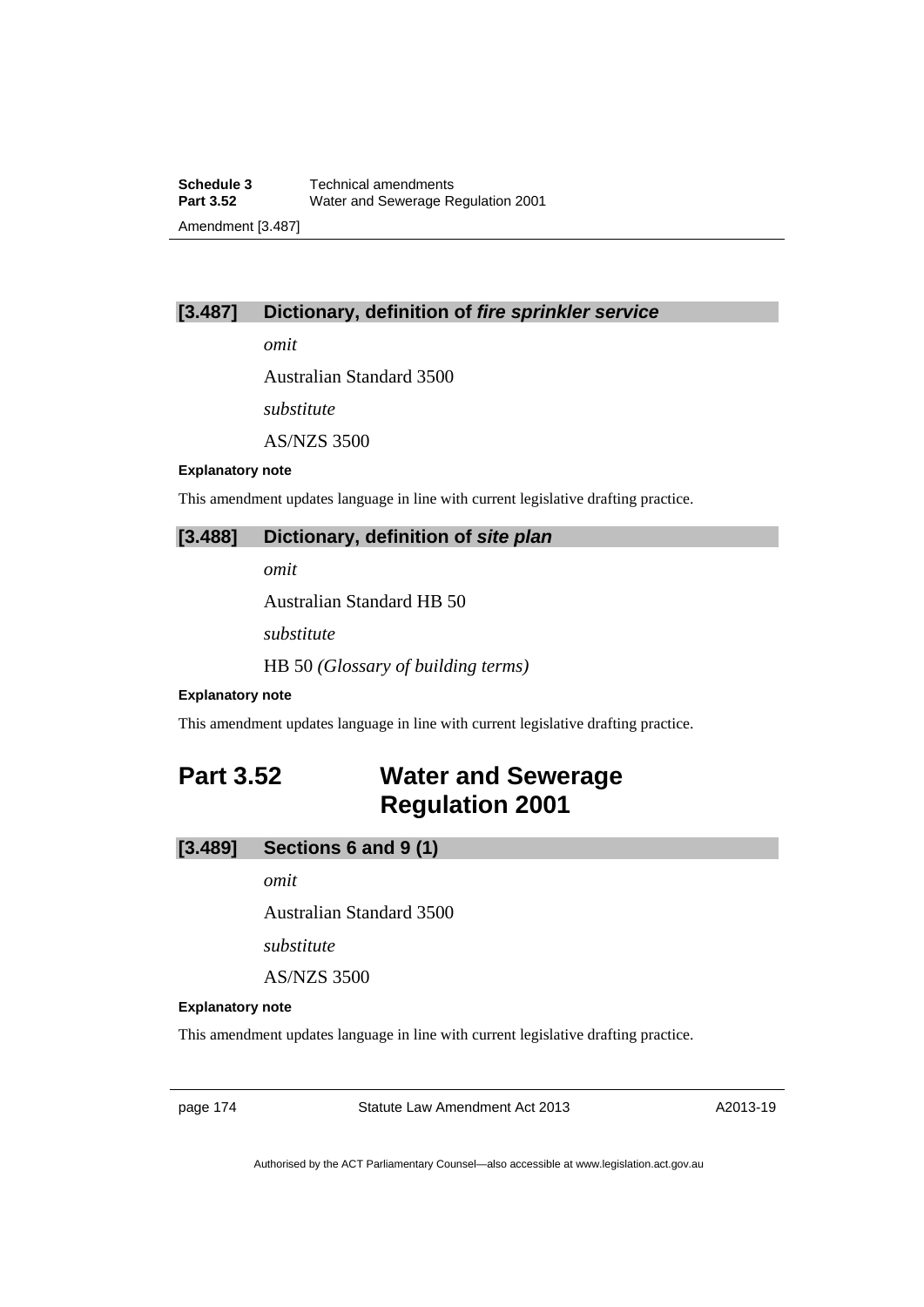### [3.487] Dictionary, definition of ***fire sprinkler service***

*omit*

Australian Standard 3500

*substitute*

AS/NZS 3500

**Explanatory note**

This amendment updates language in line with current legislative drafting practice.

### [3.488] Dictionary, definition of ***site plan***

*omit*

Australian Standard HB 50

*substitute*

HB 50 *(Glossary of building terms)*

**Explanatory note**

This amendment updates language in line with current legislative drafting practice.

## Part 3.52 Water and Sewerage Regulation 2001

### [3.489] Sections 6 and 9 (1)

*omit*

Australian Standard 3500

*substitute*

AS/NZS 3500

**Explanatory note**

This amendment updates language in line with current legislative drafting practice.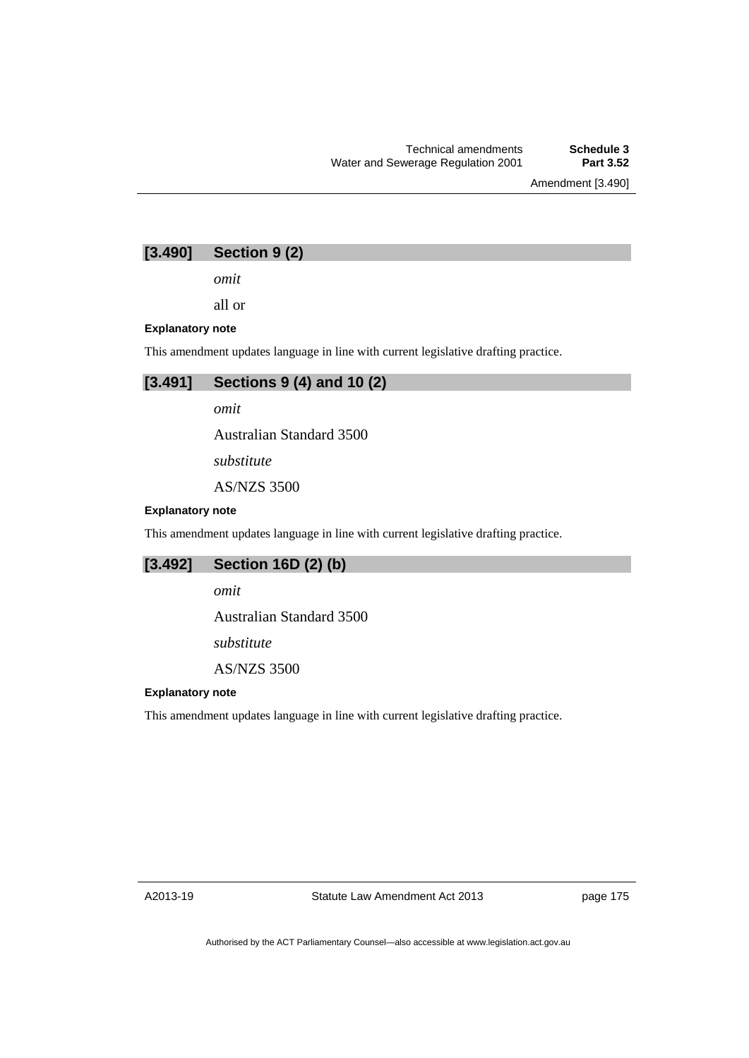## [3.490] Section 9 (2)

*omit*

all or

**Explanatory note**

This amendment updates language in line with current legislative drafting practice.

## [3.491] Sections 9 (4) and 10 (2)

*omit*

Australian Standard 3500

*substitute*

AS/NZS 3500

**Explanatory note**

This amendment updates language in line with current legislative drafting practice.

## [3.492] Section 16D (2) (b)

*omit*

Australian Standard 3500

*substitute*

AS/NZS 3500

**Explanatory note**

This amendment updates language in line with current legislative drafting practice.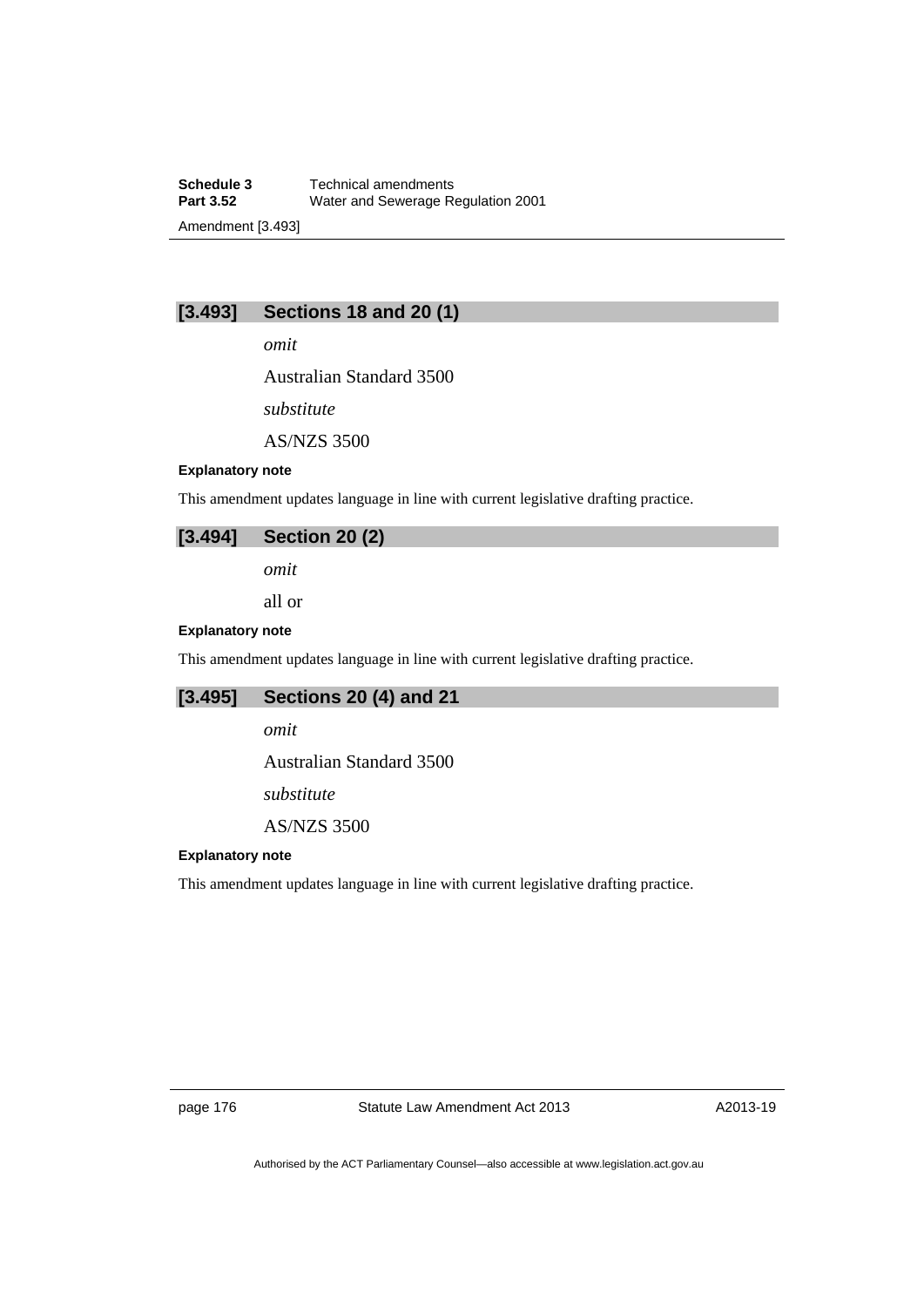## [3.493] Sections 18 and 20 (1)

*omit*

Australian Standard 3500

*substitute*

AS/NZS 3500

**Explanatory note**

This amendment updates language in line with current legislative drafting practice.

## [3.494] Section 20 (2)

*omit*

all or

**Explanatory note**

This amendment updates language in line with current legislative drafting practice.

## [3.495] Sections 20 (4) and 21

*omit*

Australian Standard 3500

*substitute*

AS/NZS 3500

**Explanatory note**

This amendment updates language in line with current legislative drafting practice.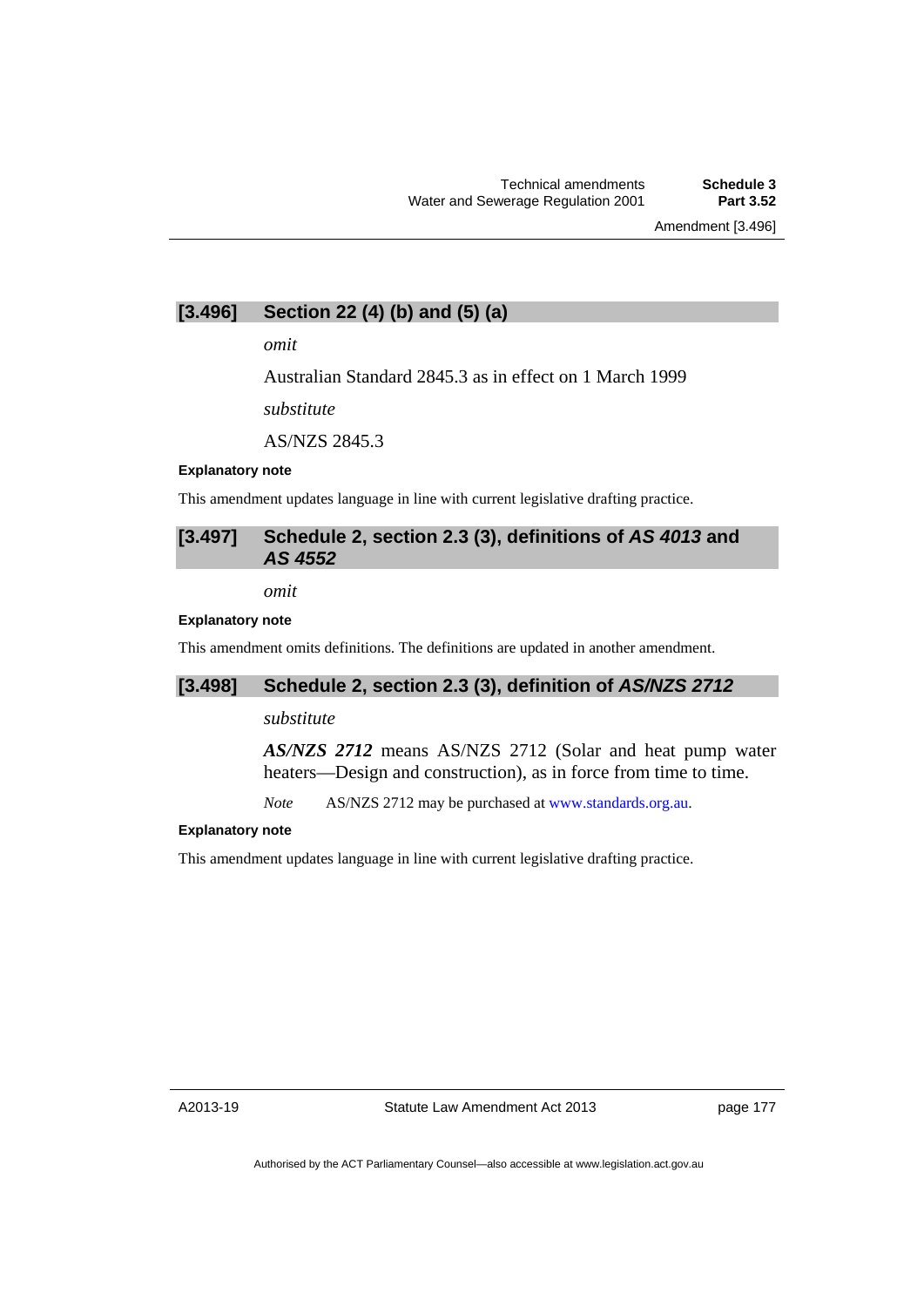### [3.496] Section 22 (4) (b) and (5) (a)

*omit*

Australian Standard 2845.3 as in effect on 1 March 1999

*substitute*

AS/NZS 2845.3

**Explanatory note**

This amendment updates language in line with current legislative drafting practice.

### [3.497] Schedule 2, section 2.3 (3), definitions of *AS 4013* and *AS 4552*

*omit*

**Explanatory note**

This amendment omits definitions. The definitions are updated in another amendment.

### [3.498] Schedule 2, section 2.3 (3), definition of *AS/NZS 2712*

*substitute*

***AS/NZS 2712*** means AS/NZS 2712 (Solar and heat pump water heaters—Design and construction), as in force from time to time.

*Note* AS/NZS 2712 may be purchased at www.standards.org.au.

**Explanatory note**

This amendment updates language in line with current legislative drafting practice.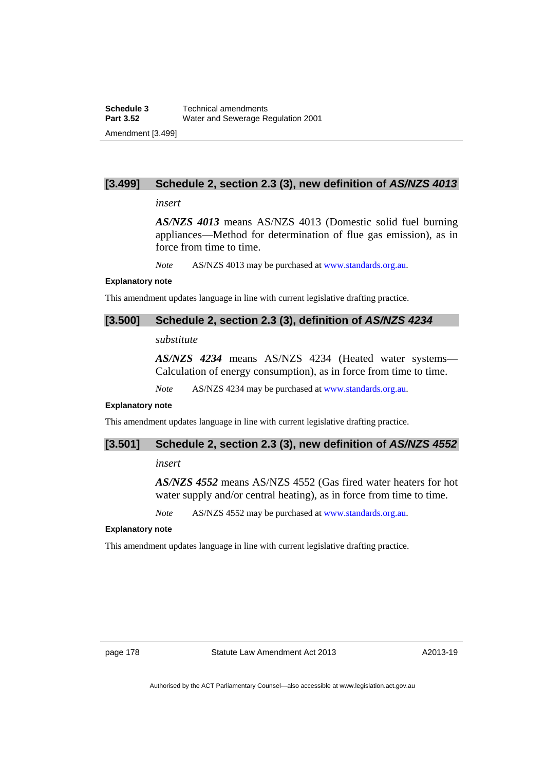### [3.499] Schedule 2, section 2.3 (3), new definition of *AS/NZS 4013*

*insert*

***AS/NZS 4013*** means AS/NZS 4013 (Domestic solid fuel burning appliances—Method for determination of flue gas emission), as in force from time to time.

*Note* AS/NZS 4013 may be purchased at www.standards.org.au.

**Explanatory note**

This amendment updates language in line with current legislative drafting practice.

### [3.500] Schedule 2, section 2.3 (3), definition of *AS/NZS 4234*

*substitute*

***AS/NZS 4234*** means AS/NZS 4234 (Heated water systems—Calculation of energy consumption), as in force from time to time.

*Note* AS/NZS 4234 may be purchased at www.standards.org.au.

**Explanatory note**

This amendment updates language in line with current legislative drafting practice.

### [3.501] Schedule 2, section 2.3 (3), new definition of *AS/NZS 4552*

*insert*

***AS/NZS 4552*** means AS/NZS 4552 (Gas fired water heaters for hot water supply and/or central heating), as in force from time to time.

*Note* AS/NZS 4552 may be purchased at www.standards.org.au.

**Explanatory note**

This amendment updates language in line with current legislative drafting practice.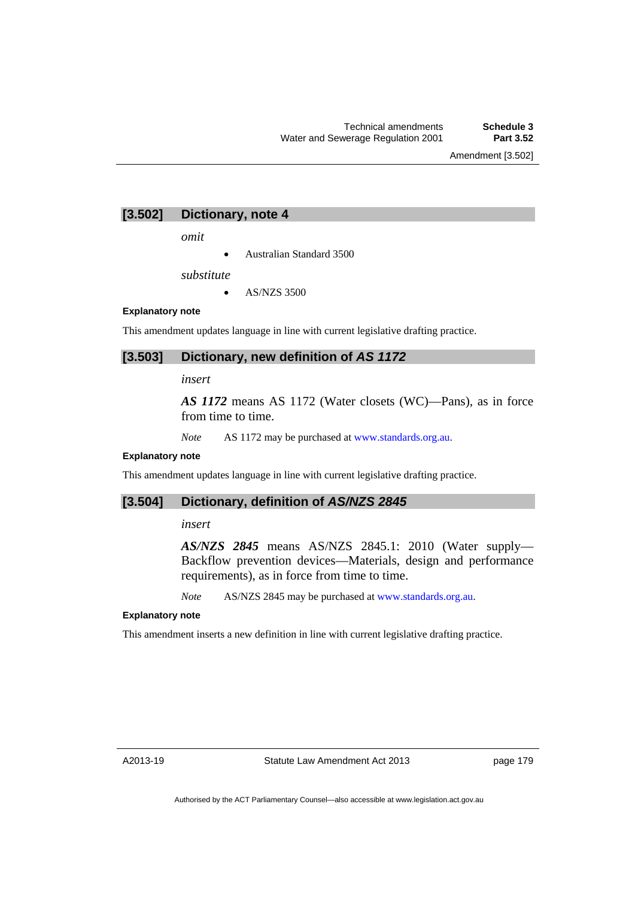## [3.502] Dictionary, note 4

*omit*

- Australian Standard 3500

*substitute*

- AS/NZS 3500

**Explanatory note**

This amendment updates language in line with current legislative drafting practice.

## [3.503] Dictionary, new definition of *AS 1172*

*insert*

***AS 1172*** means AS 1172 (Water closets (WC)—Pans), as in force from time to time.

*Note* AS 1172 may be purchased at www.standards.org.au.

**Explanatory note**

This amendment updates language in line with current legislative drafting practice.

## [3.504] Dictionary, definition of *AS/NZS 2845*

*insert*

***AS/NZS 2845*** means AS/NZS 2845.1: 2010 (Water supply—Backflow prevention devices—Materials, design and performance requirements), as in force from time to time.

*Note* AS/NZS 2845 may be purchased at www.standards.org.au.

**Explanatory note**

This amendment inserts a new definition in line with current legislative drafting practice.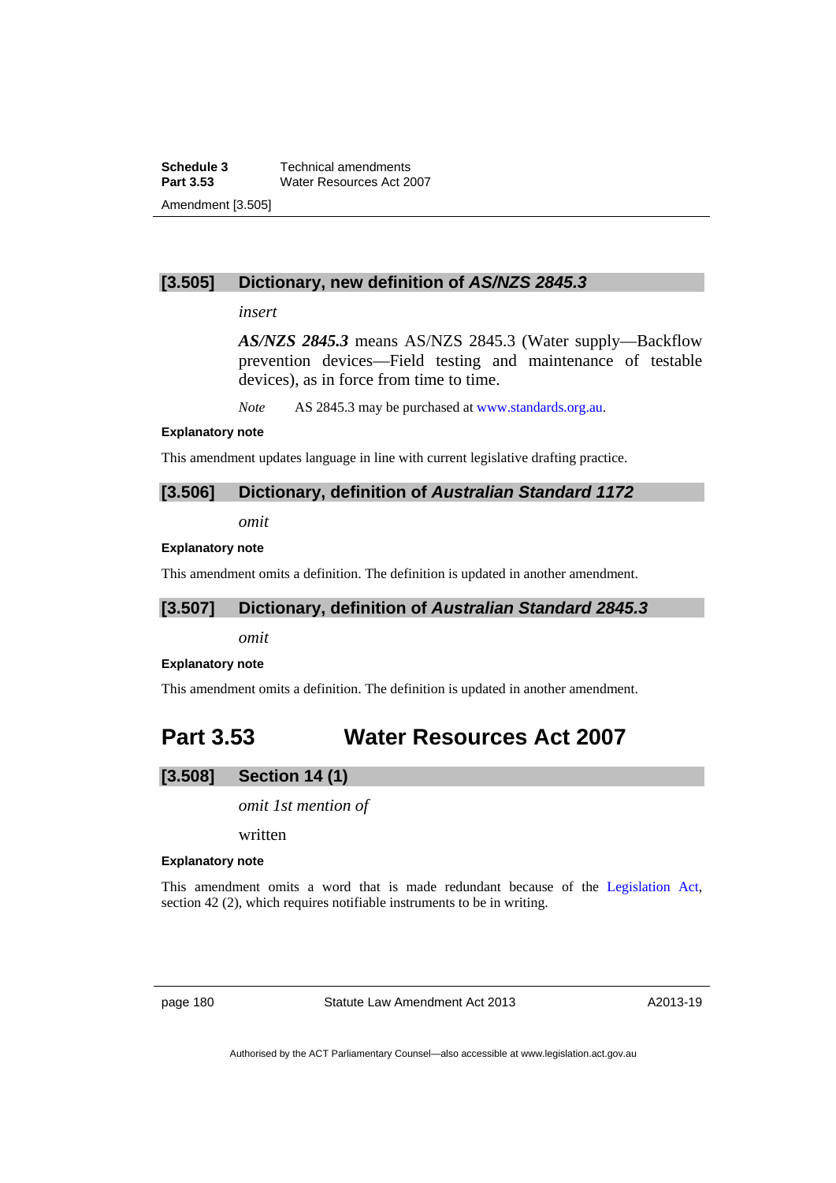### [3.505] Dictionary, new definition of *AS/NZS 2845.3*

*insert*

***AS/NZS 2845.3*** means AS/NZS 2845.3 (Water supply—Backflow prevention devices—Field testing and maintenance of testable devices), as in force from time to time.

*Note* AS 2845.3 may be purchased at www.standards.org.au.

**Explanatory note**

This amendment updates language in line with current legislative drafting practice.

### [3.506] Dictionary, definition of *Australian Standard 1172*

*omit*

**Explanatory note**

This amendment omits a definition. The definition is updated in another amendment.

### [3.507] Dictionary, definition of *Australian Standard 2845.3*

*omit*

**Explanatory note**

This amendment omits a definition. The definition is updated in another amendment.

## Part 3.53 Water Resources Act 2007

### [3.508] Section 14 (1)

*omit 1st mention of*

written

**Explanatory note**

This amendment omits a word that is made redundant because of the Legislation Act, section 42 (2), which requires notifiable instruments to be in writing.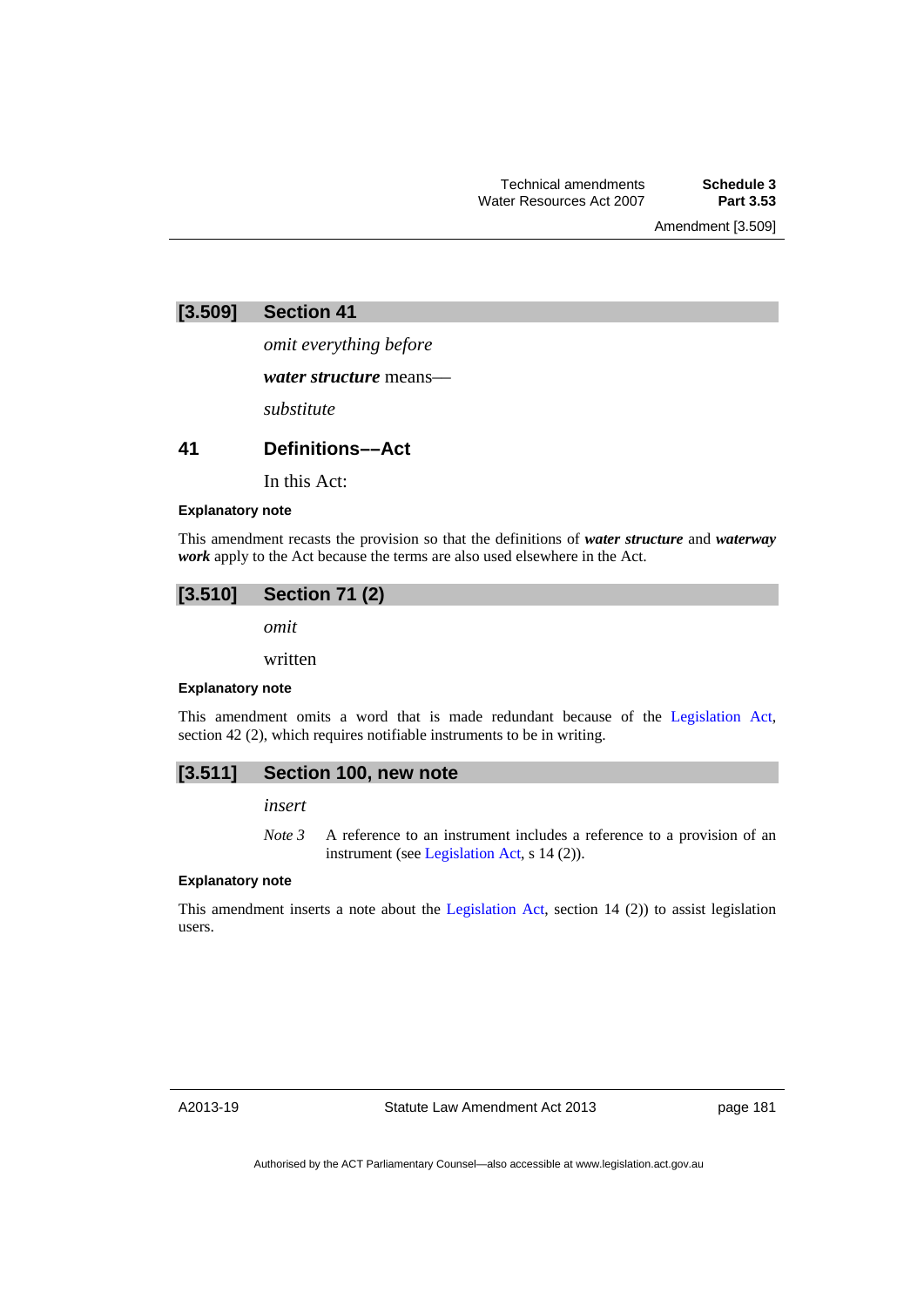## [3.509] Section 41

*omit everything before*

***water structure*** means—

*substitute*

### 41 Definitions––Act

In this Act:

**Explanatory note**

This amendment recasts the provision so that the definitions of ***water structure*** and ***waterway work*** apply to the Act because the terms are also used elsewhere in the Act.

## [3.510] Section 71 (2)

*omit*

written

**Explanatory note**

This amendment omits a word that is made redundant because of the Legislation Act, section 42 (2), which requires notifiable instruments to be in writing.

## [3.511] Section 100, new note

*insert*

*Note 3* A reference to an instrument includes a reference to a provision of an instrument (see Legislation Act, s 14 (2)).

**Explanatory note**

This amendment inserts a note about the Legislation Act, section 14 (2)) to assist legislation users.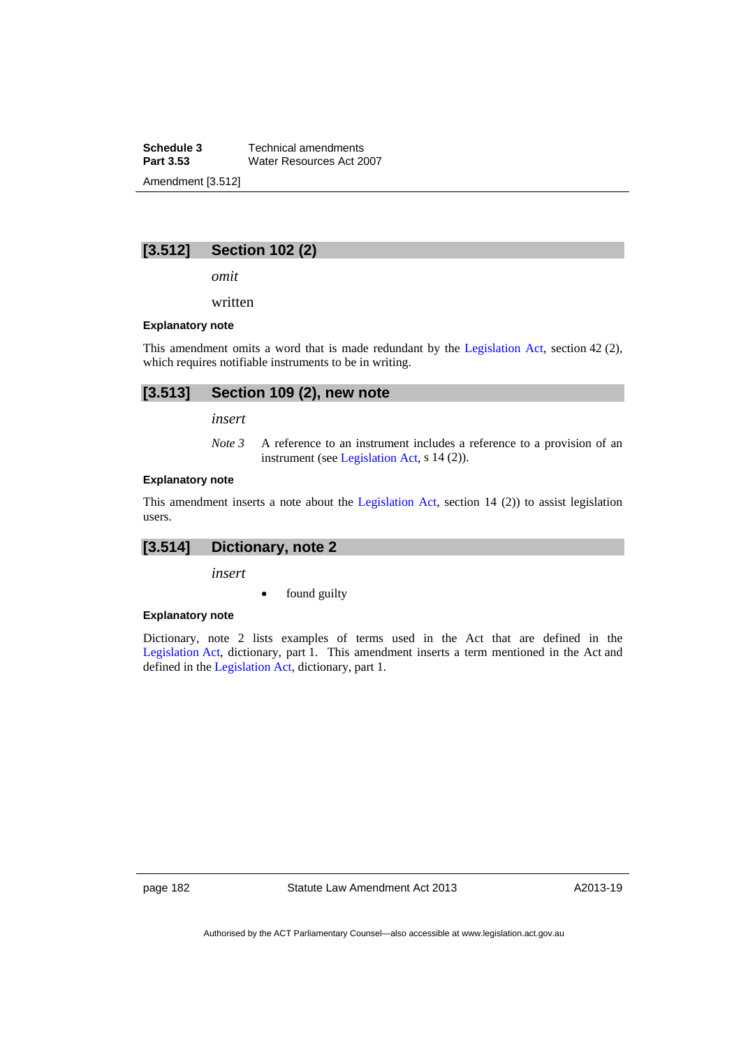## [3.512] Section 102 (2)

*omit*

written

**Explanatory note**

This amendment omits a word that is made redundant by the Legislation Act, section 42 (2), which requires notifiable instruments to be in writing.

## [3.513] Section 109 (2), new note

*insert*

*Note 3* A reference to an instrument includes a reference to a provision of an instrument (see Legislation Act, s 14 (2)).

**Explanatory note**

This amendment inserts a note about the Legislation Act, section 14 (2)) to assist legislation users.

## [3.514] Dictionary, note 2

*insert*

- found guilty

**Explanatory note**

Dictionary, note 2 lists examples of terms used in the Act that are defined in the Legislation Act, dictionary, part 1. This amendment inserts a term mentioned in the Act and defined in the Legislation Act, dictionary, part 1.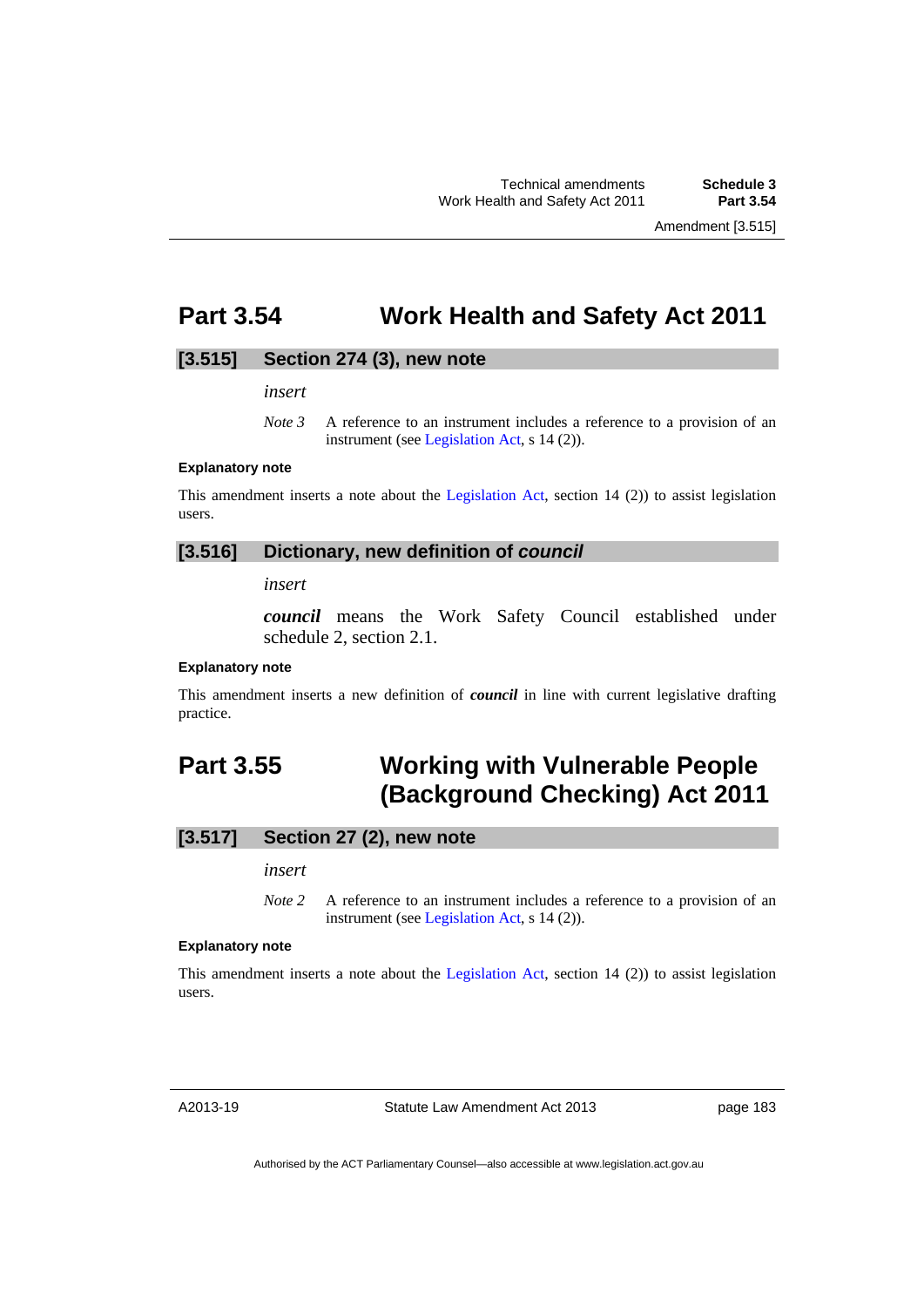## Part 3.54 Work Health and Safety Act 2011

### [3.515] Section 274 (3), new note

*insert*

*Note 3* A reference to an instrument includes a reference to a provision of an instrument (see Legislation Act, s 14 (2)).

**Explanatory note**

This amendment inserts a note about the Legislation Act, section 14 (2)) to assist legislation users.

### [3.516] Dictionary, new definition of *council*

*insert*

***council*** means the Work Safety Council established under schedule 2, section 2.1.

**Explanatory note**

This amendment inserts a new definition of ***council*** in line with current legislative drafting practice.

## Part 3.55 Working with Vulnerable People (Background Checking) Act 2011

### [3.517] Section 27 (2), new note

*insert*

*Note 2* A reference to an instrument includes a reference to a provision of an instrument (see Legislation Act, s 14 (2)).

**Explanatory note**

This amendment inserts a note about the Legislation Act, section 14 (2)) to assist legislation users.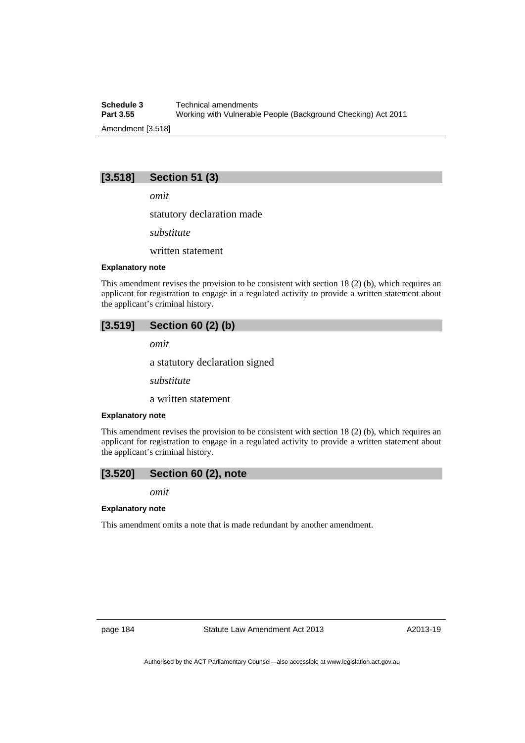## [3.518] Section 51 (3)

*omit*

statutory declaration made

*substitute*

written statement

**Explanatory note**

This amendment revises the provision to be consistent with section 18 (2) (b), which requires an applicant for registration to engage in a regulated activity to provide a written statement about the applicant's criminal history.

## [3.519] Section 60 (2) (b)

*omit*

a statutory declaration signed

*substitute*

a written statement

**Explanatory note**

This amendment revises the provision to be consistent with section 18 (2) (b), which requires an applicant for registration to engage in a regulated activity to provide a written statement about the applicant's criminal history.

## [3.520] Section 60 (2), note

*omit*

**Explanatory note**

This amendment omits a note that is made redundant by another amendment.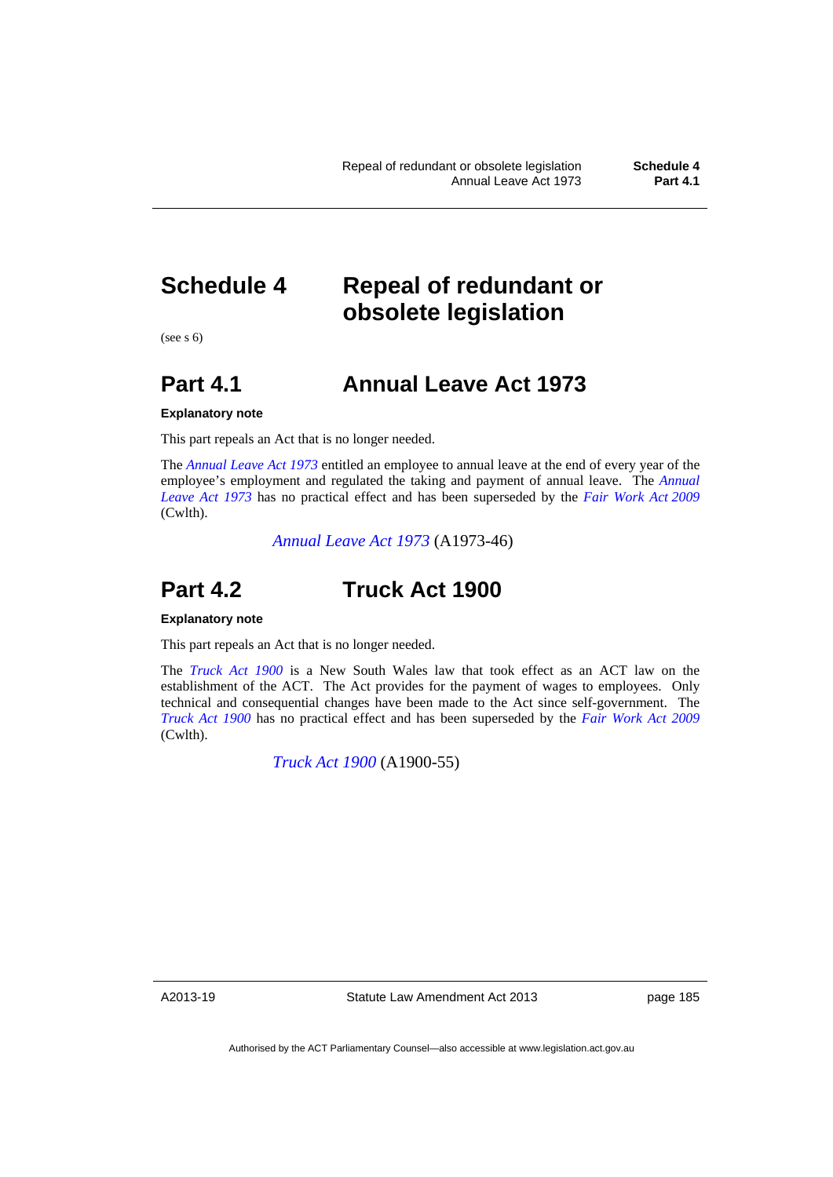# Schedule 4 Repeal of redundant or obsolete legislation

(see s 6)

## Part 4.1 Annual Leave Act 1973

**Explanatory note**

This part repeals an Act that is no longer needed.

The *Annual Leave Act 1973* entitled an employee to annual leave at the end of every year of the employee's employment and regulated the taking and payment of annual leave. The *Annual Leave Act 1973* has no practical effect and has been superseded by the *Fair Work Act 2009* (Cwlth).

*Annual Leave Act 1973* (A1973-46)

## Part 4.2 Truck Act 1900

**Explanatory note**

This part repeals an Act that is no longer needed.

The *Truck Act 1900* is a New South Wales law that took effect as an ACT law on the establishment of the ACT. The Act provides for the payment of wages to employees. Only technical and consequential changes have been made to the Act since self-government. The *Truck Act 1900* has no practical effect and has been superseded by the *Fair Work Act 2009* (Cwlth).

*Truck Act 1900* (A1900-55)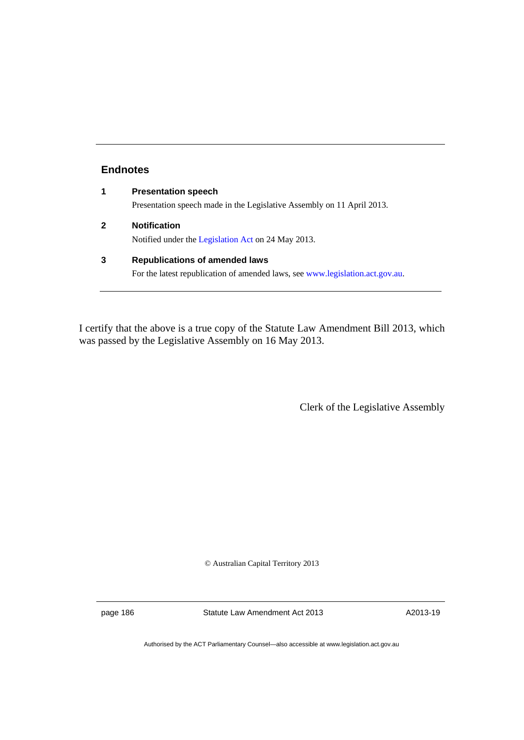## Endnotes

**1 Presentation speech**

Presentation speech made in the Legislative Assembly on 11 April 2013.

**2 Notification**

Notified under the Legislation Act on 24 May 2013.

**3 Republications of amended laws**

For the latest republication of amended laws, see www.legislation.act.gov.au.

I certify that the above is a true copy of the Statute Law Amendment Bill 2013, which was passed by the Legislative Assembly on 16 May 2013.

Clerk of the Legislative Assembly

© Australian Capital Territory 2013